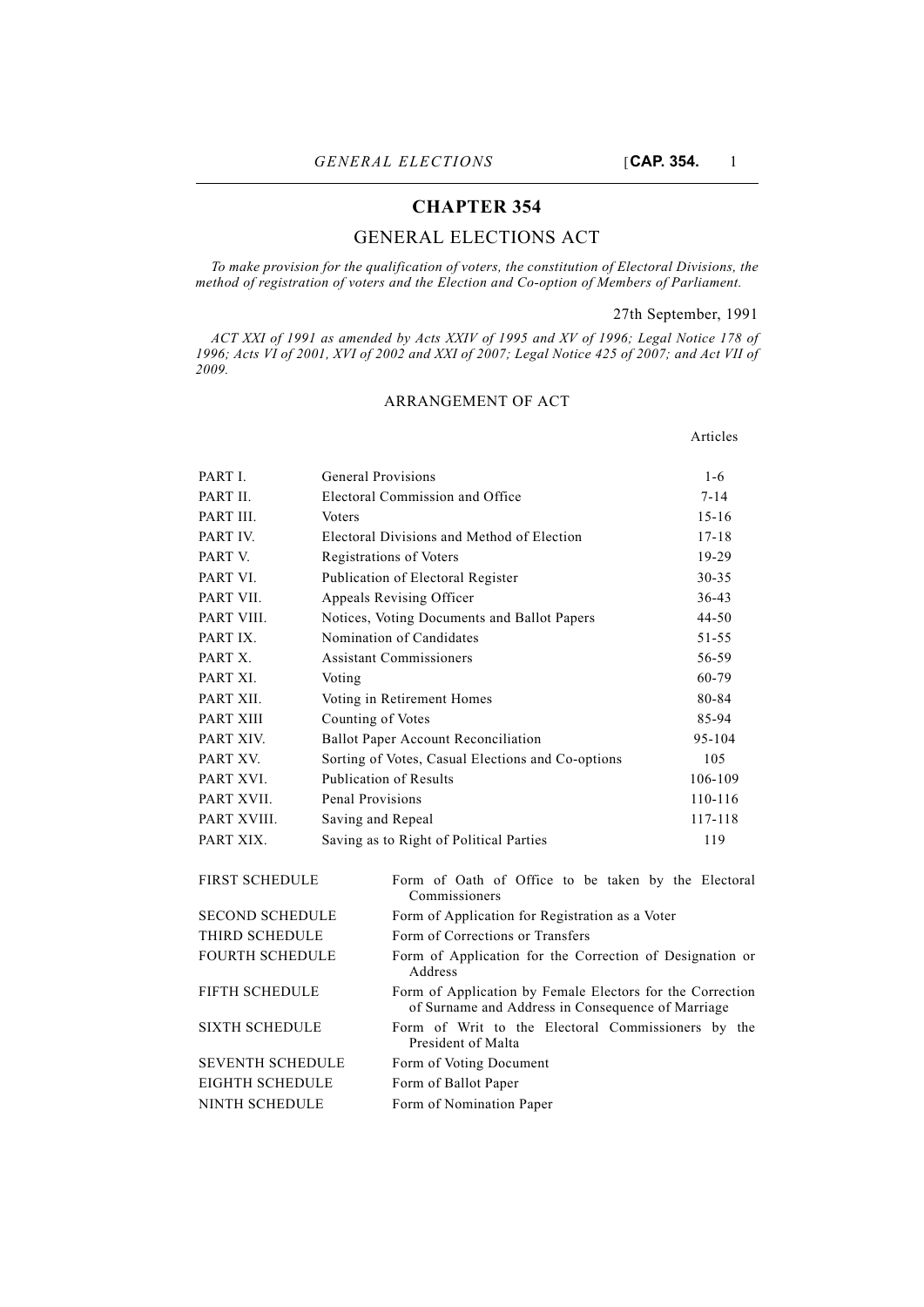# CHAPTER 354

## GENERAL ELECTIONS ACT

*To make provision for the qualification of voters, the constitution of Electoral Divisions, the method of registration of voters and the Election and Co-option of Members of Parliament.*

27th September, 1991

*ACT XXI of 1991 as amended by Acts XXIV of 1995 and XV of 1996; Legal Notice 178 of 1996; Acts VI of 2001, XVI of 2002 and XXI of 2007; Legal Notice 425 of 2007; and Act VII of 2009.*

### ARRANGEMENT OF ACT

| | | Articles |
|---|---|---|
| PART I. | General Provisions | 1-6 |
| PART II. | Electoral Commission and Office | 7-14 |
| PART III. | Voters | 15-16 |
| PART IV. | Electoral Divisions and Method of Election | 17-18 |
| PART V. | Registrations of Voters | 19-29 |
| PART VI. | Publication of Electoral Register | 30-35 |
| PART VII. | Appeals Revising Officer | 36-43 |
| PART VIII. | Notices, Voting Documents and Ballot Papers | 44-50 |
| PART IX. | Nomination of Candidates | 51-55 |
| PART X. | Assistant Commissioners | 56-59 |
| PART XI. | Voting | 60-79 |
| PART XII. | Voting in Retirement Homes | 80-84 |
| PART XIII | Counting of Votes | 85-94 |
| PART XIV. | Ballot Paper Account Reconciliation | 95-104 |
| PART XV. | Sorting of Votes, Casual Elections and Co-options | 105 |
| PART XVI. | Publication of Results | 106-109 |
| PART XVII. | Penal Provisions | 110-116 |
| PART XVIII. | Saving and Repeal | 117-118 |
| PART XIX. | Saving as to Right of Political Parties | 119 |

| | |
|---|---|
| FIRST SCHEDULE | Form of Oath of Office to be taken by the Electoral Commissioners |
| SECOND SCHEDULE | Form of Application for Registration as a Voter |
| THIRD SCHEDULE | Form of Corrections or Transfers |
| FOURTH SCHEDULE | Form of Application for the Correction of Designation or Address |
| FIFTH SCHEDULE | Form of Application by Female Electors for the Correction of Surname and Address in Consequence of Marriage |
| SIXTH SCHEDULE | Form of Writ to the Electoral Commissioners by the President of Malta |
| SEVENTH SCHEDULE | Form of Voting Document |
| EIGHTH SCHEDULE | Form of Ballot Paper |
| NINTH SCHEDULE | Form of Nomination Paper |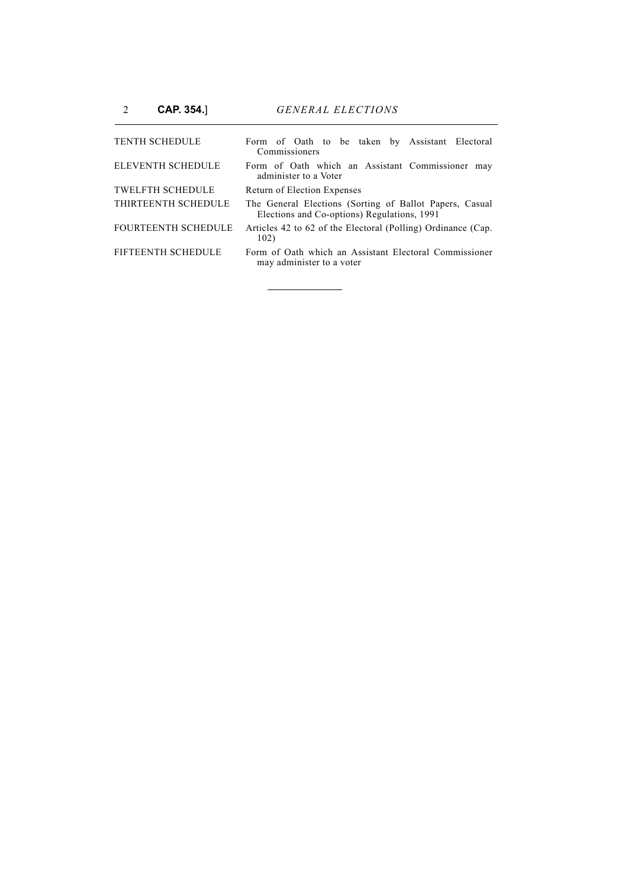| | |
|---|---|
| TENTH SCHEDULE | Form of Oath to be taken by Assistant Electoral Commissioners |
| ELEVENTH SCHEDULE | Form of Oath which an Assistant Commissioner may administer to a Voter |
| TWELFTH SCHEDULE | Return of Election Expenses |
| THIRTEENTH SCHEDULE | The General Elections (Sorting of Ballot Papers, Casual Elections and Co-options) Regulations, 1991 |
| FOURTEENTH SCHEDULE | Articles 42 to 62 of the Electoral (Polling) Ordinance (Cap. 102) |
| FIFTEENTH SCHEDULE | Form of Oath which an Assistant Electoral Commissioner may administer to a voter |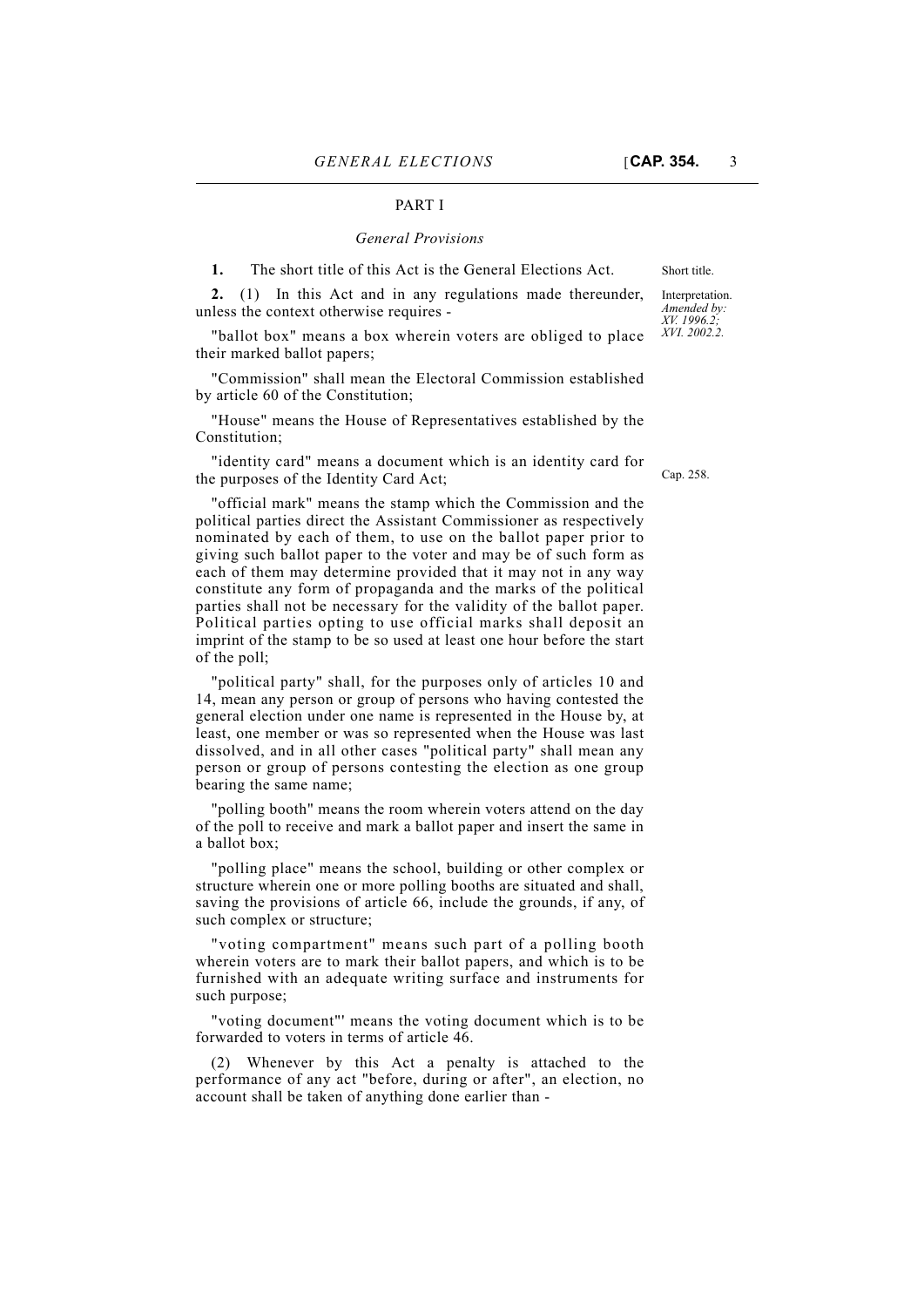## PART I

### *General Provisions*

**1.** The short title of this Act is the General Elections Act.

Short title.

**2.** (1) In this Act and in any regulations made thereunder, unless the context otherwise requires -

Interpretation. *Amended by: XV. 1996.2; XVI. 2002.2.*

"ballot box" means a box wherein voters are obliged to place their marked ballot papers;

"Commission" shall mean the Electoral Commission established by article 60 of the Constitution;

"House" means the House of Representatives established by the Constitution;

"identity card" means a document which is an identity card for the purposes of the Identity Card Act;

Cap. 258.

"official mark" means the stamp which the Commission and the political parties direct the Assistant Commissioner as respectively nominated by each of them, to use on the ballot paper prior to giving such ballot paper to the voter and may be of such form as each of them may determine provided that it may not in any way constitute any form of propaganda and the marks of the political parties shall not be necessary for the validity of the ballot paper. Political parties opting to use official marks shall deposit an imprint of the stamp to be so used at least one hour before the start of the poll;

"political party" shall, for the purposes only of articles 10 and 14, mean any person or group of persons who having contested the general election under one name is represented in the House by, at least, one member or was so represented when the House was last dissolved, and in all other cases "political party" shall mean any person or group of persons contesting the election as one group bearing the same name;

"polling booth" means the room wherein voters attend on the day of the poll to receive and mark a ballot paper and insert the same in a ballot box;

"polling place" means the school, building or other complex or structure wherein one or more polling booths are situated and shall, saving the provisions of article 66, include the grounds, if any, of such complex or structure;

"voting compartment" means such part of a polling booth wherein voters are to mark their ballot papers, and which is to be furnished with an adequate writing surface and instruments for such purpose;

"voting document"' means the voting document which is to be forwarded to voters in terms of article 46.

(2) Whenever by this Act a penalty is attached to the performance of any act "before, during or after", an election, no account shall be taken of anything done earlier than -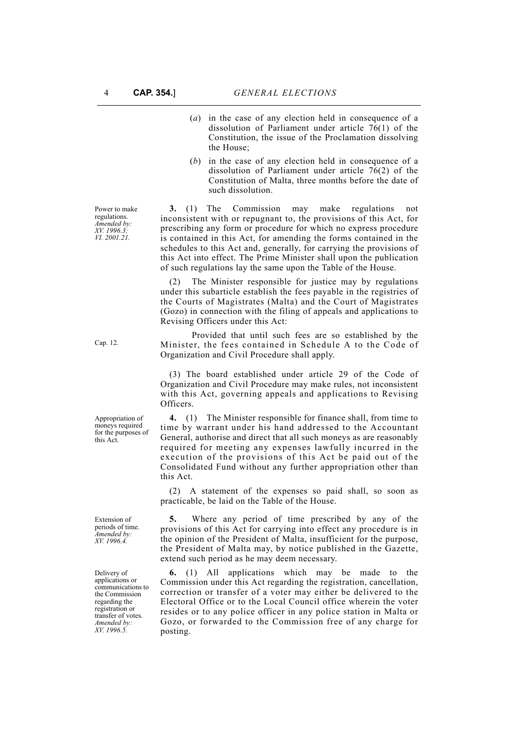(*a*) in the case of any election held in consequence of a dissolution of Parliament under article 76(1) of the Constitution, the issue of the Proclamation dissolving the House;

(*b*) in the case of any election held in consequence of a dissolution of Parliament under article 76(2) of the Constitution of Malta, three months before the date of such dissolution.

Power to make regulations. *Amended by: XV. 1996.3; VI. 2001.21.*

**3.** (1) The Commission may make regulations not inconsistent with or repugnant to, the provisions of this Act, for prescribing any form or procedure for which no express procedure is contained in this Act, for amending the forms contained in the schedules to this Act and, generally, for carrying the provisions of this Act into effect. The Prime Minister shall upon the publication of such regulations lay the same upon the Table of the House.

(2) The Minister responsible for justice may by regulations under this subarticle establish the fees payable in the registries of the Courts of Magistrates (Malta) and the Court of Magistrates (Gozo) in connection with the filing of appeals and applications to Revising Officers under this Act:

Cap. 12.

Provided that until such fees are so established by the Minister, the fees contained in Schedule A to the Code of Organization and Civil Procedure shall apply.

(3) The board established under article 29 of the Code of Organization and Civil Procedure may make rules, not inconsistent with this Act, governing appeals and applications to Revising Officers.

Appropriation of moneys required for the purposes of this Act.

**4.** (1) The Minister responsible for finance shall, from time to time by warrant under his hand addressed to the Accountant General, authorise and direct that all such moneys as are reasonably required for meeting any expenses lawfully incurred in the execution of the provisions of this Act be paid out of the Consolidated Fund without any further appropriation other than this Act.

(2) A statement of the expenses so paid shall, so soon as practicable, be laid on the Table of the House.

Extension of periods of time. *Amended by: XV. 1996.4.*

**5.** Where any period of time prescribed by any of the provisions of this Act for carrying into effect any procedure is in the opinion of the President of Malta, insufficient for the purpose, the President of Malta may, by notice published in the Gazette, extend such period as he may deem necessary.

Delivery of applications or communications to the Commission regarding the registration or transfer of votes. *Amended by: XV. 1996.5.*

**6.** (1) All applications which may be made to the Commission under this Act regarding the registration, cancellation, correction or transfer of a voter may either be delivered to the Electoral Office or to the Local Council office wherein the voter resides or to any police officer in any police station in Malta or Gozo, or forwarded to the Commission free of any charge for posting.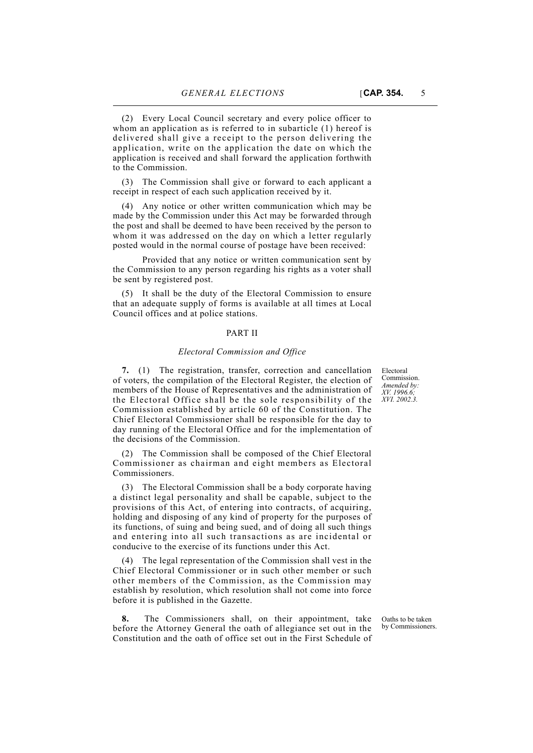(2) Every Local Council secretary and every police officer to whom an application as is referred to in subarticle (1) hereof is delivered shall give a receipt to the person delivering the application, write on the application the date on which the application is received and shall forward the application forthwith to the Commission.

(3) The Commission shall give or forward to each applicant a receipt in respect of each such application received by it.

(4) Any notice or other written communication which may be made by the Commission under this Act may be forwarded through the post and shall be deemed to have been received by the person to whom it was addressed on the day on which a letter regularly posted would in the normal course of postage have been received:

Provided that any notice or written communication sent by the Commission to any person regarding his rights as a voter shall be sent by registered post.

(5) It shall be the duty of the Electoral Commission to ensure that an adequate supply of forms is available at all times at Local Council offices and at police stations.

## PART II

### *Electoral Commission and Office*

Electoral Commission. *Amended by: XV. 1996.6; XVI. 2002.3.*

**7.** (1) The registration, transfer, correction and cancellation of voters, the compilation of the Electoral Register, the election of members of the House of Representatives and the administration of the Electoral Office shall be the sole responsibility of the Commission established by article 60 of the Constitution. The Chief Electoral Commissioner shall be responsible for the day to day running of the Electoral Office and for the implementation of the decisions of the Commission.

(2) The Commission shall be composed of the Chief Electoral Commissioner as chairman and eight members as Electoral Commissioners.

(3) The Electoral Commission shall be a body corporate having a distinct legal personality and shall be capable, subject to the provisions of this Act, of entering into contracts, of acquiring, holding and disposing of any kind of property for the purposes of its functions, of suing and being sued, and of doing all such things and entering into all such transactions as are incidental or conducive to the exercise of its functions under this Act.

(4) The legal representation of the Commission shall vest in the Chief Electoral Commissioner or in such other member or such other members of the Commission, as the Commission may establish by resolution, which resolution shall not come into force before it is published in the Gazette.

Oaths to be taken by Commissioners.

**8.** The Commissioners shall, on their appointment, take before the Attorney General the oath of allegiance set out in the Constitution and the oath of office set out in the First Schedule of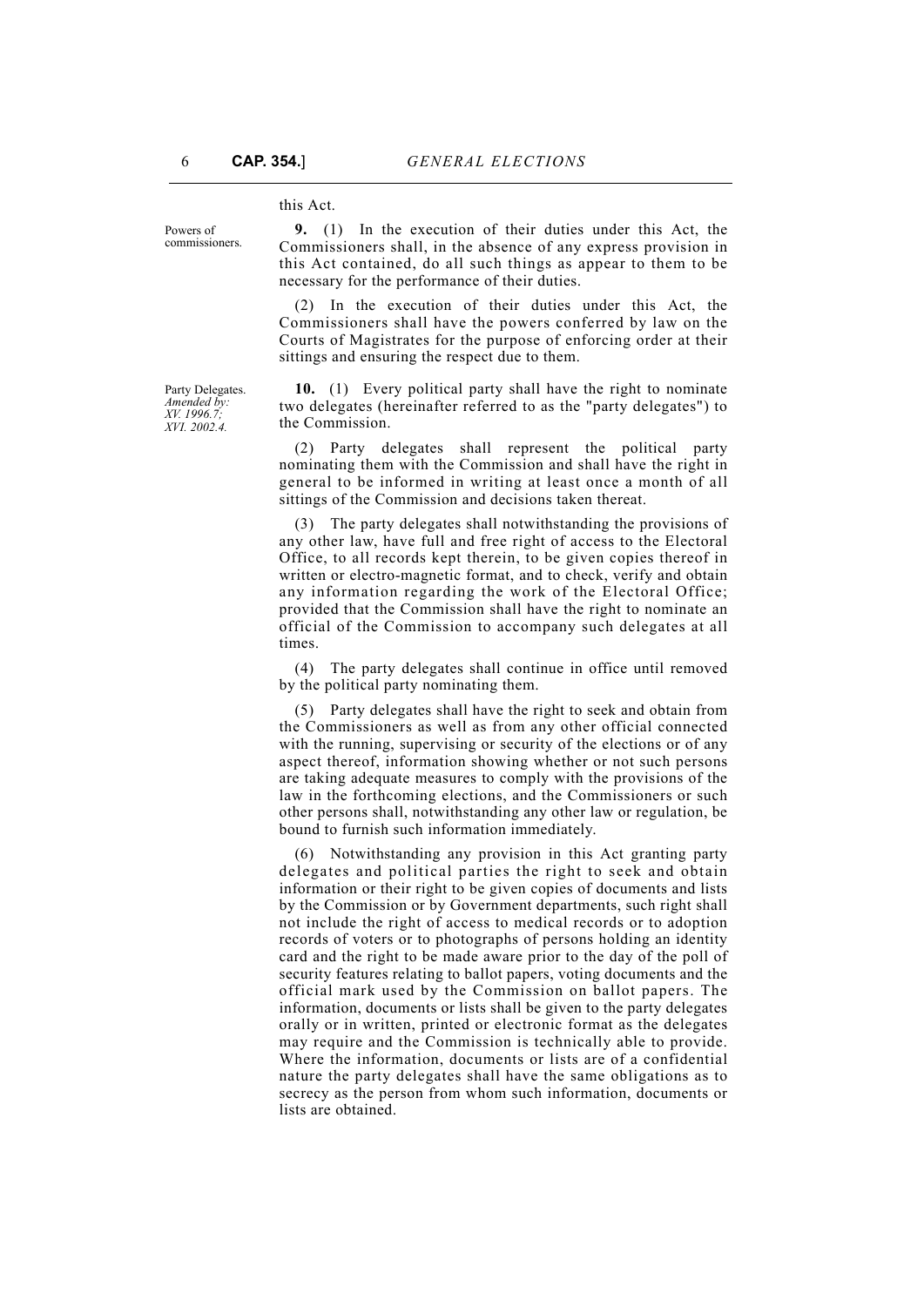this Act.

Powers of commissioners.

**9.** (1) In the execution of their duties under this Act, the Commissioners shall, in the absence of any express provision in this Act contained, do all such things as appear to them to be necessary for the performance of their duties.

(2) In the execution of their duties under this Act, the Commissioners shall have the powers conferred by law on the Courts of Magistrates for the purpose of enforcing order at their sittings and ensuring the respect due to them.

Party Delegates. *Amended by: XV. 1996.7; XVI. 2002.4.*

**10.** (1) Every political party shall have the right to nominate two delegates (hereinafter referred to as the "party delegates") to the Commission.

(2) Party delegates shall represent the political party nominating them with the Commission and shall have the right in general to be informed in writing at least once a month of all sittings of the Commission and decisions taken thereat.

(3) The party delegates shall notwithstanding the provisions of any other law, have full and free right of access to the Electoral Office, to all records kept therein, to be given copies thereof in written or electro-magnetic format, and to check, verify and obtain any information regarding the work of the Electoral Office; provided that the Commission shall have the right to nominate an official of the Commission to accompany such delegates at all times.

(4) The party delegates shall continue in office until removed by the political party nominating them.

(5) Party delegates shall have the right to seek and obtain from the Commissioners as well as from any other official connected with the running, supervising or security of the elections or of any aspect thereof, information showing whether or not such persons are taking adequate measures to comply with the provisions of the law in the forthcoming elections, and the Commissioners or such other persons shall, notwithstanding any other law or regulation, be bound to furnish such information immediately.

(6) Notwithstanding any provision in this Act granting party delegates and political parties the right to seek and obtain information or their right to be given copies of documents and lists by the Commission or by Government departments, such right shall not include the right of access to medical records or to adoption records of voters or to photographs of persons holding an identity card and the right to be made aware prior to the day of the poll of security features relating to ballot papers, voting documents and the official mark used by the Commission on ballot papers. The information, documents or lists shall be given to the party delegates orally or in written, printed or electronic format as the delegates may require and the Commission is technically able to provide. Where the information, documents or lists are of a confidential nature the party delegates shall have the same obligations as to secrecy as the person from whom such information, documents or lists are obtained.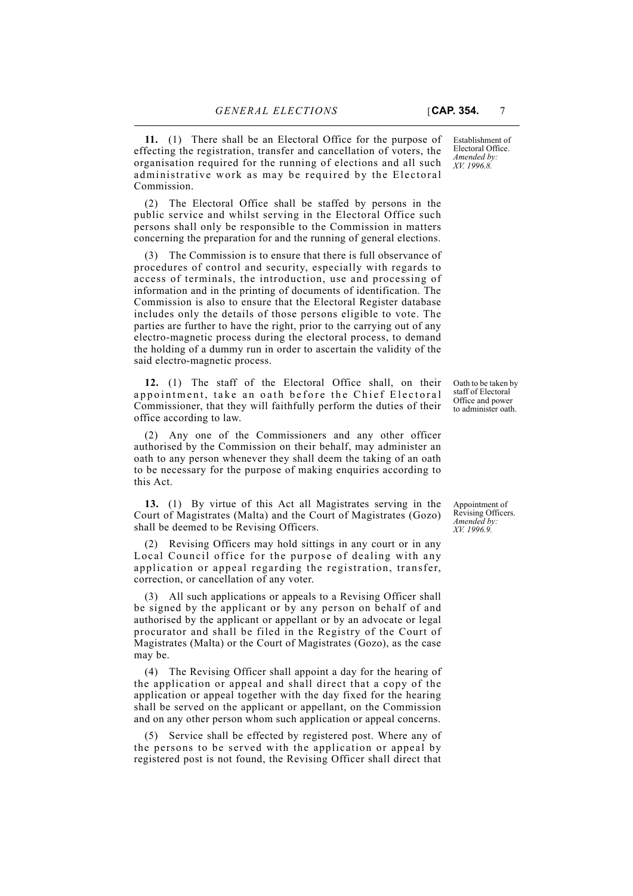**11.** (1) There shall be an Electoral Office for the purpose of effecting the registration, transfer and cancellation of voters, the organisation required for the running of elections and all such administrative work as may be required by the Electoral Commission.

Establishment of Electoral Office.
*Amended by: XV. 1996.8.*

(2) The Electoral Office shall be staffed by persons in the public service and whilst serving in the Electoral Office such persons shall only be responsible to the Commission in matters concerning the preparation for and the running of general elections.

(3) The Commission is to ensure that there is full observance of procedures of control and security, especially with regards to access of terminals, the introduction, use and processing of information and in the printing of documents of identification. The Commission is also to ensure that the Electoral Register database includes only the details of those persons eligible to vote. The parties are further to have the right, prior to the carrying out of any electro-magnetic process during the electoral process, to demand the holding of a dummy run in order to ascertain the validity of the said electro-magnetic process.

**12.** (1) The staff of the Electoral Office shall, on their appointment, take an oath before the Chief Electoral Commissioner, that they will faithfully perform the duties of their office according to law.

Oath to be taken by staff of Electoral Office and power to administer oath.

(2) Any one of the Commissioners and any other officer authorised by the Commission on their behalf, may administer an oath to any person whenever they shall deem the taking of an oath to be necessary for the purpose of making enquiries according to this Act.

**13.** (1) By virtue of this Act all Magistrates serving in the Court of Magistrates (Malta) and the Court of Magistrates (Gozo) shall be deemed to be Revising Officers.

Appointment of Revising Officers.
*Amended by: XV. 1996.9.*

(2) Revising Officers may hold sittings in any court or in any Local Council office for the purpose of dealing with any application or appeal regarding the registration, transfer, correction, or cancellation of any voter.

(3) All such applications or appeals to a Revising Officer shall be signed by the applicant or by any person on behalf of and authorised by the applicant or appellant or by an advocate or legal procurator and shall be filed in the Registry of the Court of Magistrates (Malta) or the Court of Magistrates (Gozo), as the case may be.

(4) The Revising Officer shall appoint a day for the hearing of the application or appeal and shall direct that a copy of the application or appeal together with the day fixed for the hearing shall be served on the applicant or appellant, on the Commission and on any other person whom such application or appeal concerns.

(5) Service shall be effected by registered post. Where any of the persons to be served with the application or appeal by registered post is not found, the Revising Officer shall direct that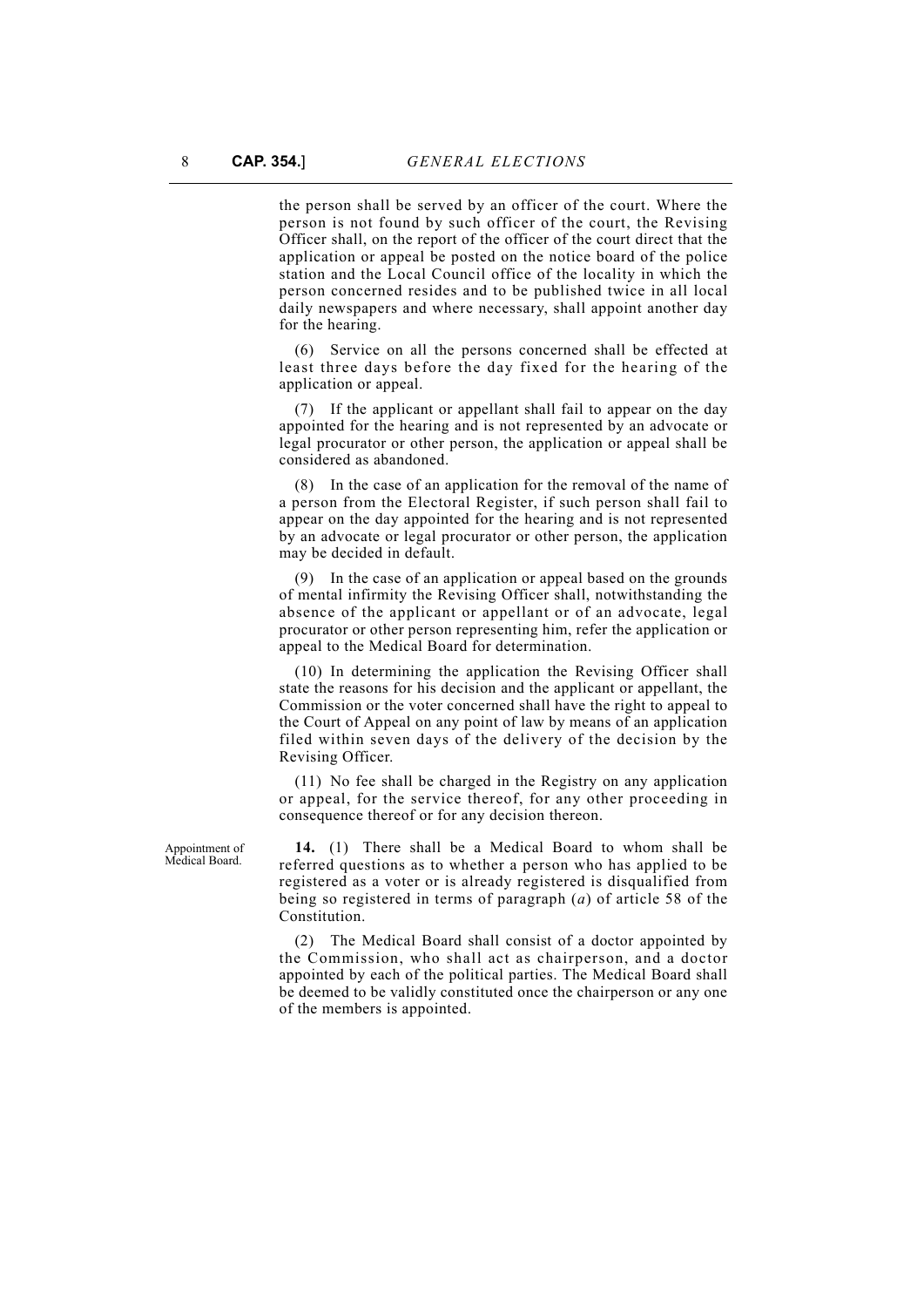the person shall be served by an officer of the court. Where the person is not found by such officer of the court, the Revising Officer shall, on the report of the officer of the court direct that the application or appeal be posted on the notice board of the police station and the Local Council office of the locality in which the person concerned resides and to be published twice in all local daily newspapers and where necessary, shall appoint another day for the hearing.

(6) Service on all the persons concerned shall be effected at least three days before the day fixed for the hearing of the application or appeal.

(7) If the applicant or appellant shall fail to appear on the day appointed for the hearing and is not represented by an advocate or legal procurator or other person, the application or appeal shall be considered as abandoned.

(8) In the case of an application for the removal of the name of a person from the Electoral Register, if such person shall fail to appear on the day appointed for the hearing and is not represented by an advocate or legal procurator or other person, the application may be decided in default.

(9) In the case of an application or appeal based on the grounds of mental infirmity the Revising Officer shall, notwithstanding the absence of the applicant or appellant or of an advocate, legal procurator or other person representing him, refer the application or appeal to the Medical Board for determination.

(10) In determining the application the Revising Officer shall state the reasons for his decision and the applicant or appellant, the Commission or the voter concerned shall have the right to appeal to the Court of Appeal on any point of law by means of an application filed within seven days of the delivery of the decision by the Revising Officer.

(11) No fee shall be charged in the Registry on any application or appeal, for the service thereof, for any other proceeding in consequence thereof or for any decision thereon.

Appointment of Medical Board.

**14.** (1) There shall be a Medical Board to whom shall be referred questions as to whether a person who has applied to be registered as a voter or is already registered is disqualified from being so registered in terms of paragraph (*a*) of article 58 of the Constitution.

(2) The Medical Board shall consist of a doctor appointed by the Commission, who shall act as chairperson, and a doctor appointed by each of the political parties. The Medical Board shall be deemed to be validly constituted once the chairperson or any one of the members is appointed.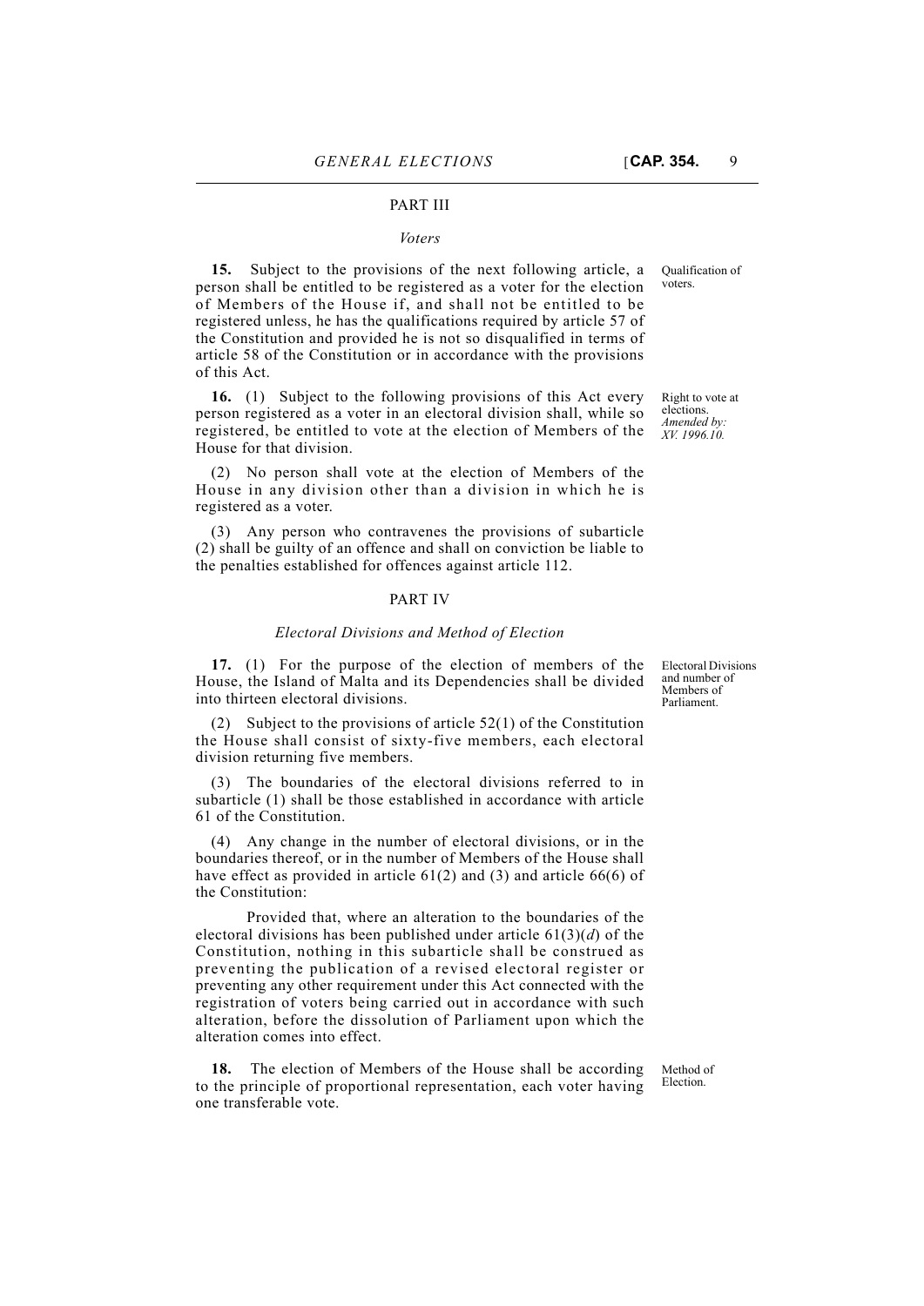## PART III

### *Voters*

Qualification of voters.

**15.** Subject to the provisions of the next following article, a person shall be entitled to be registered as a voter for the election of Members of the House if, and shall not be entitled to be registered unless, he has the qualifications required by article 57 of the Constitution and provided he is not so disqualified in terms of article 58 of the Constitution or in accordance with the provisions of this Act.

Right to vote at elections. *Amended by: XV. 1996.10.*

**16.** (1) Subject to the following provisions of this Act every person registered as a voter in an electoral division shall, while so registered, be entitled to vote at the election of Members of the House for that division.

(2) No person shall vote at the election of Members of the House in any division other than a division in which he is registered as a voter.

(3) Any person who contravenes the provisions of subarticle (2) shall be guilty of an offence and shall on conviction be liable to the penalties established for offences against article 112.

## PART IV

### *Electoral Divisions and Method of Election*

Electoral Divisions and number of Members of Parliament.

**17.** (1) For the purpose of the election of members of the House, the Island of Malta and its Dependencies shall be divided into thirteen electoral divisions.

(2) Subject to the provisions of article 52(1) of the Constitution the House shall consist of sixty-five members, each electoral division returning five members.

(3) The boundaries of the electoral divisions referred to in subarticle (1) shall be those established in accordance with article 61 of the Constitution.

(4) Any change in the number of electoral divisions, or in the boundaries thereof, or in the number of Members of the House shall have effect as provided in article 61(2) and (3) and article 66(6) of the Constitution:

Provided that, where an alteration to the boundaries of the electoral divisions has been published under article 61(3)(*d*) of the Constitution, nothing in this subarticle shall be construed as preventing the publication of a revised electoral register or preventing any other requirement under this Act connected with the registration of voters being carried out in accordance with such alteration, before the dissolution of Parliament upon which the alteration comes into effect.

Method of Election.

**18.** The election of Members of the House shall be according to the principle of proportional representation, each voter having one transferable vote.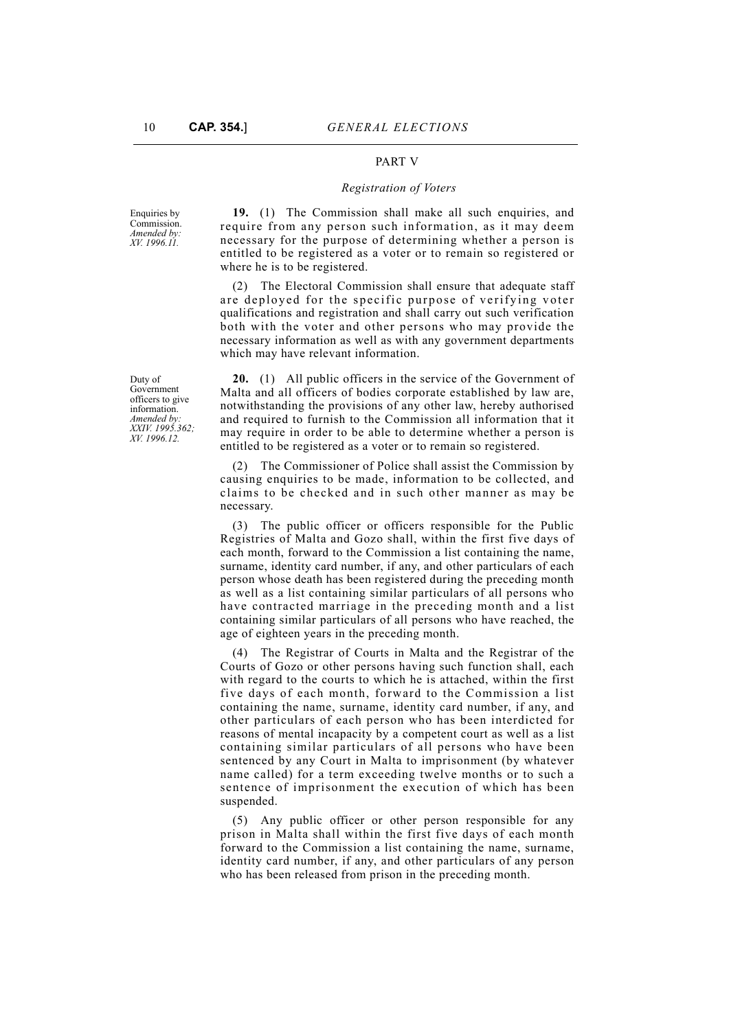## PART V

### *Registration of Voters*

*Enquiries by Commission. Amended by: XV. 1996.11.*

**19.** (1) The Commission shall make all such enquiries, and require from any person such information, as it may deem necessary for the purpose of determining whether a person is entitled to be registered as a voter or to remain so registered or where he is to be registered.

(2) The Electoral Commission shall ensure that adequate staff are deployed for the specific purpose of verifying voter qualifications and registration and shall carry out such verification both with the voter and other persons who may provide the necessary information as well as with any government departments which may have relevant information.

*Duty of Government officers to give information. Amended by: XXIV. 1995.362; XV. 1996.12.*

**20.** (1) All public officers in the service of the Government of Malta and all officers of bodies corporate established by law are, notwithstanding the provisions of any other law, hereby authorised and required to furnish to the Commission all information that it may require in order to be able to determine whether a person is entitled to be registered as a voter or to remain so registered.

(2) The Commissioner of Police shall assist the Commission by causing enquiries to be made, information to be collected, and claims to be checked and in such other manner as may be necessary.

(3) The public officer or officers responsible for the Public Registries of Malta and Gozo shall, within the first five days of each month, forward to the Commission a list containing the name, surname, identity card number, if any, and other particulars of each person whose death has been registered during the preceding month as well as a list containing similar particulars of all persons who have contracted marriage in the preceding month and a list containing similar particulars of all persons who have reached, the age of eighteen years in the preceding month.

(4) The Registrar of Courts in Malta and the Registrar of the Courts of Gozo or other persons having such function shall, each with regard to the courts to which he is attached, within the first five days of each month, forward to the Commission a list containing the name, surname, identity card number, if any, and other particulars of each person who has been interdicted for reasons of mental incapacity by a competent court as well as a list containing similar particulars of all persons who have been sentenced by any Court in Malta to imprisonment (by whatever name called) for a term exceeding twelve months or to such a sentence of imprisonment the execution of which has been suspended.

(5) Any public officer or other person responsible for any prison in Malta shall within the first five days of each month forward to the Commission a list containing the name, surname, identity card number, if any, and other particulars of any person who has been released from prison in the preceding month.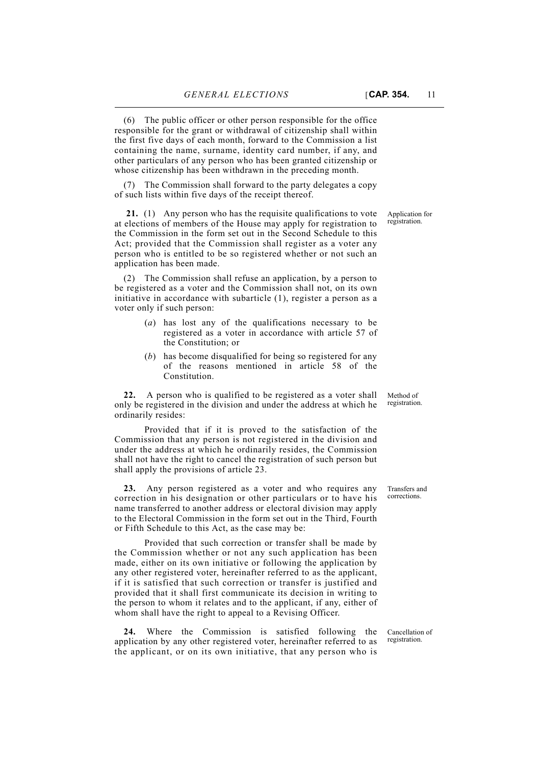(6) The public officer or other person responsible for the office responsible for the grant or withdrawal of citizenship shall within the first five days of each month, forward to the Commission a list containing the name, surname, identity card number, if any, and other particulars of any person who has been granted citizenship or whose citizenship has been withdrawn in the preceding month.

(7) The Commission shall forward to the party delegates a copy of such lists within five days of the receipt thereof.

Application for registration.

**21.** (1) Any person who has the requisite qualifications to vote at elections of members of the House may apply for registration to the Commission in the form set out in the Second Schedule to this Act; provided that the Commission shall register as a voter any person who is entitled to be so registered whether or not such an application has been made.

(2) The Commission shall refuse an application, by a person to be registered as a voter and the Commission shall not, on its own initiative in accordance with subarticle (1), register a person as a voter only if such person:

- (*a*) has lost any of the qualifications necessary to be registered as a voter in accordance with article 57 of the Constitution; or
- (*b*) has become disqualified for being so registered for any of the reasons mentioned in article 58 of the Constitution.

Method of registration.

**22.** A person who is qualified to be registered as a voter shall only be registered in the division and under the address at which he ordinarily resides:

Provided that if it is proved to the satisfaction of the Commission that any person is not registered in the division and under the address at which he ordinarily resides, the Commission shall not have the right to cancel the registration of such person but shall apply the provisions of article 23.

Transfers and corrections.

**23.** Any person registered as a voter and who requires any correction in his designation or other particulars or to have his name transferred to another address or electoral division may apply to the Electoral Commission in the form set out in the Third, Fourth or Fifth Schedule to this Act, as the case may be:

Provided that such correction or transfer shall be made by the Commission whether or not any such application has been made, either on its own initiative or following the application by any other registered voter, hereinafter referred to as the applicant, if it is satisfied that such correction or transfer is justified and provided that it shall first communicate its decision in writing to the person to whom it relates and to the applicant, if any, either of whom shall have the right to appeal to a Revising Officer.

Cancellation of registration.

**24.** Where the Commission is satisfied following the application by any other registered voter, hereinafter referred to as the applicant, or on its own initiative, that any person who is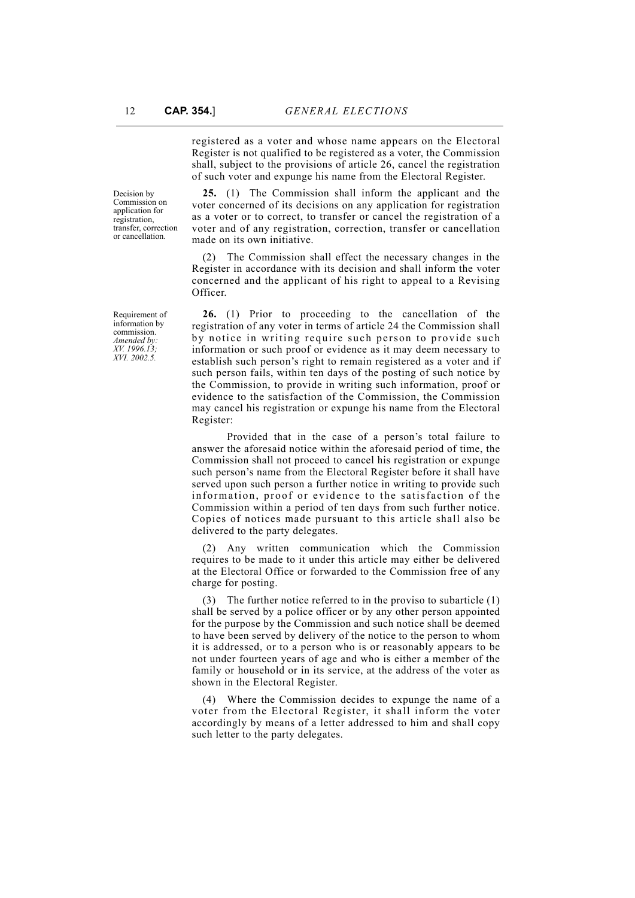registered as a voter and whose name appears on the Electoral Register is not qualified to be registered as a voter, the Commission shall, subject to the provisions of article 26, cancel the registration of such voter and expunge his name from the Electoral Register.

Decision by Commission on application for registration, transfer, correction or cancellation.

**25.** (1) The Commission shall inform the applicant and the voter concerned of its decisions on any application for registration as a voter or to correct, to transfer or cancel the registration of a voter and of any registration, correction, transfer or cancellation made on its own initiative.

(2) The Commission shall effect the necessary changes in the Register in accordance with its decision and shall inform the voter concerned and the applicant of his right to appeal to a Revising Officer.

Requirement of information by commission. *Amended by: XV. 1996.13; XVI. 2002.5.*

**26.** (1) Prior to proceeding to the cancellation of the registration of any voter in terms of article 24 the Commission shall by notice in writing require such person to provide such information or such proof or evidence as it may deem necessary to establish such person's right to remain registered as a voter and if such person fails, within ten days of the posting of such notice by the Commission, to provide in writing such information, proof or evidence to the satisfaction of the Commission, the Commission may cancel his registration or expunge his name from the Electoral Register:

Provided that in the case of a person's total failure to answer the aforesaid notice within the aforesaid period of time, the Commission shall not proceed to cancel his registration or expunge such person's name from the Electoral Register before it shall have served upon such person a further notice in writing to provide such information, proof or evidence to the satisfaction of the Commission within a period of ten days from such further notice. Copies of notices made pursuant to this article shall also be delivered to the party delegates.

(2) Any written communication which the Commission requires to be made to it under this article may either be delivered at the Electoral Office or forwarded to the Commission free of any charge for posting.

(3) The further notice referred to in the proviso to subarticle (1) shall be served by a police officer or by any other person appointed for the purpose by the Commission and such notice shall be deemed to have been served by delivery of the notice to the person to whom it is addressed, or to a person who is or reasonably appears to be not under fourteen years of age and who is either a member of the family or household or in its service, at the address of the voter as shown in the Electoral Register.

(4) Where the Commission decides to expunge the name of a voter from the Electoral Register, it shall inform the voter accordingly by means of a letter addressed to him and shall copy such letter to the party delegates.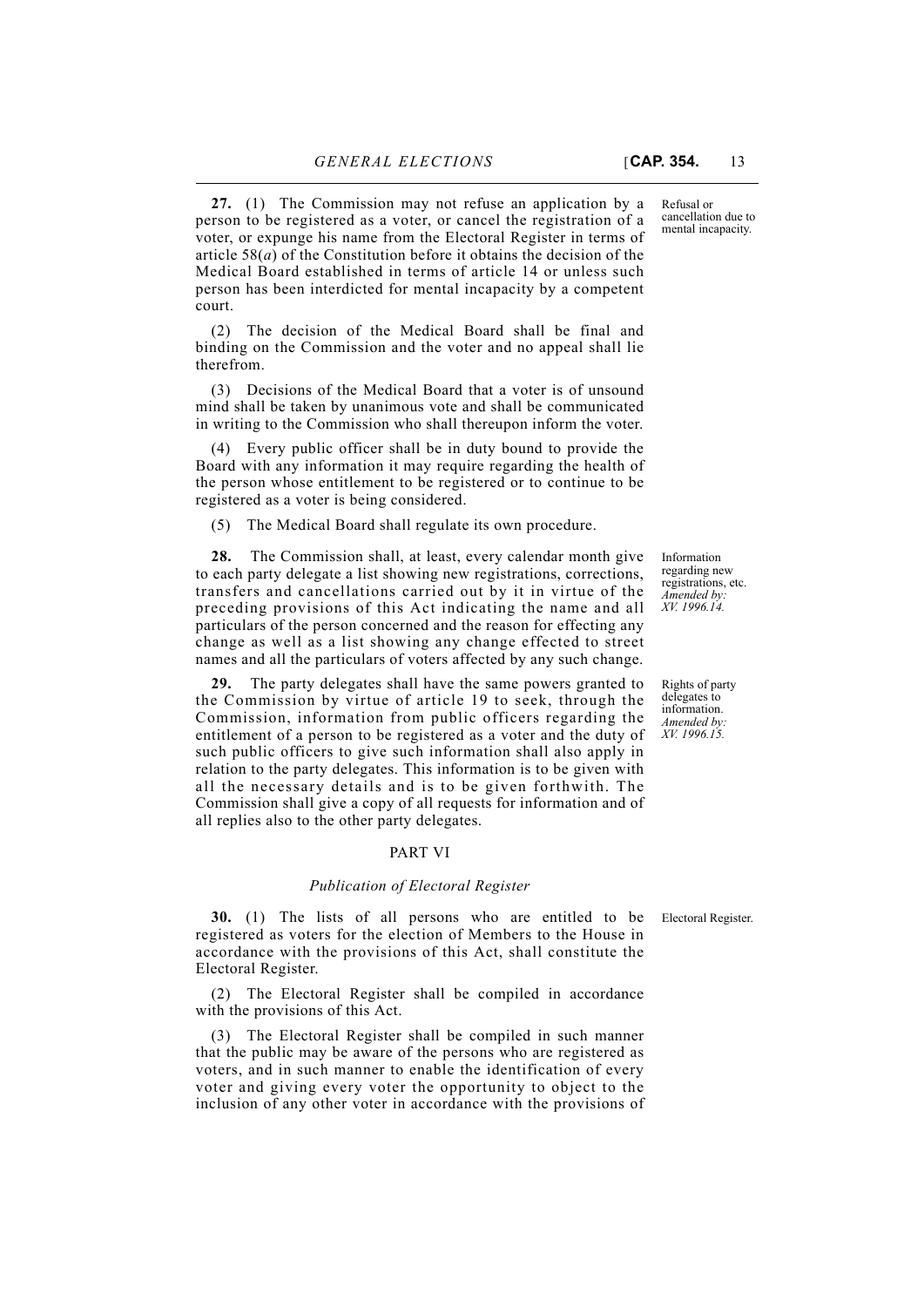**27.** (1) The Commission may not refuse an application by a person to be registered as a voter, or cancel the registration of a voter, or expunge his name from the Electoral Register in terms of article 58(*a*) of the Constitution before it obtains the decision of the Medical Board established in terms of article 14 or unless such person has been interdicted for mental incapacity by a competent court.

Refusal or cancellation due to mental incapacity.

(2) The decision of the Medical Board shall be final and binding on the Commission and the voter and no appeal shall lie therefrom.

(3) Decisions of the Medical Board that a voter is of unsound mind shall be taken by unanimous vote and shall be communicated in writing to the Commission who shall thereupon inform the voter.

(4) Every public officer shall be in duty bound to provide the Board with any information it may require regarding the health of the person whose entitlement to be registered or to continue to be registered as a voter is being considered.

(5) The Medical Board shall regulate its own procedure.

**28.** The Commission shall, at least, every calendar month give to each party delegate a list showing new registrations, corrections, transfers and cancellations carried out by it in virtue of the preceding provisions of this Act indicating the name and all particulars of the person concerned and the reason for effecting any change as well as a list showing any change effected to street names and all the particulars of voters affected by any such change.

Information regarding new registrations, etc. *Amended by: XV. 1996.14.*

**29.** The party delegates shall have the same powers granted to the Commission by virtue of article 19 to seek, through the Commission, information from public officers regarding the entitlement of a person to be registered as a voter and the duty of such public officers to give such information shall also apply in relation to the party delegates. This information is to be given with all the necessary details and is to be given forthwith. The Commission shall give a copy of all requests for information and of all replies also to the other party delegates.

Rights of party delegates to information. *Amended by: XV. 1996.15.*

## PART VI

### *Publication of Electoral Register*

**30.** (1) The lists of all persons who are entitled to be registered as voters for the election of Members to the House in accordance with the provisions of this Act, shall constitute the Electoral Register.

Electoral Register.

(2) The Electoral Register shall be compiled in accordance with the provisions of this Act.

(3) The Electoral Register shall be compiled in such manner that the public may be aware of the persons who are registered as voters, and in such manner to enable the identification of every voter and giving every voter the opportunity to object to the inclusion of any other voter in accordance with the provisions of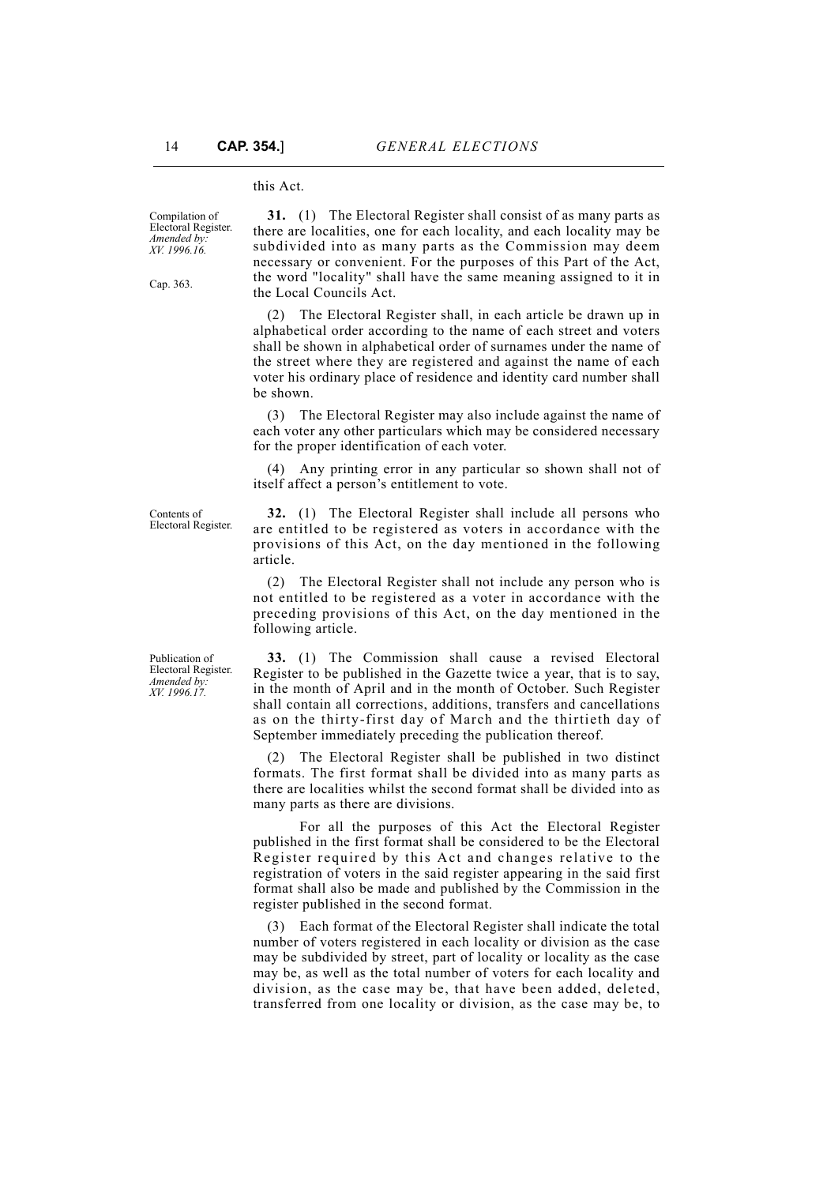this Act.

Compilation of Electoral Register. *Amended by: XV. 1996.16.*

Cap. 363.

**31.** (1) The Electoral Register shall consist of as many parts as there are localities, one for each locality, and each locality may be subdivided into as many parts as the Commission may deem necessary or convenient. For the purposes of this Part of the Act, the word "locality" shall have the same meaning assigned to it in the Local Councils Act.

(2) The Electoral Register shall, in each article be drawn up in alphabetical order according to the name of each street and voters shall be shown in alphabetical order of surnames under the name of the street where they are registered and against the name of each voter his ordinary place of residence and identity card number shall be shown.

(3) The Electoral Register may also include against the name of each voter any other particulars which may be considered necessary for the proper identification of each voter.

(4) Any printing error in any particular so shown shall not of itself affect a person's entitlement to vote.

Contents of Electoral Register.

**32.** (1) The Electoral Register shall include all persons who are entitled to be registered as voters in accordance with the provisions of this Act, on the day mentioned in the following article.

(2) The Electoral Register shall not include any person who is not entitled to be registered as a voter in accordance with the preceding provisions of this Act, on the day mentioned in the following article.

Publication of Electoral Register. *Amended by: XV. 1996.17.*

**33.** (1) The Commission shall cause a revised Electoral Register to be published in the Gazette twice a year, that is to say, in the month of April and in the month of October. Such Register shall contain all corrections, additions, transfers and cancellations as on the thirty-first day of March and the thirtieth day of September immediately preceding the publication thereof.

(2) The Electoral Register shall be published in two distinct formats. The first format shall be divided into as many parts as there are localities whilst the second format shall be divided into as many parts as there are divisions.

For all the purposes of this Act the Electoral Register published in the first format shall be considered to be the Electoral Register required by this Act and changes relative to the registration of voters in the said register appearing in the said first format shall also be made and published by the Commission in the register published in the second format.

(3) Each format of the Electoral Register shall indicate the total number of voters registered in each locality or division as the case may be subdivided by street, part of locality or locality as the case may be, as well as the total number of voters for each locality and division, as the case may be, that have been added, deleted, transferred from one locality or division, as the case may be, to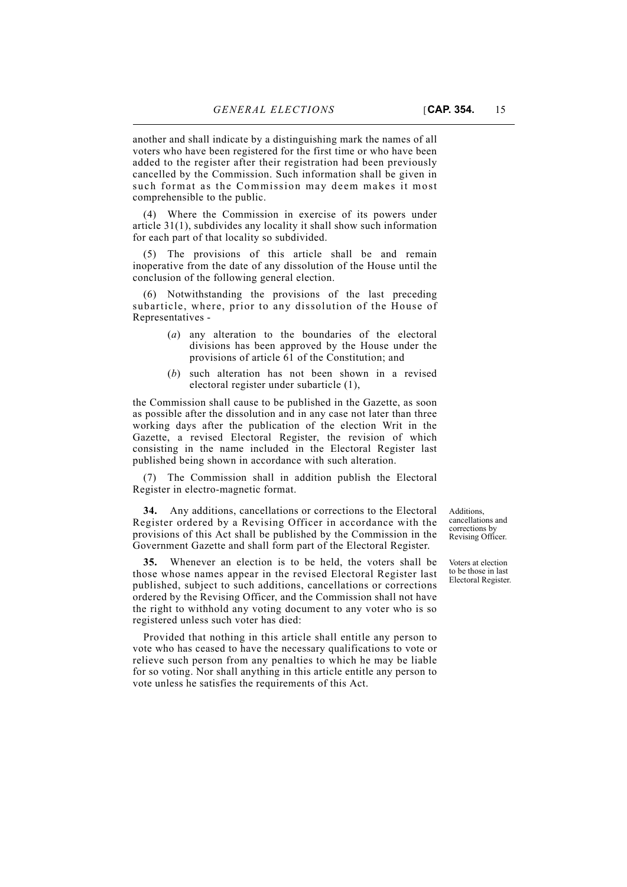another and shall indicate by a distinguishing mark the names of all voters who have been registered for the first time or who have been added to the register after their registration had been previously cancelled by the Commission. Such information shall be given in such format as the Commission may deem makes it most comprehensible to the public.

(4) Where the Commission in exercise of its powers under article 31(1), subdivides any locality it shall show such information for each part of that locality so subdivided.

(5) The provisions of this article shall be and remain inoperative from the date of any dissolution of the House until the conclusion of the following general election.

(6) Notwithstanding the provisions of the last preceding subarticle, where, prior to any dissolution of the House of Representatives -

- (*a*) any alteration to the boundaries of the electoral divisions has been approved by the House under the provisions of article 61 of the Constitution; and
- (*b*) such alteration has not been shown in a revised electoral register under subarticle (1),

the Commission shall cause to be published in the Gazette, as soon as possible after the dissolution and in any case not later than three working days after the publication of the election Writ in the Gazette, a revised Electoral Register, the revision of which consisting in the name included in the Electoral Register last published being shown in accordance with such alteration.

(7) The Commission shall in addition publish the Electoral Register in electro-magnetic format.

*Additions, cancellations and corrections by Revising Officer.*

**34.** Any additions, cancellations or corrections to the Electoral Register ordered by a Revising Officer in accordance with the provisions of this Act shall be published by the Commission in the Government Gazette and shall form part of the Electoral Register.

*Voters at election to be those in last Electoral Register.*

**35.** Whenever an election is to be held, the voters shall be those whose names appear in the revised Electoral Register last published, subject to such additions, cancellations or corrections ordered by the Revising Officer, and the Commission shall not have the right to withhold any voting document to any voter who is so registered unless such voter has died:

Provided that nothing in this article shall entitle any person to vote who has ceased to have the necessary qualifications to vote or relieve such person from any penalties to which he may be liable for so voting. Nor shall anything in this article entitle any person to vote unless he satisfies the requirements of this Act.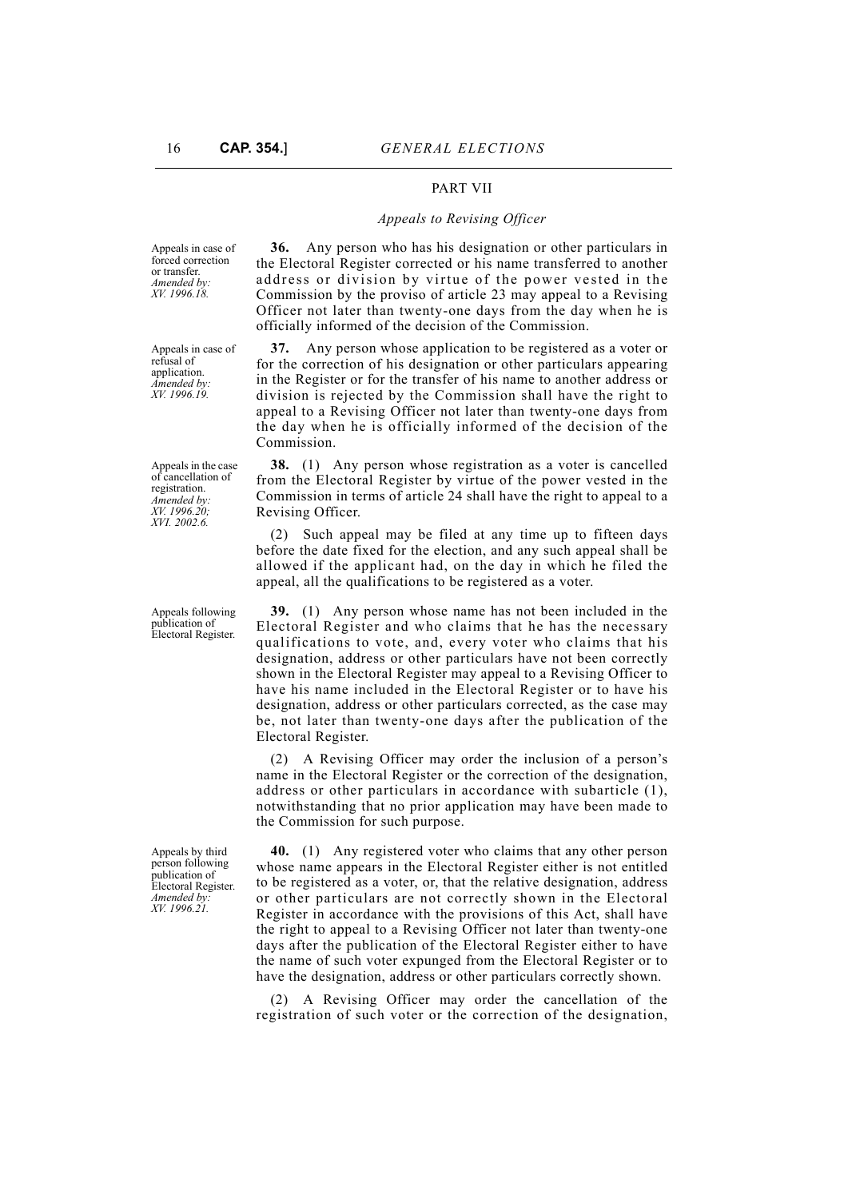PART VII

*Appeals to Revising Officer*

Appeals in case of forced correction or transfer. *Amended by: XV. 1996.18.*

**36.** Any person who has his designation or other particulars in the Electoral Register corrected or his name transferred to another address or division by virtue of the power vested in the Commission by the proviso of article 23 may appeal to a Revising Officer not later than twenty-one days from the day when he is officially informed of the decision of the Commission.

Appeals in case of refusal of application. *Amended by: XV. 1996.19.*

**37.** Any person whose application to be registered as a voter or for the correction of his designation or other particulars appearing in the Register or for the transfer of his name to another address or division is rejected by the Commission shall have the right to appeal to a Revising Officer not later than twenty-one days from the day when he is officially informed of the decision of the Commission.

Appeals in the case of cancellation of registration. *Amended by: XV. 1996.20; XVI. 2002.6.*

**38.** (1) Any person whose registration as a voter is cancelled from the Electoral Register by virtue of the power vested in the Commission in terms of article 24 shall have the right to appeal to a Revising Officer.

(2) Such appeal may be filed at any time up to fifteen days before the date fixed for the election, and any such appeal shall be allowed if the applicant had, on the day in which he filed the appeal, all the qualifications to be registered as a voter.

Appeals following publication of Electoral Register.

**39.** (1) Any person whose name has not been included in the Electoral Register and who claims that he has the necessary qualifications to vote, and, every voter who claims that his designation, address or other particulars have not been correctly shown in the Electoral Register may appeal to a Revising Officer to have his name included in the Electoral Register or to have his designation, address or other particulars corrected, as the case may be, not later than twenty-one days after the publication of the Electoral Register.

(2) A Revising Officer may order the inclusion of a person's name in the Electoral Register or the correction of the designation, address or other particulars in accordance with subarticle (1), notwithstanding that no prior application may have been made to the Commission for such purpose.

Appeals by third person following publication of Electoral Register. *Amended by: XV. 1996.21.*

**40.** (1) Any registered voter who claims that any other person whose name appears in the Electoral Register either is not entitled to be registered as a voter, or, that the relative designation, address or other particulars are not correctly shown in the Electoral Register in accordance with the provisions of this Act, shall have the right to appeal to a Revising Officer not later than twenty-one days after the publication of the Electoral Register either to have the name of such voter expunged from the Electoral Register or to have the designation, address or other particulars correctly shown.

(2) A Revising Officer may order the cancellation of the registration of such voter or the correction of the designation,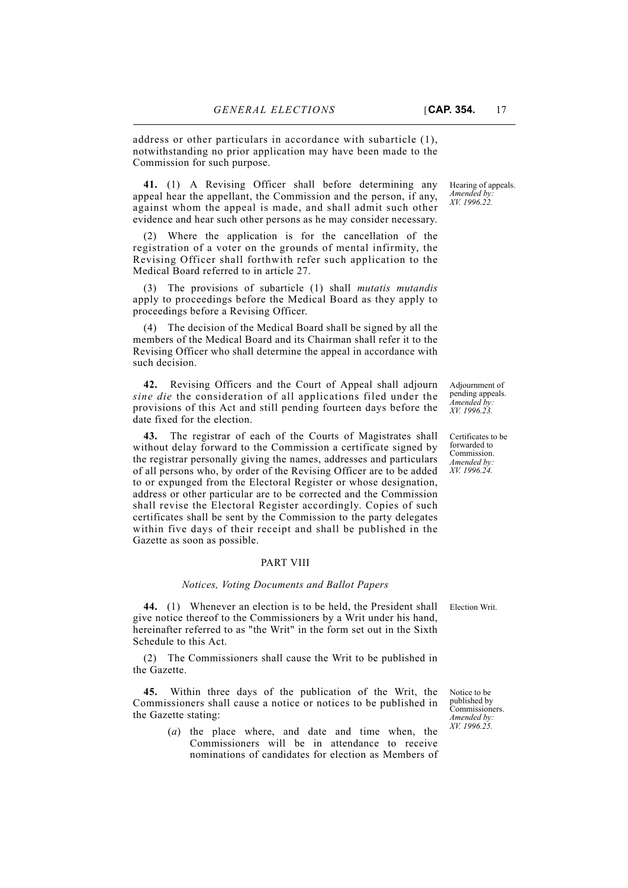address or other particulars in accordance with subarticle (1), notwithstanding no prior application may have been made to the Commission for such purpose.

Hearing of appeals. *Amended by: XV. 1996.22.*

**41.** (1) A Revising Officer shall before determining any appeal hear the appellant, the Commission and the person, if any, against whom the appeal is made, and shall admit such other evidence and hear such other persons as he may consider necessary.

(2) Where the application is for the cancellation of the registration of a voter on the grounds of mental infirmity, the Revising Officer shall forthwith refer such application to the Medical Board referred to in article 27.

(3) The provisions of subarticle (1) shall *mutatis mutandis* apply to proceedings before the Medical Board as they apply to proceedings before a Revising Officer.

(4) The decision of the Medical Board shall be signed by all the members of the Medical Board and its Chairman shall refer it to the Revising Officer who shall determine the appeal in accordance with such decision.

Adjournment of pending appeals. *Amended by: XV. 1996.23.*

**42.** Revising Officers and the Court of Appeal shall adjourn *sine die* the consideration of all applications filed under the provisions of this Act and still pending fourteen days before the date fixed for the election.

Certificates to be forwarded to Commission. *Amended by: XV. 1996.24.*

**43.** The registrar of each of the Courts of Magistrates shall without delay forward to the Commission a certificate signed by the registrar personally giving the names, addresses and particulars of all persons who, by order of the Revising Officer are to be added to or expunged from the Electoral Register or whose designation, address or other particular are to be corrected and the Commission shall revise the Electoral Register accordingly. Copies of such certificates shall be sent by the Commission to the party delegates within five days of their receipt and shall be published in the Gazette as soon as possible.

## PART VIII

### *Notices, Voting Documents and Ballot Papers*

Election Writ.

**44.** (1) Whenever an election is to be held, the President shall give notice thereof to the Commissioners by a Writ under his hand, hereinafter referred to as "the Writ" in the form set out in the Sixth Schedule to this Act.

(2) The Commissioners shall cause the Writ to be published in the Gazette.

Notice to be published by Commissioners. *Amended by: XV. 1996.25.*

**45.** Within three days of the publication of the Writ, the Commissioners shall cause a notice or notices to be published in the Gazette stating:

(*a*) the place where, and date and time when, the Commissioners will be in attendance to receive nominations of candidates for election as Members of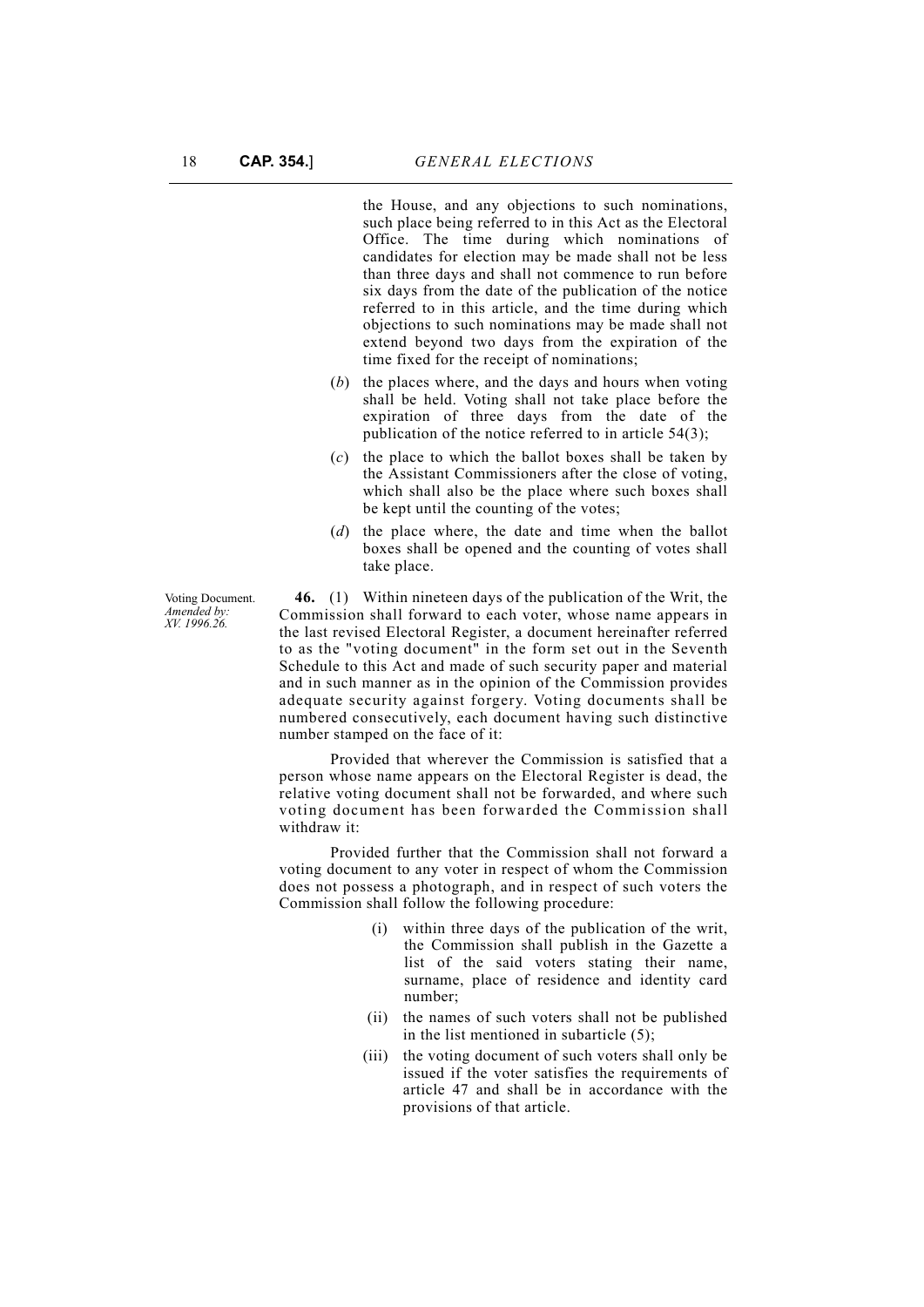the House, and any objections to such nominations, such place being referred to in this Act as the Electoral Office. The time during which nominations of candidates for election may be made shall not be less than three days and shall not commence to run before six days from the date of the publication of the notice referred to in this article, and the time during which objections to such nominations may be made shall not extend beyond two days from the expiration of the time fixed for the receipt of nominations;

(*b*) the places where, and the days and hours when voting shall be held. Voting shall not take place before the expiration of three days from the date of the publication of the notice referred to in article 54(3);

(*c*) the place to which the ballot boxes shall be taken by the Assistant Commissioners after the close of voting, which shall also be the place where such boxes shall be kept until the counting of the votes;

(*d*) the place where, the date and time when the ballot boxes shall be opened and the counting of votes shall take place.

Voting Document. *Amended by: XV. 1996.26.*

**46.** (1) Within nineteen days of the publication of the Writ, the Commission shall forward to each voter, whose name appears in the last revised Electoral Register, a document hereinafter referred to as the "voting document" in the form set out in the Seventh Schedule to this Act and made of such security paper and material and in such manner as in the opinion of the Commission provides adequate security against forgery. Voting documents shall be numbered consecutively, each document having such distinctive number stamped on the face of it:

Provided that wherever the Commission is satisfied that a person whose name appears on the Electoral Register is dead, the relative voting document shall not be forwarded, and where such voting document has been forwarded the Commission shall withdraw it:

Provided further that the Commission shall not forward a voting document to any voter in respect of whom the Commission does not possess a photograph, and in respect of such voters the Commission shall follow the following procedure:

(i) within three days of the publication of the writ, the Commission shall publish in the Gazette a list of the said voters stating their name, surname, place of residence and identity card number;

(ii) the names of such voters shall not be published in the list mentioned in subarticle (5);

(iii) the voting document of such voters shall only be issued if the voter satisfies the requirements of article 47 and shall be in accordance with the provisions of that article.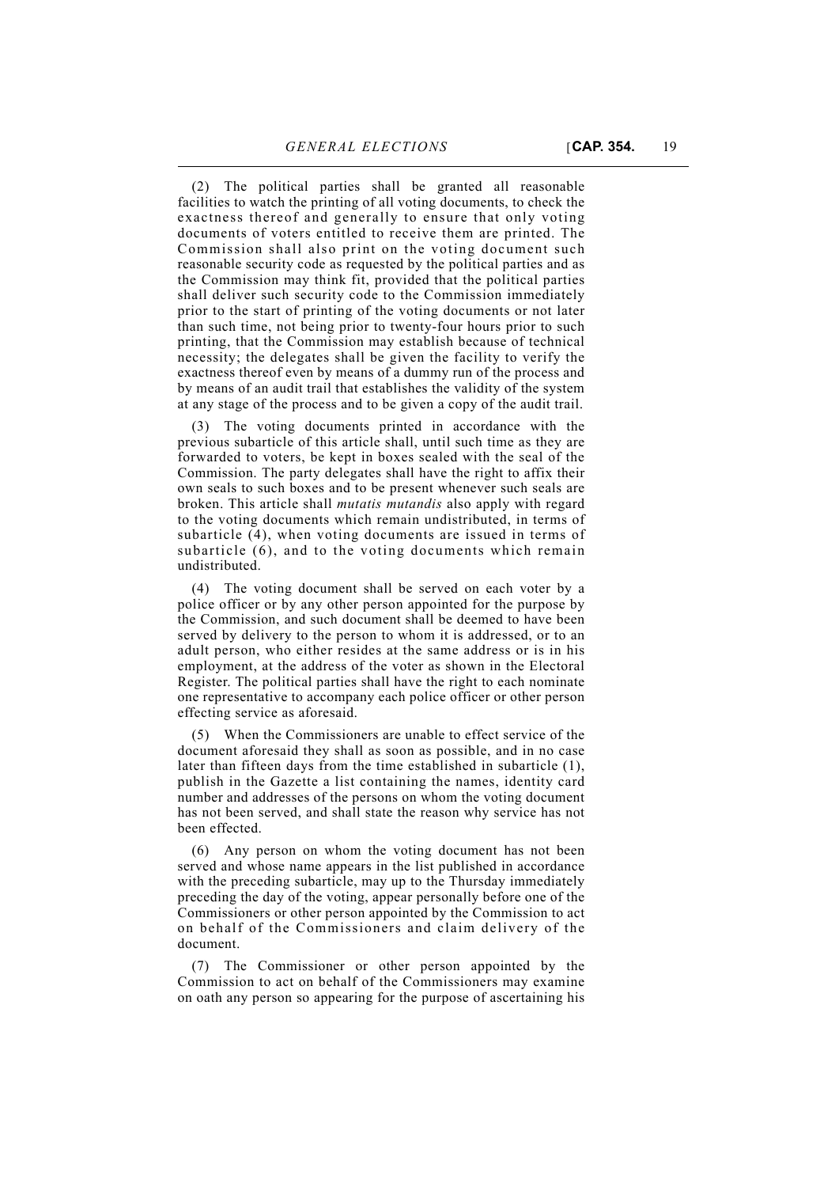(2) The political parties shall be granted all reasonable facilities to watch the printing of all voting documents, to check the exactness thereof and generally to ensure that only voting documents of voters entitled to receive them are printed. The Commission shall also print on the voting document such reasonable security code as requested by the political parties and as the Commission may think fit, provided that the political parties shall deliver such security code to the Commission immediately prior to the start of printing of the voting documents or not later than such time, not being prior to twenty-four hours prior to such printing, that the Commission may establish because of technical necessity; the delegates shall be given the facility to verify the exactness thereof even by means of a dummy run of the process and by means of an audit trail that establishes the validity of the system at any stage of the process and to be given a copy of the audit trail.

(3) The voting documents printed in accordance with the previous subarticle of this article shall, until such time as they are forwarded to voters, be kept in boxes sealed with the seal of the Commission. The party delegates shall have the right to affix their own seals to such boxes and to be present whenever such seals are broken. This article shall *mutatis mutandis* also apply with regard to the voting documents which remain undistributed, in terms of subarticle (4), when voting documents are issued in terms of subarticle (6), and to the voting documents which remain undistributed.

(4) The voting document shall be served on each voter by a police officer or by any other person appointed for the purpose by the Commission, and such document shall be deemed to have been served by delivery to the person to whom it is addressed, or to an adult person, who either resides at the same address or is in his employment, at the address of the voter as shown in the Electoral Register. The political parties shall have the right to each nominate one representative to accompany each police officer or other person effecting service as aforesaid.

(5) When the Commissioners are unable to effect service of the document aforesaid they shall as soon as possible, and in no case later than fifteen days from the time established in subarticle (1), publish in the Gazette a list containing the names, identity card number and addresses of the persons on whom the voting document has not been served, and shall state the reason why service has not been effected.

(6) Any person on whom the voting document has not been served and whose name appears in the list published in accordance with the preceding subarticle, may up to the Thursday immediately preceding the day of the voting, appear personally before one of the Commissioners or other person appointed by the Commission to act on behalf of the Commissioners and claim delivery of the document.

(7) The Commissioner or other person appointed by the Commission to act on behalf of the Commissioners may examine on oath any person so appearing for the purpose of ascertaining his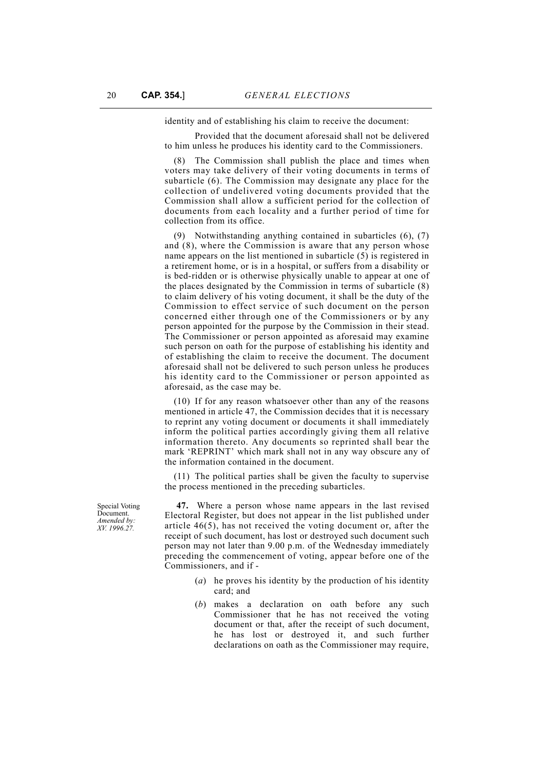identity and of establishing his claim to receive the document:

Provided that the document aforesaid shall not be delivered to him unless he produces his identity card to the Commissioners.

(8) The Commission shall publish the place and times when voters may take delivery of their voting documents in terms of subarticle (6). The Commission may designate any place for the collection of undelivered voting documents provided that the Commission shall allow a sufficient period for the collection of documents from each locality and a further period of time for collection from its office.

(9) Notwithstanding anything contained in subarticles (6), (7) and (8), where the Commission is aware that any person whose name appears on the list mentioned in subarticle (5) is registered in a retirement home, or is in a hospital, or suffers from a disability or is bed-ridden or is otherwise physically unable to appear at one of the places designated by the Commission in terms of subarticle (8) to claim delivery of his voting document, it shall be the duty of the Commission to effect service of such document on the person concerned either through one of the Commissioners or by any person appointed for the purpose by the Commission in their stead. The Commissioner or person appointed as aforesaid may examine such person on oath for the purpose of establishing his identity and of establishing the claim to receive the document. The document aforesaid shall not be delivered to such person unless he produces his identity card to the Commissioner or person appointed as aforesaid, as the case may be.

(10) If for any reason whatsoever other than any of the reasons mentioned in article 47, the Commission decides that it is necessary to reprint any voting document or documents it shall immediately inform the political parties accordingly giving them all relative information thereto. Any documents so reprinted shall bear the mark 'REPRINT' which mark shall not in any way obscure any of the information contained in the document.

(11) The political parties shall be given the faculty to supervise the process mentioned in the preceding subarticles.

Special Voting Document.
*Amended by: XV. 1996.27.*

**47.** Where a person whose name appears in the last revised Electoral Register, but does not appear in the list published under article 46(5), has not received the voting document or, after the receipt of such document, has lost or destroyed such document such person may not later than 9.00 p.m. of the Wednesday immediately preceding the commencement of voting, appear before one of the Commissioners, and if -

(*a*) he proves his identity by the production of his identity card; and

(*b*) makes a declaration on oath before any such Commissioner that he has not received the voting document or that, after the receipt of such document, he has lost or destroyed it, and such further declarations on oath as the Commissioner may require,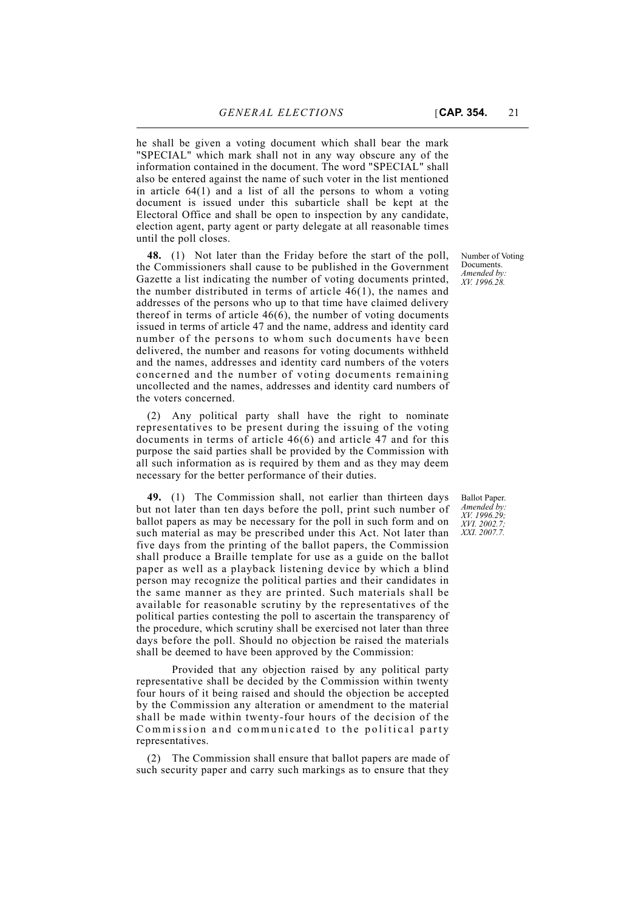he shall be given a voting document which shall bear the mark "SPECIAL" which mark shall not in any way obscure any of the information contained in the document. The word "SPECIAL" shall also be entered against the name of such voter in the list mentioned in article 64(1) and a list of all the persons to whom a voting document is issued under this subarticle shall be kept at the Electoral Office and shall be open to inspection by any candidate, election agent, party agent or party delegate at all reasonable times until the poll closes.

Number of Voting Documents.
*Amended by: XV. 1996.28.*

**48.** (1) Not later than the Friday before the start of the poll, the Commissioners shall cause to be published in the Government Gazette a list indicating the number of voting documents printed, the number distributed in terms of article 46(1), the names and addresses of the persons who up to that time have claimed delivery thereof in terms of article 46(6), the number of voting documents issued in terms of article 47 and the name, address and identity card number of the persons to whom such documents have been delivered, the number and reasons for voting documents withheld and the names, addresses and identity card numbers of the voters concerned and the number of voting documents remaining uncollected and the names, addresses and identity card numbers of the voters concerned.

(2) Any political party shall have the right to nominate representatives to be present during the issuing of the voting documents in terms of article 46(6) and article 47 and for this purpose the said parties shall be provided by the Commission with all such information as is required by them and as they may deem necessary for the better performance of their duties.

Ballot Paper.
*Amended by: XV. 1996.29; XVI. 2002.7; XXI. 2007.7.*

**49.** (1) The Commission shall, not earlier than thirteen days but not later than ten days before the poll, print such number of ballot papers as may be necessary for the poll in such form and on such material as may be prescribed under this Act. Not later than five days from the printing of the ballot papers, the Commission shall produce a Braille template for use as a guide on the ballot paper as well as a playback listening device by which a blind person may recognize the political parties and their candidates in the same manner as they are printed. Such materials shall be available for reasonable scrutiny by the representatives of the political parties contesting the poll to ascertain the transparency of the procedure, which scrutiny shall be exercised not later than three days before the poll. Should no objection be raised the materials shall be deemed to have been approved by the Commission:

Provided that any objection raised by any political party representative shall be decided by the Commission within twenty four hours of it being raised and should the objection be accepted by the Commission any alteration or amendment to the material shall be made within twenty-four hours of the decision of the Commission and communicated to the political party representatives.

(2) The Commission shall ensure that ballot papers are made of such security paper and carry such markings as to ensure that they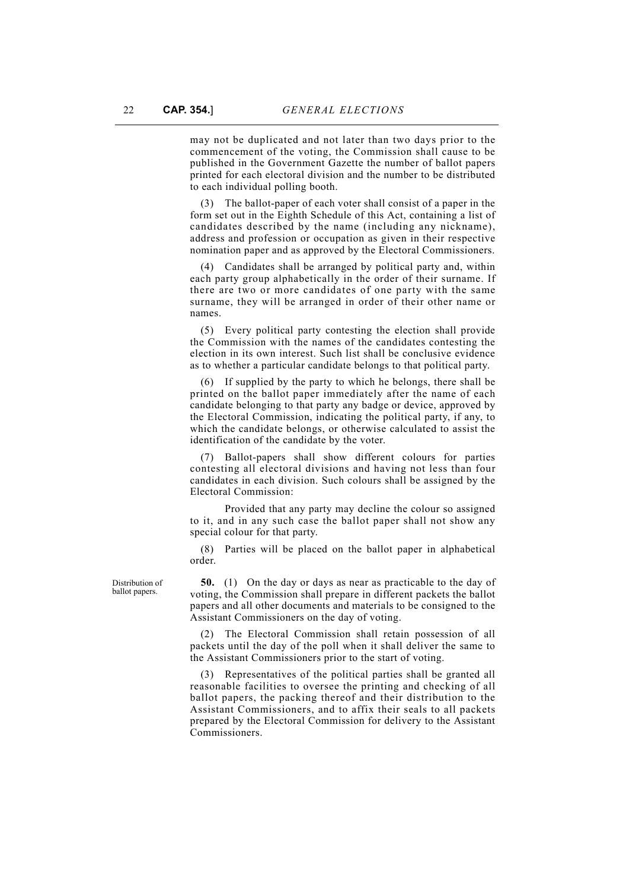may not be duplicated and not later than two days prior to the commencement of the voting, the Commission shall cause to be published in the Government Gazette the number of ballot papers printed for each electoral division and the number to be distributed to each individual polling booth.

(3) The ballot-paper of each voter shall consist of a paper in the form set out in the Eighth Schedule of this Act, containing a list of candidates described by the name (including any nickname), address and profession or occupation as given in their respective nomination paper and as approved by the Electoral Commissioners.

(4) Candidates shall be arranged by political party and, within each party group alphabetically in the order of their surname. If there are two or more candidates of one party with the same surname, they will be arranged in order of their other name or names.

(5) Every political party contesting the election shall provide the Commission with the names of the candidates contesting the election in its own interest. Such list shall be conclusive evidence as to whether a particular candidate belongs to that political party.

(6) If supplied by the party to which he belongs, there shall be printed on the ballot paper immediately after the name of each candidate belonging to that party any badge or device, approved by the Electoral Commission, indicating the political party, if any, to which the candidate belongs, or otherwise calculated to assist the identification of the candidate by the voter.

(7) Ballot-papers shall show different colours for parties contesting all electoral divisions and having not less than four candidates in each division. Such colours shall be assigned by the Electoral Commission:

Provided that any party may decline the colour so assigned to it, and in any such case the ballot paper shall not show any special colour for that party.

(8) Parties will be placed on the ballot paper in alphabetical order.

*Distribution of ballot papers.*

**50.** (1) On the day or days as near as practicable to the day of voting, the Commission shall prepare in different packets the ballot papers and all other documents and materials to be consigned to the Assistant Commissioners on the day of voting.

(2) The Electoral Commission shall retain possession of all packets until the day of the poll when it shall deliver the same to the Assistant Commissioners prior to the start of voting.

(3) Representatives of the political parties shall be granted all reasonable facilities to oversee the printing and checking of all ballot papers, the packing thereof and their distribution to the Assistant Commissioners, and to affix their seals to all packets prepared by the Electoral Commission for delivery to the Assistant Commissioners.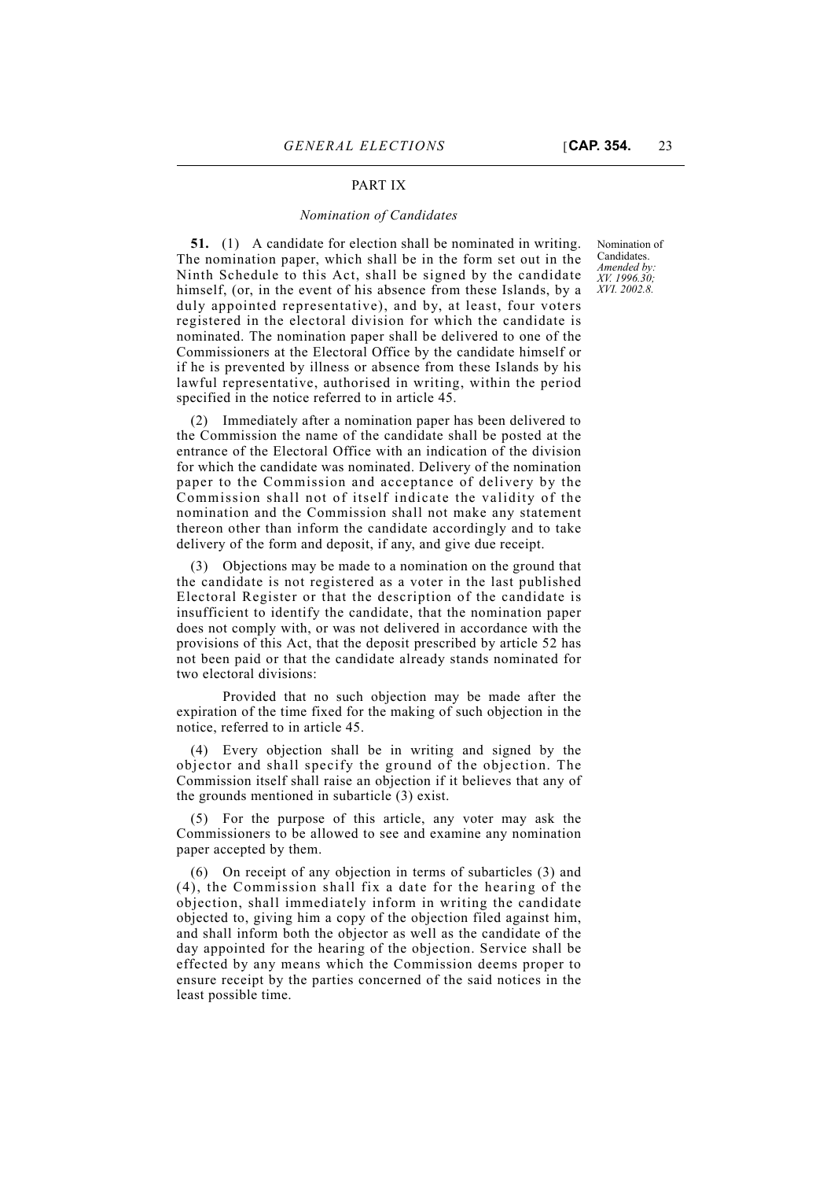PART IX

*Nomination of Candidates*

Nomination of Candidates. *Amended by: XV. 1996.30; XVI. 2002.8.*

**51.** (1) A candidate for election shall be nominated in writing. The nomination paper, which shall be in the form set out in the Ninth Schedule to this Act, shall be signed by the candidate himself, (or, in the event of his absence from these Islands, by a duly appointed representative), and by, at least, four voters registered in the electoral division for which the candidate is nominated. The nomination paper shall be delivered to one of the Commissioners at the Electoral Office by the candidate himself or if he is prevented by illness or absence from these Islands by his lawful representative, authorised in writing, within the period specified in the notice referred to in article 45.

(2) Immediately after a nomination paper has been delivered to the Commission the name of the candidate shall be posted at the entrance of the Electoral Office with an indication of the division for which the candidate was nominated. Delivery of the nomination paper to the Commission and acceptance of delivery by the Commission shall not of itself indicate the validity of the nomination and the Commission shall not make any statement thereon other than inform the candidate accordingly and to take delivery of the form and deposit, if any, and give due receipt.

(3) Objections may be made to a nomination on the ground that the candidate is not registered as a voter in the last published Electoral Register or that the description of the candidate is insufficient to identify the candidate, that the nomination paper does not comply with, or was not delivered in accordance with the provisions of this Act, that the deposit prescribed by article 52 has not been paid or that the candidate already stands nominated for two electoral divisions:

Provided that no such objection may be made after the expiration of the time fixed for the making of such objection in the notice, referred to in article 45.

(4) Every objection shall be in writing and signed by the objector and shall specify the ground of the objection. The Commission itself shall raise an objection if it believes that any of the grounds mentioned in subarticle (3) exist.

(5) For the purpose of this article, any voter may ask the Commissioners to be allowed to see and examine any nomination paper accepted by them.

(6) On receipt of any objection in terms of subarticles (3) and (4), the Commission shall fix a date for the hearing of the objection, shall immediately inform in writing the candidate objected to, giving him a copy of the objection filed against him, and shall inform both the objector as well as the candidate of the day appointed for the hearing of the objection. Service shall be effected by any means which the Commission deems proper to ensure receipt by the parties concerned of the said notices in the least possible time.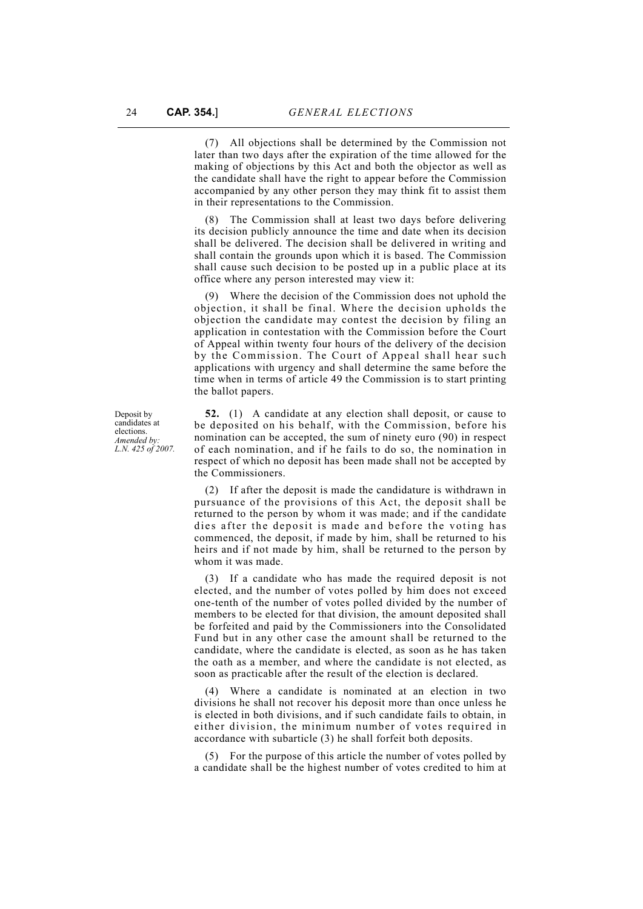(7) All objections shall be determined by the Commission not later than two days after the expiration of the time allowed for the making of objections by this Act and both the objector as well as the candidate shall have the right to appear before the Commission accompanied by any other person they may think fit to assist them in their representations to the Commission.

(8) The Commission shall at least two days before delivering its decision publicly announce the time and date when its decision shall be delivered. The decision shall be delivered in writing and shall contain the grounds upon which it is based. The Commission shall cause such decision to be posted up in a public place at its office where any person interested may view it:

(9) Where the decision of the Commission does not uphold the objection, it shall be final. Where the decision upholds the objection the candidate may contest the decision by filing an application in contestation with the Commission before the Court of Appeal within twenty four hours of the delivery of the decision by the Commission. The Court of Appeal shall hear such applications with urgency and shall determine the same before the time when in terms of article 49 the Commission is to start printing the ballot papers.

Deposit by candidates at elections.
*Amended by: L.N. 425 of 2007.*

**52.** (1) A candidate at any election shall deposit, or cause to be deposited on his behalf, with the Commission, before his nomination can be accepted, the sum of ninety euro (90) in respect of each nomination, and if he fails to do so, the nomination in respect of which no deposit has been made shall not be accepted by the Commissioners.

(2) If after the deposit is made the candidature is withdrawn in pursuance of the provisions of this Act, the deposit shall be returned to the person by whom it was made; and if the candidate dies after the deposit is made and before the voting has commenced, the deposit, if made by him, shall be returned to his heirs and if not made by him, shall be returned to the person by whom it was made.

(3) If a candidate who has made the required deposit is not elected, and the number of votes polled by him does not exceed one-tenth of the number of votes polled divided by the number of members to be elected for that division, the amount deposited shall be forfeited and paid by the Commissioners into the Consolidated Fund but in any other case the amount shall be returned to the candidate, where the candidate is elected, as soon as he has taken the oath as a member, and where the candidate is not elected, as soon as practicable after the result of the election is declared.

(4) Where a candidate is nominated at an election in two divisions he shall not recover his deposit more than once unless he is elected in both divisions, and if such candidate fails to obtain, in either division, the minimum number of votes required in accordance with subarticle (3) he shall forfeit both deposits.

(5) For the purpose of this article the number of votes polled by a candidate shall be the highest number of votes credited to him at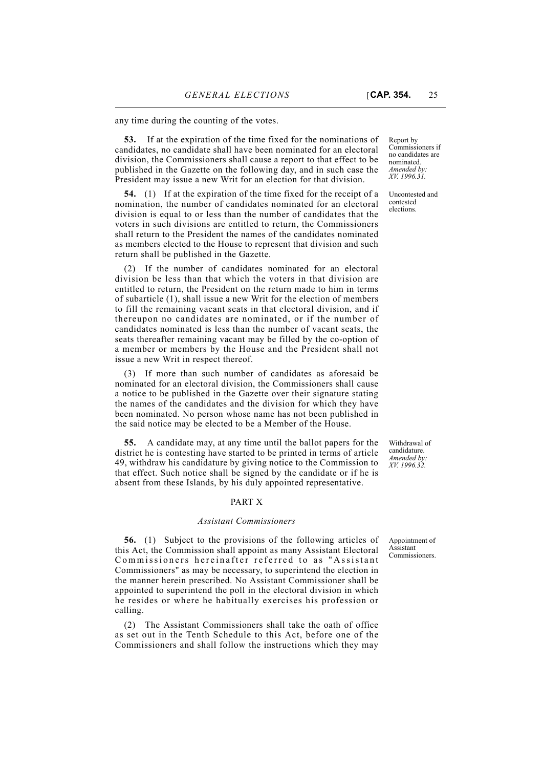any time during the counting of the votes.

**53.** If at the expiration of the time fixed for the nominations of candidates, no candidate shall have been nominated for an electoral division, the Commissioners shall cause a report to that effect to be published in the Gazette on the following day, and in such case the President may issue a new Writ for an election for that division.

Report by Commissioners if no candidates are nominated. *Amended by: XV. 1996.31.*

**54.** (1) If at the expiration of the time fixed for the receipt of a nomination, the number of candidates nominated for an electoral division is equal to or less than the number of candidates that the voters in such divisions are entitled to return, the Commissioners shall return to the President the names of the candidates nominated as members elected to the House to represent that division and such return shall be published in the Gazette.

Uncontested and contested elections.

(2) If the number of candidates nominated for an electoral division be less than that which the voters in that division are entitled to return, the President on the return made to him in terms of subarticle (1), shall issue a new Writ for the election of members to fill the remaining vacant seats in that electoral division, and if thereupon no candidates are nominated, or if the number of candidates nominated is less than the number of vacant seats, the seats thereafter remaining vacant may be filled by the co-option of a member or members by the House and the President shall not issue a new Writ in respect thereof.

(3) If more than such number of candidates as aforesaid be nominated for an electoral division, the Commissioners shall cause a notice to be published in the Gazette over their signature stating the names of the candidates and the division for which they have been nominated. No person whose name has not been published in the said notice may be elected to be a Member of the House.

**55.** A candidate may, at any time until the ballot papers for the district he is contesting have started to be printed in terms of article 49, withdraw his candidature by giving notice to the Commission to that effect. Such notice shall be signed by the candidate or if he is absent from these Islands, by his duly appointed representative.

Withdrawal of candidature. *Amended by: XV. 1996.32.*

## PART X

### *Assistant Commissioners*

**56.** (1) Subject to the provisions of the following articles of this Act, the Commission shall appoint as many Assistant Electoral Commissioners hereinafter referred to as "Assistant Commissioners" as may be necessary, to superintend the election in the manner herein prescribed. No Assistant Commissioner shall be appointed to superintend the poll in the electoral division in which he resides or where he habitually exercises his profession or calling.

Appointment of Assistant Commissioners.

(2) The Assistant Commissioners shall take the oath of office as set out in the Tenth Schedule to this Act, before one of the Commissioners and shall follow the instructions which they may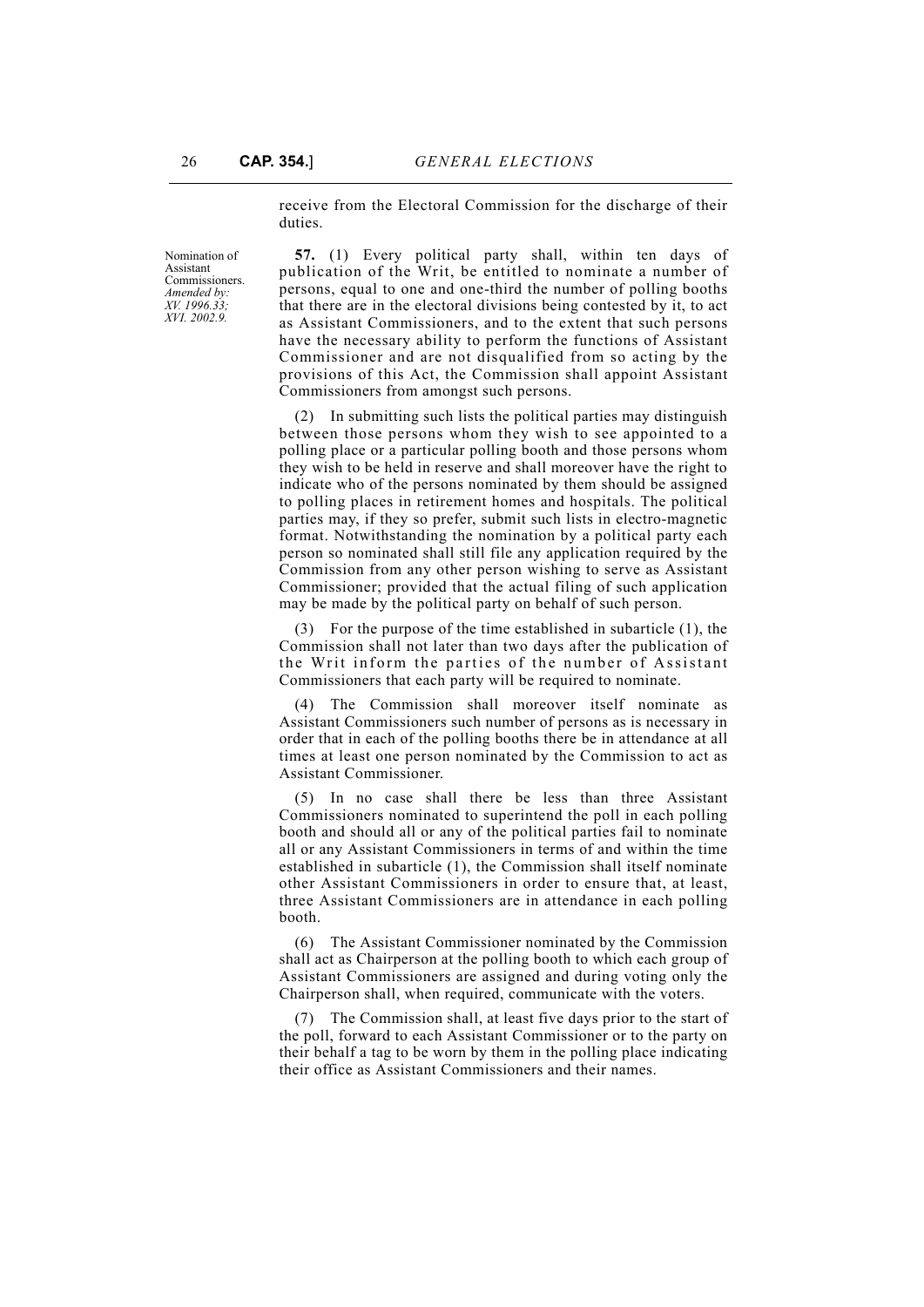receive from the Electoral Commission for the discharge of their duties.

Nomination of Assistant Commissioners.
*Amended by: XV. 1996.33; XVI. 2002.9.*

**57.** (1) Every political party shall, within ten days of publication of the Writ, be entitled to nominate a number of persons, equal to one and one-third the number of polling booths that there are in the electoral divisions being contested by it, to act as Assistant Commissioners, and to the extent that such persons have the necessary ability to perform the functions of Assistant Commissioner and are not disqualified from so acting by the provisions of this Act, the Commission shall appoint Assistant Commissioners from amongst such persons.

(2) In submitting such lists the political parties may distinguish between those persons whom they wish to see appointed to a polling place or a particular polling booth and those persons whom they wish to be held in reserve and shall moreover have the right to indicate who of the persons nominated by them should be assigned to polling places in retirement homes and hospitals. The political parties may, if they so prefer, submit such lists in electro-magnetic format. Notwithstanding the nomination by a political party each person so nominated shall still file any application required by the Commission from any other person wishing to serve as Assistant Commissioner; provided that the actual filing of such application may be made by the political party on behalf of such person.

(3) For the purpose of the time established in subarticle (1), the Commission shall not later than two days after the publication of the Writ inform the parties of the number of Assistant Commissioners that each party will be required to nominate.

(4) The Commission shall moreover itself nominate as Assistant Commissioners such number of persons as is necessary in order that in each of the polling booths there be in attendance at all times at least one person nominated by the Commission to act as Assistant Commissioner.

(5) In no case shall there be less than three Assistant Commissioners nominated to superintend the poll in each polling booth and should all or any of the political parties fail to nominate all or any Assistant Commissioners in terms of and within the time established in subarticle (1), the Commission shall itself nominate other Assistant Commissioners in order to ensure that, at least, three Assistant Commissioners are in attendance in each polling booth.

(6) The Assistant Commissioner nominated by the Commission shall act as Chairperson at the polling booth to which each group of Assistant Commissioners are assigned and during voting only the Chairperson shall, when required, communicate with the voters.

(7) The Commission shall, at least five days prior to the start of the poll, forward to each Assistant Commissioner or to the party on their behalf a tag to be worn by them in the polling place indicating their office as Assistant Commissioners and their names.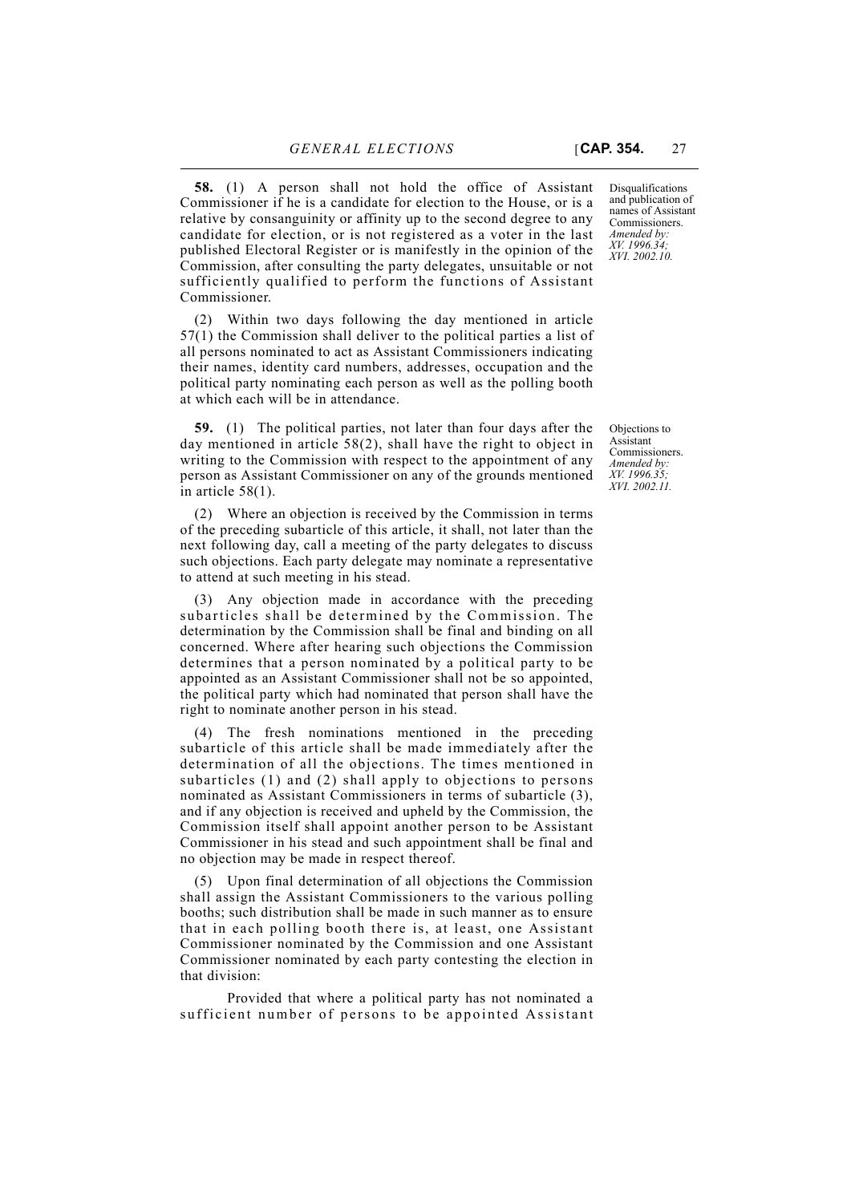**58.** (1) A person shall not hold the office of Assistant Commissioner if he is a candidate for election to the House, or is a relative by consanguinity or affinity up to the second degree to any candidate for election, or is not registered as a voter in the last published Electoral Register or is manifestly in the opinion of the Commission, after consulting the party delegates, unsuitable or not sufficiently qualified to perform the functions of Assistant Commissioner.

Disqualifications and publication of names of Assistant Commissioners. *Amended by: XV. 1996.34; XVI. 2002.10.*

(2) Within two days following the day mentioned in article 57(1) the Commission shall deliver to the political parties a list of all persons nominated to act as Assistant Commissioners indicating their names, identity card numbers, addresses, occupation and the political party nominating each person as well as the polling booth at which each will be in attendance.

**59.** (1) The political parties, not later than four days after the day mentioned in article 58(2), shall have the right to object in writing to the Commission with respect to the appointment of any person as Assistant Commissioner on any of the grounds mentioned in article 58(1).

Objections to Assistant Commissioners. *Amended by: XV. 1996.35; XVI. 2002.11.*

(2) Where an objection is received by the Commission in terms of the preceding subarticle of this article, it shall, not later than the next following day, call a meeting of the party delegates to discuss such objections. Each party delegate may nominate a representative to attend at such meeting in his stead.

(3) Any objection made in accordance with the preceding subarticles shall be determined by the Commission. The determination by the Commission shall be final and binding on all concerned. Where after hearing such objections the Commission determines that a person nominated by a political party to be appointed as an Assistant Commissioner shall not be so appointed, the political party which had nominated that person shall have the right to nominate another person in his stead.

(4) The fresh nominations mentioned in the preceding subarticle of this article shall be made immediately after the determination of all the objections. The times mentioned in subarticles (1) and (2) shall apply to objections to persons nominated as Assistant Commissioners in terms of subarticle (3), and if any objection is received and upheld by the Commission, the Commission itself shall appoint another person to be Assistant Commissioner in his stead and such appointment shall be final and no objection may be made in respect thereof.

(5) Upon final determination of all objections the Commission shall assign the Assistant Commissioners to the various polling booths; such distribution shall be made in such manner as to ensure that in each polling booth there is, at least, one Assistant Commissioner nominated by the Commission and one Assistant Commissioner nominated by each party contesting the election in that division:

Provided that where a political party has not nominated a sufficient number of persons to be appointed Assistant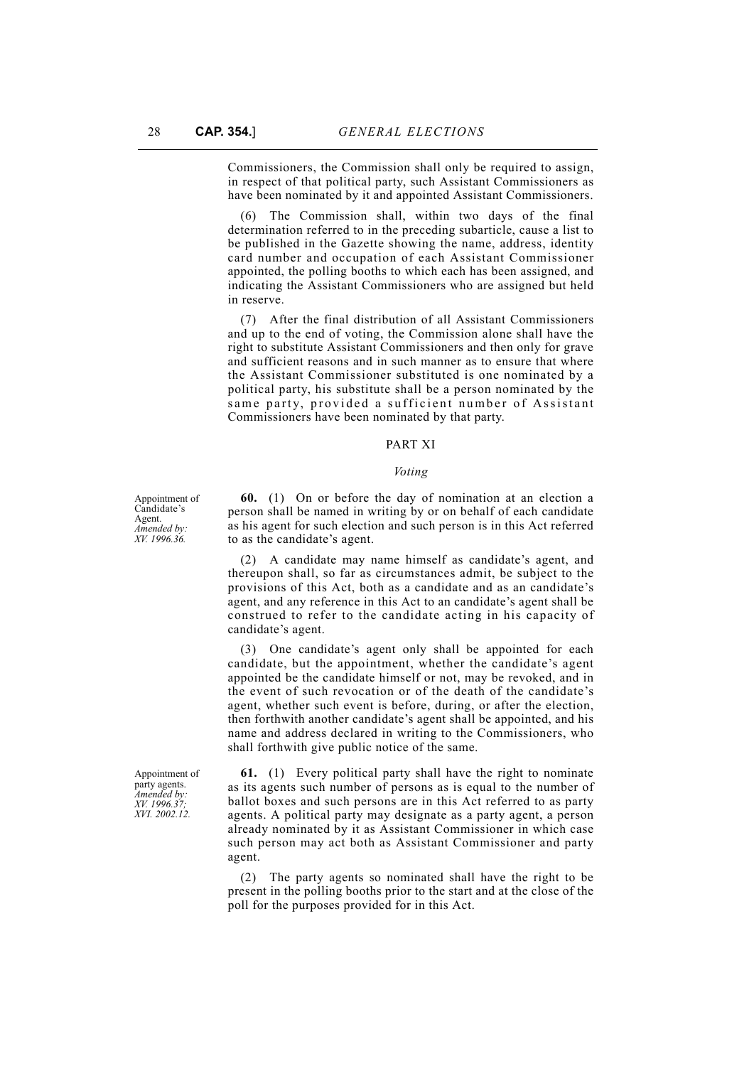Commissioners, the Commission shall only be required to assign, in respect of that political party, such Assistant Commissioners as have been nominated by it and appointed Assistant Commissioners.

(6) The Commission shall, within two days of the final determination referred to in the preceding subarticle, cause a list to be published in the Gazette showing the name, address, identity card number and occupation of each Assistant Commissioner appointed, the polling booths to which each has been assigned, and indicating the Assistant Commissioners who are assigned but held in reserve.

(7) After the final distribution of all Assistant Commissioners and up to the end of voting, the Commission alone shall have the right to substitute Assistant Commissioners and then only for grave and sufficient reasons and in such manner as to ensure that where the Assistant Commissioner substituted is one nominated by a political party, his substitute shall be a person nominated by the same party, provided a sufficient number of Assistant Commissioners have been nominated by that party.

## PART XI

### *Voting*

Appointment of Candidate's Agent.
*Amended by: XV. 1996.36.*

**60.** (1) On or before the day of nomination at an election a person shall be named in writing by or on behalf of each candidate as his agent for such election and such person is in this Act referred to as the candidate's agent.

(2) A candidate may name himself as candidate's agent, and thereupon shall, so far as circumstances admit, be subject to the provisions of this Act, both as a candidate and as an candidate's agent, and any reference in this Act to an candidate's agent shall be construed to refer to the candidate acting in his capacity of candidate's agent.

(3) One candidate's agent only shall be appointed for each candidate, but the appointment, whether the candidate's agent appointed be the candidate himself or not, may be revoked, and in the event of such revocation or of the death of the candidate's agent, whether such event is before, during, or after the election, then forthwith another candidate's agent shall be appointed, and his name and address declared in writing to the Commissioners, who shall forthwith give public notice of the same.

Appointment of party agents.
*Amended by: XV. 1996.37; XVI. 2002.12.*

**61.** (1) Every political party shall have the right to nominate as its agents such number of persons as is equal to the number of ballot boxes and such persons are in this Act referred to as party agents. A political party may designate as a party agent, a person already nominated by it as Assistant Commissioner in which case such person may act both as Assistant Commissioner and party agent.

(2) The party agents so nominated shall have the right to be present in the polling booths prior to the start and at the close of the poll for the purposes provided for in this Act.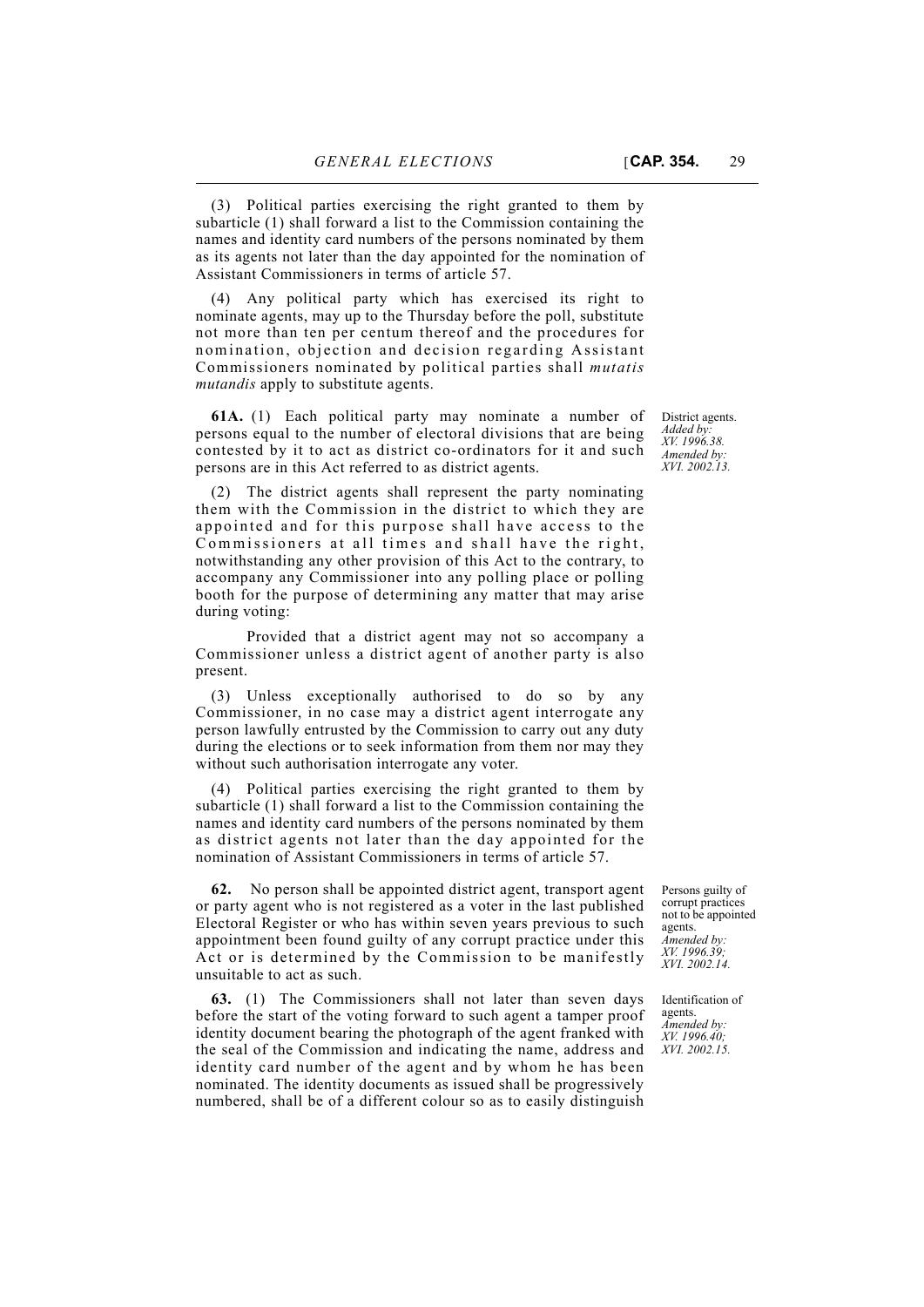(3) Political parties exercising the right granted to them by subarticle (1) shall forward a list to the Commission containing the names and identity card numbers of the persons nominated by them as its agents not later than the day appointed for the nomination of Assistant Commissioners in terms of article 57.

(4) Any political party which has exercised its right to nominate agents, may up to the Thursday before the poll, substitute not more than ten per centum thereof and the procedures for nomination, objection and decision regarding Assistant Commissioners nominated by political parties shall *mutatis mutandis* apply to substitute agents.

District agents. *Added by: XV. 1996.38. Amended by: XVI. 2002.13.*

**61A.** (1) Each political party may nominate a number of persons equal to the number of electoral divisions that are being contested by it to act as district co-ordinators for it and such persons are in this Act referred to as district agents.

(2) The district agents shall represent the party nominating them with the Commission in the district to which they are appointed and for this purpose shall have access to the Commissioners at all times and shall have the right, notwithstanding any other provision of this Act to the contrary, to accompany any Commissioner into any polling place or polling booth for the purpose of determining any matter that may arise during voting:

Provided that a district agent may not so accompany a Commissioner unless a district agent of another party is also present.

(3) Unless exceptionally authorised to do so by any Commissioner, in no case may a district agent interrogate any person lawfully entrusted by the Commission to carry out any duty during the elections or to seek information from them nor may they without such authorisation interrogate any voter.

(4) Political parties exercising the right granted to them by subarticle (1) shall forward a list to the Commission containing the names and identity card numbers of the persons nominated by them as district agents not later than the day appointed for the nomination of Assistant Commissioners in terms of article 57.

Persons guilty of corrupt practices not to be appointed agents. *Amended by: XV. 1996.39; XVI. 2002.14.*

**62.** No person shall be appointed district agent, transport agent or party agent who is not registered as a voter in the last published Electoral Register or who has within seven years previous to such appointment been found guilty of any corrupt practice under this Act or is determined by the Commission to be manifestly unsuitable to act as such.

Identification of agents. *Amended by: XV. 1996.40; XVI. 2002.15.*

**63.** (1) The Commissioners shall not later than seven days before the start of the voting forward to such agent a tamper proof identity document bearing the photograph of the agent franked with the seal of the Commission and indicating the name, address and identity card number of the agent and by whom he has been nominated. The identity documents as issued shall be progressively numbered, shall be of a different colour so as to easily distinguish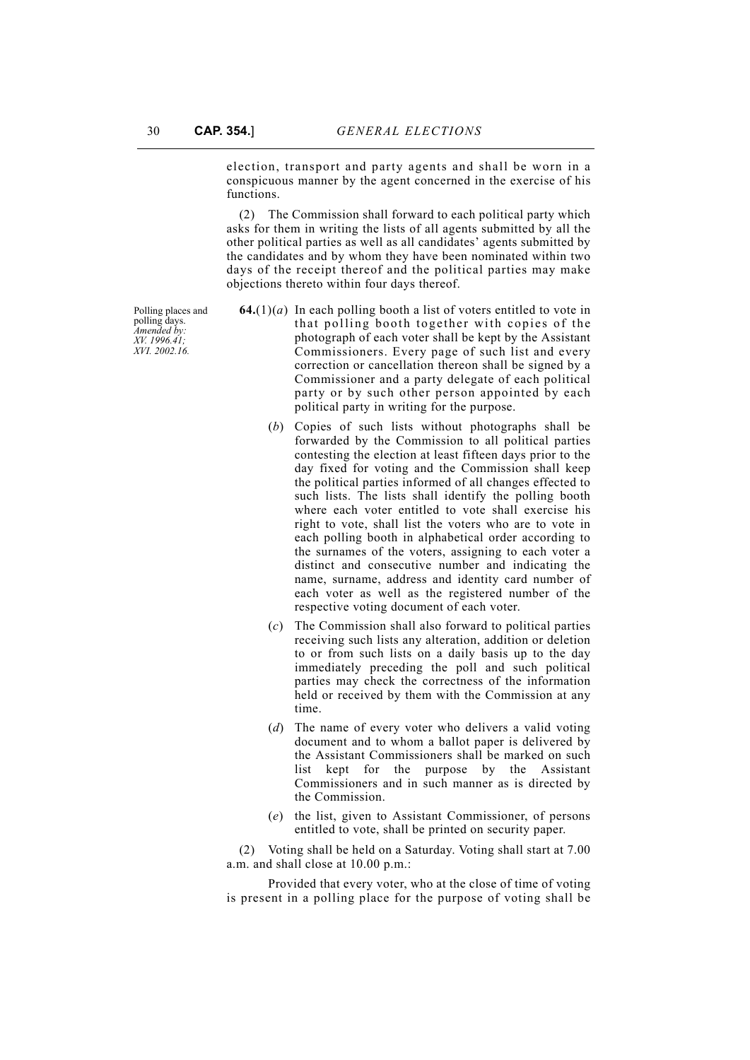election, transport and party agents and shall be worn in a conspicuous manner by the agent concerned in the exercise of his functions.

(2) The Commission shall forward to each political party which asks for them in writing the lists of all agents submitted by all the other political parties as well as all candidates' agents submitted by the candidates and by whom they have been nominated within two days of the receipt thereof and the political parties may make objections thereto within four days thereof.

Polling places and polling days.
*Amended by: XV. 1996.41; XVI. 2002.16.*

**64.**(1)(*a*) In each polling booth a list of voters entitled to vote in that polling booth together with copies of the photograph of each voter shall be kept by the Assistant Commissioners. Every page of such list and every correction or cancellation thereon shall be signed by a Commissioner and a party delegate of each political party or by such other person appointed by each political party in writing for the purpose.

(*b*) Copies of such lists without photographs shall be forwarded by the Commission to all political parties contesting the election at least fifteen days prior to the day fixed for voting and the Commission shall keep the political parties informed of all changes effected to such lists. The lists shall identify the polling booth where each voter entitled to vote shall exercise his right to vote, shall list the voters who are to vote in each polling booth in alphabetical order according to the surnames of the voters, assigning to each voter a distinct and consecutive number and indicating the name, surname, address and identity card number of each voter as well as the registered number of the respective voting document of each voter.

(*c*) The Commission shall also forward to political parties receiving such lists any alteration, addition or deletion to or from such lists on a daily basis up to the day immediately preceding the poll and such political parties may check the correctness of the information held or received by them with the Commission at any time.

(*d*) The name of every voter who delivers a valid voting document and to whom a ballot paper is delivered by the Assistant Commissioners shall be marked on such list kept for the purpose by the Assistant Commissioners and in such manner as is directed by the Commission.

(*e*) the list, given to Assistant Commissioner, of persons entitled to vote, shall be printed on security paper.

(2) Voting shall be held on a Saturday. Voting shall start at 7.00 a.m. and shall close at 10.00 p.m.:

Provided that every voter, who at the close of time of voting is present in a polling place for the purpose of voting shall be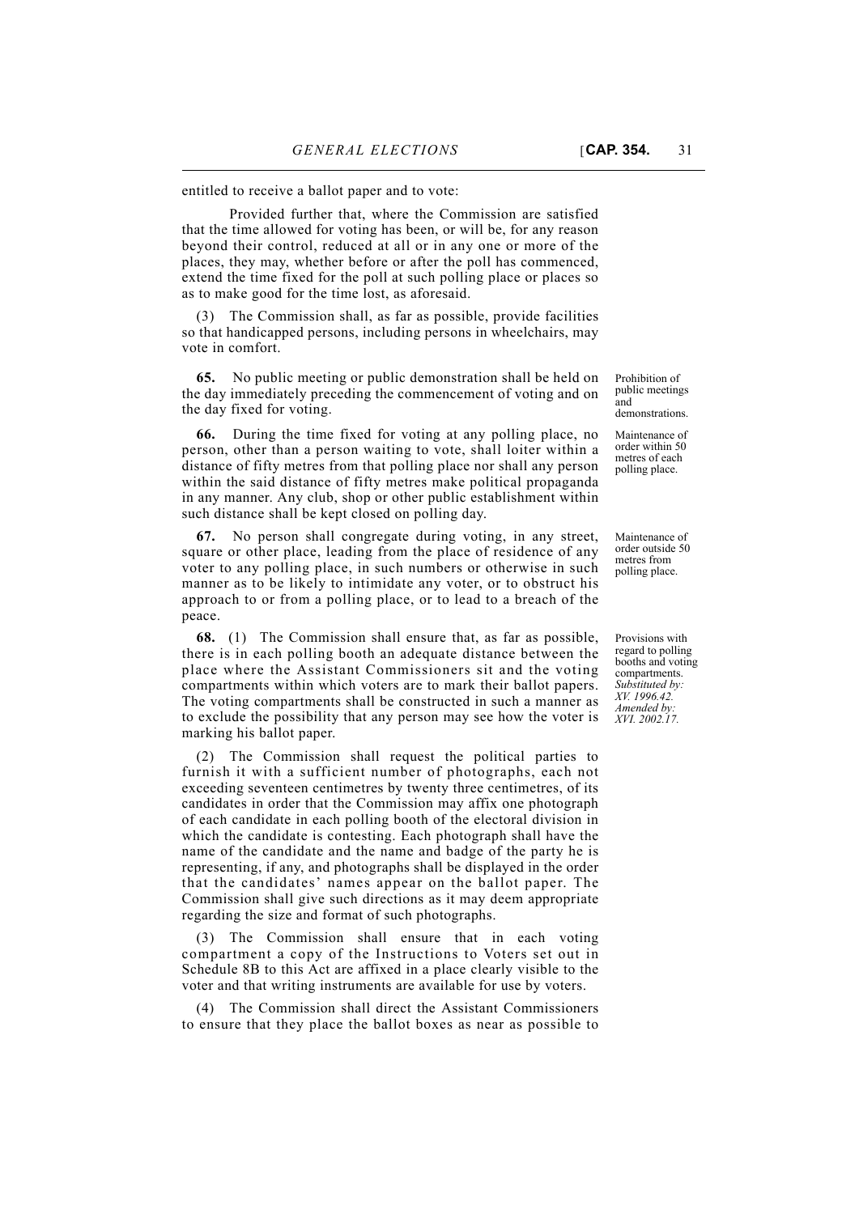entitled to receive a ballot paper and to vote:

Provided further that, where the Commission are satisfied that the time allowed for voting has been, or will be, for any reason beyond their control, reduced at all or in any one or more of the places, they may, whether before or after the poll has commenced, extend the time fixed for the poll at such polling place or places so as to make good for the time lost, as aforesaid.

(3) The Commission shall, as far as possible, provide facilities so that handicapped persons, including persons in wheelchairs, may vote in comfort.

Prohibition of public meetings and demonstrations.

**65.** No public meeting or public demonstration shall be held on the day immediately preceding the commencement of voting and on the day fixed for voting.

Maintenance of order within 50 metres of each polling place.

**66.** During the time fixed for voting at any polling place, no person, other than a person waiting to vote, shall loiter within a distance of fifty metres from that polling place nor shall any person within the said distance of fifty metres make political propaganda in any manner. Any club, shop or other public establishment within such distance shall be kept closed on polling day.

Maintenance of order outside 50 metres from polling place.

**67.** No person shall congregate during voting, in any street, square or other place, leading from the place of residence of any voter to any polling place, in such numbers or otherwise in such manner as to be likely to intimidate any voter, or to obstruct his approach to or from a polling place, or to lead to a breach of the peace.

Provisions with regard to polling booths and voting compartments. *Substituted by: XV. 1996.42. Amended by: XVI. 2002.17.*

**68.** (1) The Commission shall ensure that, as far as possible, there is in each polling booth an adequate distance between the place where the Assistant Commissioners sit and the voting compartments within which voters are to mark their ballot papers. The voting compartments shall be constructed in such a manner as to exclude the possibility that any person may see how the voter is marking his ballot paper.

(2) The Commission shall request the political parties to furnish it with a sufficient number of photographs, each not exceeding seventeen centimetres by twenty three centimetres, of its candidates in order that the Commission may affix one photograph of each candidate in each polling booth of the electoral division in which the candidate is contesting. Each photograph shall have the name of the candidate and the name and badge of the party he is representing, if any, and photographs shall be displayed in the order that the candidates' names appear on the ballot paper. The Commission shall give such directions as it may deem appropriate regarding the size and format of such photographs.

(3) The Commission shall ensure that in each voting compartment a copy of the Instructions to Voters set out in Schedule 8B to this Act are affixed in a place clearly visible to the voter and that writing instruments are available for use by voters.

(4) The Commission shall direct the Assistant Commissioners to ensure that they place the ballot boxes as near as possible to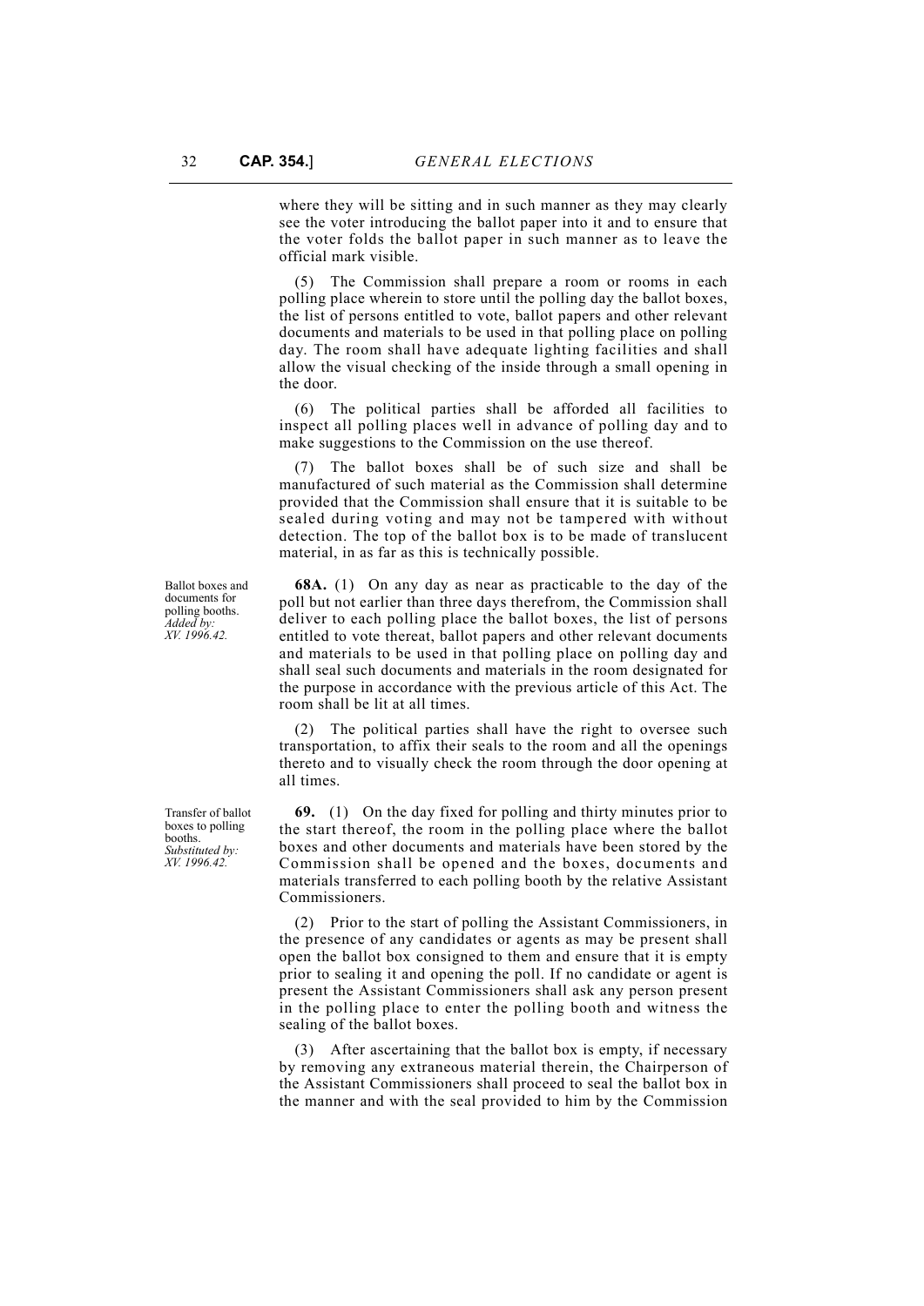where they will be sitting and in such manner as they may clearly see the voter introducing the ballot paper into it and to ensure that the voter folds the ballot paper in such manner as to leave the official mark visible.

(5) The Commission shall prepare a room or rooms in each polling place wherein to store until the polling day the ballot boxes, the list of persons entitled to vote, ballot papers and other relevant documents and materials to be used in that polling place on polling day. The room shall have adequate lighting facilities and shall allow the visual checking of the inside through a small opening in the door.

(6) The political parties shall be afforded all facilities to inspect all polling places well in advance of polling day and to make suggestions to the Commission on the use thereof.

(7) The ballot boxes shall be of such size and shall be manufactured of such material as the Commission shall determine provided that the Commission shall ensure that it is suitable to be sealed during voting and may not be tampered with without detection. The top of the ballot box is to be made of translucent material, in as far as this is technically possible.

Ballot boxes and documents for polling booths. *Added by: XV. 1996.42.*

**68A.** (1) On any day as near as practicable to the day of the poll but not earlier than three days therefrom, the Commission shall deliver to each polling place the ballot boxes, the list of persons entitled to vote thereat, ballot papers and other relevant documents and materials to be used in that polling place on polling day and shall seal such documents and materials in the room designated for the purpose in accordance with the previous article of this Act. The room shall be lit at all times.

(2) The political parties shall have the right to oversee such transportation, to affix their seals to the room and all the openings thereto and to visually check the room through the door opening at all times.

Transfer of ballot boxes to polling booths. *Substituted by: XV. 1996.42.*

**69.** (1) On the day fixed for polling and thirty minutes prior to the start thereof, the room in the polling place where the ballot boxes and other documents and materials have been stored by the Commission shall be opened and the boxes, documents and materials transferred to each polling booth by the relative Assistant Commissioners.

(2) Prior to the start of polling the Assistant Commissioners, in the presence of any candidates or agents as may be present shall open the ballot box consigned to them and ensure that it is empty prior to sealing it and opening the poll. If no candidate or agent is present the Assistant Commissioners shall ask any person present in the polling place to enter the polling booth and witness the sealing of the ballot boxes.

(3) After ascertaining that the ballot box is empty, if necessary by removing any extraneous material therein, the Chairperson of the Assistant Commissioners shall proceed to seal the ballot box in the manner and with the seal provided to him by the Commission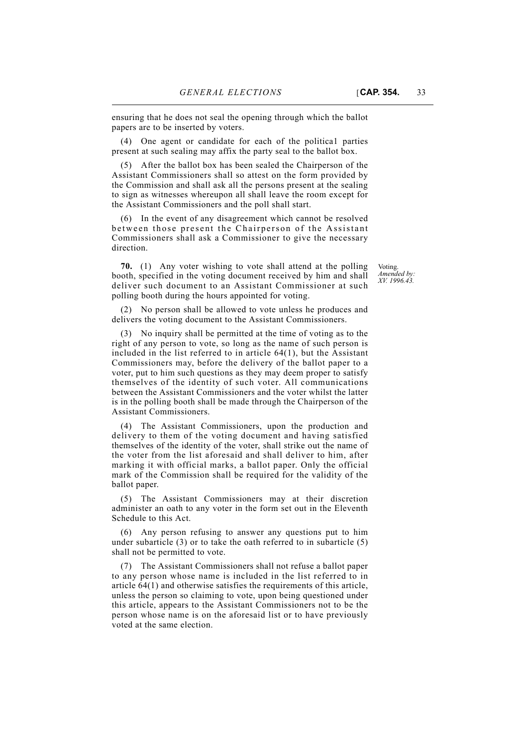ensuring that he does not seal the opening through which the ballot papers are to be inserted by voters.

(4) One agent or candidate for each of the politica1 parties present at such sealing may affix the party seal to the ballot box.

(5) After the ballot box has been sealed the Chairperson of the Assistant Commissioners shall so attest on the form provided by the Commission and shall ask all the persons present at the sealing to sign as witnesses whereupon all shall leave the room except for the Assistant Commissioners and the poll shall start.

(6) In the event of any disagreement which cannot be resolved between those present the Chairperson of the Assistant Commissioners shall ask a Commissioner to give the necessary direction.

Voting.
*Amended by: XV. 1996.43.*

**70.** (1) Any voter wishing to vote shall attend at the polling booth, specified in the voting document received by him and shall deliver such document to an Assistant Commissioner at such polling booth during the hours appointed for voting.

(2) No person shall be allowed to vote unless he produces and delivers the voting document to the Assistant Commissioners.

(3) No inquiry shall be permitted at the time of voting as to the right of any person to vote, so long as the name of such person is included in the list referred to in article 64(1), but the Assistant Commissioners may, before the delivery of the ballot paper to a voter, put to him such questions as they may deem proper to satisfy themselves of the identity of such voter. All communications between the Assistant Commissioners and the voter whilst the latter is in the polling booth shall be made through the Chairperson of the Assistant Commissioners.

(4) The Assistant Commissioners, upon the production and delivery to them of the voting document and having satisfied themselves of the identity of the voter, shall strike out the name of the voter from the list aforesaid and shall deliver to him, after marking it with official marks, a ballot paper. Only the official mark of the Commission shall be required for the validity of the ballot paper.

(5) The Assistant Commissioners may at their discretion administer an oath to any voter in the form set out in the Eleventh Schedule to this Act.

(6) Any person refusing to answer any questions put to him under subarticle (3) or to take the oath referred to in subarticle (5) shall not be permitted to vote.

(7) The Assistant Commissioners shall not refuse a ballot paper to any person whose name is included in the list referred to in article 64(1) and otherwise satisfies the requirements of this article, unless the person so claiming to vote, upon being questioned under this article, appears to the Assistant Commissioners not to be the person whose name is on the aforesaid list or to have previously voted at the same election.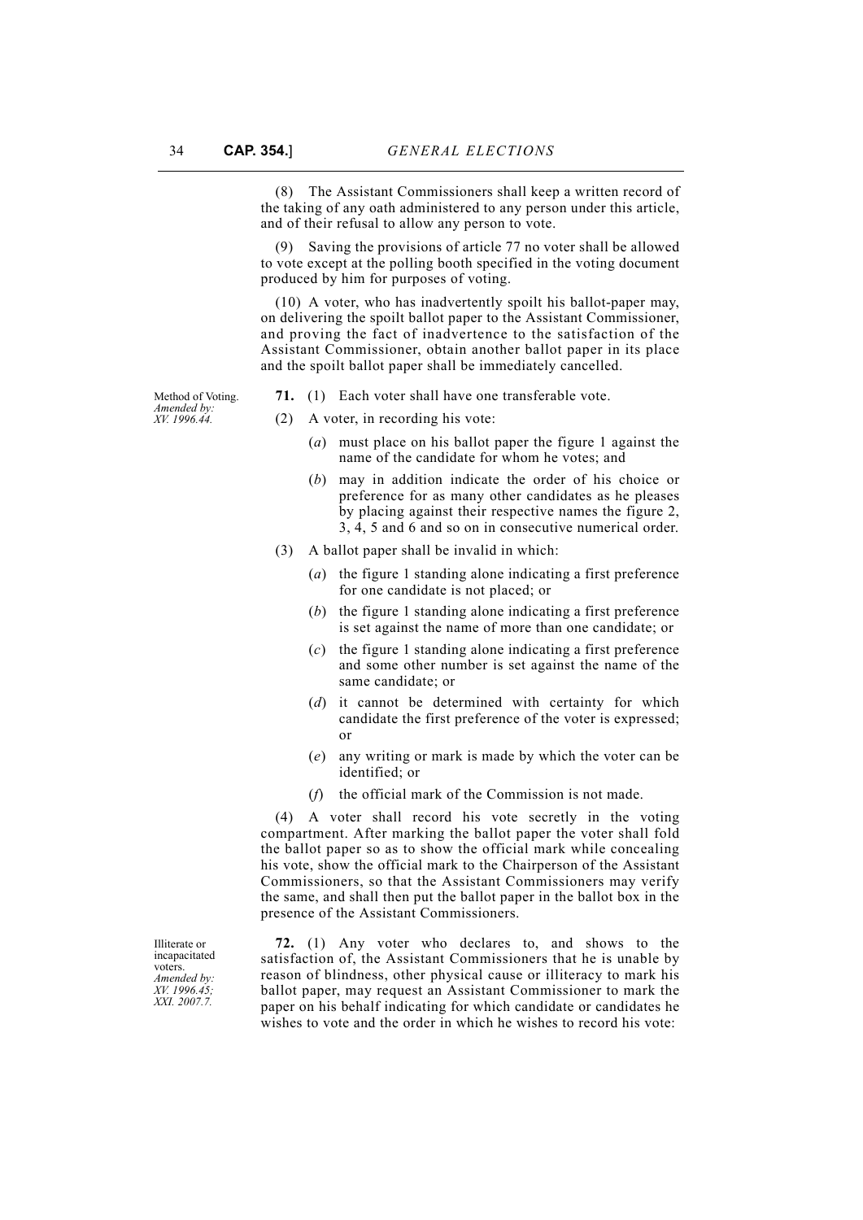(8) The Assistant Commissioners shall keep a written record of the taking of any oath administered to any person under this article, and of their refusal to allow any person to vote.

(9) Saving the provisions of article 77 no voter shall be allowed to vote except at the polling booth specified in the voting document produced by him for purposes of voting.

(10) A voter, who has inadvertently spoilt his ballot-paper may, on delivering the spoilt ballot paper to the Assistant Commissioner, and proving the fact of inadvertence to the satisfaction of the Assistant Commissioner, obtain another ballot paper in its place and the spoilt ballot paper shall be immediately cancelled.

Method of Voting. *Amended by: XV. 1996.44.*

**71.** (1) Each voter shall have one transferable vote.

(2) A voter, in recording his vote:

(*a*) must place on his ballot paper the figure 1 against the name of the candidate for whom he votes; and

(*b*) may in addition indicate the order of his choice or preference for as many other candidates as he pleases by placing against their respective names the figure 2, 3, 4, 5 and 6 and so on in consecutive numerical order.

(3) A ballot paper shall be invalid in which:

(*a*) the figure 1 standing alone indicating a first preference for one candidate is not placed; or

(*b*) the figure 1 standing alone indicating a first preference is set against the name of more than one candidate; or

(*c*) the figure 1 standing alone indicating a first preference and some other number is set against the name of the same candidate; or

(*d*) it cannot be determined with certainty for which candidate the first preference of the voter is expressed; or

(*e*) any writing or mark is made by which the voter can be identified; or

(*f*) the official mark of the Commission is not made.

(4) A voter shall record his vote secretly in the voting compartment. After marking the ballot paper the voter shall fold the ballot paper so as to show the official mark while concealing his vote, show the official mark to the Chairperson of the Assistant Commissioners, so that the Assistant Commissioners may verify the same, and shall then put the ballot paper in the ballot box in the presence of the Assistant Commissioners.

Illiterate or incapacitated voters. *Amended by: XV. 1996.45; XXI. 2007.7.*

**72.** (1) Any voter who declares to, and shows to the satisfaction of, the Assistant Commissioners that he is unable by reason of blindness, other physical cause or illiteracy to mark his ballot paper, may request an Assistant Commissioner to mark the paper on his behalf indicating for which candidate or candidates he wishes to vote and the order in which he wishes to record his vote: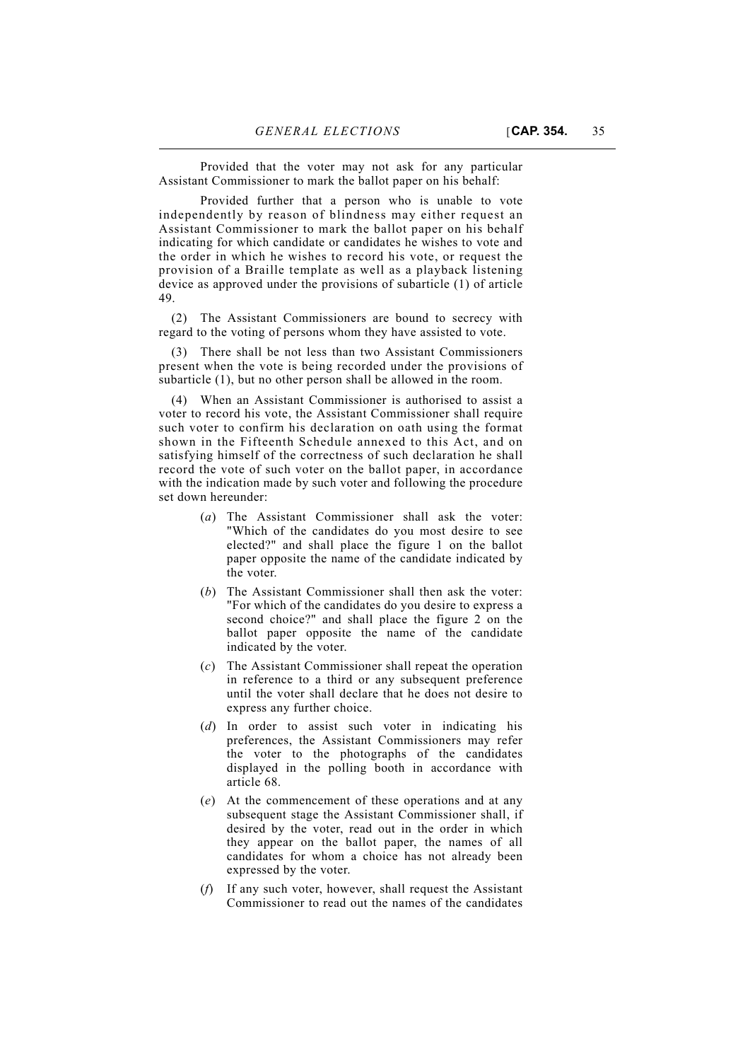Provided that the voter may not ask for any particular Assistant Commissioner to mark the ballot paper on his behalf:

Provided further that a person who is unable to vote independently by reason of blindness may either request an Assistant Commissioner to mark the ballot paper on his behalf indicating for which candidate or candidates he wishes to vote and the order in which he wishes to record his vote, or request the provision of a Braille template as well as a playback listening device as approved under the provisions of subarticle (1) of article 49.

(2) The Assistant Commissioners are bound to secrecy with regard to the voting of persons whom they have assisted to vote.

(3) There shall be not less than two Assistant Commissioners present when the vote is being recorded under the provisions of subarticle (1), but no other person shall be allowed in the room.

(4) When an Assistant Commissioner is authorised to assist a voter to record his vote, the Assistant Commissioner shall require such voter to confirm his declaration on oath using the format shown in the Fifteenth Schedule annexed to this Act, and on satisfying himself of the correctness of such declaration he shall record the vote of such voter on the ballot paper, in accordance with the indication made by such voter and following the procedure set down hereunder:

(*a*) The Assistant Commissioner shall ask the voter: "Which of the candidates do you most desire to see elected?" and shall place the figure 1 on the ballot paper opposite the name of the candidate indicated by the voter.

(*b*) The Assistant Commissioner shall then ask the voter: "For which of the candidates do you desire to express a second choice?" and shall place the figure 2 on the ballot paper opposite the name of the candidate indicated by the voter.

(*c*) The Assistant Commissioner shall repeat the operation in reference to a third or any subsequent preference until the voter shall declare that he does not desire to express any further choice.

(*d*) In order to assist such voter in indicating his preferences, the Assistant Commissioners may refer the voter to the photographs of the candidates displayed in the polling booth in accordance with article 68.

(*e*) At the commencement of these operations and at any subsequent stage the Assistant Commissioner shall, if desired by the voter, read out in the order in which they appear on the ballot paper, the names of all candidates for whom a choice has not already been expressed by the voter.

(*f*) If any such voter, however, shall request the Assistant Commissioner to read out the names of the candidates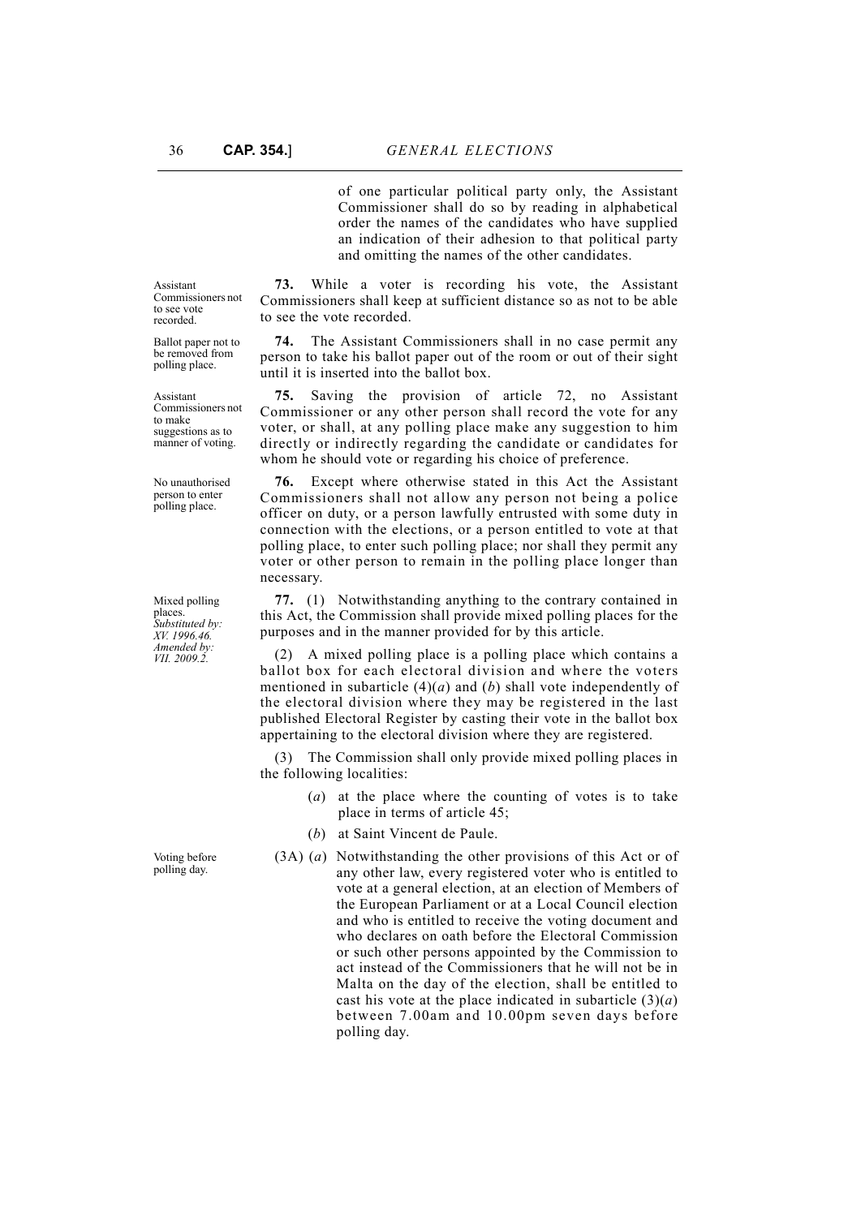of one particular political party only, the Assistant Commissioner shall do so by reading in alphabetical order the names of the candidates who have supplied an indication of their adhesion to that political party and omitting the names of the other candidates.

*Assistant Commissioners not to see vote recorded.*

**73.** While a voter is recording his vote, the Assistant Commissioners shall keep at sufficient distance so as not to be able to see the vote recorded.

*Ballot paper not to be removed from polling place.*

**74.** The Assistant Commissioners shall in no case permit any person to take his ballot paper out of the room or out of their sight until it is inserted into the ballot box.

*Assistant Commissioners not to make suggestions as to manner of voting.*

**75.** Saving the provision of article 72, no Assistant Commissioner or any other person shall record the vote for any voter, or shall, at any polling place make any suggestion to him directly or indirectly regarding the candidate or candidates for whom he should vote or regarding his choice of preference.

*No unauthorised person to enter polling place.*

**76.** Except where otherwise stated in this Act the Assistant Commissioners shall not allow any person not being a police officer on duty, or a person lawfully entrusted with some duty in connection with the elections, or a person entitled to vote at that polling place, to enter such polling place; nor shall they permit any voter or other person to remain in the polling place longer than necessary.

*Mixed polling places. Substituted by: XV. 1996.46. Amended by: VII. 2009.2.*

**77.** (1) Notwithstanding anything to the contrary contained in this Act, the Commission shall provide mixed polling places for the purposes and in the manner provided for by this article.

(2) A mixed polling place is a polling place which contains a ballot box for each electoral division and where the voters mentioned in subarticle (4)(*a*) and (*b*) shall vote independently of the electoral division where they may be registered in the last published Electoral Register by casting their vote in the ballot box appertaining to the electoral division where they are registered.

(3) The Commission shall only provide mixed polling places in the following localities:

(*a*) at the place where the counting of votes is to take place in terms of article 45;

(*b*) at Saint Vincent de Paule.

*Voting before polling day.*

(3A) (*a*) Notwithstanding the other provisions of this Act or of any other law, every registered voter who is entitled to vote at a general election, at an election of Members of the European Parliament or at a Local Council election and who is entitled to receive the voting document and who declares on oath before the Electoral Commission or such other persons appointed by the Commission to act instead of the Commissioners that he will not be in Malta on the day of the election, shall be entitled to cast his vote at the place indicated in subarticle (3)(*a*) between 7.00am and 10.00pm seven days before polling day.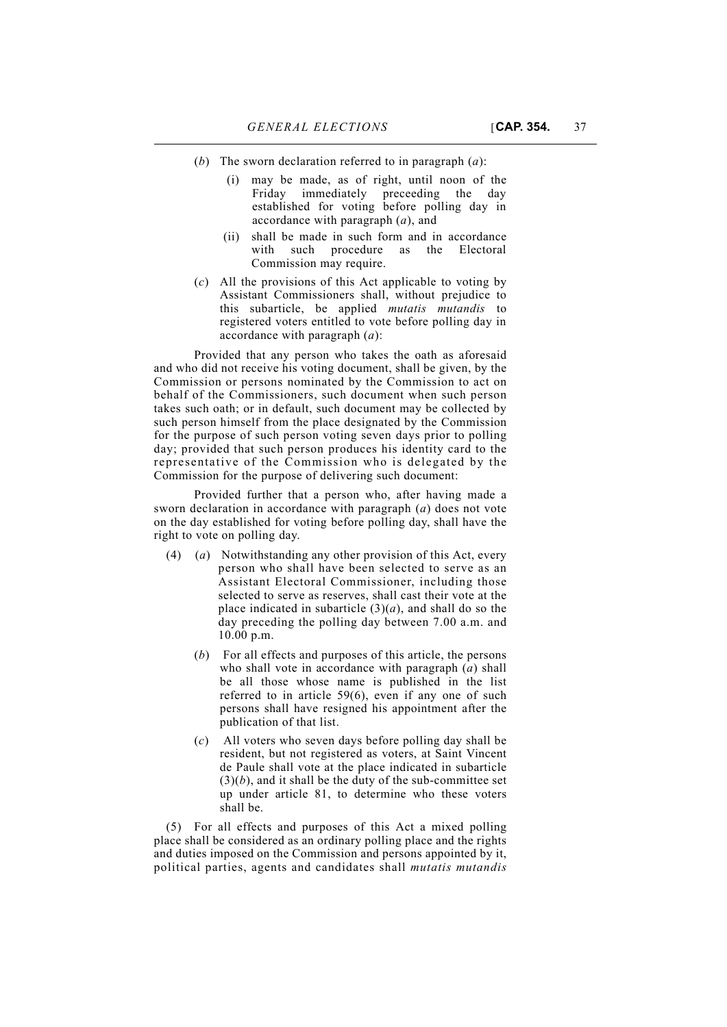(*b*) The sworn declaration referred to in paragraph (*a*):

(i) may be made, as of right, until noon of the Friday immediately preceeding the day established for voting before polling day in accordance with paragraph (*a*), and

(ii) shall be made in such form and in accordance with such procedure as the Electoral Commission may require.

(*c*) All the provisions of this Act applicable to voting by Assistant Commissioners shall, without prejudice to this subarticle, be applied *mutatis mutandis* to registered voters entitled to vote before polling day in accordance with paragraph (*a*):

Provided that any person who takes the oath as aforesaid and who did not receive his voting document, shall be given, by the Commission or persons nominated by the Commission to act on behalf of the Commissioners, such document when such person takes such oath; or in default, such document may be collected by such person himself from the place designated by the Commission for the purpose of such person voting seven days prior to polling day; provided that such person produces his identity card to the representative of the Commission who is delegated by the Commission for the purpose of delivering such document:

Provided further that a person who, after having made a sworn declaration in accordance with paragraph (*a*) does not vote on the day established for voting before polling day, shall have the right to vote on polling day.

(4) (*a*) Notwithstanding any other provision of this Act, every person who shall have been selected to serve as an Assistant Electoral Commissioner, including those selected to serve as reserves, shall cast their vote at the place indicated in subarticle (3)(*a*), and shall do so the day preceding the polling day between 7.00 a.m. and 10.00 p.m.

(*b*) For all effects and purposes of this article, the persons who shall vote in accordance with paragraph (*a*) shall be all those whose name is published in the list referred to in article 59(6), even if any one of such persons shall have resigned his appointment after the publication of that list.

(*c*) All voters who seven days before polling day shall be resident, but not registered as voters, at Saint Vincent de Paule shall vote at the place indicated in subarticle (3)(*b*), and it shall be the duty of the sub-committee set up under article 81, to determine who these voters shall be.

(5) For all effects and purposes of this Act a mixed polling place shall be considered as an ordinary polling place and the rights and duties imposed on the Commission and persons appointed by it, political parties, agents and candidates shall *mutatis mutandis*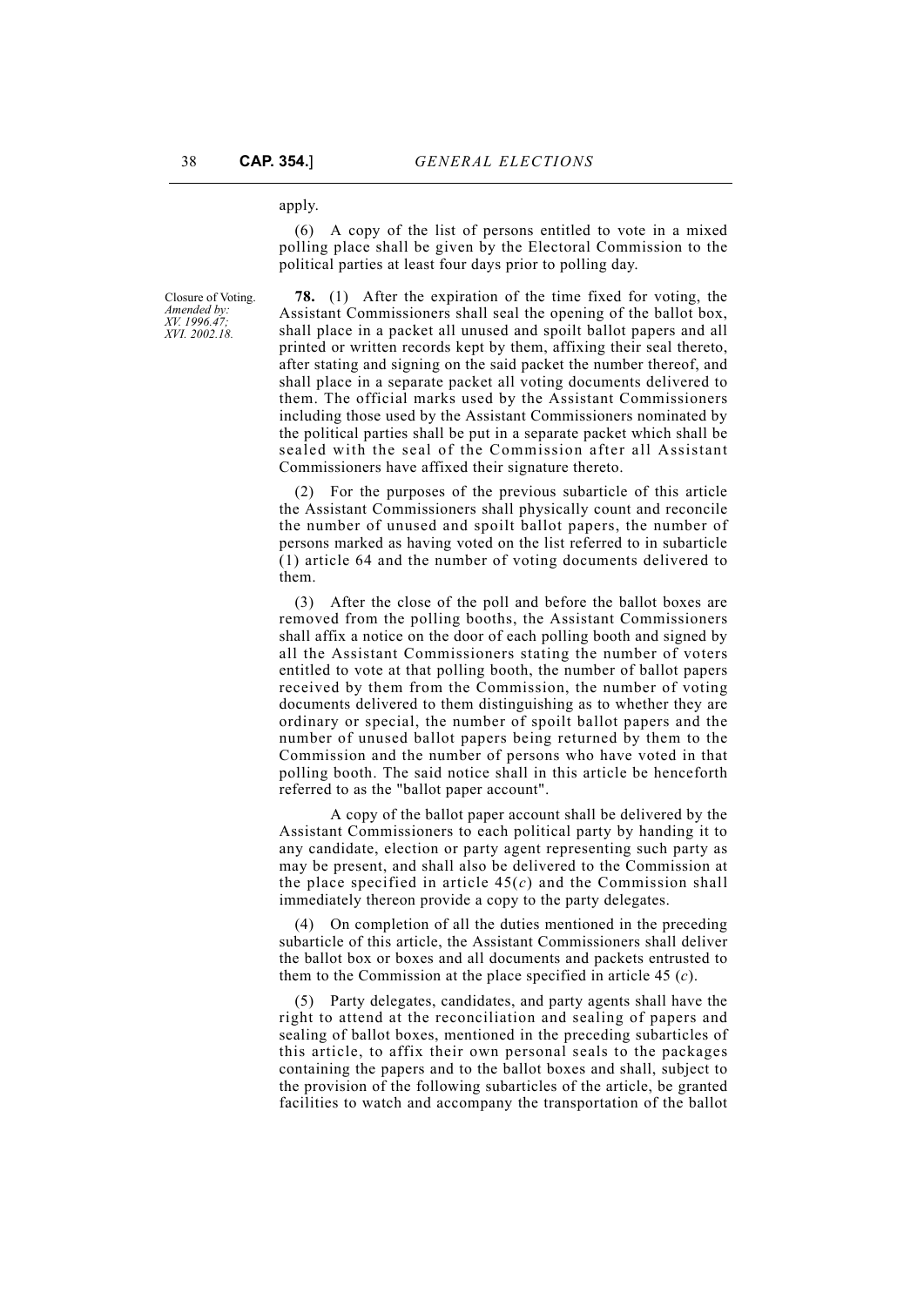apply.

(6) A copy of the list of persons entitled to vote in a mixed polling place shall be given by the Electoral Commission to the political parties at least four days prior to polling day.

Closure of Voting. *Amended by: XV. 1996.47; XVI. 2002.18.*

**78.** (1) After the expiration of the time fixed for voting, the Assistant Commissioners shall seal the opening of the ballot box, shall place in a packet all unused and spoilt ballot papers and all printed or written records kept by them, affixing their seal thereto, after stating and signing on the said packet the number thereof, and shall place in a separate packet all voting documents delivered to them. The official marks used by the Assistant Commissioners including those used by the Assistant Commissioners nominated by the political parties shall be put in a separate packet which shall be sealed with the seal of the Commission after all Assistant Commissioners have affixed their signature thereto.

(2) For the purposes of the previous subarticle of this article the Assistant Commissioners shall physically count and reconcile the number of unused and spoilt ballot papers, the number of persons marked as having voted on the list referred to in subarticle (1) article 64 and the number of voting documents delivered to them.

(3) After the close of the poll and before the ballot boxes are removed from the polling booths, the Assistant Commissioners shall affix a notice on the door of each polling booth and signed by all the Assistant Commissioners stating the number of voters entitled to vote at that polling booth, the number of ballot papers received by them from the Commission, the number of voting documents delivered to them distinguishing as to whether they are ordinary or special, the number of spoilt ballot papers and the number of unused ballot papers being returned by them to the Commission and the number of persons who have voted in that polling booth. The said notice shall in this article be henceforth referred to as the "ballot paper account".

A copy of the ballot paper account shall be delivered by the Assistant Commissioners to each political party by handing it to any candidate, election or party agent representing such party as may be present, and shall also be delivered to the Commission at the place specified in article 45(*c*) and the Commission shall immediately thereon provide a copy to the party delegates.

(4) On completion of all the duties mentioned in the preceding subarticle of this article, the Assistant Commissioners shall deliver the ballot box or boxes and all documents and packets entrusted to them to the Commission at the place specified in article 45 (*c*).

(5) Party delegates, candidates, and party agents shall have the right to attend at the reconciliation and sealing of papers and sealing of ballot boxes, mentioned in the preceding subarticles of this article, to affix their own personal seals to the packages containing the papers and to the ballot boxes and shall, subject to the provision of the following subarticles of the article, be granted facilities to watch and accompany the transportation of the ballot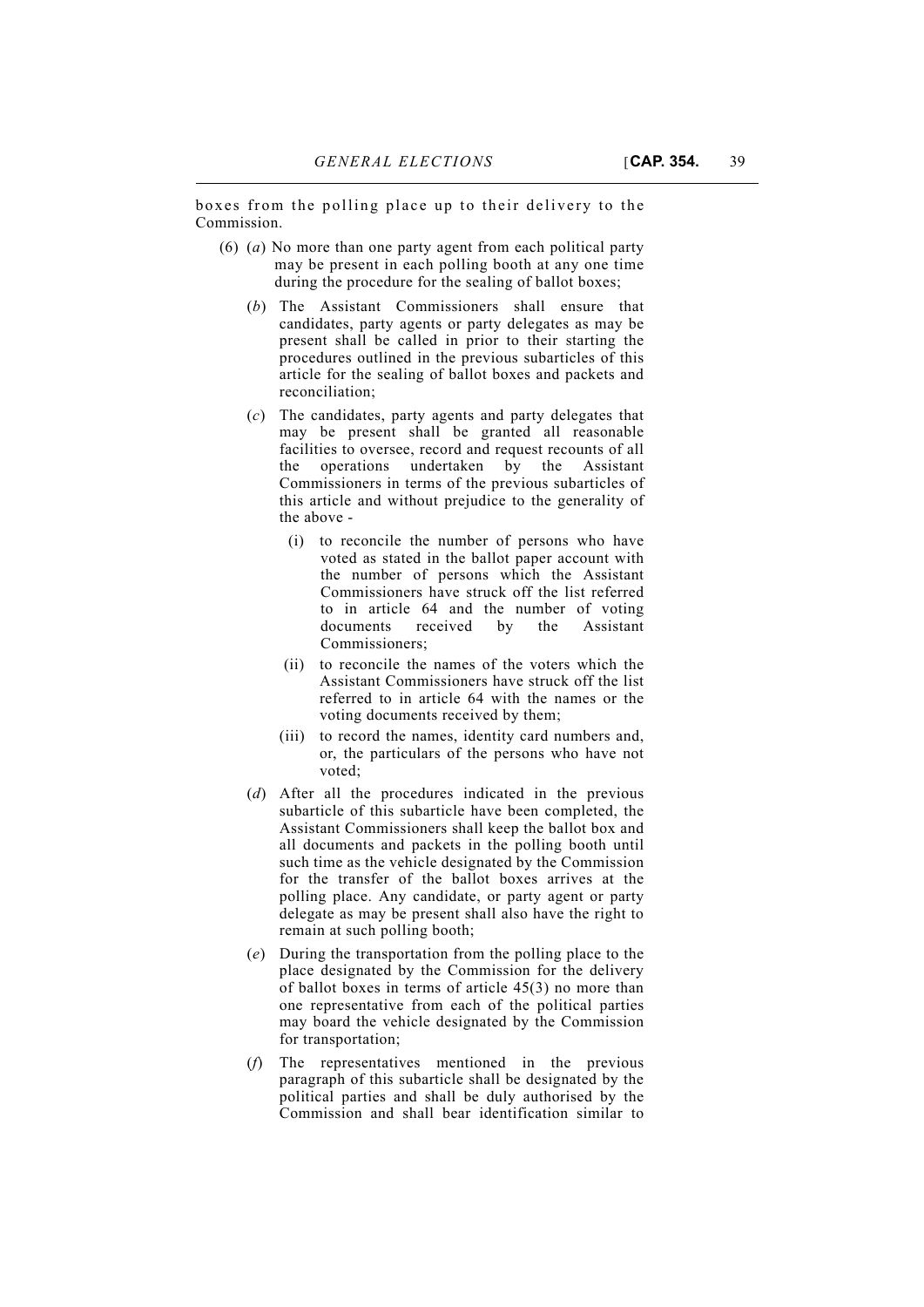boxes from the polling place up to their delivery to the Commission.

(6) (*a*) No more than one party agent from each political party may be present in each polling booth at any one time during the procedure for the sealing of ballot boxes;

(*b*) The Assistant Commissioners shall ensure that candidates, party agents or party delegates as may be present shall be called in prior to their starting the procedures outlined in the previous subarticles of this article for the sealing of ballot boxes and packets and reconciliation;

(*c*) The candidates, party agents and party delegates that may be present shall be granted all reasonable facilities to oversee, record and request recounts of all the operations undertaken by the Assistant Commissioners in terms of the previous subarticles of this article and without prejudice to the generality of the above -

(i) to reconcile the number of persons who have voted as stated in the ballot paper account with the number of persons which the Assistant Commissioners have struck off the list referred to in article 64 and the number of voting documents received by the Assistant Commissioners;

(ii) to reconcile the names of the voters which the Assistant Commissioners have struck off the list referred to in article 64 with the names or the voting documents received by them;

(iii) to record the names, identity card numbers and, or, the particulars of the persons who have not voted;

(*d*) After all the procedures indicated in the previous subarticle of this subarticle have been completed, the Assistant Commissioners shall keep the ballot box and all documents and packets in the polling booth until such time as the vehicle designated by the Commission for the transfer of the ballot boxes arrives at the polling place. Any candidate, or party agent or party delegate as may be present shall also have the right to remain at such polling booth;

(*e*) During the transportation from the polling place to the place designated by the Commission for the delivery of ballot boxes in terms of article 45(3) no more than one representative from each of the political parties may board the vehicle designated by the Commission for transportation;

(*f*) The representatives mentioned in the previous paragraph of this subarticle shall be designated by the political parties and shall be duly authorised by the Commission and shall bear identification similar to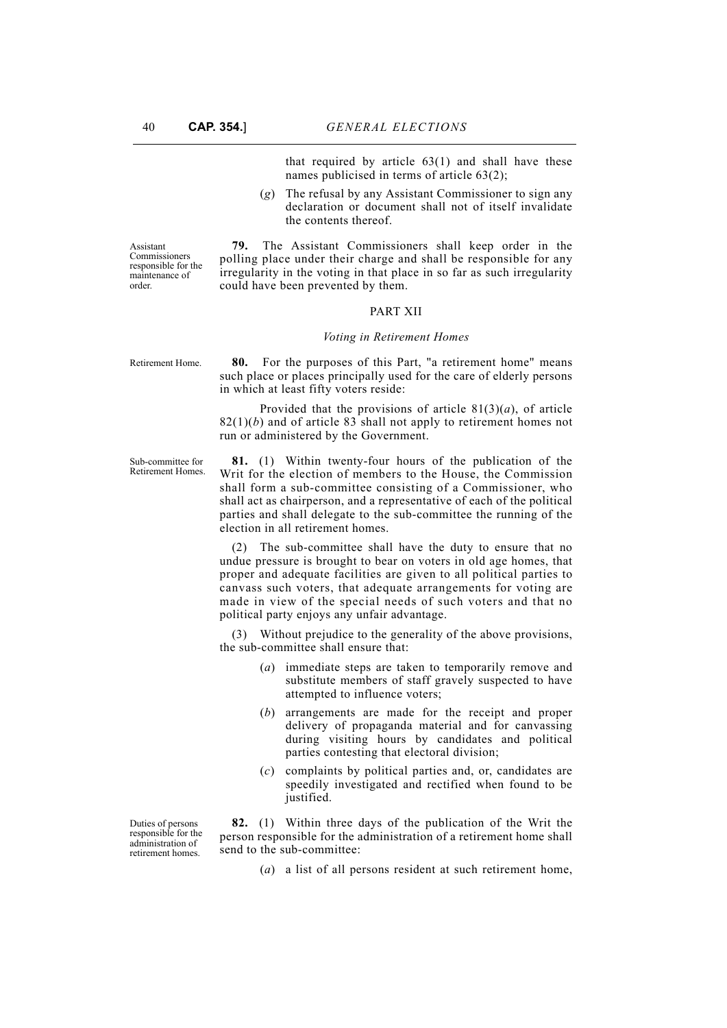that required by article 63(1) and shall have these names publicised in terms of article 63(2);

(*g*) The refusal by any Assistant Commissioner to sign any declaration or document shall not of itself invalidate the contents thereof.

Assistant Commissioners responsible for the maintenance of order.

**79.** The Assistant Commissioners shall keep order in the polling place under their charge and shall be responsible for any irregularity in the voting in that place in so far as such irregularity could have been prevented by them.

## PART XII

### *Voting in Retirement Homes*

Retirement Home.

**80.** For the purposes of this Part, "a retirement home" means such place or places principally used for the care of elderly persons in which at least fifty voters reside:

Provided that the provisions of article 81(3)(*a*), of article 82(1)(*b*) and of article 83 shall not apply to retirement homes not run or administered by the Government.

Sub-committee for Retirement Homes.

**81.** (1) Within twenty-four hours of the publication of the Writ for the election of members to the House, the Commission shall form a sub-committee consisting of a Commissioner, who shall act as chairperson, and a representative of each of the political parties and shall delegate to the sub-committee the running of the election in all retirement homes.

(2) The sub-committee shall have the duty to ensure that no undue pressure is brought to bear on voters in old age homes, that proper and adequate facilities are given to all political parties to canvass such voters, that adequate arrangements for voting are made in view of the special needs of such voters and that no political party enjoys any unfair advantage.

(3) Without prejudice to the generality of the above provisions, the sub-committee shall ensure that:

(*a*) immediate steps are taken to temporarily remove and substitute members of staff gravely suspected to have attempted to influence voters;

(*b*) arrangements are made for the receipt and proper delivery of propaganda material and for canvassing during visiting hours by candidates and political parties contesting that electoral division;

(*c*) complaints by political parties and, or, candidates are speedily investigated and rectified when found to be justified.

Duties of persons responsible for the administration of retirement homes.

**82.** (1) Within three days of the publication of the Writ the person responsible for the administration of a retirement home shall send to the sub-committee:

(*a*) a list of all persons resident at such retirement home,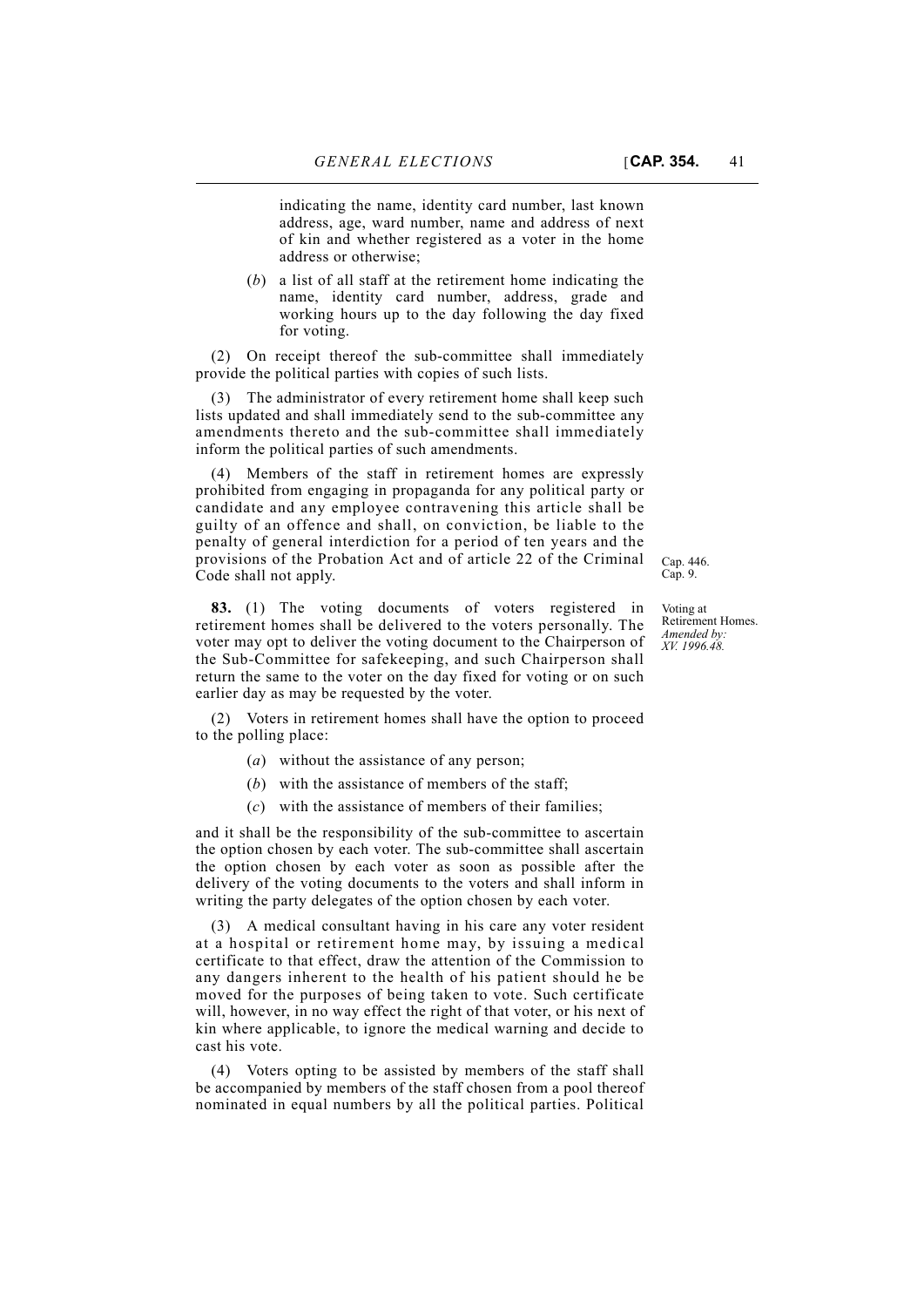indicating the name, identity card number, last known address, age, ward number, name and address of next of kin and whether registered as a voter in the home address or otherwise;

(*b*) a list of all staff at the retirement home indicating the name, identity card number, address, grade and working hours up to the day following the day fixed for voting.

(2) On receipt thereof the sub-committee shall immediately provide the political parties with copies of such lists.

(3) The administrator of every retirement home shall keep such lists updated and shall immediately send to the sub-committee any amendments thereto and the sub-committee shall immediately inform the political parties of such amendments.

(4) Members of the staff in retirement homes are expressly prohibited from engaging in propaganda for any political party or candidate and any employee contravening this article shall be guilty of an offence and shall, on conviction, be liable to the penalty of general interdiction for a period of ten years and the provisions of the Probation Act and of article 22 of the Criminal Code shall not apply.

Cap. 446.
Cap. 9.

Voting at Retirement Homes.
*Amended by: XV. 1996.48.*

**83.** (1) The voting documents of voters registered in retirement homes shall be delivered to the voters personally. The voter may opt to deliver the voting document to the Chairperson of the Sub-Committee for safekeeping, and such Chairperson shall return the same to the voter on the day fixed for voting or on such earlier day as may be requested by the voter.

(2) Voters in retirement homes shall have the option to proceed to the polling place:

(*a*) without the assistance of any person;

(*b*) with the assistance of members of the staff;

(*c*) with the assistance of members of their families;

and it shall be the responsibility of the sub-committee to ascertain the option chosen by each voter. The sub-committee shall ascertain the option chosen by each voter as soon as possible after the delivery of the voting documents to the voters and shall inform in writing the party delegates of the option chosen by each voter.

(3) A medical consultant having in his care any voter resident at a hospital or retirement home may, by issuing a medical certificate to that effect, draw the attention of the Commission to any dangers inherent to the health of his patient should he be moved for the purposes of being taken to vote. Such certificate will, however, in no way effect the right of that voter, or his next of kin where applicable, to ignore the medical warning and decide to cast his vote.

(4) Voters opting to be assisted by members of the staff shall be accompanied by members of the staff chosen from a pool thereof nominated in equal numbers by all the political parties. Political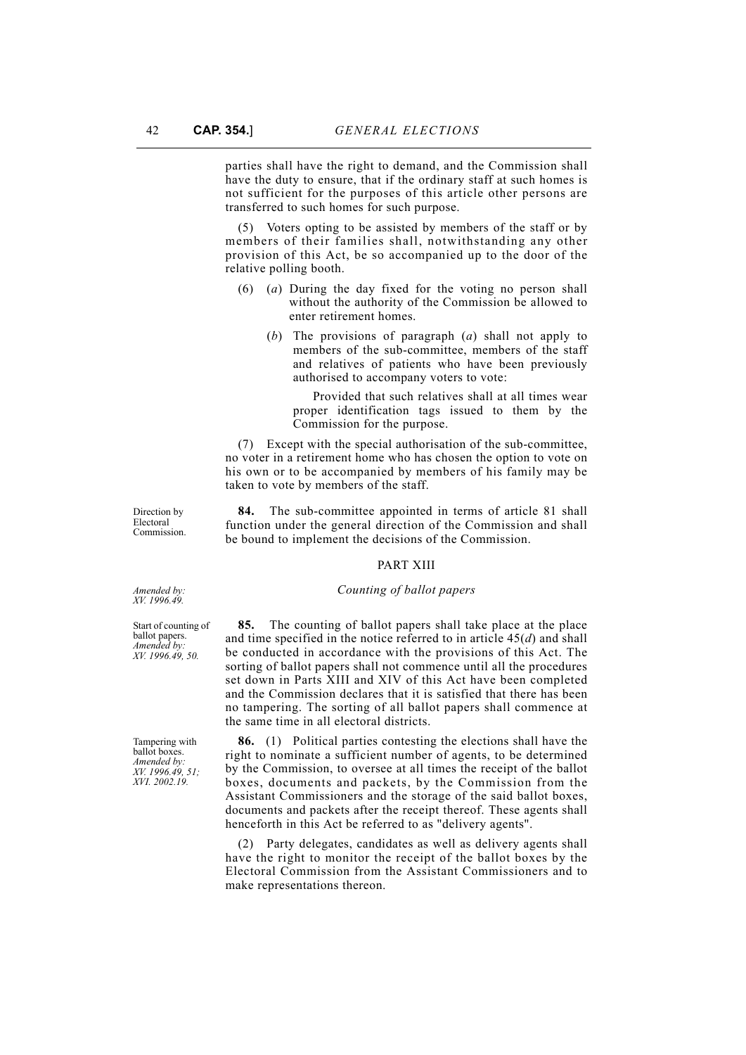parties shall have the right to demand, and the Commission shall have the duty to ensure, that if the ordinary staff at such homes is not sufficient for the purposes of this article other persons are transferred to such homes for such purpose.

(5) Voters opting to be assisted by members of the staff or by members of their families shall, notwithstanding any other provision of this Act, be so accompanied up to the door of the relative polling booth.

(6) (*a*) During the day fixed for the voting no person shall without the authority of the Commission be allowed to enter retirement homes.

(*b*) The provisions of paragraph (*a*) shall not apply to members of the sub-committee, members of the staff and relatives of patients who have been previously authorised to accompany voters to vote:

Provided that such relatives shall at all times wear proper identification tags issued to them by the Commission for the purpose.

(7) Except with the special authorisation of the sub-committee, no voter in a retirement home who has chosen the option to vote on his own or to be accompanied by members of his family may be taken to vote by members of the staff.

Direction by Electoral Commission.

**84.** The sub-committee appointed in terms of article 81 shall function under the general direction of the Commission and shall be bound to implement the decisions of the Commission.

## PART XIII

*Amended by: XV. 1996.49.*

### *Counting of ballot papers*

Start of counting of ballot papers. *Amended by: XV. 1996.49, 50.*

**85.** The counting of ballot papers shall take place at the place and time specified in the notice referred to in article 45(*d*) and shall be conducted in accordance with the provisions of this Act. The sorting of ballot papers shall not commence until all the procedures set down in Parts XIII and XIV of this Act have been completed and the Commission declares that it is satisfied that there has been no tampering. The sorting of all ballot papers shall commence at the same time in all electoral districts.

Tampering with ballot boxes. *Amended by: XV. 1996.49, 51; XVI. 2002.19.*

**86.** (1) Political parties contesting the elections shall have the right to nominate a sufficient number of agents, to be determined by the Commission, to oversee at all times the receipt of the ballot boxes, documents and packets, by the Commission from the Assistant Commissioners and the storage of the said ballot boxes, documents and packets after the receipt thereof. These agents shall henceforth in this Act be referred to as "delivery agents".

(2) Party delegates, candidates as well as delivery agents shall have the right to monitor the receipt of the ballot boxes by the Electoral Commission from the Assistant Commissioners and to make representations thereon.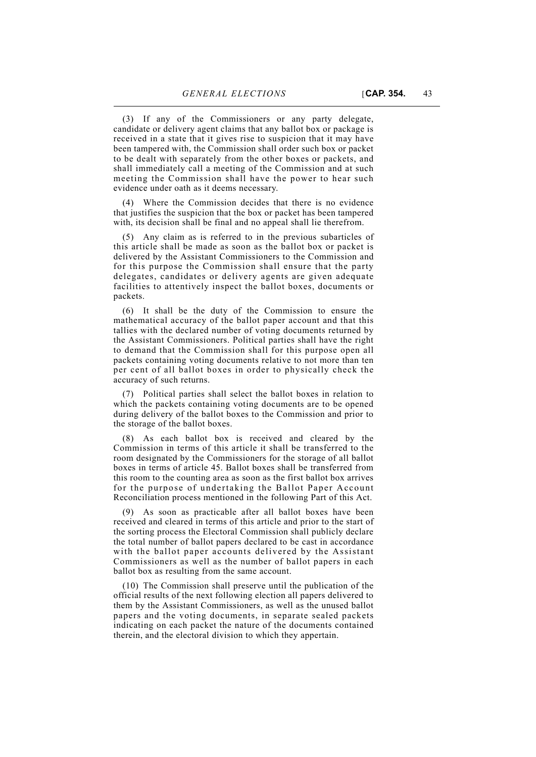(3) If any of the Commissioners or any party delegate, candidate or delivery agent claims that any ballot box or package is received in a state that it gives rise to suspicion that it may have been tampered with, the Commission shall order such box or packet to be dealt with separately from the other boxes or packets, and shall immediately call a meeting of the Commission and at such meeting the Commission shall have the power to hear such evidence under oath as it deems necessary.

(4) Where the Commission decides that there is no evidence that justifies the suspicion that the box or packet has been tampered with, its decision shall be final and no appeal shall lie therefrom.

(5) Any claim as is referred to in the previous subarticles of this article shall be made as soon as the ballot box or packet is delivered by the Assistant Commissioners to the Commission and for this purpose the Commission shall ensure that the party delegates, candidates or delivery agents are given adequate facilities to attentively inspect the ballot boxes, documents or packets.

(6) It shall be the duty of the Commission to ensure the mathematical accuracy of the ballot paper account and that this tallies with the declared number of voting documents returned by the Assistant Commissioners. Political parties shall have the right to demand that the Commission shall for this purpose open all packets containing voting documents relative to not more than ten per cent of all ballot boxes in order to physically check the accuracy of such returns.

(7) Political parties shall select the ballot boxes in relation to which the packets containing voting documents are to be opened during delivery of the ballot boxes to the Commission and prior to the storage of the ballot boxes.

(8) As each ballot box is received and cleared by the Commission in terms of this article it shall be transferred to the room designated by the Commissioners for the storage of all ballot boxes in terms of article 45. Ballot boxes shall be transferred from this room to the counting area as soon as the first ballot box arrives for the purpose of undertaking the Ballot Paper Account Reconciliation process mentioned in the following Part of this Act.

(9) As soon as practicable after all ballot boxes have been received and cleared in terms of this article and prior to the start of the sorting process the Electoral Commission shall publicly declare the total number of ballot papers declared to be cast in accordance with the ballot paper accounts delivered by the Assistant Commissioners as well as the number of ballot papers in each ballot box as resulting from the same account.

(10) The Commission shall preserve until the publication of the official results of the next following election all papers delivered to them by the Assistant Commissioners, as well as the unused ballot papers and the voting documents, in separate sealed packets indicating on each packet the nature of the documents contained therein, and the electoral division to which they appertain.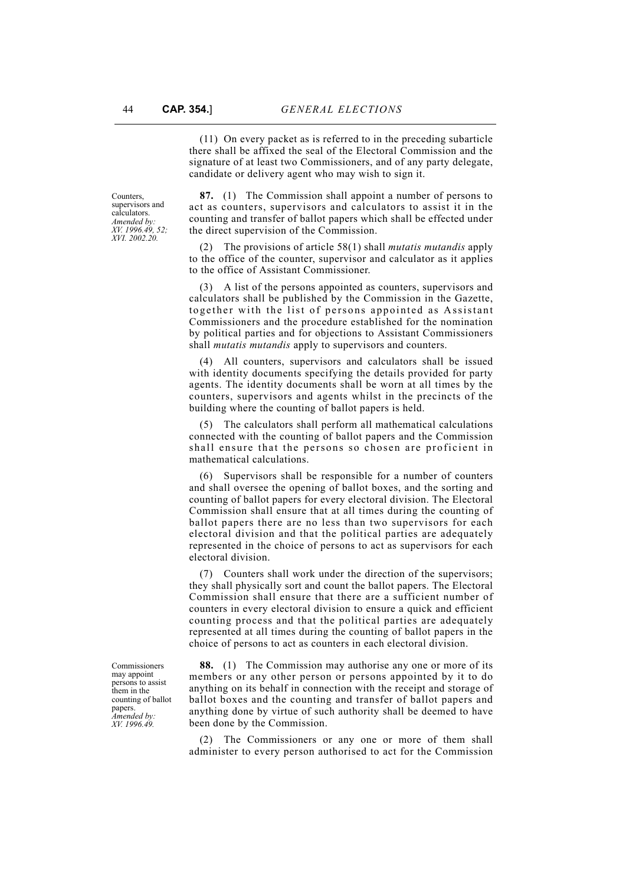(11) On every packet as is referred to in the preceding subarticle there shall be affixed the seal of the Electoral Commission and the signature of at least two Commissioners, and of any party delegate, candidate or delivery agent who may wish to sign it.

Counters, supervisors and calculators. *Amended by: XV. 1996.49, 52; XVI. 2002.20.*

**87.** (1) The Commission shall appoint a number of persons to act as counters, supervisors and calculators to assist it in the counting and transfer of ballot papers which shall be effected under the direct supervision of the Commission.

(2) The provisions of article 58(1) shall *mutatis mutandis* apply to the office of the counter, supervisor and calculator as it applies to the office of Assistant Commissioner.

(3) A list of the persons appointed as counters, supervisors and calculators shall be published by the Commission in the Gazette, together with the list of persons appointed as Assistant Commissioners and the procedure established for the nomination by political parties and for objections to Assistant Commissioners shall *mutatis mutandis* apply to supervisors and counters.

(4) All counters, supervisors and calculators shall be issued with identity documents specifying the details provided for party agents. The identity documents shall be worn at all times by the counters, supervisors and agents whilst in the precincts of the building where the counting of ballot papers is held.

(5) The calculators shall perform all mathematical calculations connected with the counting of ballot papers and the Commission shall ensure that the persons so chosen are proficient in mathematical calculations.

(6) Supervisors shall be responsible for a number of counters and shall oversee the opening of ballot boxes, and the sorting and counting of ballot papers for every electoral division. The Electoral Commission shall ensure that at all times during the counting of ballot papers there are no less than two supervisors for each electoral division and that the political parties are adequately represented in the choice of persons to act as supervisors for each electoral division.

(7) Counters shall work under the direction of the supervisors; they shall physically sort and count the ballot papers. The Electoral Commission shall ensure that there are a sufficient number of counters in every electoral division to ensure a quick and efficient counting process and that the political parties are adequately represented at all times during the counting of ballot papers in the choice of persons to act as counters in each electoral division.

Commissioners may appoint persons to assist them in the counting of ballot papers. *Amended by: XV. 1996.49.*

**88.** (1) The Commission may authorise any one or more of its members or any other person or persons appointed by it to do anything on its behalf in connection with the receipt and storage of ballot boxes and the counting and transfer of ballot papers and anything done by virtue of such authority shall be deemed to have been done by the Commission.

(2) The Commissioners or any one or more of them shall administer to every person authorised to act for the Commission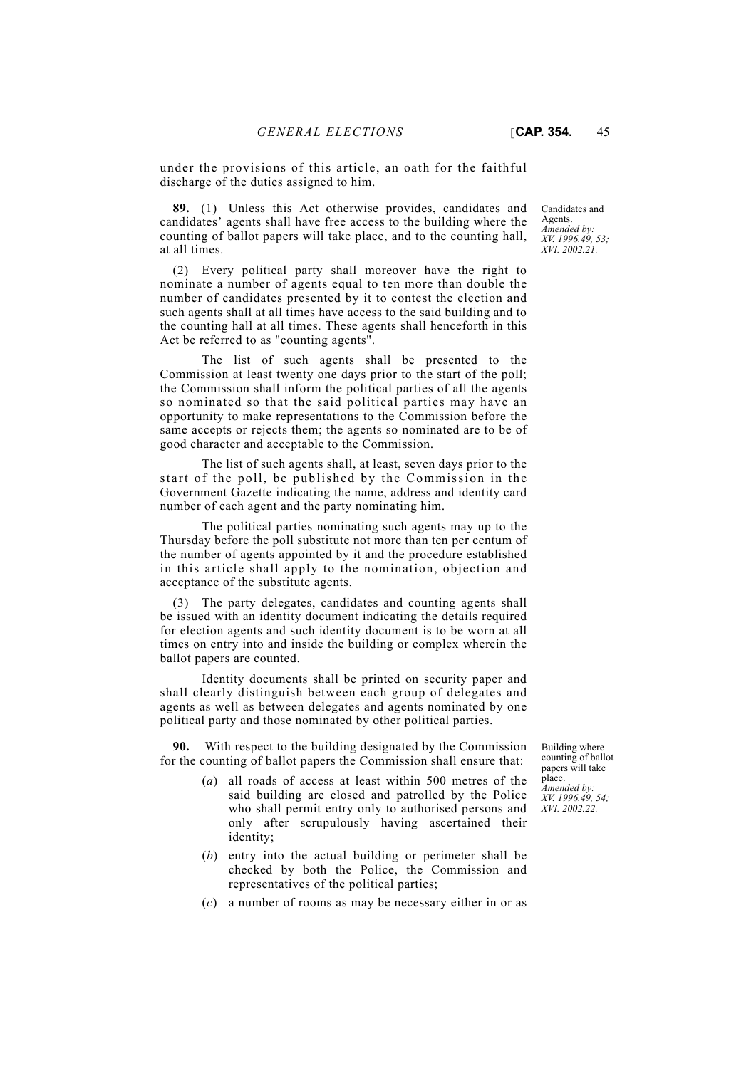under the provisions of this article, an oath for the faithful discharge of the duties assigned to him.

Candidates and Agents.
*Amended by: XV. 1996.49, 53; XVI. 2002.21.*

**89.** (1) Unless this Act otherwise provides, candidates and candidates' agents shall have free access to the building where the counting of ballot papers will take place, and to the counting hall, at all times.

(2) Every political party shall moreover have the right to nominate a number of agents equal to ten more than double the number of candidates presented by it to contest the election and such agents shall at all times have access to the said building and to the counting hall at all times. These agents shall henceforth in this Act be referred to as "counting agents".

The list of such agents shall be presented to the Commission at least twenty one days prior to the start of the poll; the Commission shall inform the political parties of all the agents so nominated so that the said political parties may have an opportunity to make representations to the Commission before the same accepts or rejects them; the agents so nominated are to be of good character and acceptable to the Commission.

The list of such agents shall, at least, seven days prior to the start of the poll, be published by the Commission in the Government Gazette indicating the name, address and identity card number of each agent and the party nominating him.

The political parties nominating such agents may up to the Thursday before the poll substitute not more than ten per centum of the number of agents appointed by it and the procedure established in this article shall apply to the nomination, objection and acceptance of the substitute agents.

(3) The party delegates, candidates and counting agents shall be issued with an identity document indicating the details required for election agents and such identity document is to be worn at all times on entry into and inside the building or complex wherein the ballot papers are counted.

Identity documents shall be printed on security paper and shall clearly distinguish between each group of delegates and agents as well as between delegates and agents nominated by one political party and those nominated by other political parties.

Building where counting of ballot papers will take place.
*Amended by: XV. 1996.49, 54; XVI. 2002.22.*

**90.** With respect to the building designated by the Commission for the counting of ballot papers the Commission shall ensure that:

(*a*) all roads of access at least within 500 metres of the said building are closed and patrolled by the Police who shall permit entry only to authorised persons and only after scrupulously having ascertained their identity;

(*b*) entry into the actual building or perimeter shall be checked by both the Police, the Commission and representatives of the political parties;

(*c*) a number of rooms as may be necessary either in or as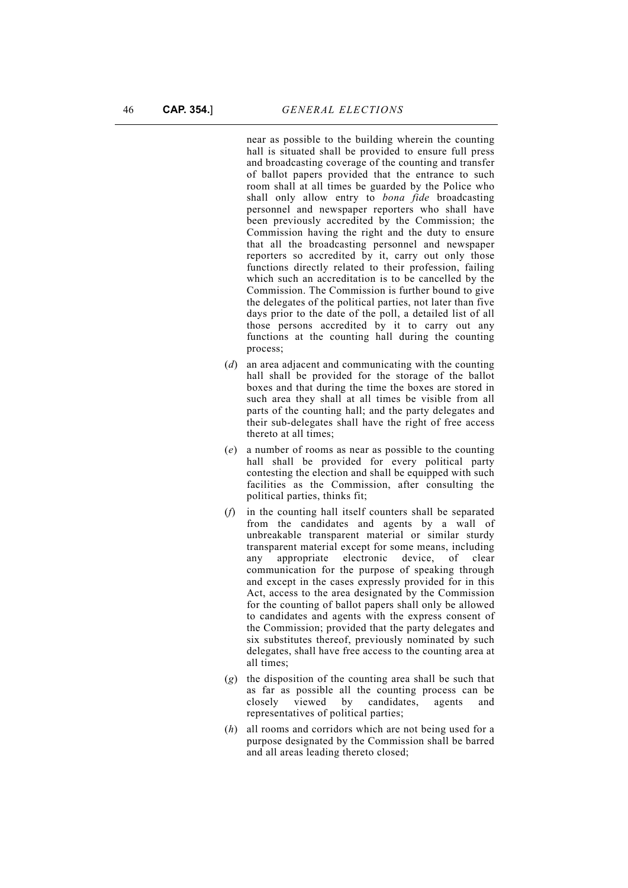near as possible to the building wherein the counting hall is situated shall be provided to ensure full press and broadcasting coverage of the counting and transfer of ballot papers provided that the entrance to such room shall at all times be guarded by the Police who shall only allow entry to *bona fide* broadcasting personnel and newspaper reporters who shall have been previously accredited by the Commission; the Commission having the right and the duty to ensure that all the broadcasting personnel and newspaper reporters so accredited by it, carry out only those functions directly related to their profession, failing which such an accreditation is to be cancelled by the Commission. The Commission is further bound to give the delegates of the political parties, not later than five days prior to the date of the poll, a detailed list of all those persons accredited by it to carry out any functions at the counting hall during the counting process;

(*d*) an area adjacent and communicating with the counting hall shall be provided for the storage of the ballot boxes and that during the time the boxes are stored in such area they shall at all times be visible from all parts of the counting hall; and the party delegates and their sub-delegates shall have the right of free access thereto at all times;

(*e*) a number of rooms as near as possible to the counting hall shall be provided for every political party contesting the election and shall be equipped with such facilities as the Commission, after consulting the political parties, thinks fit;

(*f*) in the counting hall itself counters shall be separated from the candidates and agents by a wall of unbreakable transparent material or similar sturdy transparent material except for some means, including any appropriate electronic device, of clear communication for the purpose of speaking through and except in the cases expressly provided for in this Act, access to the area designated by the Commission for the counting of ballot papers shall only be allowed to candidates and agents with the express consent of the Commission; provided that the party delegates and six substitutes thereof, previously nominated by such delegates, shall have free access to the counting area at all times;

(*g*) the disposition of the counting area shall be such that as far as possible all the counting process can be closely viewed by candidates, agents and representatives of political parties;

(*h*) all rooms and corridors which are not being used for a purpose designated by the Commission shall be barred and all areas leading thereto closed;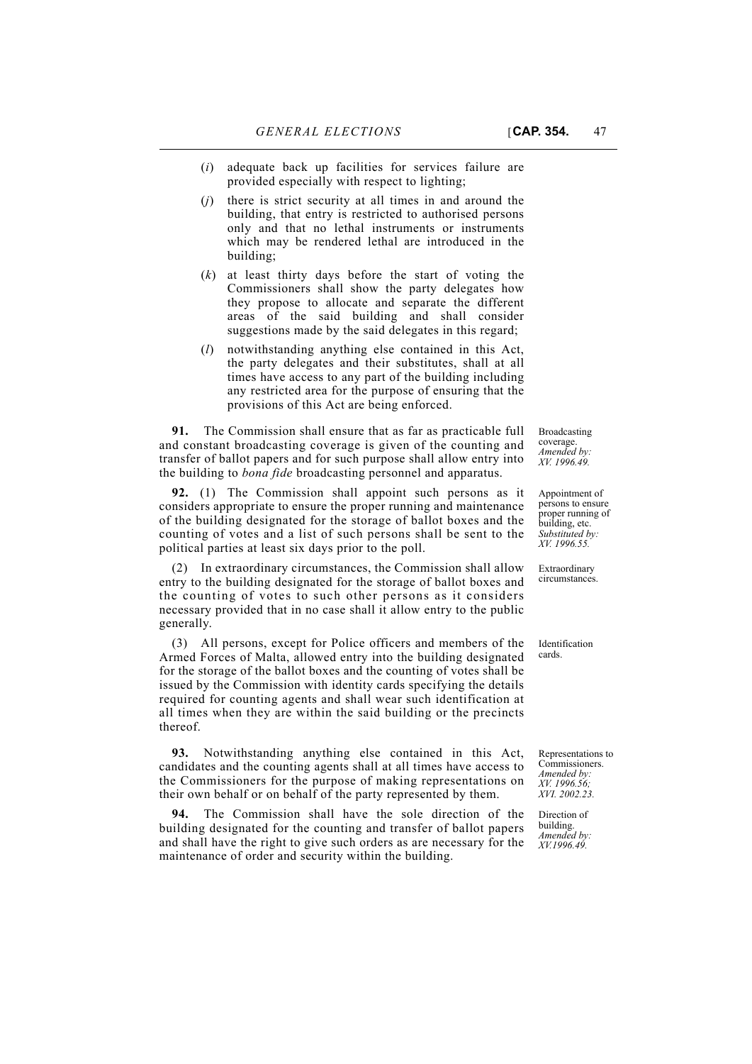(*i*) adequate back up facilities for services failure are provided especially with respect to lighting;

(*j*) there is strict security at all times in and around the building, that entry is restricted to authorised persons only and that no lethal instruments or instruments which may be rendered lethal are introduced in the building;

(*k*) at least thirty days before the start of voting the Commissioners shall show the party delegates how they propose to allocate and separate the different areas of the said building and shall consider suggestions made by the said delegates in this regard;

(*l*) notwithstanding anything else contained in this Act, the party delegates and their substitutes, shall at all times have access to any part of the building including any restricted area for the purpose of ensuring that the provisions of this Act are being enforced.

Broadcasting coverage. *Amended by: XV. 1996.49.*

**91.** The Commission shall ensure that as far as practicable full and constant broadcasting coverage is given of the counting and transfer of ballot papers and for such purpose shall allow entry into the building to *bona fide* broadcasting personnel and apparatus.

Appointment of persons to ensure proper running of building, etc. *Substituted by: XV. 1996.55.*

**92.** (1) The Commission shall appoint such persons as it considers appropriate to ensure the proper running and maintenance of the building designated for the storage of ballot boxes and the counting of votes and a list of such persons shall be sent to the political parties at least six days prior to the poll.

Extraordinary circumstances.

(2) In extraordinary circumstances, the Commission shall allow entry to the building designated for the storage of ballot boxes and the counting of votes to such other persons as it considers necessary provided that in no case shall it allow entry to the public generally.

Identification cards.

(3) All persons, except for Police officers and members of the Armed Forces of Malta, allowed entry into the building designated for the storage of the ballot boxes and the counting of votes shall be issued by the Commission with identity cards specifying the details required for counting agents and shall wear such identification at all times when they are within the said building or the precincts thereof.

Representations to Commissioners. *Amended by: XV. 1996.56; XVI. 2002.23.*

**93.** Notwithstanding anything else contained in this Act, candidates and the counting agents shall at all times have access to the Commissioners for the purpose of making representations on their own behalf or on behalf of the party represented by them.

Direction of building. *Amended by: XV.1996.49.*

**94.** The Commission shall have the sole direction of the building designated for the counting and transfer of ballot papers and shall have the right to give such orders as are necessary for the maintenance of order and security within the building.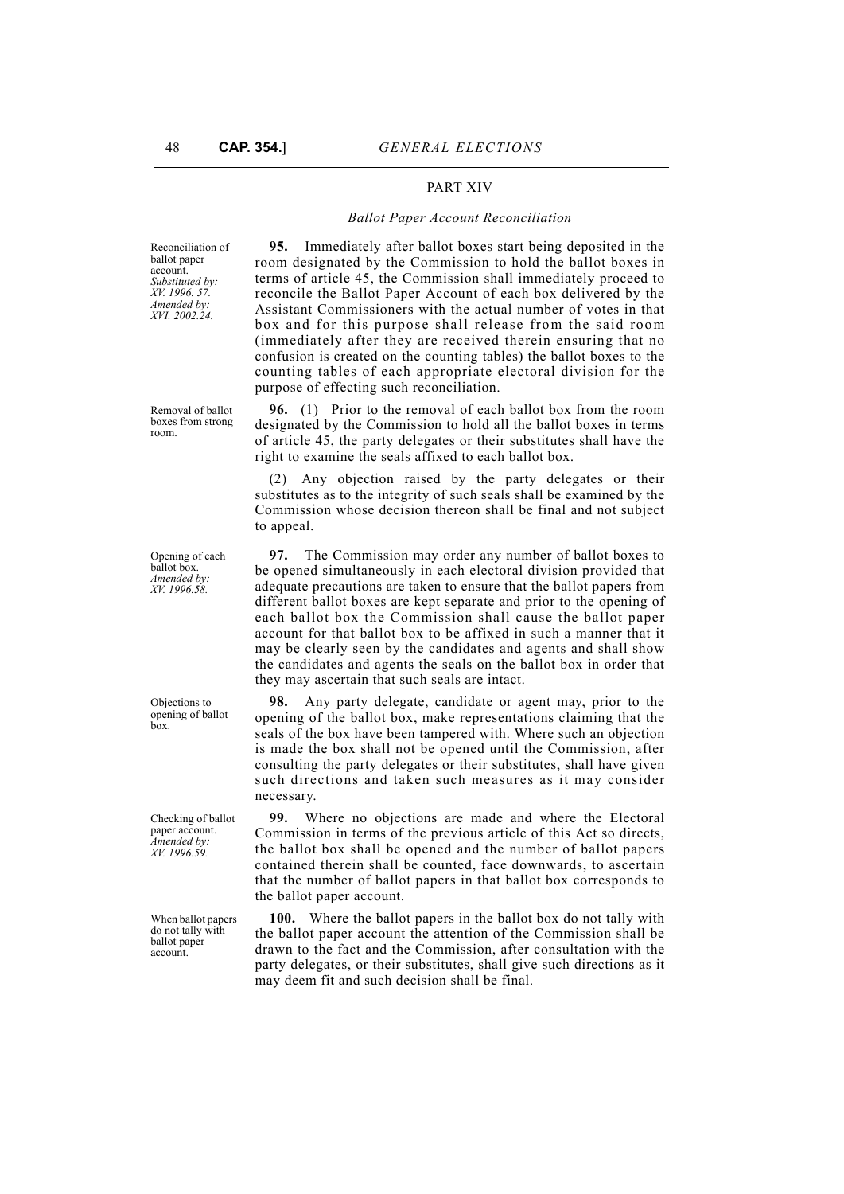## PART XIV

### *Ballot Paper Account Reconciliation*

Reconciliation of ballot paper account. *Substituted by: XV. 1996. 57. Amended by: XVI. 2002.24.*

**95.** Immediately after ballot boxes start being deposited in the room designated by the Commission to hold the ballot boxes in terms of article 45, the Commission shall immediately proceed to reconcile the Ballot Paper Account of each box delivered by the Assistant Commissioners with the actual number of votes in that box and for this purpose shall release from the said room (immediately after they are received therein ensuring that no confusion is created on the counting tables) the ballot boxes to the counting tables of each appropriate electoral division for the purpose of effecting such reconciliation.

Removal of ballot boxes from strong room.

**96.** (1) Prior to the removal of each ballot box from the room designated by the Commission to hold all the ballot boxes in terms of article 45, the party delegates or their substitutes shall have the right to examine the seals affixed to each ballot box.

(2) Any objection raised by the party delegates or their substitutes as to the integrity of such seals shall be examined by the Commission whose decision thereon shall be final and not subject to appeal.

Opening of each ballot box. *Amended by: XV. 1996.58.*

**97.** The Commission may order any number of ballot boxes to be opened simultaneously in each electoral division provided that adequate precautions are taken to ensure that the ballot papers from different ballot boxes are kept separate and prior to the opening of each ballot box the Commission shall cause the ballot paper account for that ballot box to be affixed in such a manner that it may be clearly seen by the candidates and agents and shall show the candidates and agents the seals on the ballot box in order that they may ascertain that such seals are intact.

Objections to opening of ballot box.

**98.** Any party delegate, candidate or agent may, prior to the opening of the ballot box, make representations claiming that the seals of the box have been tampered with. Where such an objection is made the box shall not be opened until the Commission, after consulting the party delegates or their substitutes, shall have given such directions and taken such measures as it may consider necessary.

Checking of ballot paper account. *Amended by: XV. 1996.59.*

**99.** Where no objections are made and where the Electoral Commission in terms of the previous article of this Act so directs, the ballot box shall be opened and the number of ballot papers contained therein shall be counted, face downwards, to ascertain that the number of ballot papers in that ballot box corresponds to the ballot paper account.

When ballot papers do not tally with ballot paper account.

**100.** Where the ballot papers in the ballot box do not tally with the ballot paper account the attention of the Commission shall be drawn to the fact and the Commission, after consultation with the party delegates, or their substitutes, shall give such directions as it may deem fit and such decision shall be final.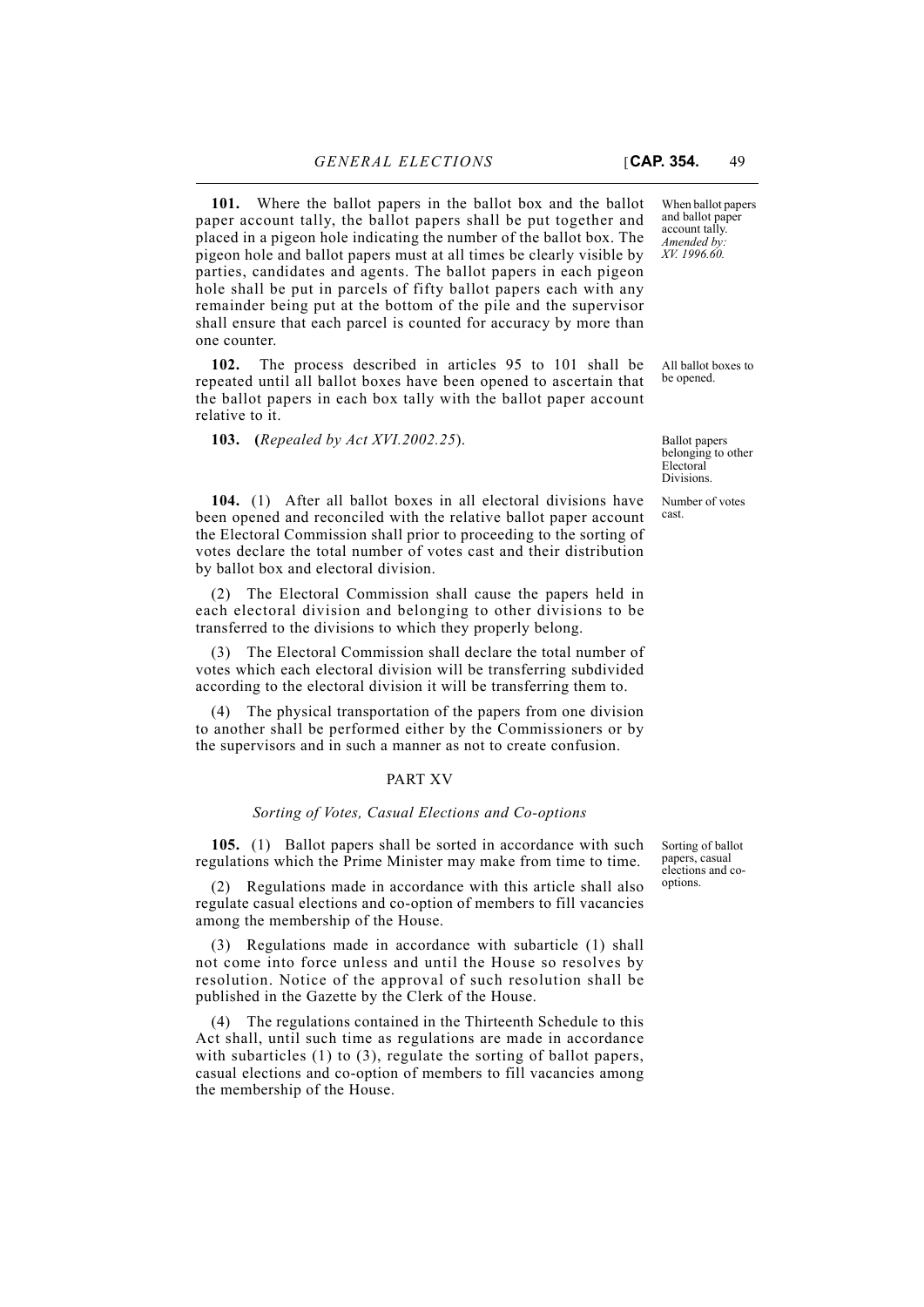**101.** Where the ballot papers in the ballot box and the ballot paper account tally, the ballot papers shall be put together and placed in a pigeon hole indicating the number of the ballot box. The pigeon hole and ballot papers must at all times be clearly visible by parties, candidates and agents. The ballot papers in each pigeon hole shall be put in parcels of fifty ballot papers each with any remainder being put at the bottom of the pile and the supervisor shall ensure that each parcel is counted for accuracy by more than one counter.

When ballot papers and ballot paper account tally. *Amended by: XV. 1996.60.*

**102.** The process described in articles 95 to 101 shall be repeated until all ballot boxes have been opened to ascertain that the ballot papers in each box tally with the ballot paper account relative to it.

All ballot boxes to be opened.

**103.** (*Repealed by Act XVI.2002.25*).

Ballot papers belonging to other Electoral Divisions.

**104.** (1) After all ballot boxes in all electoral divisions have been opened and reconciled with the relative ballot paper account the Electoral Commission shall prior to proceeding to the sorting of votes declare the total number of votes cast and their distribution by ballot box and electoral division.

Number of votes cast.

(2) The Electoral Commission shall cause the papers held in each electoral division and belonging to other divisions to be transferred to the divisions to which they properly belong.

(3) The Electoral Commission shall declare the total number of votes which each electoral division will be transferring subdivided according to the electoral division it will be transferring them to.

(4) The physical transportation of the papers from one division to another shall be performed either by the Commissioners or by the supervisors and in such a manner as not to create confusion.

## PART XV

### *Sorting of Votes, Casual Elections and Co-options*

**105.** (1) Ballot papers shall be sorted in accordance with such regulations which the Prime Minister may make from time to time.

Sorting of ballot papers, casual elections and co-options.

(2) Regulations made in accordance with this article shall also regulate casual elections and co-option of members to fill vacancies among the membership of the House.

(3) Regulations made in accordance with subarticle (1) shall not come into force unless and until the House so resolves by resolution. Notice of the approval of such resolution shall be published in the Gazette by the Clerk of the House.

(4) The regulations contained in the Thirteenth Schedule to this Act shall, until such time as regulations are made in accordance with subarticles (1) to (3), regulate the sorting of ballot papers, casual elections and co-option of members to fill vacancies among the membership of the House.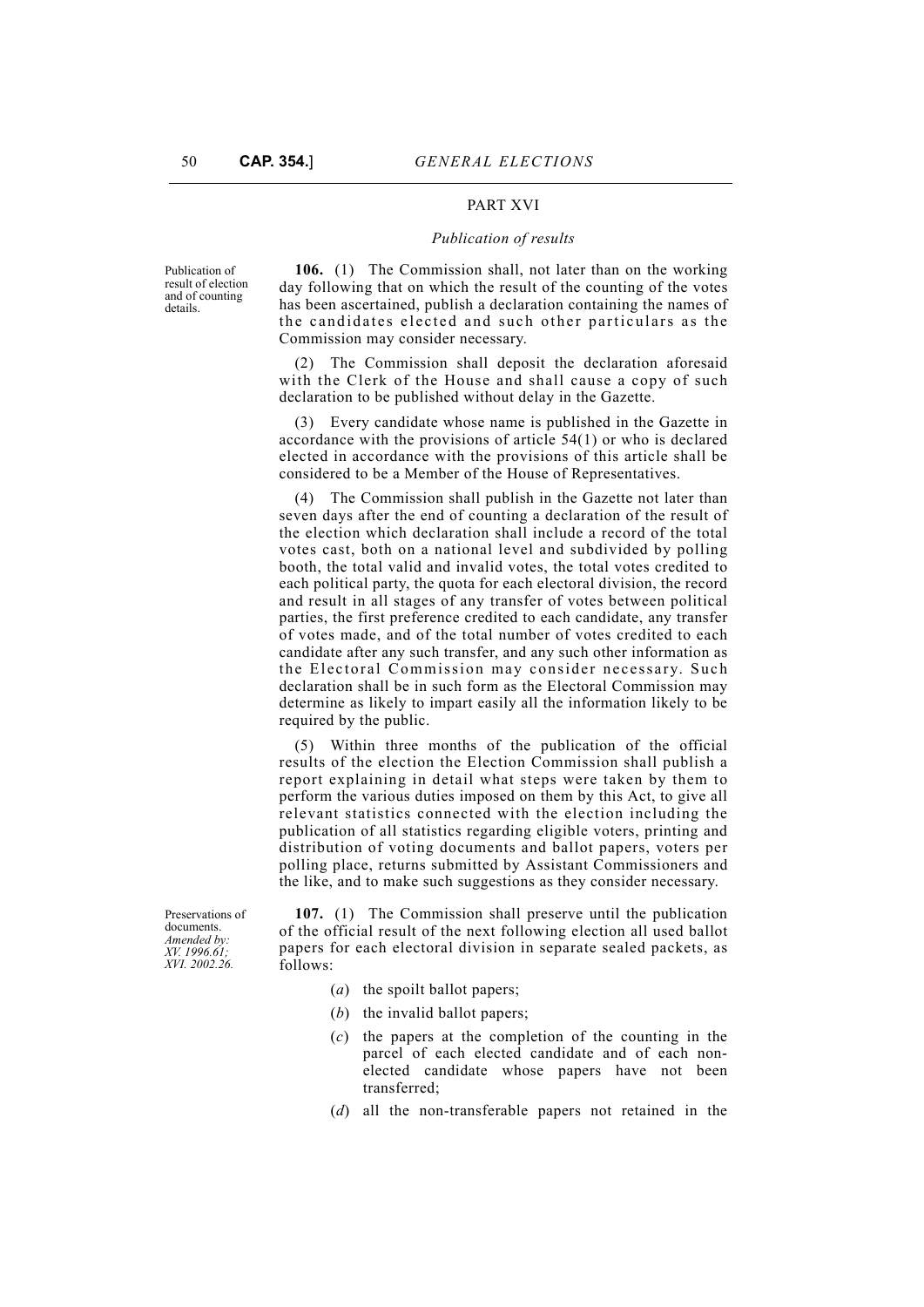## PART XVI

### *Publication of results*

Publication of result of election and of counting details.

**106.** (1) The Commission shall, not later than on the working day following that on which the result of the counting of the votes has been ascertained, publish a declaration containing the names of the candidates elected and such other particulars as the Commission may consider necessary.

(2) The Commission shall deposit the declaration aforesaid with the Clerk of the House and shall cause a copy of such declaration to be published without delay in the Gazette.

(3) Every candidate whose name is published in the Gazette in accordance with the provisions of article 54(1) or who is declared elected in accordance with the provisions of this article shall be considered to be a Member of the House of Representatives.

(4) The Commission shall publish in the Gazette not later than seven days after the end of counting a declaration of the result of the election which declaration shall include a record of the total votes cast, both on a national level and subdivided by polling booth, the total valid and invalid votes, the total votes credited to each political party, the quota for each electoral division, the record and result in all stages of any transfer of votes between political parties, the first preference credited to each candidate, any transfer of votes made, and of the total number of votes credited to each candidate after any such transfer, and any such other information as the Electoral Commission may consider necessary. Such declaration shall be in such form as the Electoral Commission may determine as likely to impart easily all the information likely to be required by the public.

(5) Within three months of the publication of the official results of the election the Election Commission shall publish a report explaining in detail what steps were taken by them to perform the various duties imposed on them by this Act, to give all relevant statistics connected with the election including the publication of all statistics regarding eligible voters, printing and distribution of voting documents and ballot papers, voters per polling place, returns submitted by Assistant Commissioners and the like, and to make such suggestions as they consider necessary.

Preservations of documents. *Amended by: XV. 1996.61; XVI. 2002.26.*

**107.** (1) The Commission shall preserve until the publication of the official result of the next following election all used ballot papers for each electoral division in separate sealed packets, as follows:

(*a*) the spoilt ballot papers;

(*b*) the invalid ballot papers;

(*c*) the papers at the completion of the counting in the parcel of each elected candidate and of each non-elected candidate whose papers have not been transferred;

(*d*) all the non-transferable papers not retained in the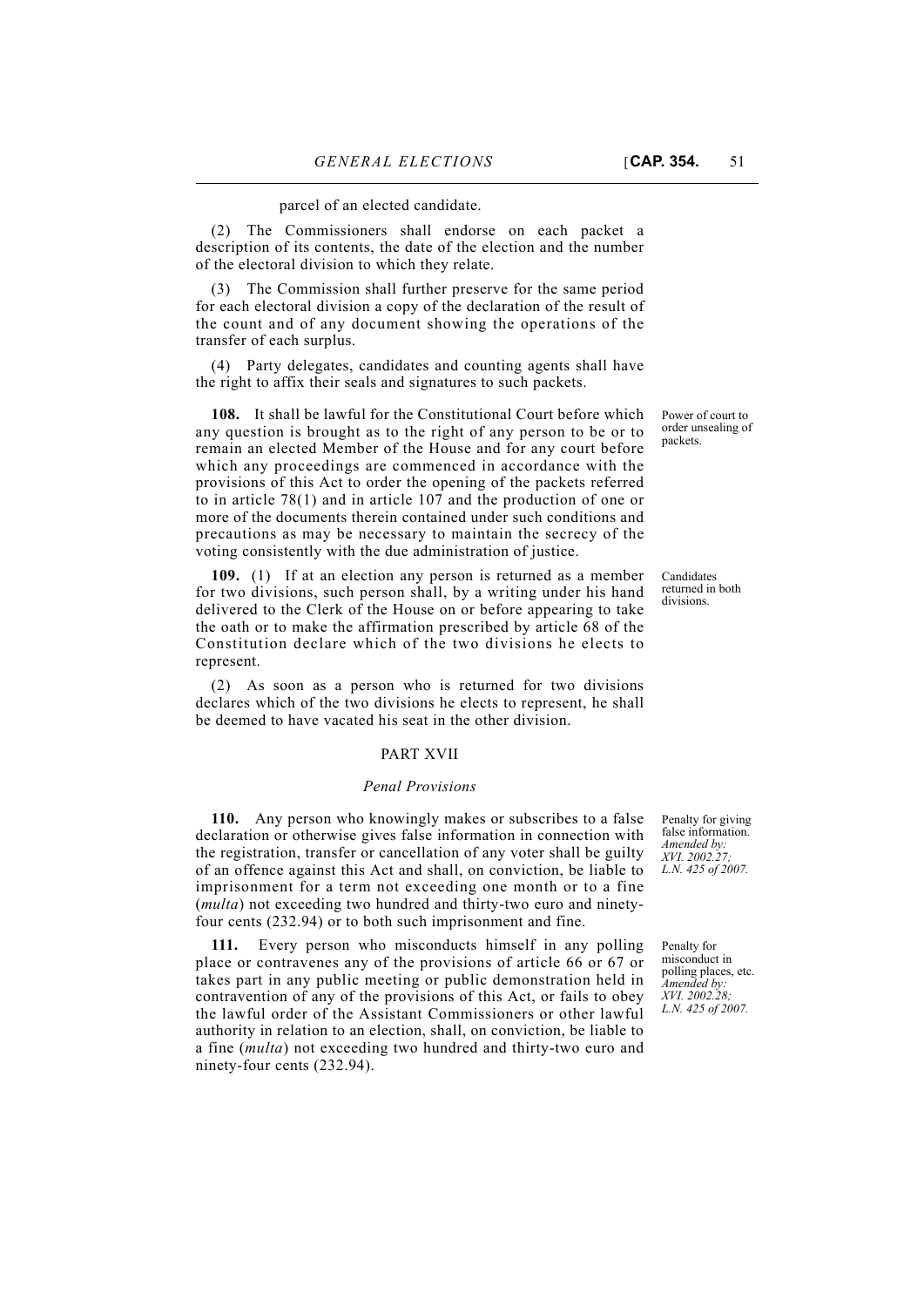parcel of an elected candidate.

(2) The Commissioners shall endorse on each packet a description of its contents, the date of the election and the number of the electoral division to which they relate.

(3) The Commission shall further preserve for the same period for each electoral division a copy of the declaration of the result of the count and of any document showing the operations of the transfer of each surplus.

(4) Party delegates, candidates and counting agents shall have the right to affix their seals and signatures to such packets.

Power of court to order unsealing of packets.

**108.** It shall be lawful for the Constitutional Court before which any question is brought as to the right of any person to be or to remain an elected Member of the House and for any court before which any proceedings are commenced in accordance with the provisions of this Act to order the opening of the packets referred to in article 78(1) and in article 107 and the production of one or more of the documents therein contained under such conditions and precautions as may be necessary to maintain the secrecy of the voting consistently with the due administration of justice.

Candidates returned in both divisions.

**109.** (1) If at an election any person is returned as a member for two divisions, such person shall, by a writing under his hand delivered to the Clerk of the House on or before appearing to take the oath or to make the affirmation prescribed by article 68 of the Constitution declare which of the two divisions he elects to represent.

(2) As soon as a person who is returned for two divisions declares which of the two divisions he elects to represent, he shall be deemed to have vacated his seat in the other division.

## PART XVII

### *Penal Provisions*

Penalty for giving false information.
*Amended by: XVI. 2002.27; L.N. 425 of 2007.*

**110.** Any person who knowingly makes or subscribes to a false declaration or otherwise gives false information in connection with the registration, transfer or cancellation of any voter shall be guilty of an offence against this Act and shall, on conviction, be liable to imprisonment for a term not exceeding one month or to a fine (*multa*) not exceeding two hundred and thirty-two euro and ninety-four cents (232.94) or to both such imprisonment and fine.

Penalty for misconduct in polling places, etc.
*Amended by: XVI. 2002.28; L.N. 425 of 2007.*

**111.** Every person who misconducts himself in any polling place or contravenes any of the provisions of article 66 or 67 or takes part in any public meeting or public demonstration held in contravention of any of the provisions of this Act, or fails to obey the lawful order of the Assistant Commissioners or other lawful authority in relation to an election, shall, on conviction, be liable to a fine (*multa*) not exceeding two hundred and thirty-two euro and ninety-four cents (232.94).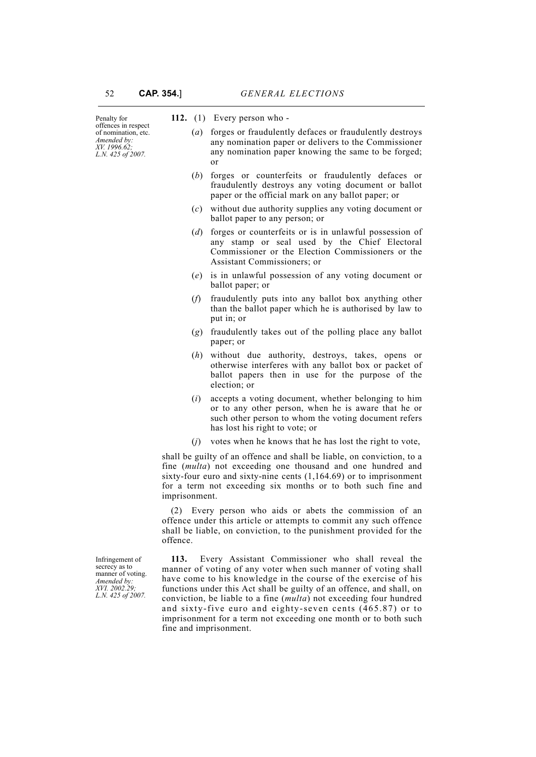Penalty for offences in respect of nomination, etc.
*Amended by: XV. 1996.62; L.N. 425 of 2007.*

**112.** (1) Every person who -

(*a*) forges or fraudulently defaces or fraudulently destroys any nomination paper or delivers to the Commissioner any nomination paper knowing the same to be forged; or

(*b*) forges or counterfeits or fraudulently defaces or fraudulently destroys any voting document or ballot paper or the official mark on any ballot paper; or

(*c*) without due authority supplies any voting document or ballot paper to any person; or

(*d*) forges or counterfeits or is in unlawful possession of any stamp or seal used by the Chief Electoral Commissioner or the Election Commissioners or the Assistant Commissioners; or

(*e*) is in unlawful possession of any voting document or ballot paper; or

(*f*) fraudulently puts into any ballot box anything other than the ballot paper which he is authorised by law to put in; or

(*g*) fraudulently takes out of the polling place any ballot paper; or

(*h*) without due authority, destroys, takes, opens or otherwise interferes with any ballot box or packet of ballot papers then in use for the purpose of the election; or

(*i*) accepts a voting document, whether belonging to him or to any other person, when he is aware that he or such other person to whom the voting document refers has lost his right to vote; or

(*j*) votes when he knows that he has lost the right to vote,

shall be guilty of an offence and shall be liable, on conviction, to a fine (*multa*) not exceeding one thousand and one hundred and sixty-four euro and sixty-nine cents (1,164.69) or to imprisonment for a term not exceeding six months or to both such fine and imprisonment.

(2) Every person who aids or abets the commission of an offence under this article or attempts to commit any such offence shall be liable, on conviction, to the punishment provided for the offence.

Infringement of secrecy as to manner of voting.
*Amended by: XVI. 2002.29; L.N. 425 of 2007.*

**113.** Every Assistant Commissioner who shall reveal the manner of voting of any voter when such manner of voting shall have come to his knowledge in the course of the exercise of his functions under this Act shall be guilty of an offence, and shall, on conviction, be liable to a fine (*multa*) not exceeding four hundred and sixty-five euro and eighty-seven cents (465.87) or to imprisonment for a term not exceeding one month or to both such fine and imprisonment.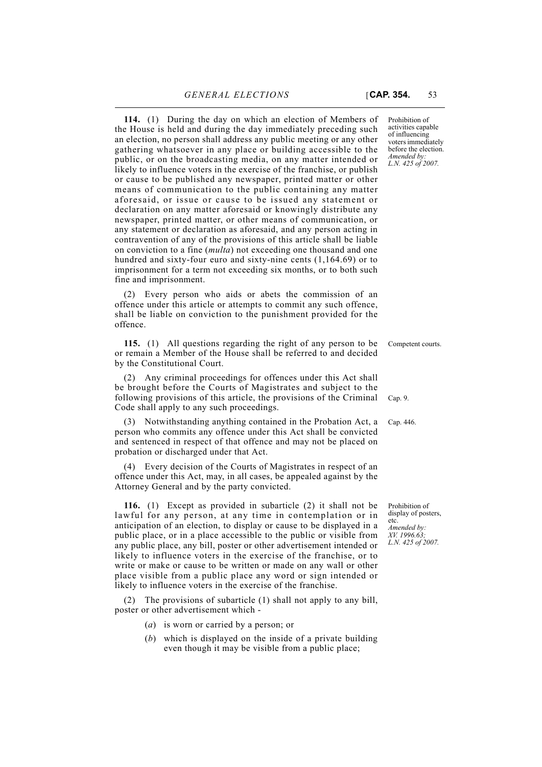**114.** (1) During the day on which an election of Members of the House is held and during the day immediately preceding such an election, no person shall address any public meeting or any other gathering whatsoever in any place or building accessible to the public, or on the broadcasting media, on any matter intended or likely to influence voters in the exercise of the franchise, or publish or cause to be published any newspaper, printed matter or other means of communication to the public containing any matter aforesaid, or issue or cause to be issued any statement or declaration on any matter aforesaid or knowingly distribute any newspaper, printed matter, or other means of communication, or any statement or declaration as aforesaid, and any person acting in contravention of any of the provisions of this article shall be liable on conviction to a fine (*multa*) not exceeding one thousand and one hundred and sixty-four euro and sixty-nine cents (1,164.69) or to imprisonment for a term not exceeding six months, or to both such fine and imprisonment.

Prohibition of activities capable of influencing voters immediately before the election.
*Amended by: L.N. 425 of 2007.*

(2) Every person who aids or abets the commission of an offence under this article or attempts to commit any such offence, shall be liable on conviction to the punishment provided for the offence.

**115.** (1) All questions regarding the right of any person to be or remain a Member of the House shall be referred to and decided by the Constitutional Court.

Competent courts.

(2) Any criminal proceedings for offences under this Act shall be brought before the Courts of Magistrates and subject to the following provisions of this article, the provisions of the Criminal Code shall apply to any such proceedings.

Cap. 9.

(3) Notwithstanding anything contained in the Probation Act, a person who commits any offence under this Act shall be convicted and sentenced in respect of that offence and may not be placed on probation or discharged under that Act.

Cap. 446.

(4) Every decision of the Courts of Magistrates in respect of an offence under this Act, may, in all cases, be appealed against by the Attorney General and by the party convicted.

**116.** (1) Except as provided in subarticle (2) it shall not be lawful for any person, at any time in contemplation or in anticipation of an election, to display or cause to be displayed in a public place, or in a place accessible to the public or visible from any public place, any bill, poster or other advertisement intended or likely to influence voters in the exercise of the franchise, or to write or make or cause to be written or made on any wall or other place visible from a public place any word or sign intended or likely to influence voters in the exercise of the franchise.

Prohibition of display of posters, etc.
*Amended by: XV. 1996.63; L.N. 425 of 2007.*

(2) The provisions of subarticle (1) shall not apply to any bill, poster or other advertisement which -

(*a*) is worn or carried by a person; or

(*b*) which is displayed on the inside of a private building even though it may be visible from a public place;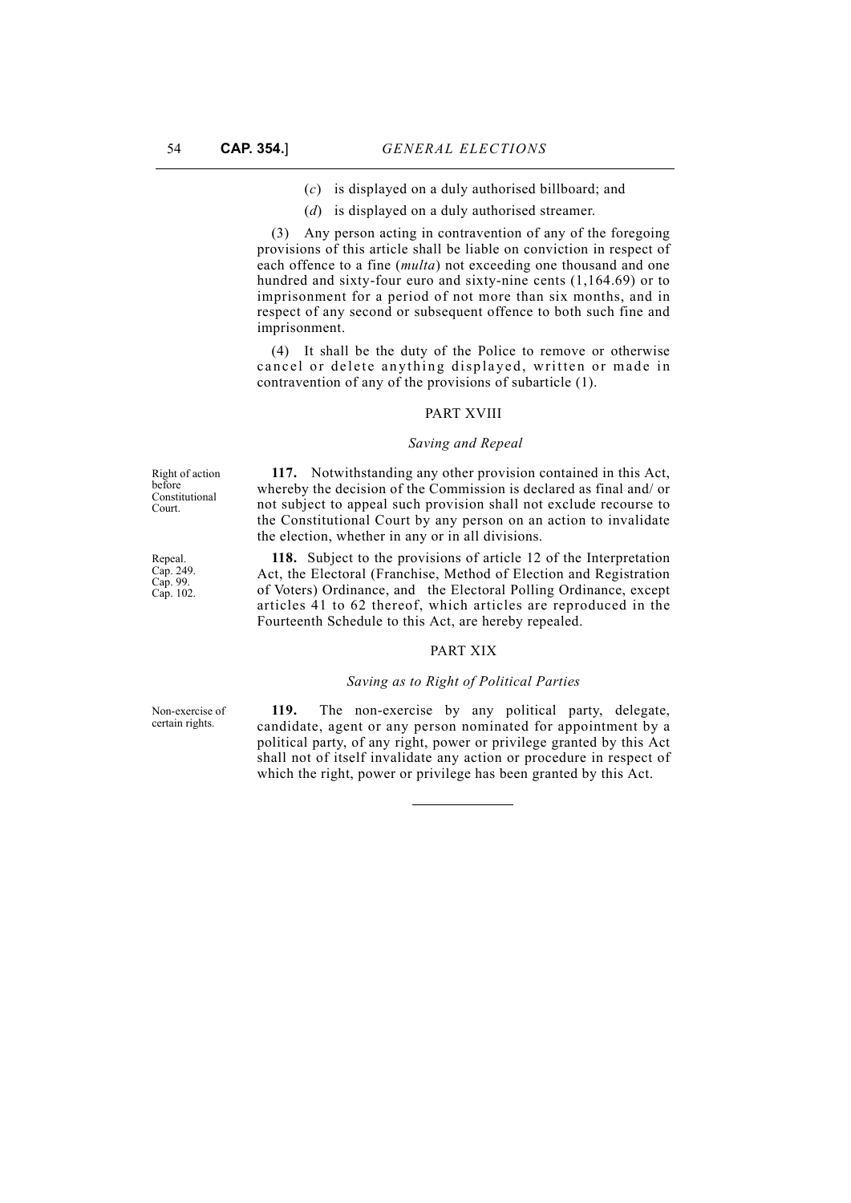(*c*) is displayed on a duly authorised billboard; and

(*d*) is displayed on a duly authorised streamer.

(3) Any person acting in contravention of any of the foregoing provisions of this article shall be liable on conviction in respect of each offence to a fine (*multa*) not exceeding one thousand and one hundred and sixty-four euro and sixty-nine cents (1,164.69) or to imprisonment for a period of not more than six months, and in respect of any second or subsequent offence to both such fine and imprisonment.

(4) It shall be the duty of the Police to remove or otherwise cancel or delete anything displayed, written or made in contravention of any of the provisions of subarticle (1).

## PART XVIII

### *Saving and Repeal*

Right of action before Constitutional Court.

**117.** Notwithstanding any other provision contained in this Act, whereby the decision of the Commission is declared as final and/ or not subject to appeal such provision shall not exclude recourse to the Constitutional Court by any person on an action to invalidate the election, whether in any or in all divisions.

Repeal. Cap. 249. Cap. 99. Cap. 102.

**118.** Subject to the provisions of article 12 of the Interpretation Act, the Electoral (Franchise, Method of Election and Registration of Voters) Ordinance, and the Electoral Polling Ordinance, except articles 41 to 62 thereof, which articles are reproduced in the Fourteenth Schedule to this Act, are hereby repealed.

## PART XIX

### *Saving as to Right of Political Parties*

Non-exercise of certain rights.

**119.** The non-exercise by any political party, delegate, candidate, agent or any person nominated for appointment by a political party, of any right, power or privilege granted by this Act shall not of itself invalidate any action or procedure in respect of which the right, power or privilege has been granted by this Act.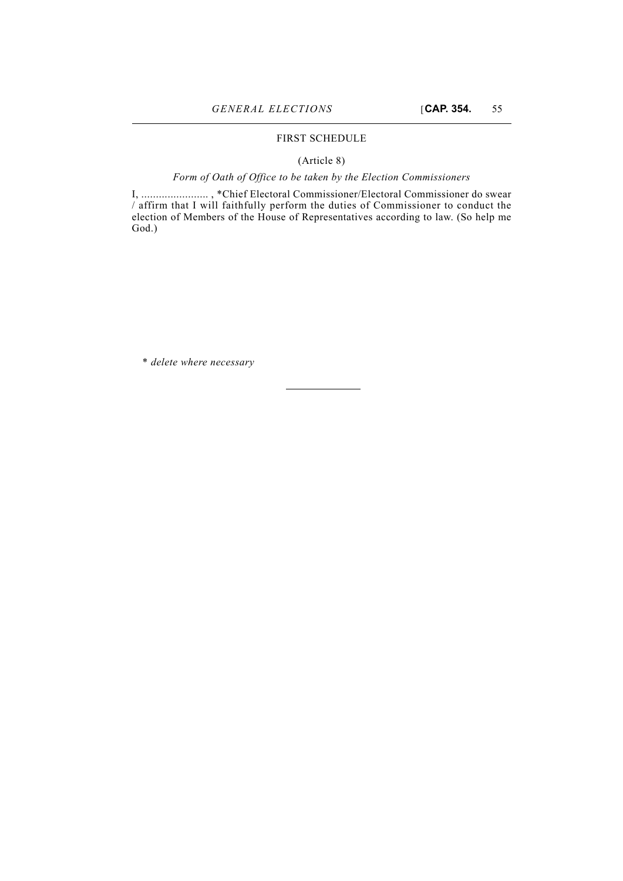## FIRST SCHEDULE

(Article 8)

*Form of Oath of Office to be taken by the Election Commissioners*

I, ....................... , *Chief Electoral Commissioner/Electoral Commissioner do swear / affirm that I will faithfully perform the duties of Commissioner to conduct the election of Members of the House of Representatives according to law. (So help me God.)

\* *delete where necessary*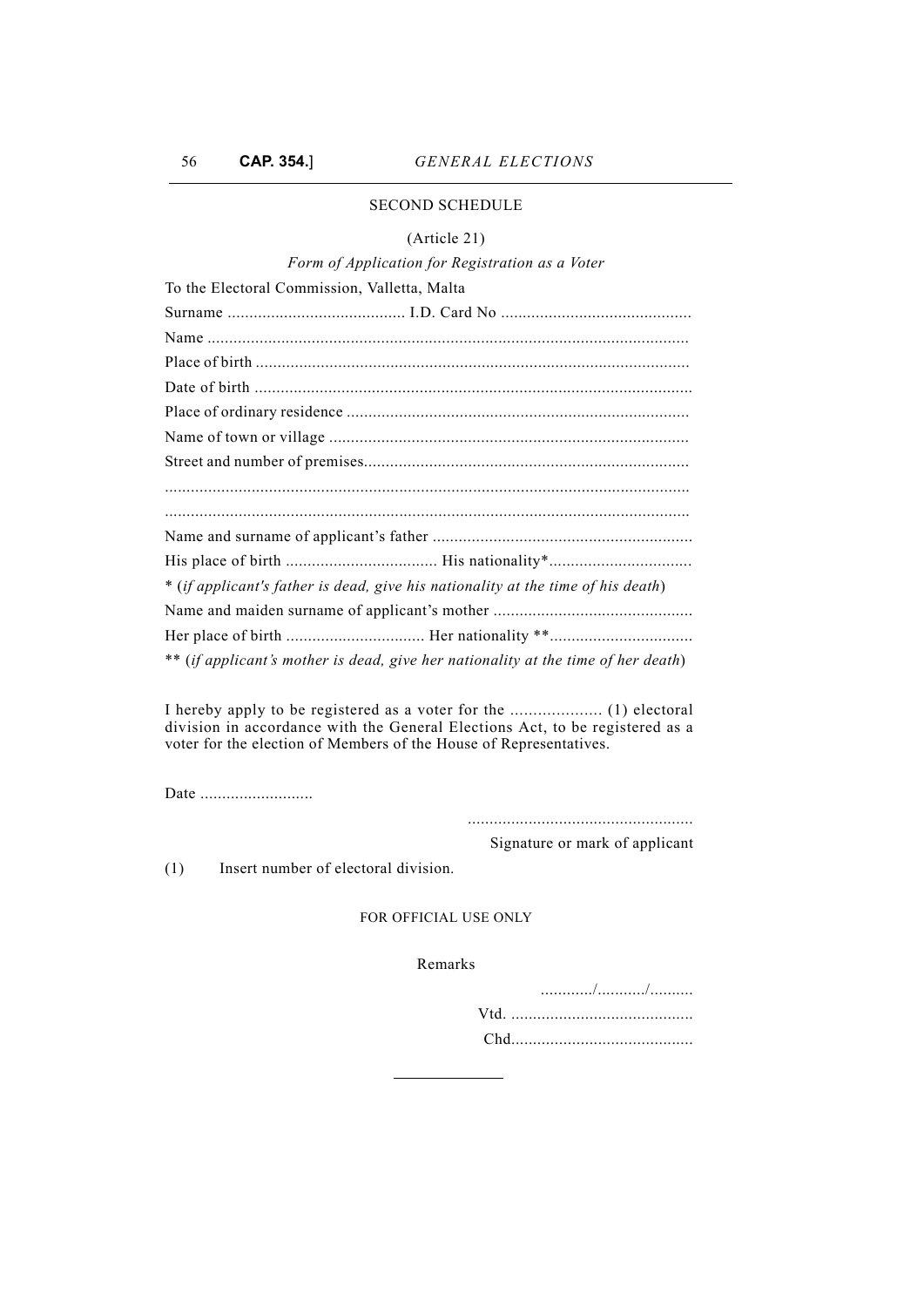## SECOND SCHEDULE

(Article 21)

*Form of Application for Registration as a Voter*

To the Electoral Commission, Valletta, Malta

Surname ......................................... I.D. Card No ............................................

Name .............................................................................................................

Place of birth ..................................................................................................

Date of birth ....................................................................................................

Place of ordinary residence ..............................................................................

Name of town or village ..................................................................................

Street and number of premises..........................................................................

.......................................................................................................................

.......................................................................................................................

Name and surname of applicant's father ............................................................

His place of birth .................................. His nationality*.................................

\* (*if applicant's father is dead, give his nationality at the time of his death*)

Name and maiden surname of applicant's mother ..............................................

Her place of birth ................................ Her nationality **.................................

\*\* (*if applicant's mother is dead, give her nationality at the time of her death*)

I hereby apply to be registered as a voter for the .................... (1) electoral division in accordance with the General Elections Act, to be registered as a voter for the election of Members of the House of Representatives.

Date ..........................

....................................................

Signature or mark of applicant

(1) Insert number of electoral division.

FOR OFFICIAL USE ONLY

Remarks

............/.........../..........

Vtd. ..........................................

Chd..........................................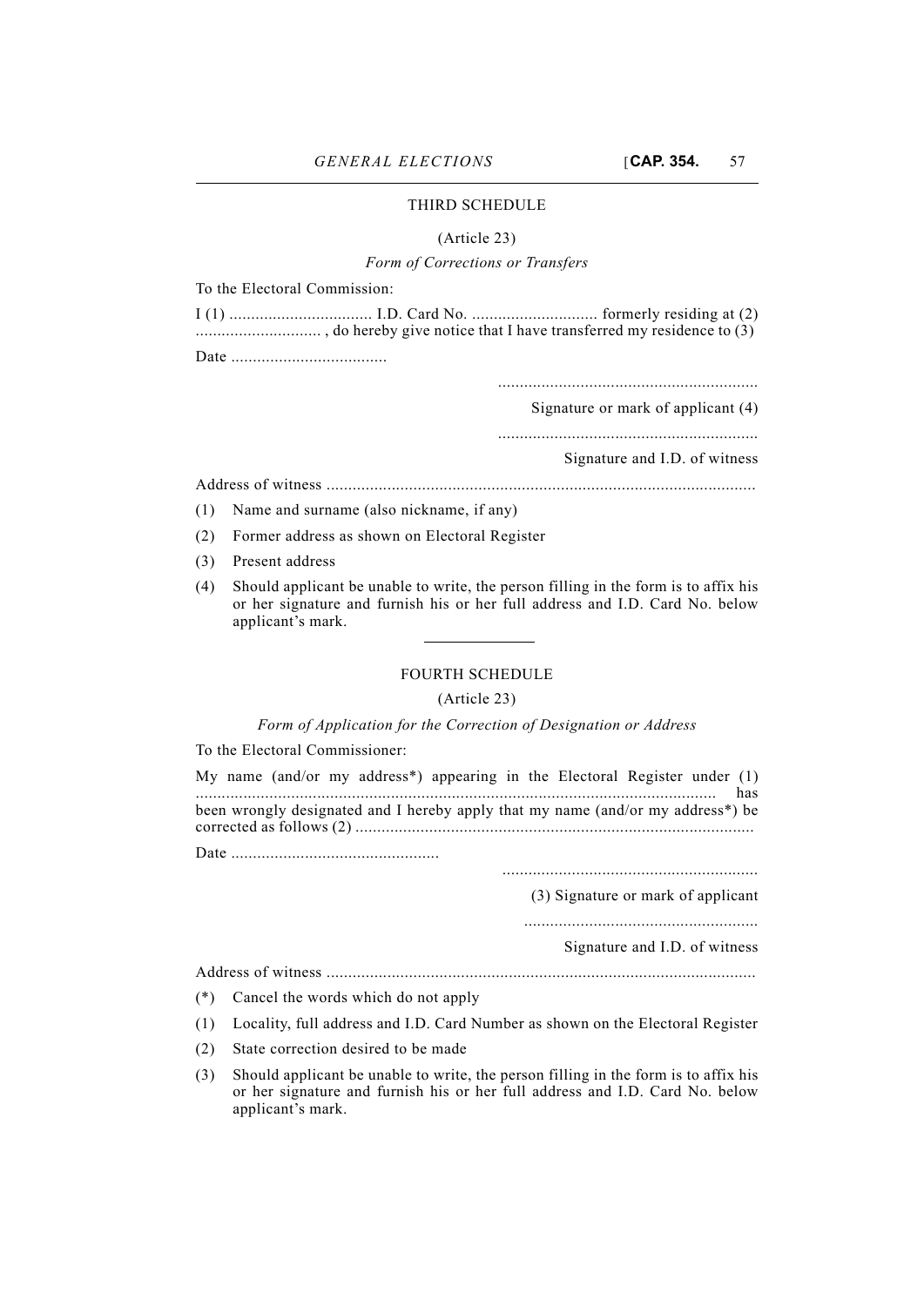## THIRD SCHEDULE

(Article 23)

*Form of Corrections or Transfers*

To the Electoral Commission:

I (1) ................................ I.D. Card No. ............................ formerly residing at (2) ............................ , do hereby give notice that I have transferred my residence to (3)

Date ...................................

...........................................................

Signature or mark of applicant (4)

...........................................................

Signature and I.D. of witness

Address of witness .................................................................................................

(1) Name and surname (also nickname, if any)

(2) Former address as shown on Electoral Register

(3) Present address

(4) Should applicant be unable to write, the person filling in the form is to affix his or her signature and furnish his or her full address and I.D. Card No. below applicant's mark.

---

## FOURTH SCHEDULE

(Article 23)

*Form of Application for the Correction of Designation or Address*

To the Electoral Commissioner:

My name (and/or my address*) appearing in the Electoral Register under (1) ...................................................................................................................... has been wrongly designated and I hereby apply that my name (and/or my address*) be corrected as follows (2) ..........................................................................................

Date ...............................................

..........................................................

(3) Signature or mark of applicant

......................................................

Signature and I.D. of witness

Address of witness .................................................................................................

(*) Cancel the words which do not apply

(1) Locality, full address and I.D. Card Number as shown on the Electoral Register

(2) State correction desired to be made

(3) Should applicant be unable to write, the person filling in the form is to affix his or her signature and furnish his or her full address and I.D. Card No. below applicant's mark.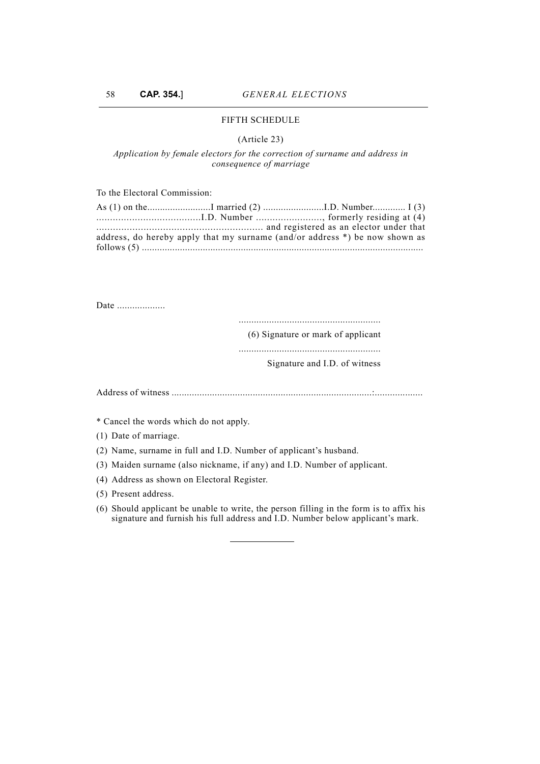## FIFTH SCHEDULE

(Article 23)

*Application by female electors for the correction of surname and address in consequence of marriage*

To the Electoral Commission:

As (1) on the.........................I married (2) ........................I.D. Number............. I (3) ......................................I.D. Number ........................, formerly residing at (4) ............................................................ and registered as an elector under that address, do hereby apply that my surname (and/or address *) be now shown as follows (5) .............................................................................................................

Date ...................

........................................................
(6) Signature or mark of applicant

........................................................
Signature and I.D. of witness

Address of witness ................................................................................:...................

* Cancel the words which do not apply.

(1) Date of marriage.

(2) Name, surname in full and I.D. Number of applicant's husband.

(3) Maiden surname (also nickname, if any) and I.D. Number of applicant.

(4) Address as shown on Electoral Register.

(5) Present address.

(6) Should applicant be unable to write, the person filling in the form is to affix his signature and furnish his full address and I.D. Number below applicant's mark.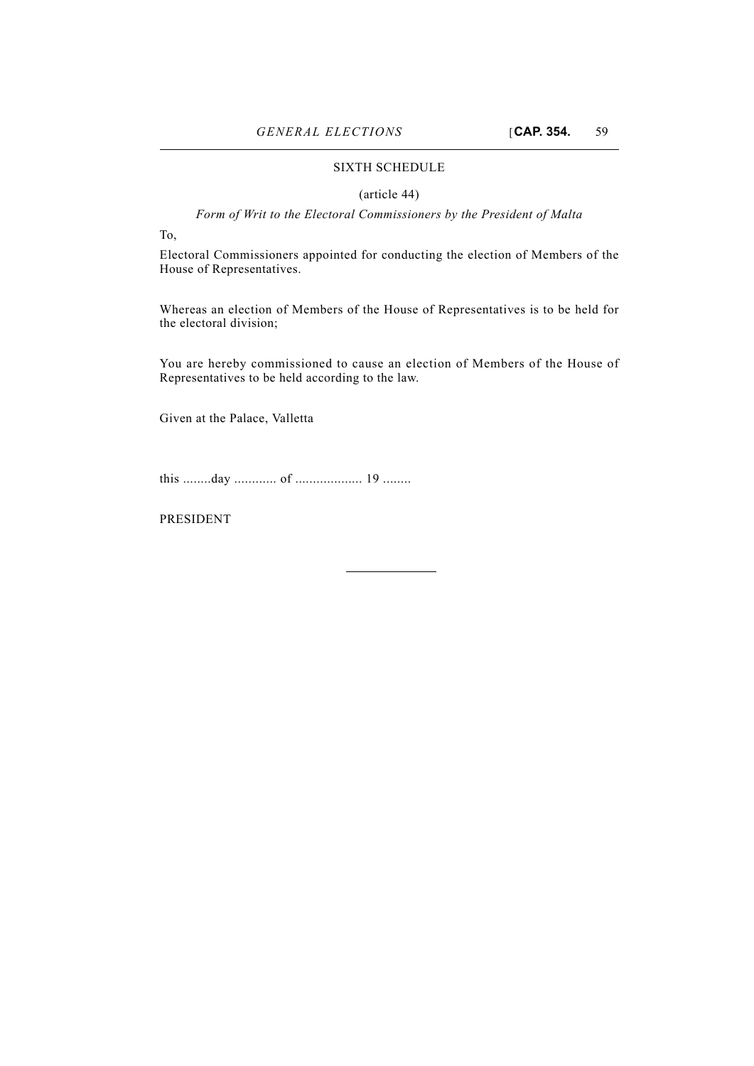## SIXTH SCHEDULE

(article 44)

*Form of Writ to the Electoral Commissioners by the President of Malta*

To,

Electoral Commissioners appointed for conducting the election of Members of the House of Representatives.

Whereas an election of Members of the House of Representatives is to be held for the electoral division;

You are hereby commissioned to cause an election of Members of the House of Representatives to be held according to the law.

Given at the Palace, Valletta

this ........day ............ of ................... 19 ........

PRESIDENT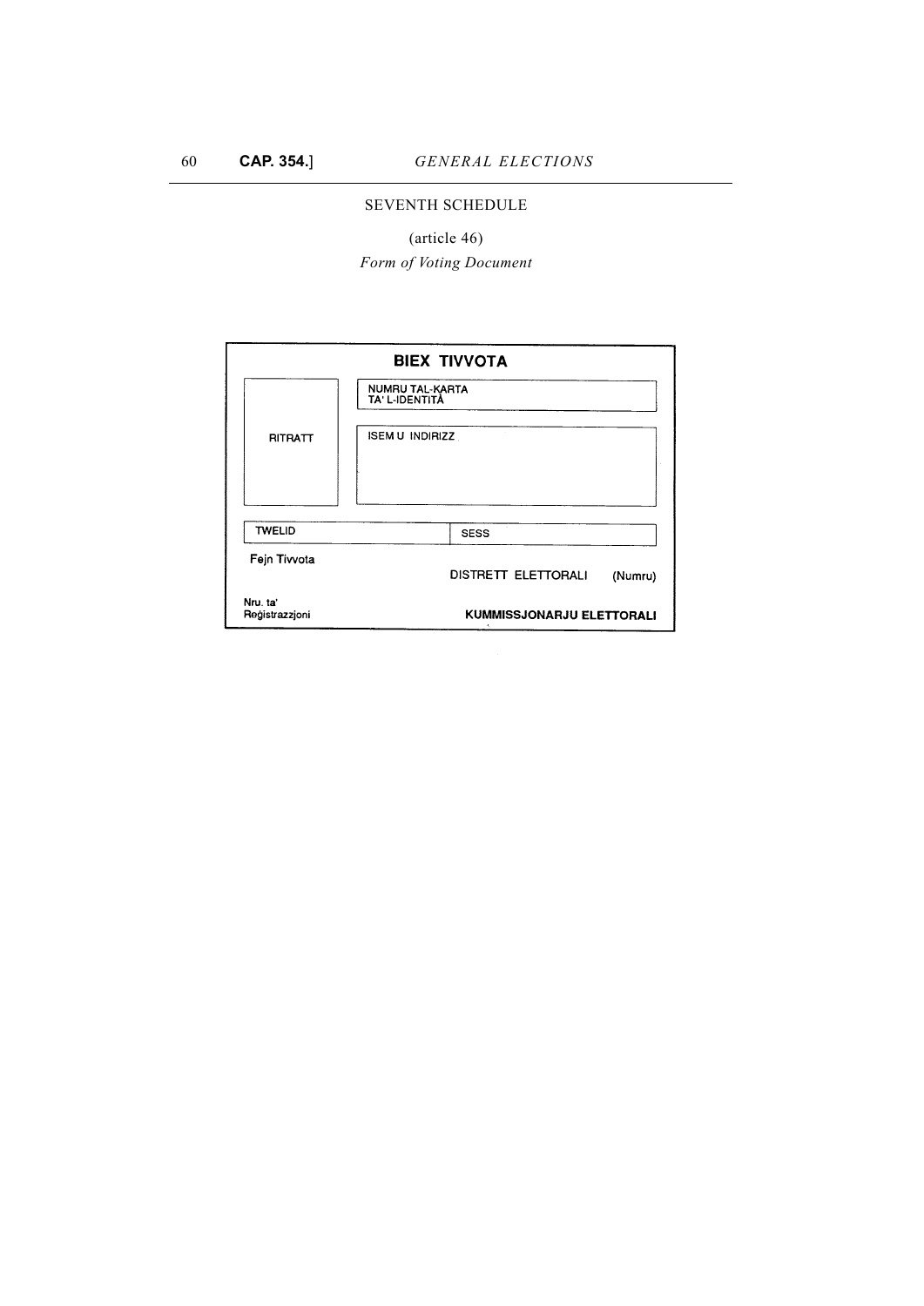## SEVENTH SCHEDULE

(article 46)

*Form of Voting Document*

**BIEX TIVVOTA**

| RITRATT | NUMRU TAL-KARTA TA' L-IDENTITÀ |
|---|---|
| | ISEM U INDIRIZZ |

| TWELID | SESS |
|---|---|

Fejn Tivvota

DISTRETT ELETTORALI (Numru)

Nru. ta' Reġistrazzjoni

**KUMMISSJONARJU ELETTORALI**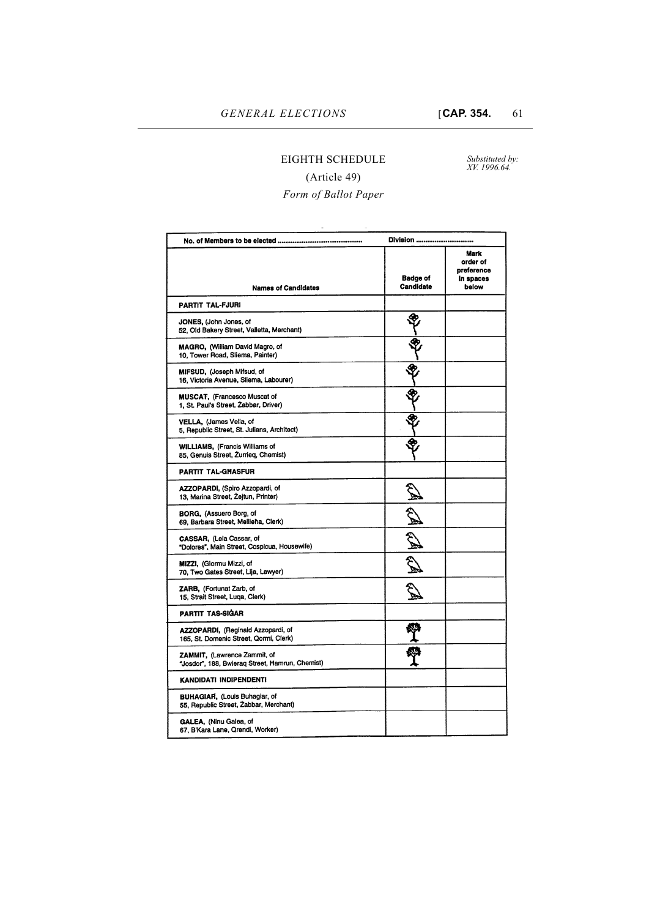# EIGHTH SCHEDULE

*Substituted by: XV. 1996.64.*

(Article 49)

*Form of Ballot Paper*

| No. of Members to be elected ............................................ | Division ............................ | |
|---|---|---|
| **Names of Candidates** | **Badge of Candidate** | **Mark order of preference in spaces below** |
| **PARTIT TAL-FJURI** | | |
| **JONES,** (John Jones, of 52, Old Bakery Street, Valletta, Merchant) | | |
| **MAGRO,** (William David Magro, of 10, Tower Road, Sliema, Painter) | | |
| **MIFSUD,** (Joseph Mifsud, of 16, Victoria Avenue, Sliema, Labourer) | | |
| **MUSCAT,** (Francesco Muscat of 1, St. Paul's Street, Żabbar, Driver) | | |
| **VELLA,** (James Vella, of 5, Republic Street, St. Julians, Architect) | | |
| **WILLIAMS,** (Francis Williams of 85, Genuis Street, Żurrieq, Chemist) | | |
| **PARTIT TAL-GĦASFUR** | | |
| **AZZOPARDI,** (Spiro Azzopardi, of 13, Marina Street, Żejtun, Printer) | | |
| **BORG,** (Assuero Borg, of 69, Barbara Street, Mellieħa, Clerk) | | |
| **CASSAR,** (Lela Cassar, of "Dolores", Main Street, Cospicua, Housewife) | | |
| **MIZZI,** (Glormu Mizzi, of 70, Two Gates Street, Lija, Lawyer) | | |
| **ZARB,** (Fortunat Zarb, of 15, Strait Street, Luqa, Clerk) | | |
| **PARTIT TAS-SIĠAR** | | |
| **AZZOPARDI,** (Reginald Azzopardi, of 165, St. Domenic Street, Qormi, Clerk) | | |
| **ZAMMIT,** (Lawrence Zammit, of "Josdor", 188, Bwieraq Street, Ħamrun, Chemist) | | |
| **KANDIDATI INDIPENDENTI** | | |
| **BUHAGIAR,** (Louis Buhagiar, of 55, Republic Street, Żabbar, Merchant) | | |
| **GALEA,** (Ninu Galea, of 67, B'Kara Lane, Qrendi, Worker) | | |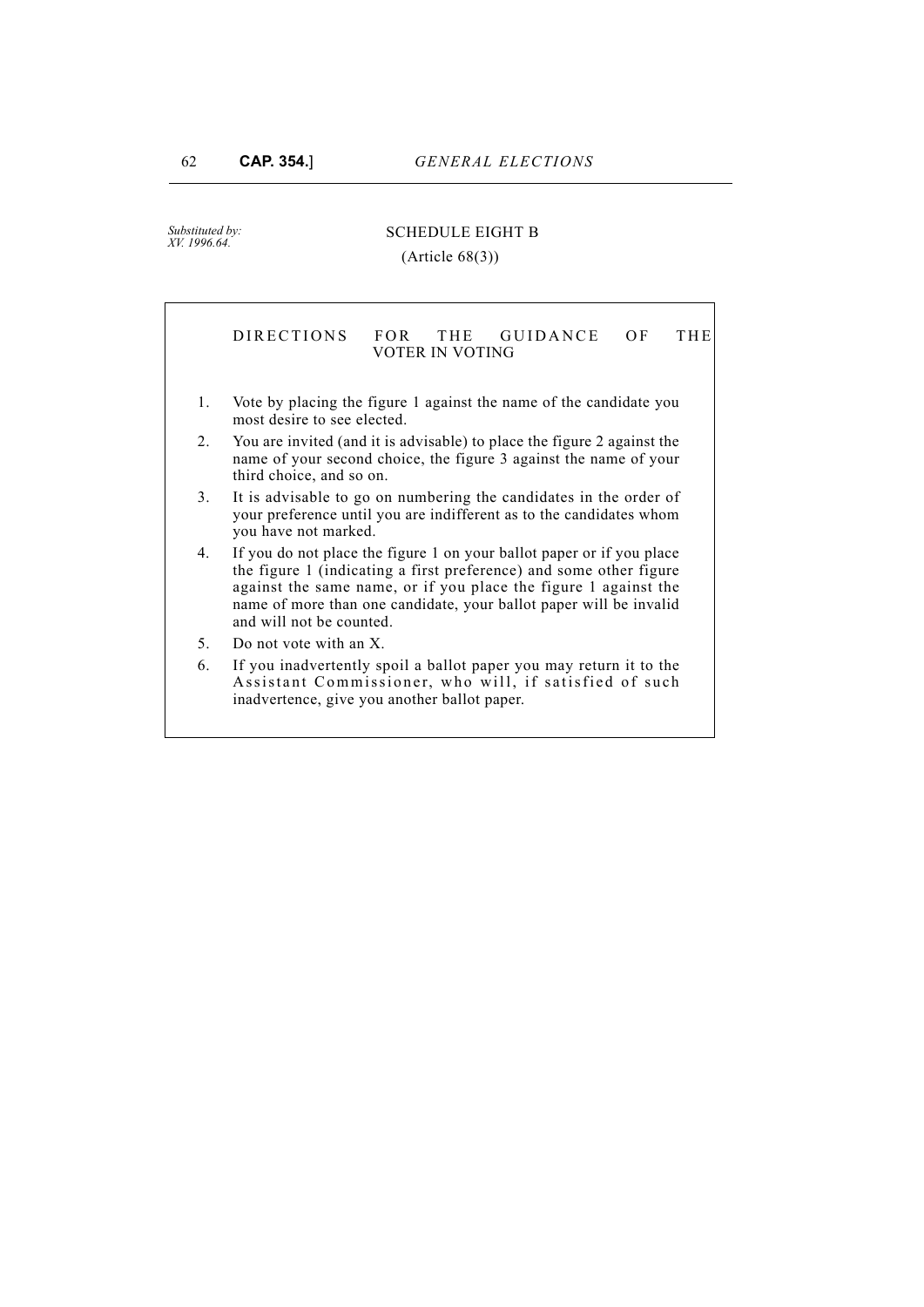*Substituted by: XV. 1996.64.*

## SCHEDULE EIGHT B

(Article 68(3))

### DIRECTIONS FOR THE GUIDANCE OF THE VOTER IN VOTING

1. Vote by placing the figure 1 against the name of the candidate you most desire to see elected.
2. You are invited (and it is advisable) to place the figure 2 against the name of your second choice, the figure 3 against the name of your third choice, and so on.
3. It is advisable to go on numbering the candidates in the order of your preference until you are indifferent as to the candidates whom you have not marked.
4. If you do not place the figure 1 on your ballot paper or if you place the figure 1 (indicating a first preference) and some other figure against the same name, or if you place the figure 1 against the name of more than one candidate, your ballot paper will be invalid and will not be counted.
5. Do not vote with an X.
6. If you inadvertently spoil a ballot paper you may return it to the Assistant Commissioner, who will, if satisfied of such inadvertence, give you another ballot paper.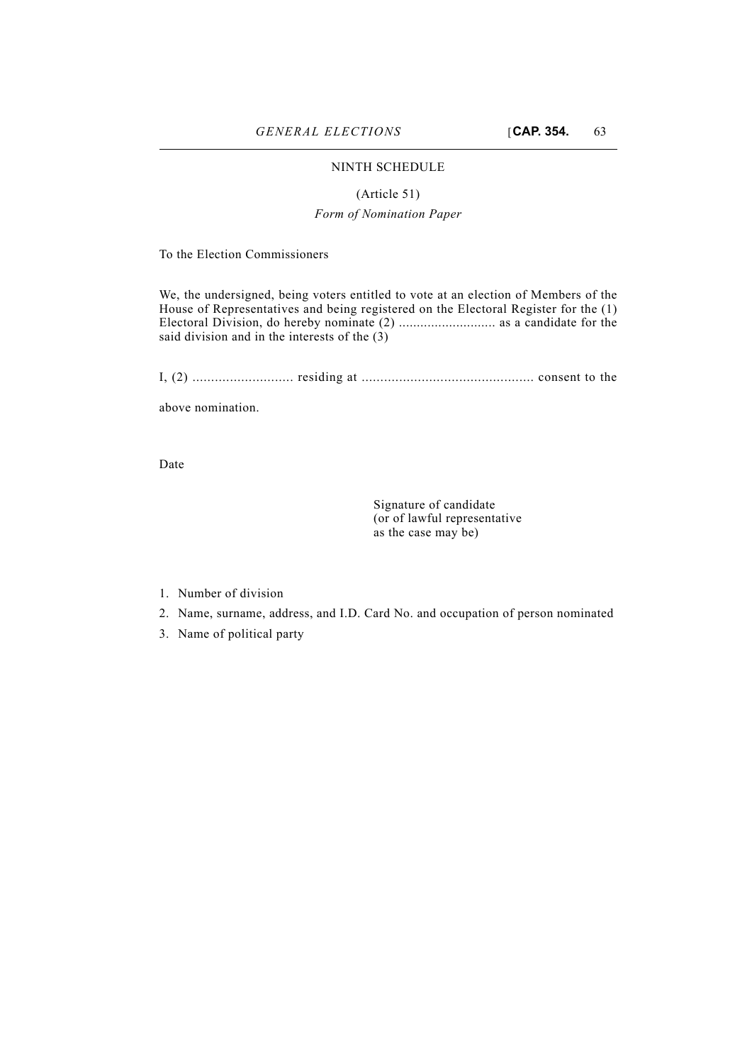## NINTH SCHEDULE

(Article 51)

*Form of Nomination Paper*

To the Election Commissioners

We, the undersigned, being voters entitled to vote at an election of Members of the House of Representatives and being registered on the Electoral Register for the (1) Electoral Division, do hereby nominate (2) ........................... as a candidate for the said division and in the interests of the (3)

I, (2) ........................... residing at ............................................. consent to the above nomination.

Date

Signature of candidate
(or of lawful representative
as the case may be)

1. Number of division
2. Name, surname, address, and I.D. Card No. and occupation of person nominated
3. Name of political party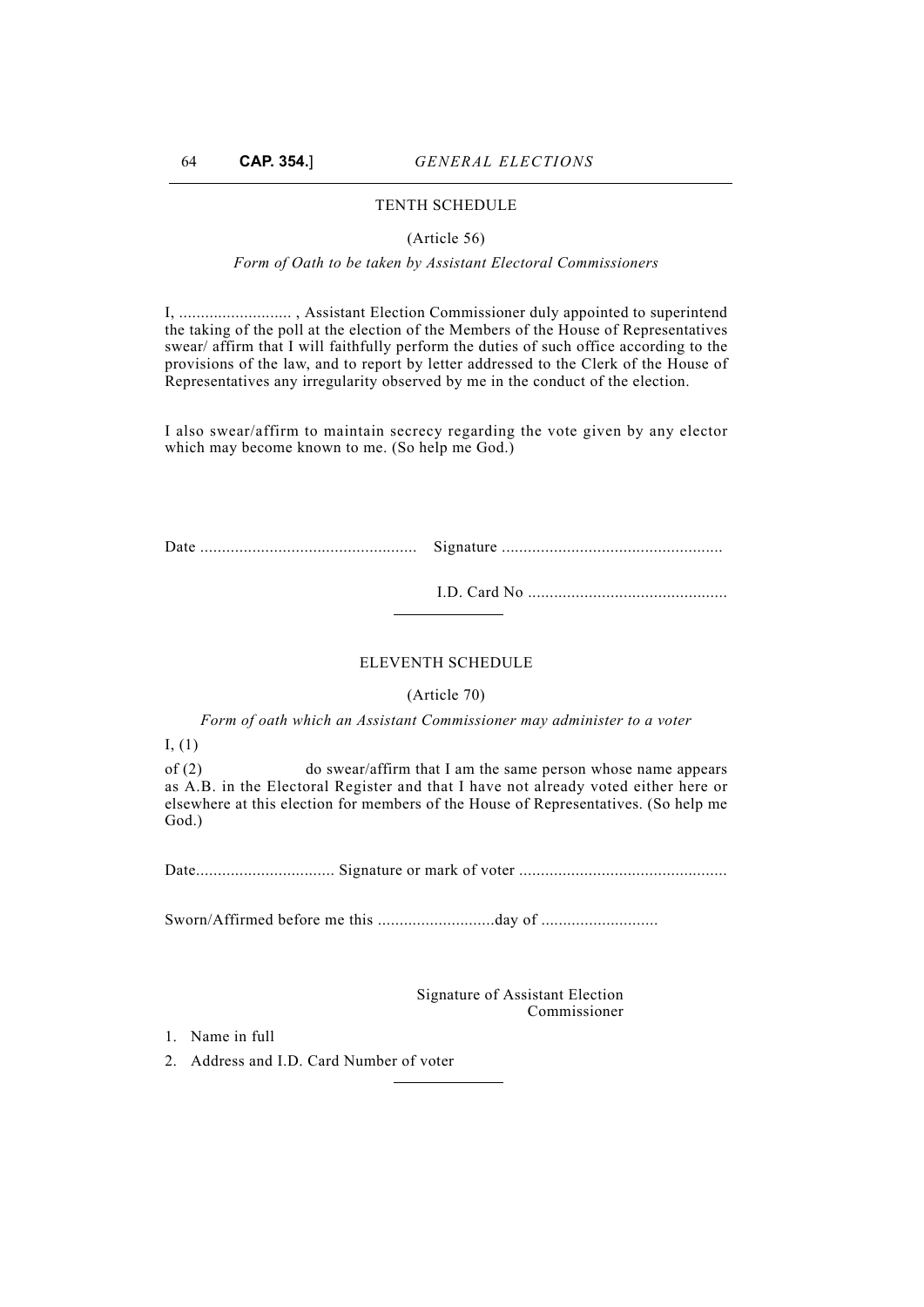## TENTH SCHEDULE

(Article 56)

*Form of Oath to be taken by Assistant Electoral Commissioners*

I, .......................... , Assistant Election Commissioner duly appointed to superintend the taking of the poll at the election of the Members of the House of Representatives swear/ affirm that I will faithfully perform the duties of such office according to the provisions of the law, and to report by letter addressed to the Clerk of the House of Representatives any irregularity observed by me in the conduct of the election.

I also swear/affirm to maintain secrecy regarding the vote given by any elector which may become known to me. (So help me God.)

Date .................................................. Signature ..................................................

I.D. Card No ..............................................

## ELEVENTH SCHEDULE

(Article 70)

*Form of oath which an Assistant Commissioner may administer to a voter*

I, (1)

of (2) do swear/affirm that I am the same person whose name appears as A.B. in the Electoral Register and that I have not already voted either here or elsewhere at this election for members of the House of Representatives. (So help me God.)

Date................................ Signature or mark of voter ................................................

Sworn/Affirmed before me this ...........................day of ...........................

Signature of Assistant Election Commissioner

1. Name in full
2. Address and I.D. Card Number of voter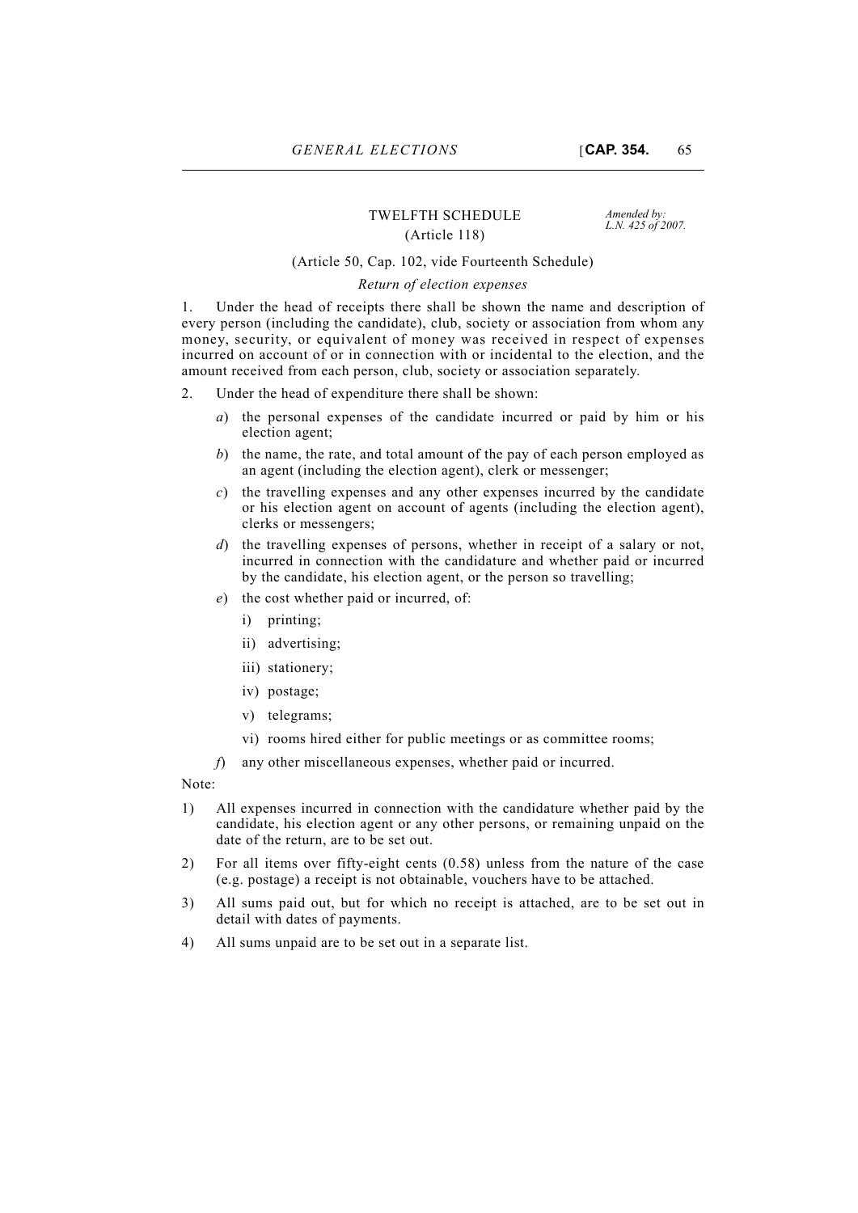## TWELFTH SCHEDULE

(Article 118)

*Amended by: L.N. 425 of 2007.*

(Article 50, Cap. 102, vide Fourteenth Schedule)

*Return of election expenses*

1. Under the head of receipts there shall be shown the name and description of every person (including the candidate), club, society or association from whom any money, security, or equivalent of money was received in respect of expenses incurred on account of or in connection with or incidental to the election, and the amount received from each person, club, society or association separately.

2. Under the head of expenditure there shall be shown:

   *a*) the personal expenses of the candidate incurred or paid by him or his election agent;

   *b*) the name, the rate, and total amount of the pay of each person employed as an agent (including the election agent), clerk or messenger;

   *c*) the travelling expenses and any other expenses incurred by the candidate or his election agent on account of agents (including the election agent), clerks or messengers;

   *d*) the travelling expenses of persons, whether in receipt of a salary or not, incurred in connection with the candidature and whether paid or incurred by the candidate, his election agent, or the person so travelling;

   *e*) the cost whether paid or incurred, of:

      i) printing;

      ii) advertising;

      iii) stationery;

      iv) postage;

      v) telegrams;

      vi) rooms hired either for public meetings or as committee rooms;

   *f*) any other miscellaneous expenses, whether paid or incurred.

Note:

1) All expenses incurred in connection with the candidature whether paid by the candidate, his election agent or any other persons, or remaining unpaid on the date of the return, are to be set out.

2) For all items over fifty-eight cents (0.58) unless from the nature of the case (e.g. postage) a receipt is not obtainable, vouchers have to be attached.

3) All sums paid out, but for which no receipt is attached, are to be set out in detail with dates of payments.

4) All sums unpaid are to be set out in a separate list.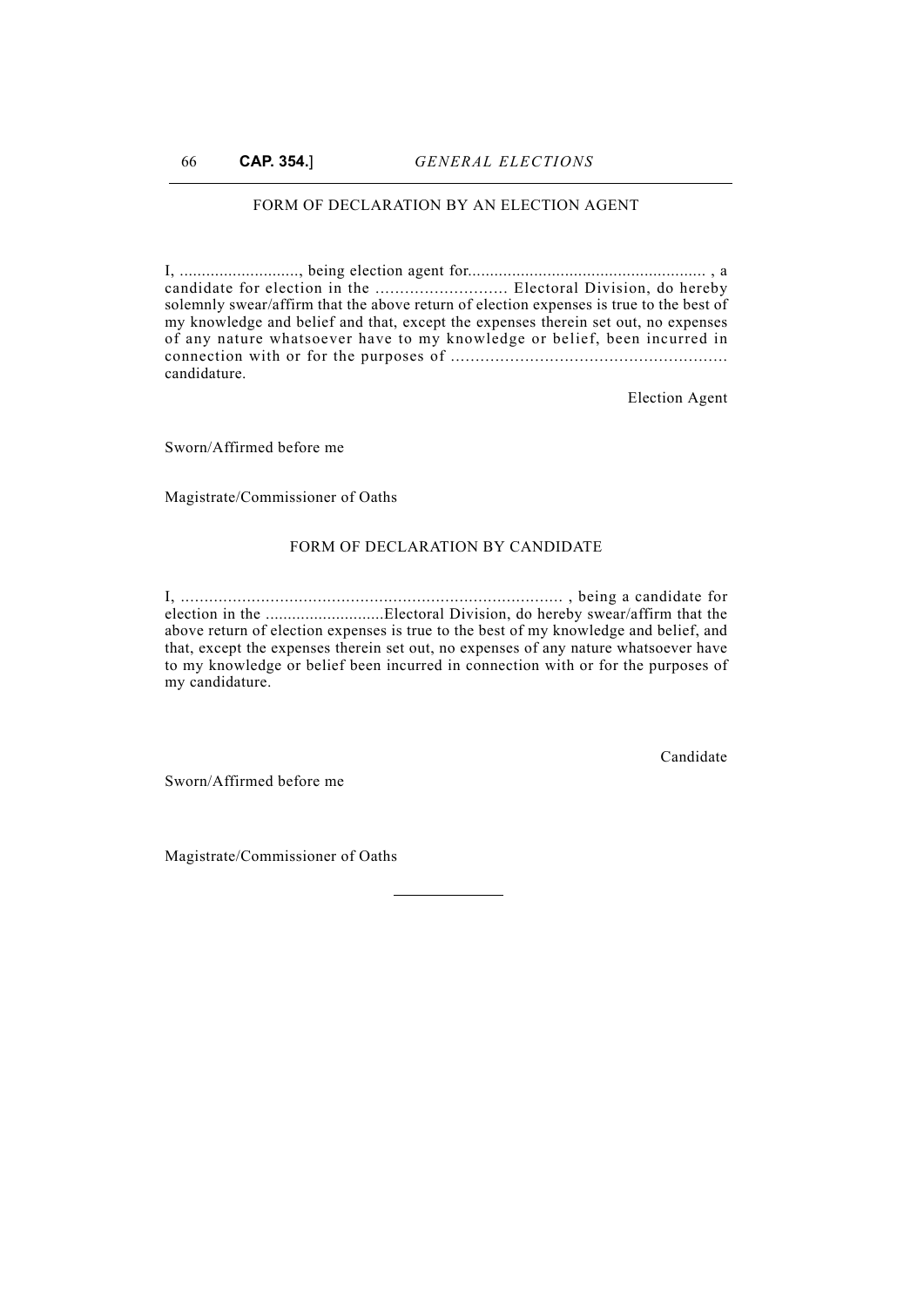FORM OF DECLARATION BY AN ELECTION AGENT

I, ..........................., being election agent for..................................................... , a candidate for election in the ........................... Electoral Division, do hereby solemnly swear/affirm that the above return of election expenses is true to the best of my knowledge and belief and that, except the expenses therein set out, no expenses of any nature whatsoever have to my knowledge or belief, been incurred in connection with or for the purposes of ........................................................ candidature.

Election Agent

Sworn/Affirmed before me

Magistrate/Commissioner of Oaths

FORM OF DECLARATION BY CANDIDATE

I, ................................................................................ , being a candidate for election in the ...........................Electoral Division, do hereby swear/affirm that the above return of election expenses is true to the best of my knowledge and belief, and that, except the expenses therein set out, no expenses of any nature whatsoever have to my knowledge or belief been incurred in connection with or for the purposes of my candidature.

Candidate

Sworn/Affirmed before me

Magistrate/Commissioner of Oaths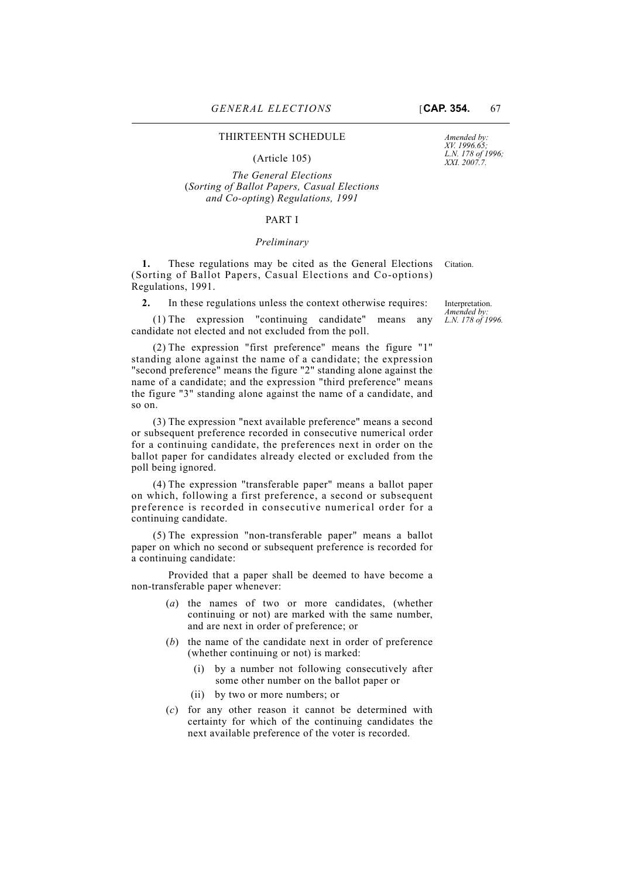## THIRTEENTH SCHEDULE

(Article 105)

*Amended by: XV. 1996.65; L.N. 178 of 1996; XXI. 2007.7.*

*The General Elections*
(*Sorting of Ballot Papers, Casual Elections and Co-opting*) *Regulations, 1991*

### PART I

*Preliminary*

Citation.

**1.** These regulations may be cited as the General Elections (Sorting of Ballot Papers, Casual Elections and Co-options) Regulations, 1991.

Interpretation. *Amended by: L.N. 178 of 1996.*

**2.** In these regulations unless the context otherwise requires:

(1) The expression "continuing candidate" means any candidate not elected and not excluded from the poll.

(2) The expression "first preference" means the figure "1" standing alone against the name of a candidate; the expression "second preference" means the figure "2" standing alone against the name of a candidate; and the expression "third preference" means the figure "3" standing alone against the name of a candidate, and so on.

(3) The expression "next available preference" means a second or subsequent preference recorded in consecutive numerical order for a continuing candidate, the preferences next in order on the ballot paper for candidates already elected or excluded from the poll being ignored.

(4) The expression "transferable paper" means a ballot paper on which, following a first preference, a second or subsequent preference is recorded in consecutive numerical order for a continuing candidate.

(5) The expression "non-transferable paper" means a ballot paper on which no second or subsequent preference is recorded for a continuing candidate:

Provided that a paper shall be deemed to have become a non-transferable paper whenever:

- (*a*) the names of two or more candidates, (whether continuing or not) are marked with the same number, and are next in order of preference; or
- (*b*) the name of the candidate next in order of preference (whether continuing or not) is marked:
  - (i) by a number not following consecutively after some other number on the ballot paper or
  - (ii) by two or more numbers; or
- (*c*) for any other reason it cannot be determined with certainty for which of the continuing candidates the next available preference of the voter is recorded.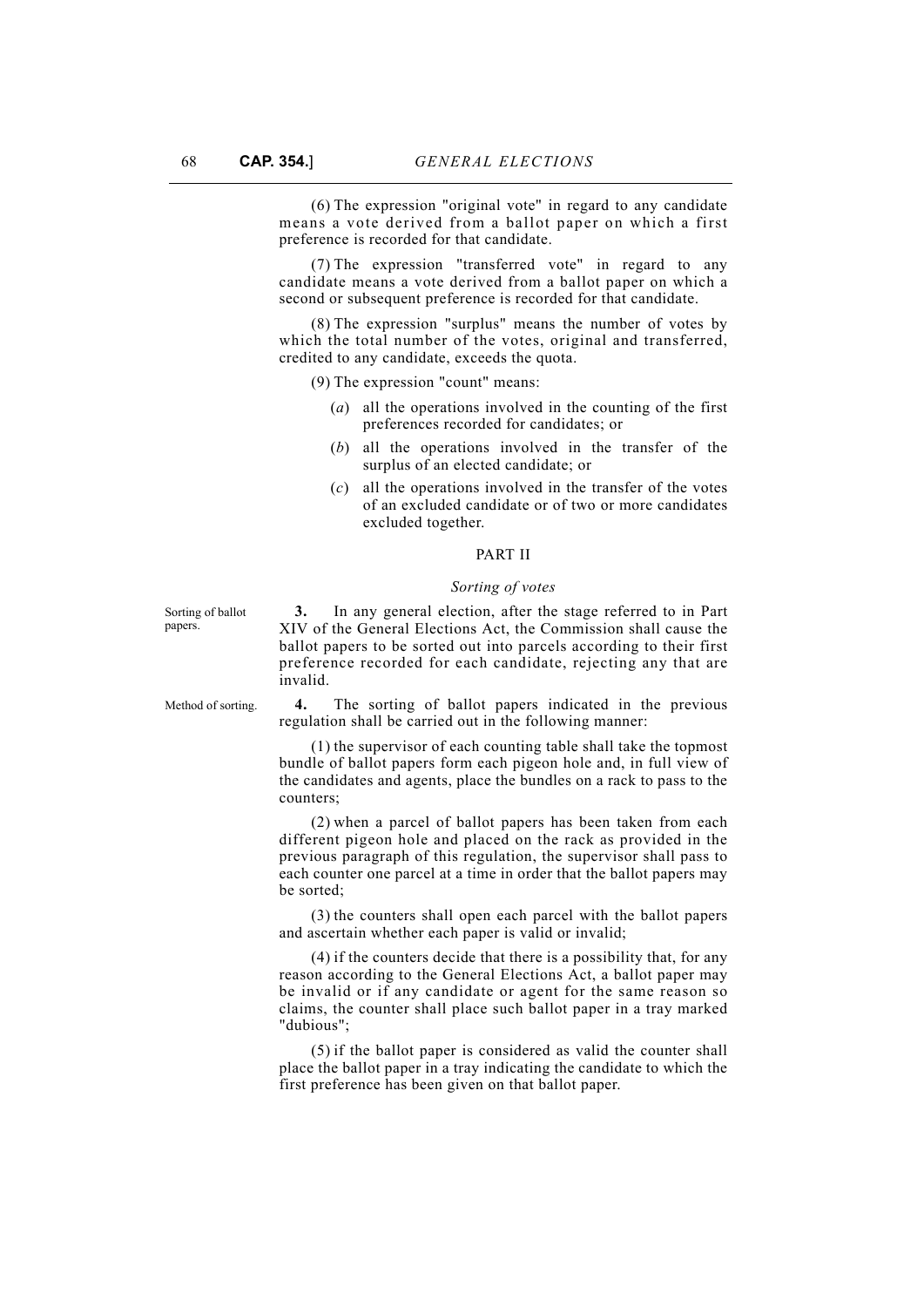(6) The expression "original vote" in regard to any candidate means a vote derived from a ballot paper on which a first preference is recorded for that candidate.

(7) The expression "transferred vote" in regard to any candidate means a vote derived from a ballot paper on which a second or subsequent preference is recorded for that candidate.

(8) The expression "surplus" means the number of votes by which the total number of the votes, original and transferred, credited to any candidate, exceeds the quota.

(9) The expression "count" means:

(*a*) all the operations involved in the counting of the first preferences recorded for candidates; or

(*b*) all the operations involved in the transfer of the surplus of an elected candidate; or

(*c*) all the operations involved in the transfer of the votes of an excluded candidate or of two or more candidates excluded together.

## PART II

### *Sorting of votes*

Sorting of ballot papers.

**3.** In any general election, after the stage referred to in Part XIV of the General Elections Act, the Commission shall cause the ballot papers to be sorted out into parcels according to their first preference recorded for each candidate, rejecting any that are invalid.

Method of sorting.

**4.** The sorting of ballot papers indicated in the previous regulation shall be carried out in the following manner:

(1) the supervisor of each counting table shall take the topmost bundle of ballot papers form each pigeon hole and, in full view of the candidates and agents, place the bundles on a rack to pass to the counters;

(2) when a parcel of ballot papers has been taken from each different pigeon hole and placed on the rack as provided in the previous paragraph of this regulation, the supervisor shall pass to each counter one parcel at a time in order that the ballot papers may be sorted;

(3) the counters shall open each parcel with the ballot papers and ascertain whether each paper is valid or invalid;

(4) if the counters decide that there is a possibility that, for any reason according to the General Elections Act, a ballot paper may be invalid or if any candidate or agent for the same reason so claims, the counter shall place such ballot paper in a tray marked "dubious";

(5) if the ballot paper is considered as valid the counter shall place the ballot paper in a tray indicating the candidate to which the first preference has been given on that ballot paper.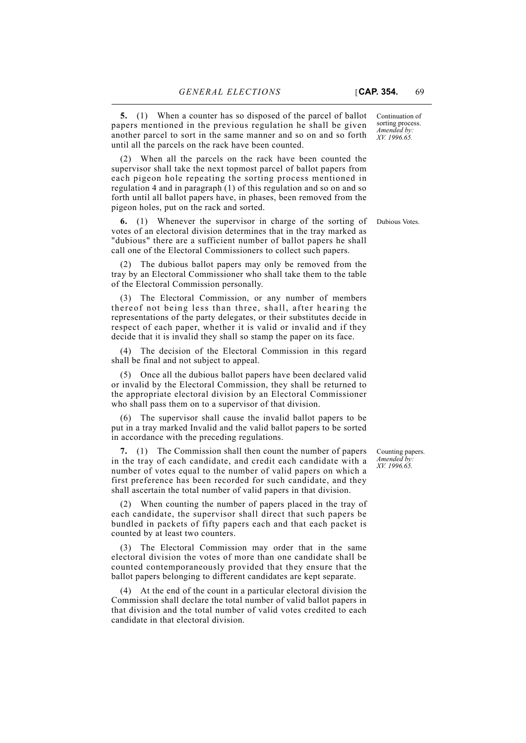**5.** (1) When a counter has so disposed of the parcel of ballot papers mentioned in the previous regulation he shall be given another parcel to sort in the same manner and so on and so forth until all the parcels on the rack have been counted.

Continuation of sorting process. *Amended by: XV. 1996.65.*

(2) When all the parcels on the rack have been counted the supervisor shall take the next topmost parcel of ballot papers from each pigeon hole repeating the sorting process mentioned in regulation 4 and in paragraph (1) of this regulation and so on and so forth until all ballot papers have, in phases, been removed from the pigeon holes, put on the rack and sorted.

**6.** (1) Whenever the supervisor in charge of the sorting of votes of an electoral division determines that in the tray marked as "dubious" there are a sufficient number of ballot papers he shall call one of the Electoral Commissioners to collect such papers.

Dubious Votes.

(2) The dubious ballot papers may only be removed from the tray by an Electoral Commissioner who shall take them to the table of the Electoral Commission personally.

(3) The Electoral Commission, or any number of members thereof not being less than three, shall, after hearing the representations of the party delegates, or their substitutes decide in respect of each paper, whether it is valid or invalid and if they decide that it is invalid they shall so stamp the paper on its face.

(4) The decision of the Electoral Commission in this regard shall be final and not subject to appeal.

(5) Once all the dubious ballot papers have been declared valid or invalid by the Electoral Commission, they shall be returned to the appropriate electoral division by an Electoral Commissioner who shall pass them on to a supervisor of that division.

(6) The supervisor shall cause the invalid ballot papers to be put in a tray marked Invalid and the valid ballot papers to be sorted in accordance with the preceding regulations.

**7.** (1) The Commission shall then count the number of papers in the tray of each candidate, and credit each candidate with a number of votes equal to the number of valid papers on which a first preference has been recorded for such candidate, and they shall ascertain the total number of valid papers in that division.

Counting papers. *Amended by: XV. 1996.65.*

(2) When counting the number of papers placed in the tray of each candidate, the supervisor shall direct that such papers be bundled in packets of fifty papers each and that each packet is counted by at least two counters.

(3) The Electoral Commission may order that in the same electoral division the votes of more than one candidate shall be counted contemporaneously provided that they ensure that the ballot papers belonging to different candidates are kept separate.

(4) At the end of the count in a particular electoral division the Commission shall declare the total number of valid ballot papers in that division and the total number of valid votes credited to each candidate in that electoral division.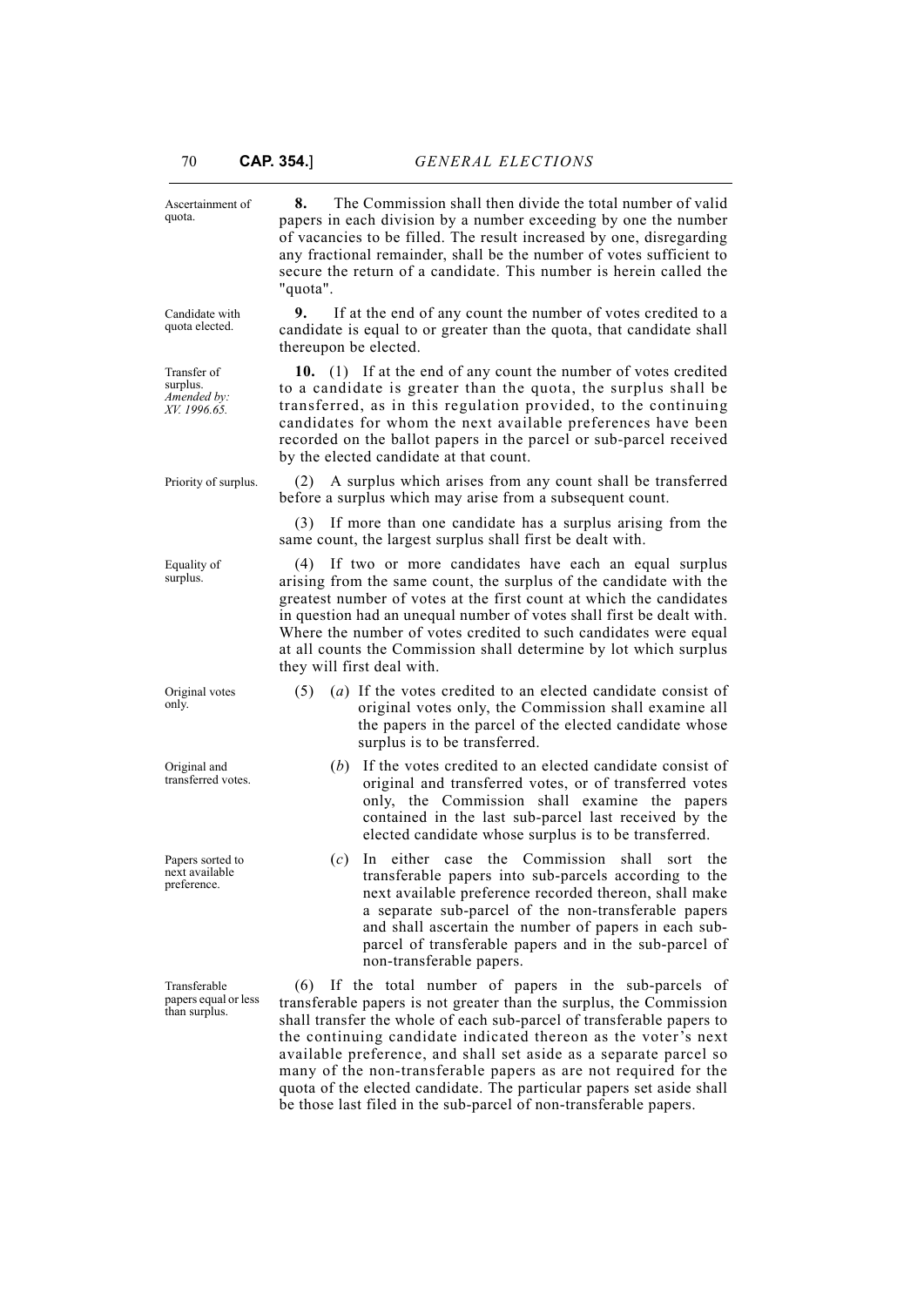Ascertainment of quota.

**8.** The Commission shall then divide the total number of valid papers in each division by a number exceeding by one the number of vacancies to be filled. The result increased by one, disregarding any fractional remainder, shall be the number of votes sufficient to secure the return of a candidate. This number is herein called the "quota".

Candidate with quota elected.

**9.** If at the end of any count the number of votes credited to a candidate is equal to or greater than the quota, that candidate shall thereupon be elected.

Transfer of surplus. *Amended by: XV. 1996.65.*

**10.** (1) If at the end of any count the number of votes credited to a candidate is greater than the quota, the surplus shall be transferred, as in this regulation provided, to the continuing candidates for whom the next available preferences have been recorded on the ballot papers in the parcel or sub-parcel received by the elected candidate at that count.

Priority of surplus.

(2) A surplus which arises from any count shall be transferred before a surplus which may arise from a subsequent count.

(3) If more than one candidate has a surplus arising from the same count, the largest surplus shall first be dealt with.

Equality of surplus.

(4) If two or more candidates have each an equal surplus arising from the same count, the surplus of the candidate with the greatest number of votes at the first count at which the candidates in question had an unequal number of votes shall first be dealt with. Where the number of votes credited to such candidates were equal at all counts the Commission shall determine by lot which surplus they will first deal with.

Original votes only.

(5) (*a*) If the votes credited to an elected candidate consist of original votes only, the Commission shall examine all the papers in the parcel of the elected candidate whose surplus is to be transferred.

Original and transferred votes.

(*b*) If the votes credited to an elected candidate consist of original and transferred votes, or of transferred votes only, the Commission shall examine the papers contained in the last sub-parcel last received by the elected candidate whose surplus is to be transferred.

Papers sorted to next available preference.

(*c*) In either case the Commission shall sort the transferable papers into sub-parcels according to the next available preference recorded thereon, shall make a separate sub-parcel of the non-transferable papers and shall ascertain the number of papers in each sub-parcel of transferable papers and in the sub-parcel of non-transferable papers.

Transferable papers equal or less than surplus.

(6) If the total number of papers in the sub-parcels of transferable papers is not greater than the surplus, the Commission shall transfer the whole of each sub-parcel of transferable papers to the continuing candidate indicated thereon as the voter's next available preference, and shall set aside as a separate parcel so many of the non-transferable papers as are not required for the quota of the elected candidate. The particular papers set aside shall be those last filed in the sub-parcel of non-transferable papers.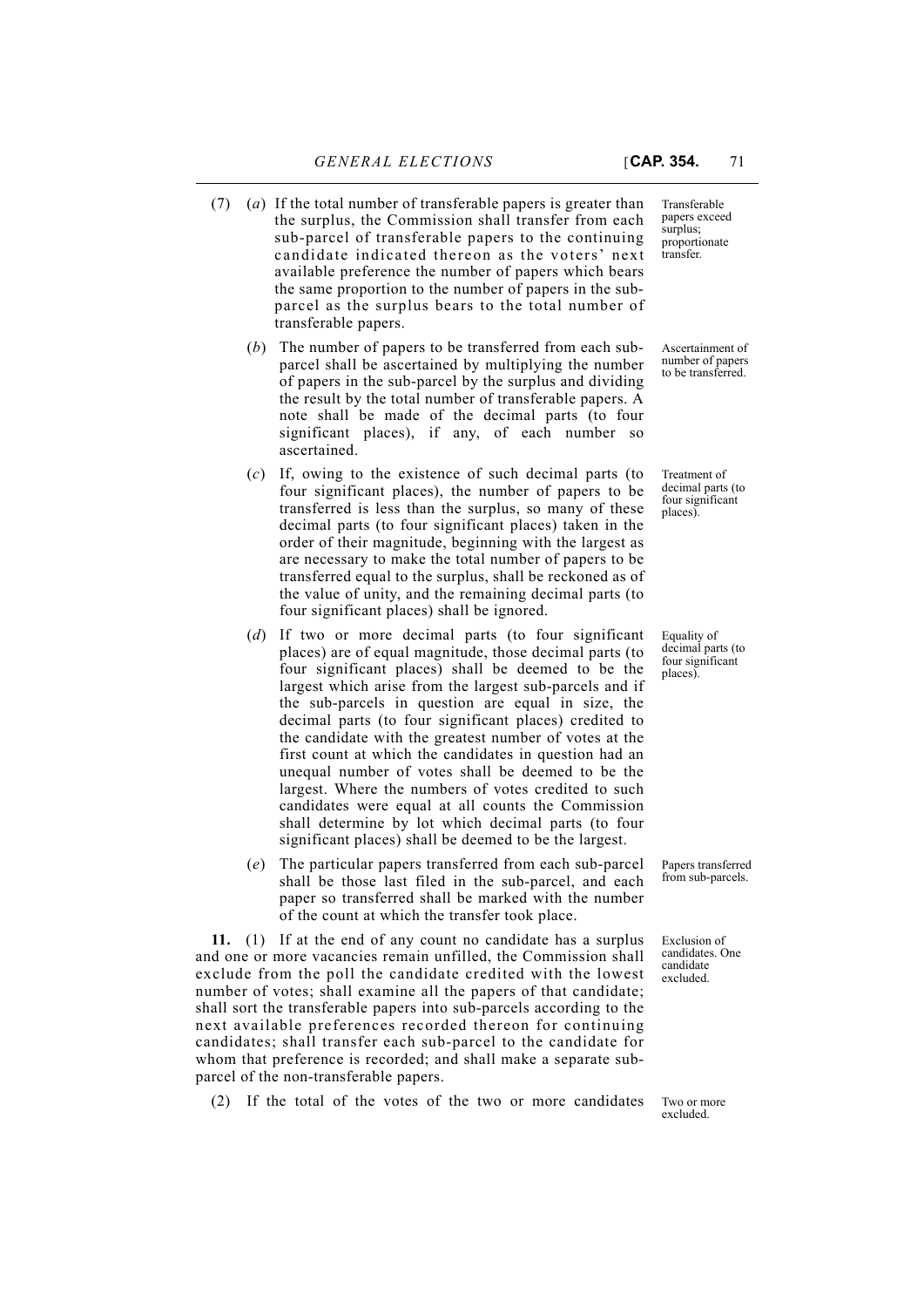(7) (*a*) If the total number of transferable papers is greater than the surplus, the Commission shall transfer from each sub-parcel of transferable papers to the continuing candidate indicated thereon as the voters' next available preference the number of papers which bears the same proportion to the number of papers in the sub-parcel as the surplus bears to the total number of transferable papers.

Transferable papers exceed surplus; proportionate transfer.

(*b*) The number of papers to be transferred from each sub-parcel shall be ascertained by multiplying the number of papers in the sub-parcel by the surplus and dividing the result by the total number of transferable papers. A note shall be made of the decimal parts (to four significant places), if any, of each number so ascertained.

Ascertainment of number of papers to be transferred.

(*c*) If, owing to the existence of such decimal parts (to four significant places), the number of papers to be transferred is less than the surplus, so many of these decimal parts (to four significant places) taken in the order of their magnitude, beginning with the largest as are necessary to make the total number of papers to be transferred equal to the surplus, shall be reckoned as of the value of unity, and the remaining decimal parts (to four significant places) shall be ignored.

Treatment of decimal parts (to four significant places).

(*d*) If two or more decimal parts (to four significant places) are of equal magnitude, those decimal parts (to four significant places) shall be deemed to be the largest which arise from the largest sub-parcels and if the sub-parcels in question are equal in size, the decimal parts (to four significant places) credited to the candidate with the greatest number of votes at the first count at which the candidates in question had an unequal number of votes shall be deemed to be the largest. Where the numbers of votes credited to such candidates were equal at all counts the Commission shall determine by lot which decimal parts (to four significant places) shall be deemed to be the largest.

Equality of decimal parts (to four significant places).

(*e*) The particular papers transferred from each sub-parcel shall be those last filed in the sub-parcel, and each paper so transferred shall be marked with the number of the count at which the transfer took place.

Papers transferred from sub-parcels.

**11.** (1) If at the end of any count no candidate has a surplus and one or more vacancies remain unfilled, the Commission shall exclude from the poll the candidate credited with the lowest number of votes; shall examine all the papers of that candidate; shall sort the transferable papers into sub-parcels according to the next available preferences recorded thereon for continuing candidates; shall transfer each sub-parcel to the candidate for whom that preference is recorded; and shall make a separate sub-parcel of the non-transferable papers.

Exclusion of candidates. One candidate excluded.

(2) If the total of the votes of the two or more candidates

Two or more excluded.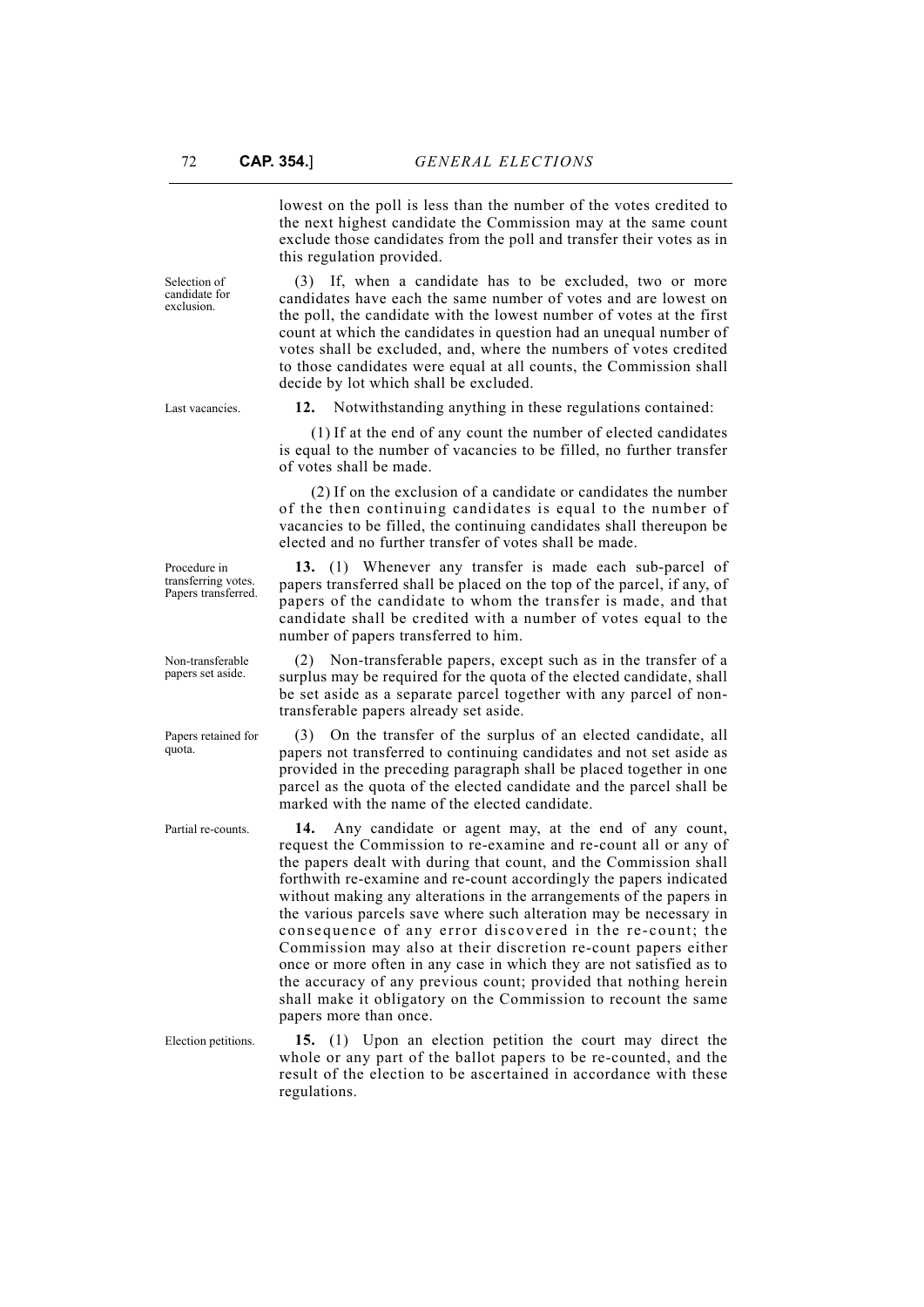lowest on the poll is less than the number of the votes credited to the next highest candidate the Commission may at the same count exclude those candidates from the poll and transfer their votes as in this regulation provided.

Selection of candidate for exclusion.

(3) If, when a candidate has to be excluded, two or more candidates have each the same number of votes and are lowest on the poll, the candidate with the lowest number of votes at the first count at which the candidates in question had an unequal number of votes shall be excluded, and, where the numbers of votes credited to those candidates were equal at all counts, the Commission shall decide by lot which shall be excluded.

Last vacancies.

**12.** Notwithstanding anything in these regulations contained:

(1) If at the end of any count the number of elected candidates is equal to the number of vacancies to be filled, no further transfer of votes shall be made.

(2) If on the exclusion of a candidate or candidates the number of the then continuing candidates is equal to the number of vacancies to be filled, the continuing candidates shall thereupon be elected and no further transfer of votes shall be made.

Procedure in transferring votes. Papers transferred.

**13.** (1) Whenever any transfer is made each sub-parcel of papers transferred shall be placed on the top of the parcel, if any, of papers of the candidate to whom the transfer is made, and that candidate shall be credited with a number of votes equal to the number of papers transferred to him.

Non-transferable papers set aside.

(2) Non-transferable papers, except such as in the transfer of a surplus may be required for the quota of the elected candidate, shall be set aside as a separate parcel together with any parcel of non-transferable papers already set aside.

Papers retained for quota.

(3) On the transfer of the surplus of an elected candidate, all papers not transferred to continuing candidates and not set aside as provided in the preceding paragraph shall be placed together in one parcel as the quota of the elected candidate and the parcel shall be marked with the name of the elected candidate.

Partial re-counts.

**14.** Any candidate or agent may, at the end of any count, request the Commission to re-examine and re-count all or any of the papers dealt with during that count, and the Commission shall forthwith re-examine and re-count accordingly the papers indicated without making any alterations in the arrangements of the papers in the various parcels save where such alteration may be necessary in consequence of any error discovered in the re-count; the Commission may also at their discretion re-count papers either once or more often in any case in which they are not satisfied as to the accuracy of any previous count; provided that nothing herein shall make it obligatory on the Commission to recount the same papers more than once.

Election petitions.

**15.** (1) Upon an election petition the court may direct the whole or any part of the ballot papers to be re-counted, and the result of the election to be ascertained in accordance with these regulations.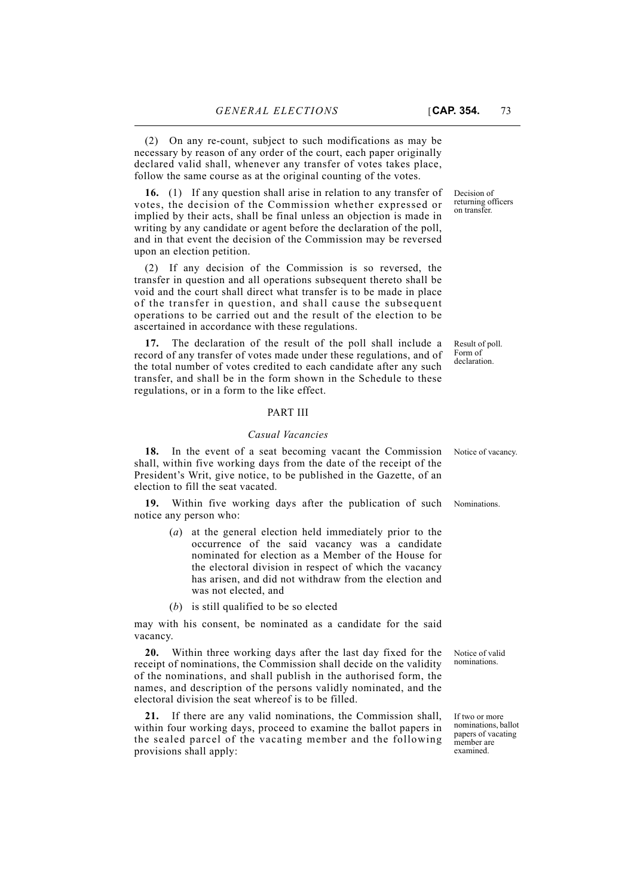(2) On any re-count, subject to such modifications as may be necessary by reason of any order of the court, each paper originally declared valid shall, whenever any transfer of votes takes place, follow the same course as at the original counting of the votes.

Decision of returning officers on transfer.

**16.** (1) If any question shall arise in relation to any transfer of votes, the decision of the Commission whether expressed or implied by their acts, shall be final unless an objection is made in writing by any candidate or agent before the declaration of the poll, and in that event the decision of the Commission may be reversed upon an election petition.

(2) If any decision of the Commission is so reversed, the transfer in question and all operations subsequent thereto shall be void and the court shall direct what transfer is to be made in place of the transfer in question, and shall cause the subsequent operations to be carried out and the result of the election to be ascertained in accordance with these regulations.

Result of poll. Form of declaration.

**17.** The declaration of the result of the poll shall include a record of any transfer of votes made under these regulations, and of the total number of votes credited to each candidate after any such transfer, and shall be in the form shown in the Schedule to these regulations, or in a form to the like effect.

## PART III

### *Casual Vacancies*

Notice of vacancy.

**18.** In the event of a seat becoming vacant the Commission shall, within five working days from the date of the receipt of the President's Writ, give notice, to be published in the Gazette, of an election to fill the seat vacated.

Nominations.

**19.** Within five working days after the publication of such notice any person who:

- (*a*) at the general election held immediately prior to the occurrence of the said vacancy was a candidate nominated for election as a Member of the House for the electoral division in respect of which the vacancy has arisen, and did not withdraw from the election and was not elected, and
- (*b*) is still qualified to be so elected

may with his consent, be nominated as a candidate for the said vacancy.

Notice of valid nominations.

**20.** Within three working days after the last day fixed for the receipt of nominations, the Commission shall decide on the validity of the nominations, and shall publish in the authorised form, the names, and description of the persons validly nominated, and the electoral division the seat whereof is to be filled.

If two or more nominations, ballot papers of vacating member are examined.

**21.** If there are any valid nominations, the Commission shall, within four working days, proceed to examine the ballot papers in the sealed parcel of the vacating member and the following provisions shall apply: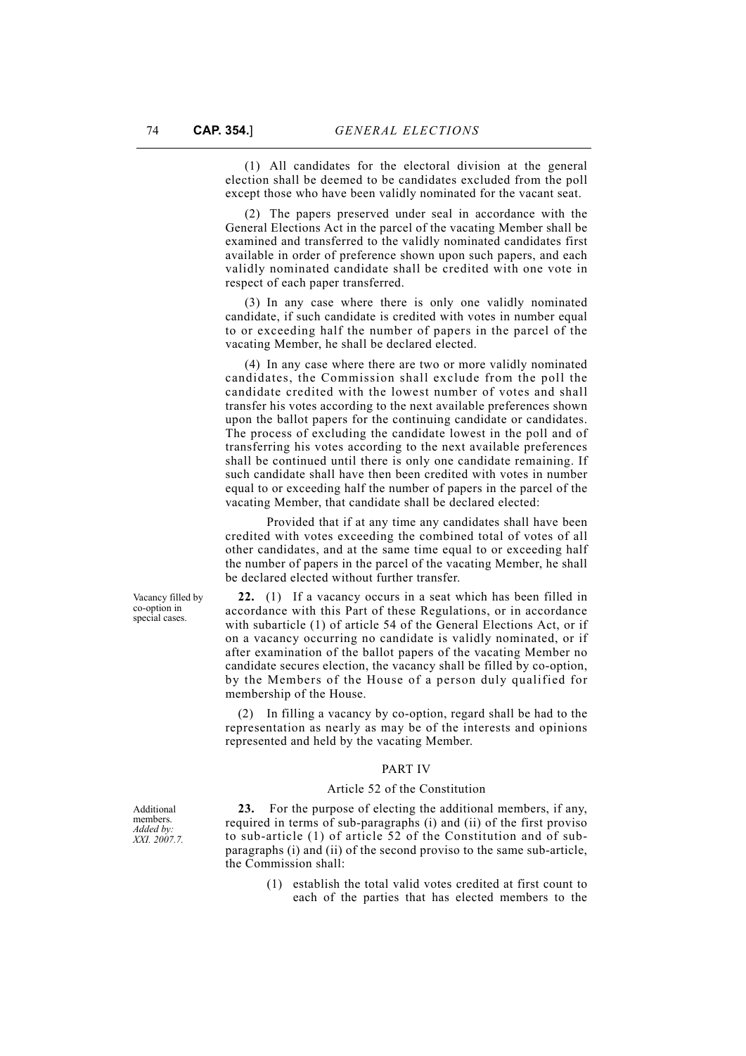(1) All candidates for the electoral division at the general election shall be deemed to be candidates excluded from the poll except those who have been validly nominated for the vacant seat.

(2) The papers preserved under seal in accordance with the General Elections Act in the parcel of the vacating Member shall be examined and transferred to the validly nominated candidates first available in order of preference shown upon such papers, and each validly nominated candidate shall be credited with one vote in respect of each paper transferred.

(3) In any case where there is only one validly nominated candidate, if such candidate is credited with votes in number equal to or exceeding half the number of papers in the parcel of the vacating Member, he shall be declared elected.

(4) In any case where there are two or more validly nominated candidates, the Commission shall exclude from the poll the candidate credited with the lowest number of votes and shall transfer his votes according to the next available preferences shown upon the ballot papers for the continuing candidate or candidates. The process of excluding the candidate lowest in the poll and of transferring his votes according to the next available preferences shall be continued until there is only one candidate remaining. If such candidate shall have then been credited with votes in number equal to or exceeding half the number of papers in the parcel of the vacating Member, that candidate shall be declared elected:

Provided that if at any time any candidates shall have been credited with votes exceeding the combined total of votes of all other candidates, and at the same time equal to or exceeding half the number of papers in the parcel of the vacating Member, he shall be declared elected without further transfer.

*Vacancy filled by co-option in special cases.*

**22.** (1) If a vacancy occurs in a seat which has been filled in accordance with this Part of these Regulations, or in accordance with subarticle (1) of article 54 of the General Elections Act, or if on a vacancy occurring no candidate is validly nominated, or if after examination of the ballot papers of the vacating Member no candidate secures election, the vacancy shall be filled by co-option, by the Members of the House of a person duly qualified for membership of the House.

(2) In filling a vacancy by co-option, regard shall be had to the representation as nearly as may be of the interests and opinions represented and held by the vacating Member.

## PART IV

### Article 52 of the Constitution

*Additional members. Added by: XXI. 2007.7.*

**23.** For the purpose of electing the additional members, if any, required in terms of sub-paragraphs (i) and (ii) of the first proviso to sub-article (1) of article 52 of the Constitution and of sub-paragraphs (i) and (ii) of the second proviso to the same sub-article, the Commission shall:

(1) establish the total valid votes credited at first count to each of the parties that has elected members to the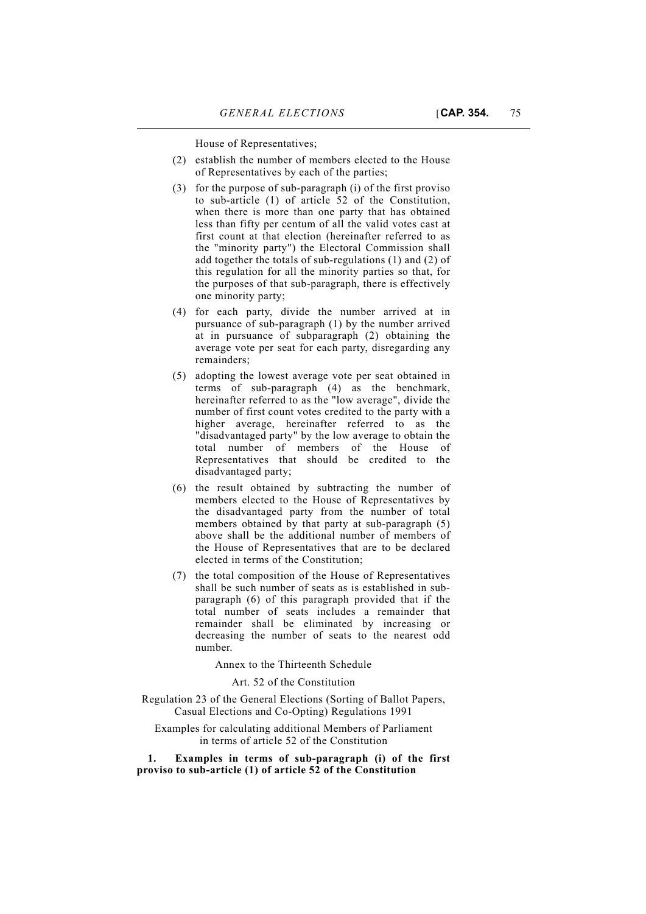House of Representatives;

(2) establish the number of members elected to the House of Representatives by each of the parties;

(3) for the purpose of sub-paragraph (i) of the first proviso to sub-article (1) of article 52 of the Constitution, when there is more than one party that has obtained less than fifty per centum of all the valid votes cast at first count at that election (hereinafter referred to as the "minority party") the Electoral Commission shall add together the totals of sub-regulations (1) and (2) of this regulation for all the minority parties so that, for the purposes of that sub-paragraph, there is effectively one minority party;

(4) for each party, divide the number arrived at in pursuance of sub-paragraph (1) by the number arrived at in pursuance of subparagraph (2) obtaining the average vote per seat for each party, disregarding any remainders;

(5) adopting the lowest average vote per seat obtained in terms of sub-paragraph (4) as the benchmark, hereinafter referred to as the "low average", divide the number of first count votes credited to the party with a higher average, hereinafter referred to as the "disadvantaged party" by the low average to obtain the total number of members of the House of Representatives that should be credited to the disadvantaged party;

(6) the result obtained by subtracting the number of members elected to the House of Representatives by the disadvantaged party from the number of total members obtained by that party at sub-paragraph (5) above shall be the additional number of members of the House of Representatives that are to be declared elected in terms of the Constitution;

(7) the total composition of the House of Representatives shall be such number of seats as is established in sub-paragraph (6) of this paragraph provided that if the total number of seats includes a remainder that remainder shall be eliminated by increasing or decreasing the number of seats to the nearest odd number.

Annex to the Thirteenth Schedule

Art. 52 of the Constitution

Regulation 23 of the General Elections (Sorting of Ballot Papers, Casual Elections and Co-Opting) Regulations 1991

Examples for calculating additional Members of Parliament in terms of article 52 of the Constitution

**1. Examples in terms of sub-paragraph (i) of the first proviso to sub-article (1) of article 52 of the Constitution**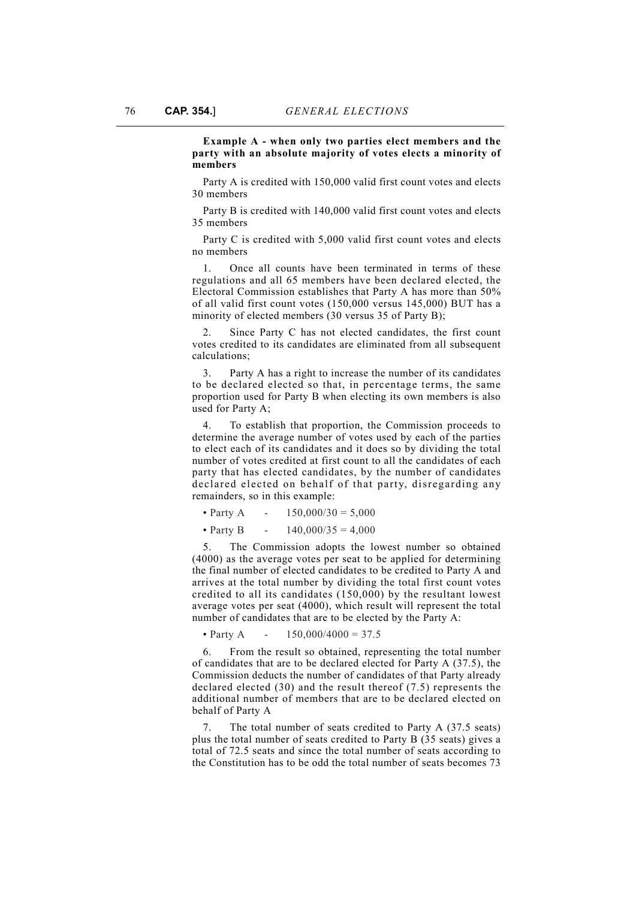**Example A - when only two parties elect members and the party with an absolute majority of votes elects a minority of members**

Party A is credited with 150,000 valid first count votes and elects 30 members

Party B is credited with 140,000 valid first count votes and elects 35 members

Party C is credited with 5,000 valid first count votes and elects no members

1. Once all counts have been terminated in terms of these regulations and all 65 members have been declared elected, the Electoral Commission establishes that Party A has more than 50% of all valid first count votes (150,000 versus 145,000) BUT has a minority of elected members (30 versus 35 of Party B);

2. Since Party C has not elected candidates, the first count votes credited to its candidates are eliminated from all subsequent calculations;

3. Party A has a right to increase the number of its candidates to be declared elected so that, in percentage terms, the same proportion used for Party B when electing its own members is also used for Party A;

4. To establish that proportion, the Commission proceeds to determine the average number of votes used by each of the parties to elect each of its candidates and it does so by dividing the total number of votes credited at first count to all the candidates of each party that has elected candidates, by the number of candidates declared elected on behalf of that party, disregarding any remainders, so in this example:

- Party A - 150,000/30 = 5,000
- Party B - 140,000/35 = 4,000

5. The Commission adopts the lowest number so obtained (4000) as the average votes per seat to be applied for determining the final number of elected candidates to be credited to Party A and arrives at the total number by dividing the total first count votes credited to all its candidates (150,000) by the resultant lowest average votes per seat (4000), which result will represent the total number of candidates that are to be elected by the Party A:

- Party A - 150,000/4000 = 37.5

6. From the result so obtained, representing the total number of candidates that are to be declared elected for Party A (37.5), the Commission deducts the number of candidates of that Party already declared elected (30) and the result thereof (7.5) represents the additional number of members that are to be declared elected on behalf of Party A

7. The total number of seats credited to Party A (37.5 seats) plus the total number of seats credited to Party B (35 seats) gives a total of 72.5 seats and since the total number of seats according to the Constitution has to be odd the total number of seats becomes 73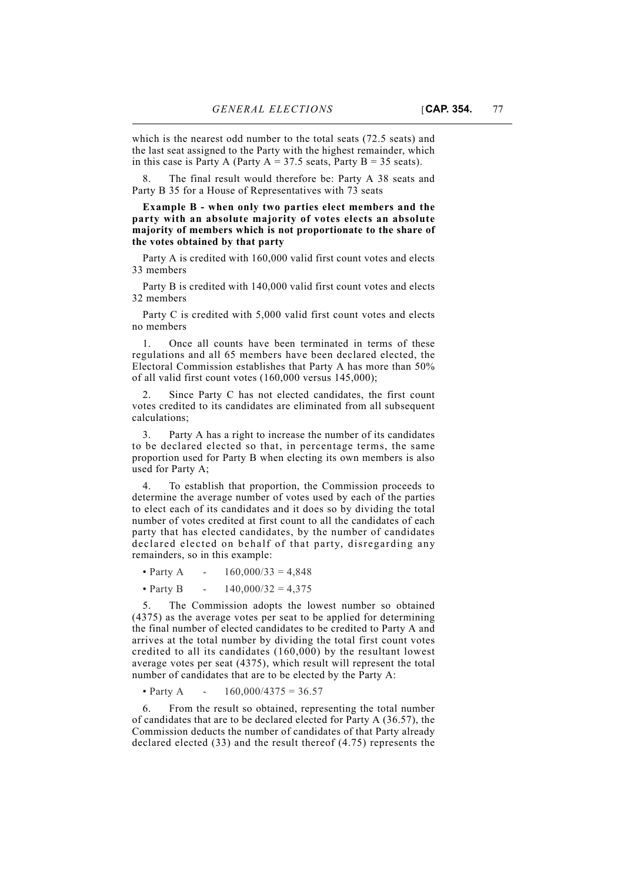which is the nearest odd number to the total seats (72.5 seats) and the last seat assigned to the Party with the highest remainder, which in this case is Party A (Party A = 37.5 seats, Party B = 35 seats).

8. The final result would therefore be: Party A 38 seats and Party B 35 for a House of Representatives with 73 seats

**Example B - when only two parties elect members and the party with an absolute majority of votes elects an absolute majority of members which is not proportionate to the share of the votes obtained by that party**

Party A is credited with 160,000 valid first count votes and elects 33 members

Party B is credited with 140,000 valid first count votes and elects 32 members

Party C is credited with 5,000 valid first count votes and elects no members

1. Once all counts have been terminated in terms of these regulations and all 65 members have been declared elected, the Electoral Commission establishes that Party A has more than 50% of all valid first count votes (160,000 versus 145,000);

2. Since Party C has not elected candidates, the first count votes credited to its candidates are eliminated from all subsequent calculations;

3. Party A has a right to increase the number of its candidates to be declared elected so that, in percentage terms, the same proportion used for Party B when electing its own members is also used for Party A;

4. To establish that proportion, the Commission proceeds to determine the average number of votes used by each of the parties to elect each of its candidates and it does so by dividing the total number of votes credited at first count to all the candidates of each party that has elected candidates, by the number of candidates declared elected on behalf of that party, disregarding any remainders, so in this example:

- Party A - 160,000/33 = 4,848
- Party B - 140,000/32 = 4,375

5. The Commission adopts the lowest number so obtained (4375) as the average votes per seat to be applied for determining the final number of elected candidates to be credited to Party A and arrives at the total number by dividing the total first count votes credited to all its candidates (160,000) by the resultant lowest average votes per seat (4375), which result will represent the total number of candidates that are to be elected by the Party A:

- Party A - 160,000/4375 = 36.57

6. From the result so obtained, representing the total number of candidates that are to be declared elected for Party A (36.57), the Commission deducts the number of candidates of that Party already declared elected (33) and the result thereof (4.75) represents the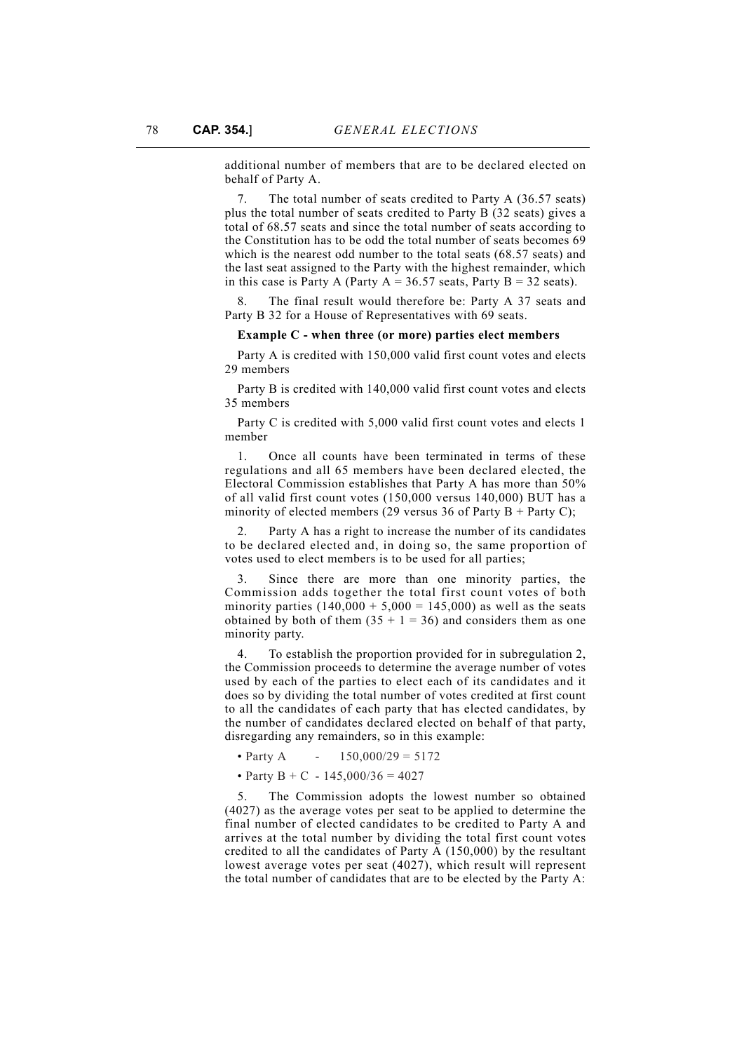additional number of members that are to be declared elected on behalf of Party A.

7. The total number of seats credited to Party A (36.57 seats) plus the total number of seats credited to Party B (32 seats) gives a total of 68.57 seats and since the total number of seats according to the Constitution has to be odd the total number of seats becomes 69 which is the nearest odd number to the total seats (68.57 seats) and the last seat assigned to the Party with the highest remainder, which in this case is Party A (Party A = 36.57 seats, Party B = 32 seats).

8. The final result would therefore be: Party A 37 seats and Party B 32 for a House of Representatives with 69 seats.

**Example C - when three (or more) parties elect members**

Party A is credited with 150,000 valid first count votes and elects 29 members

Party B is credited with 140,000 valid first count votes and elects 35 members

Party C is credited with 5,000 valid first count votes and elects 1 member

1. Once all counts have been terminated in terms of these regulations and all 65 members have been declared elected, the Electoral Commission establishes that Party A has more than 50% of all valid first count votes (150,000 versus 140,000) BUT has a minority of elected members (29 versus 36 of Party B + Party C);

2. Party A has a right to increase the number of its candidates to be declared elected and, in doing so, the same proportion of votes used to elect members is to be used for all parties;

3. Since there are more than one minority parties, the Commission adds together the total first count votes of both minority parties (140,000 + 5,000 = 145,000) as well as the seats obtained by both of them (35 + 1 = 36) and considers them as one minority party.

4. To establish the proportion provided for in subregulation 2, the Commission proceeds to determine the average number of votes used by each of the parties to elect each of its candidates and it does so by dividing the total number of votes credited at first count to all the candidates of each party that has elected candidates, by the number of candidates declared elected on behalf of that party, disregarding any remainders, so in this example:

- Party A - 150,000/29 = 5172
- Party B + C - 145,000/36 = 4027

5. The Commission adopts the lowest number so obtained (4027) as the average votes per seat to be applied to determine the final number of elected candidates to be credited to Party A and arrives at the total number by dividing the total first count votes credited to all the candidates of Party A (150,000) by the resultant lowest average votes per seat (4027), which result will represent the total number of candidates that are to be elected by the Party A: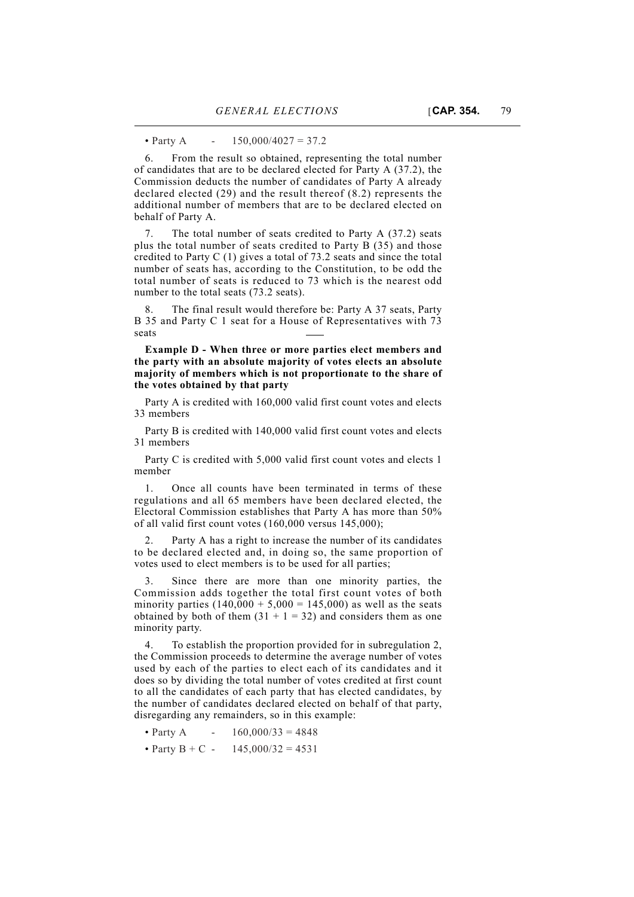• Party A - 150,000/4027 = 37.2

6. From the result so obtained, representing the total number of candidates that are to be declared elected for Party A (37.2), the Commission deducts the number of candidates of Party A already declared elected (29) and the result thereof (8.2) represents the additional number of members that are to be declared elected on behalf of Party A.

7. The total number of seats credited to Party A (37.2) seats plus the total number of seats credited to Party B (35) and those credited to Party C (1) gives a total of 73.2 seats and since the total number of seats has, according to the Constitution, to be odd the total number of seats is reduced to 73 which is the nearest odd number to the total seats (73.2 seats).

8. The final result would therefore be: Party A 37 seats, Party B 35 and Party C 1 seat for a House of Representatives with 73 seats

**Example D - When three or more parties elect members and the party with an absolute majority of votes elects an absolute majority of members which is not proportionate to the share of the votes obtained by that party**

Party A is credited with 160,000 valid first count votes and elects 33 members

Party B is credited with 140,000 valid first count votes and elects 31 members

Party C is credited with 5,000 valid first count votes and elects 1 member

1. Once all counts have been terminated in terms of these regulations and all 65 members have been declared elected, the Electoral Commission establishes that Party A has more than 50% of all valid first count votes (160,000 versus 145,000);

2. Party A has a right to increase the number of its candidates to be declared elected and, in doing so, the same proportion of votes used to elect members is to be used for all parties;

3. Since there are more than one minority parties, the Commission adds together the total first count votes of both minority parties (140,000 + 5,000 = 145,000) as well as the seats obtained by both of them (31 + 1 = 32) and considers them as one minority party.

4. To establish the proportion provided for in subregulation 2, the Commission proceeds to determine the average number of votes used by each of the parties to elect each of its candidates and it does so by dividing the total number of votes credited at first count to all the candidates of each party that has elected candidates, by the number of candidates declared elected on behalf of that party, disregarding any remainders, so in this example:

• Party A - 160,000/33 = 4848

• Party B + C - 145,000/32 = 4531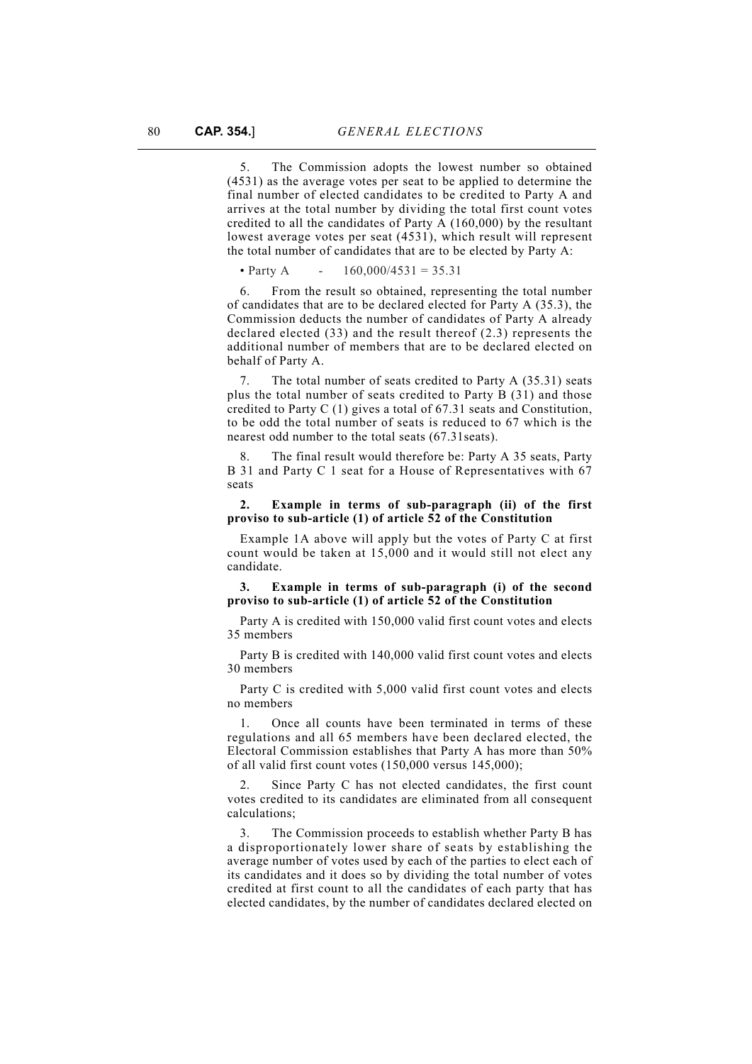5. The Commission adopts the lowest number so obtained (4531) as the average votes per seat to be applied to determine the final number of elected candidates to be credited to Party A and arrives at the total number by dividing the total first count votes credited to all the candidates of Party A (160,000) by the resultant lowest average votes per seat (4531), which result will represent the total number of candidates that are to be elected by Party A:

- Party A - 160,000/4531 = 35.31

6. From the result so obtained, representing the total number of candidates that are to be declared elected for Party A (35.3), the Commission deducts the number of candidates of Party A already declared elected (33) and the result thereof (2.3) represents the additional number of members that are to be declared elected on behalf of Party A.

7. The total number of seats credited to Party A (35.31) seats plus the total number of seats credited to Party B (31) and those credited to Party C (1) gives a total of 67.31 seats and Constitution, to be odd the total number of seats is reduced to 67 which is the nearest odd number to the total seats (67.31seats).

8. The final result would therefore be: Party A 35 seats, Party B 31 and Party C 1 seat for a House of Representatives with 67 seats

**2. Example in terms of sub-paragraph (ii) of the first proviso to sub-article (1) of article 52 of the Constitution**

Example 1A above will apply but the votes of Party C at first count would be taken at 15,000 and it would still not elect any candidate.

**3. Example in terms of sub-paragraph (i) of the second proviso to sub-article (1) of article 52 of the Constitution**

Party A is credited with 150,000 valid first count votes and elects 35 members

Party B is credited with 140,000 valid first count votes and elects 30 members

Party C is credited with 5,000 valid first count votes and elects no members

1. Once all counts have been terminated in terms of these regulations and all 65 members have been declared elected, the Electoral Commission establishes that Party A has more than 50% of all valid first count votes (150,000 versus 145,000);

2. Since Party C has not elected candidates, the first count votes credited to its candidates are eliminated from all consequent calculations;

3. The Commission proceeds to establish whether Party B has a disproportionately lower share of seats by establishing the average number of votes used by each of the parties to elect each of its candidates and it does so by dividing the total number of votes credited at first count to all the candidates of each party that has elected candidates, by the number of candidates declared elected on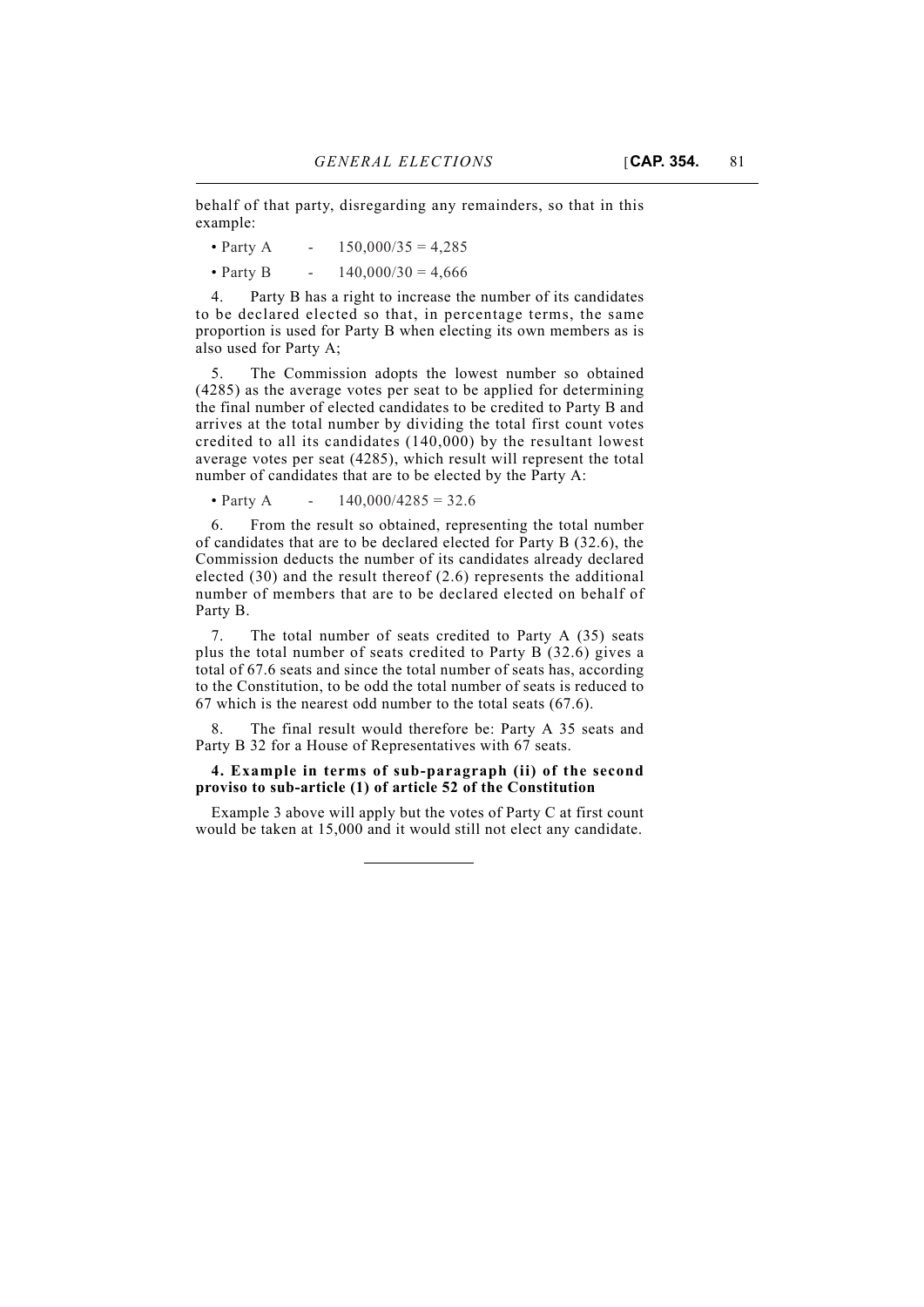behalf of that party, disregarding any remainders, so that in this example:

- Party A - 150,000/35 = 4,285
- Party B - 140,000/30 = 4,666

4. Party B has a right to increase the number of its candidates to be declared elected so that, in percentage terms, the same proportion is used for Party B when electing its own members as is also used for Party A;

5. The Commission adopts the lowest number so obtained (4285) as the average votes per seat to be applied for determining the final number of elected candidates to be credited to Party B and arrives at the total number by dividing the total first count votes credited to all its candidates (140,000) by the resultant lowest average votes per seat (4285), which result will represent the total number of candidates that are to be elected by the Party A:

- Party A - 140,000/4285 = 32.6

6. From the result so obtained, representing the total number of candidates that are to be declared elected for Party B (32.6), the Commission deducts the number of its candidates already declared elected (30) and the result thereof (2.6) represents the additional number of members that are to be declared elected on behalf of Party B.

7. The total number of seats credited to Party A (35) seats plus the total number of seats credited to Party B (32.6) gives a total of 67.6 seats and since the total number of seats has, according to the Constitution, to be odd the total number of seats is reduced to 67 which is the nearest odd number to the total seats (67.6).

8. The final result would therefore be: Party A 35 seats and Party B 32 for a House of Representatives with 67 seats.

**4. Example in terms of sub-paragraph (ii) of the second proviso to sub-article (1) of article 52 of the Constitution**

Example 3 above will apply but the votes of Party C at first count would be taken at 15,000 and it would still not elect any candidate.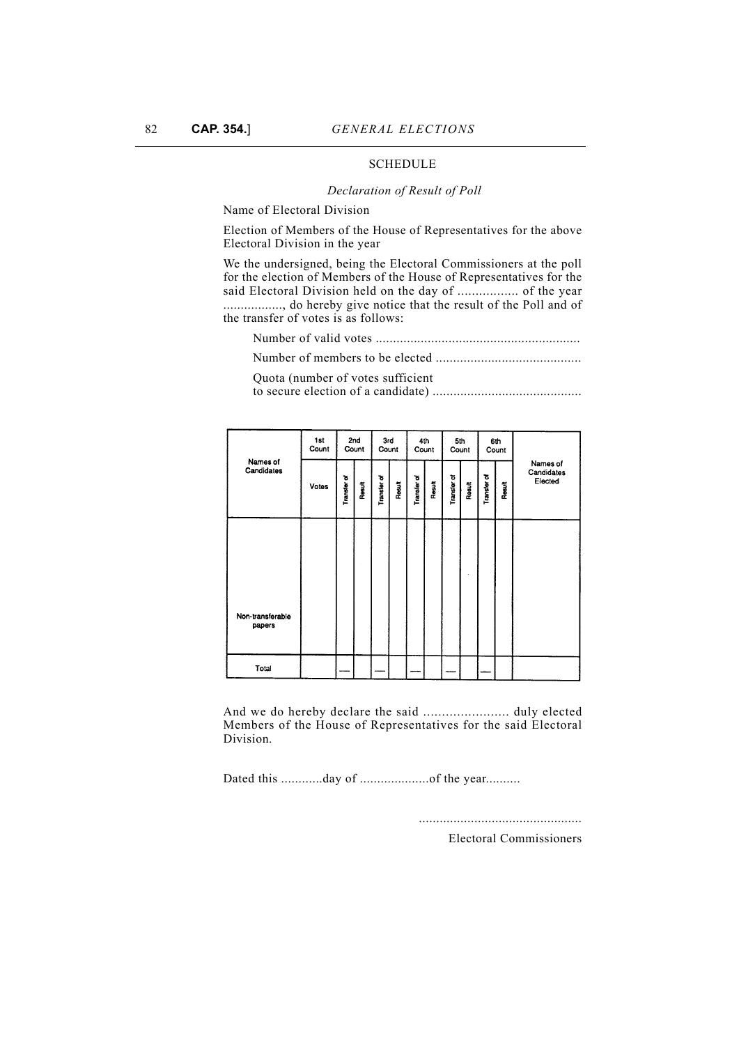## SCHEDULE

*Declaration of Result of Poll*

Name of Electoral Division

Election of Members of the House of Representatives for the above Electoral Division in the year

We the undersigned, being the Electoral Commissioners at the poll for the election of Members of the House of Representatives for the said Electoral Division held on the day of ................. of the year ................., do hereby give notice that the result of the Poll and of the transfer of votes is as follows:

Number of valid votes ...........................................................

Number of members to be elected ..........................................

Quota (number of votes sufficient to secure election of a candidate) ...........................................

| Names of Candidates | 1st Count | 2nd Count | | 3rd Count | | 4th Count | | 5th Count | | 6th Count | | Names of Candidates Elected |
|---|---|---|---|---|---|---|---|---|---|---|---|---|
| | Votes | Transfer of | Result | Transfer of | Result | Transfer of | Result | Transfer of | Result | Transfer of | Result | |
| | | | | | | | | | | | | |
| Non-transferable papers | | | | | | | | | | | | |
| Total | | — | | — | | — | | — | | — | | |

And we do hereby declare the said ....................... duly elected Members of the House of Representatives for the said Electoral Division.

Dated this ............day of ....................of the year..........

..............................................

Electoral Commissioners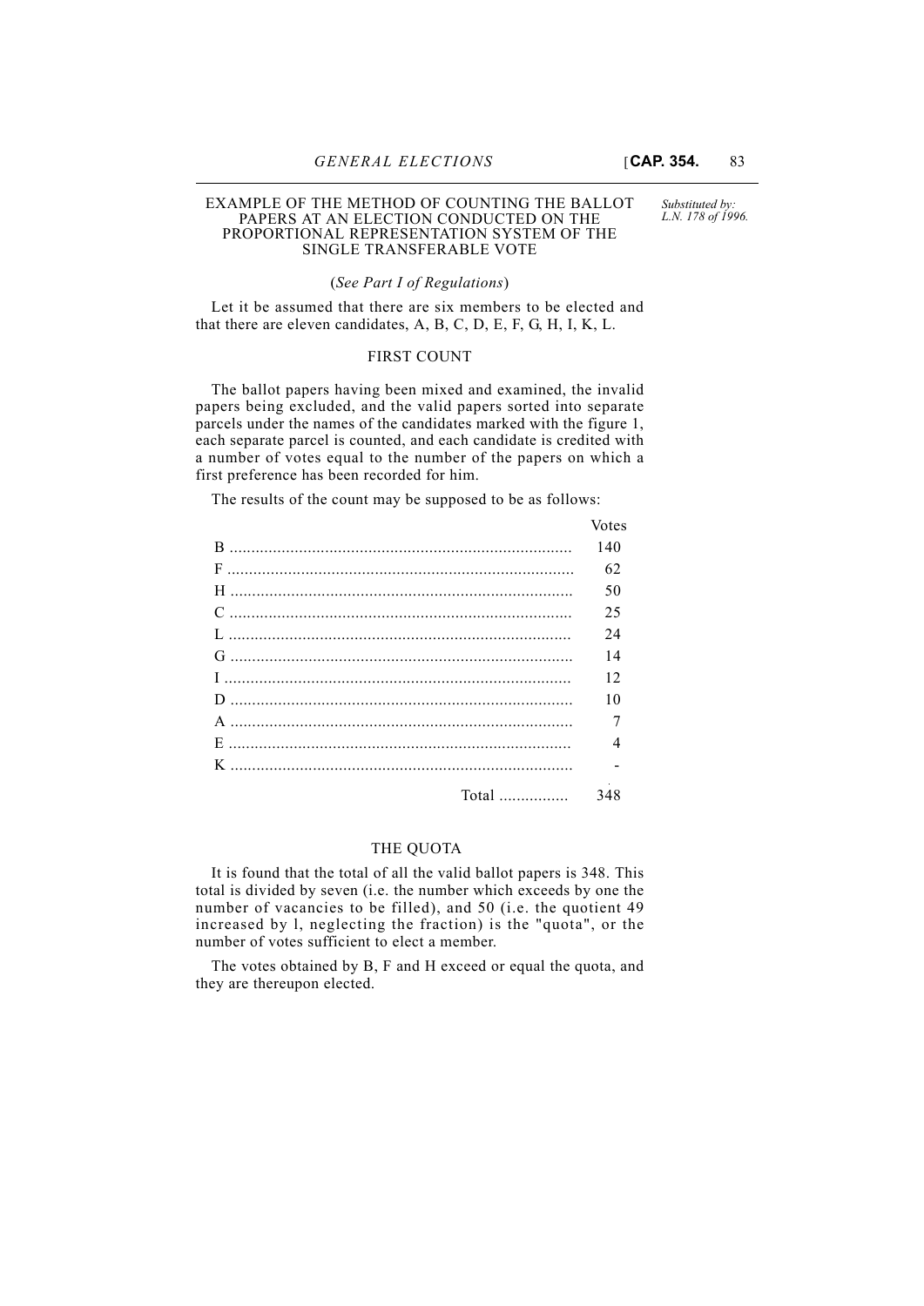## EXAMPLE OF THE METHOD OF COUNTING THE BALLOT PAPERS AT AN ELECTION CONDUCTED ON THE PROPORTIONAL REPRESENTATION SYSTEM OF THE SINGLE TRANSFERABLE VOTE

*Substituted by: L.N. 178 of 1996.*

(*See Part I of Regulations*)

Let it be assumed that there are six members to be elected and that there are eleven candidates, A, B, C, D, E, F, G, H, I, K, L.

### FIRST COUNT

The ballot papers having been mixed and examined, the invalid papers being excluded, and the valid papers sorted into separate parcels under the names of the candidates marked with the figure 1, each separate parcel is counted, and each candidate is credited with a number of votes equal to the number of the papers on which a first preference has been recorded for him.

The results of the count may be supposed to be as follows:

| | Votes |
|---|---|
| B | 140 |
| F | 62 |
| H | 50 |
| C | 25 |
| L | 24 |
| G | 14 |
| I | 12 |
| D | 10 |
| A | 7 |
| E | 4 |
| K | - |
| Total | 348 |

### THE QUOTA

It is found that the total of all the valid ballot papers is 348. This total is divided by seven (i.e. the number which exceeds by one the number of vacancies to be filled), and 50 (i.e. the quotient 49 increased by l, neglecting the fraction) is the "quota", or the number of votes sufficient to elect a member.

The votes obtained by B, F and H exceed or equal the quota, and they are thereupon elected.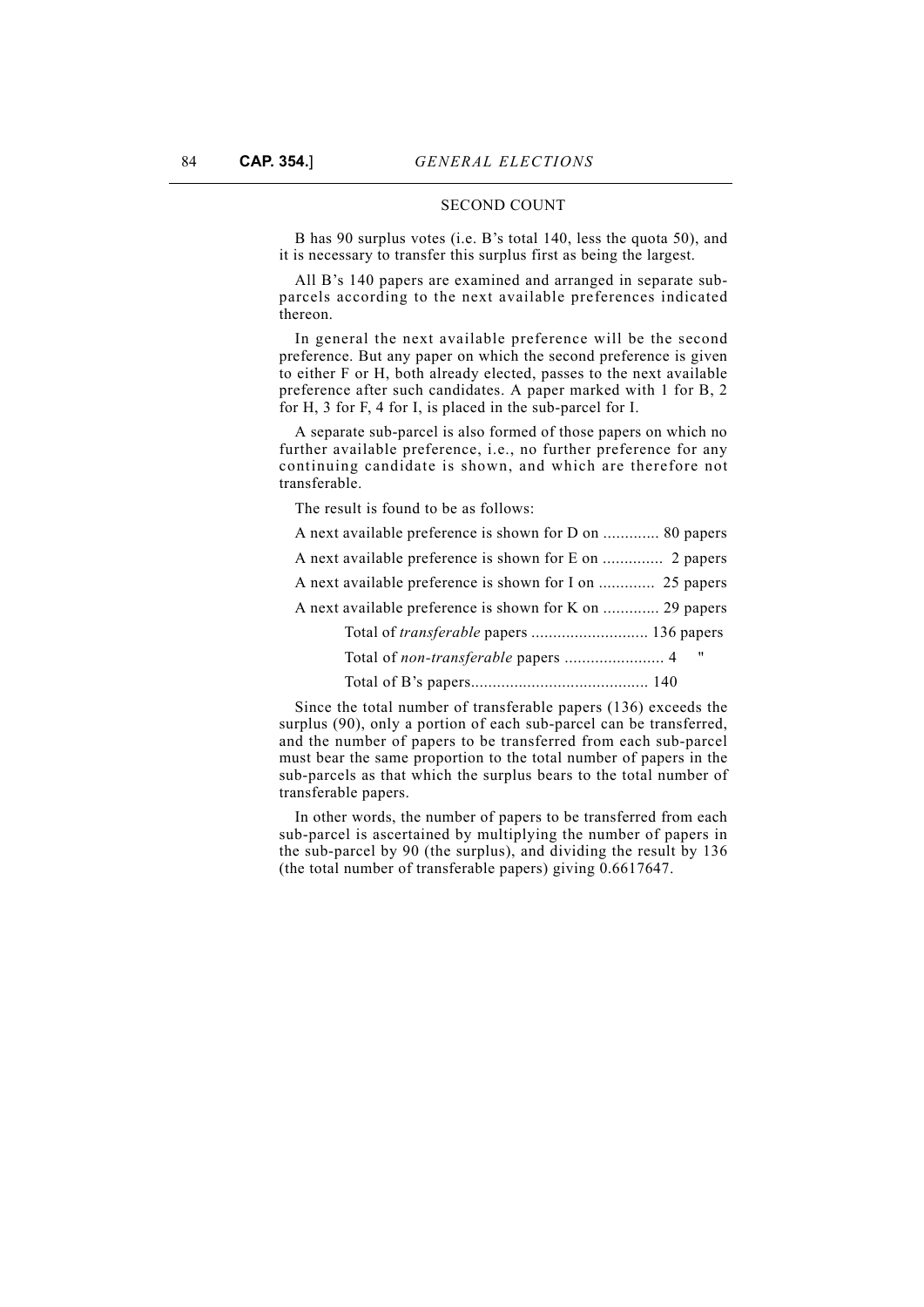## SECOND COUNT

B has 90 surplus votes (i.e. B's total 140, less the quota 50), and it is necessary to transfer this surplus first as being the largest.

All B's 140 papers are examined and arranged in separate sub-parcels according to the next available preferences indicated thereon.

In general the next available preference will be the second preference. But any paper on which the second preference is given to either F or H, both already elected, passes to the next available preference after such candidates. A paper marked with 1 for B, 2 for H, 3 for F, 4 for I, is placed in the sub-parcel for I.

A separate sub-parcel is also formed of those papers on which no further available preference, i.e., no further preference for any continuing candidate is shown, and which are therefore not transferable.

The result is found to be as follows:

A next available preference is shown for D on ............. 80 papers

A next available preference is shown for E on ............. 2 papers

A next available preference is shown for I on ............. 25 papers

A next available preference is shown for K on ............. 29 papers

Total of *transferable* papers ........................... 136 papers

Total of *non-transferable* papers ....................... 4 "

Total of B's papers......................................... 140

Since the total number of transferable papers (136) exceeds the surplus (90), only a portion of each sub-parcel can be transferred, and the number of papers to be transferred from each sub-parcel must bear the same proportion to the total number of papers in the sub-parcels as that which the surplus bears to the total number of transferable papers.

In other words, the number of papers to be transferred from each sub-parcel is ascertained by multiplying the number of papers in the sub-parcel by 90 (the surplus), and dividing the result by 136 (the total number of transferable papers) giving 0.6617647.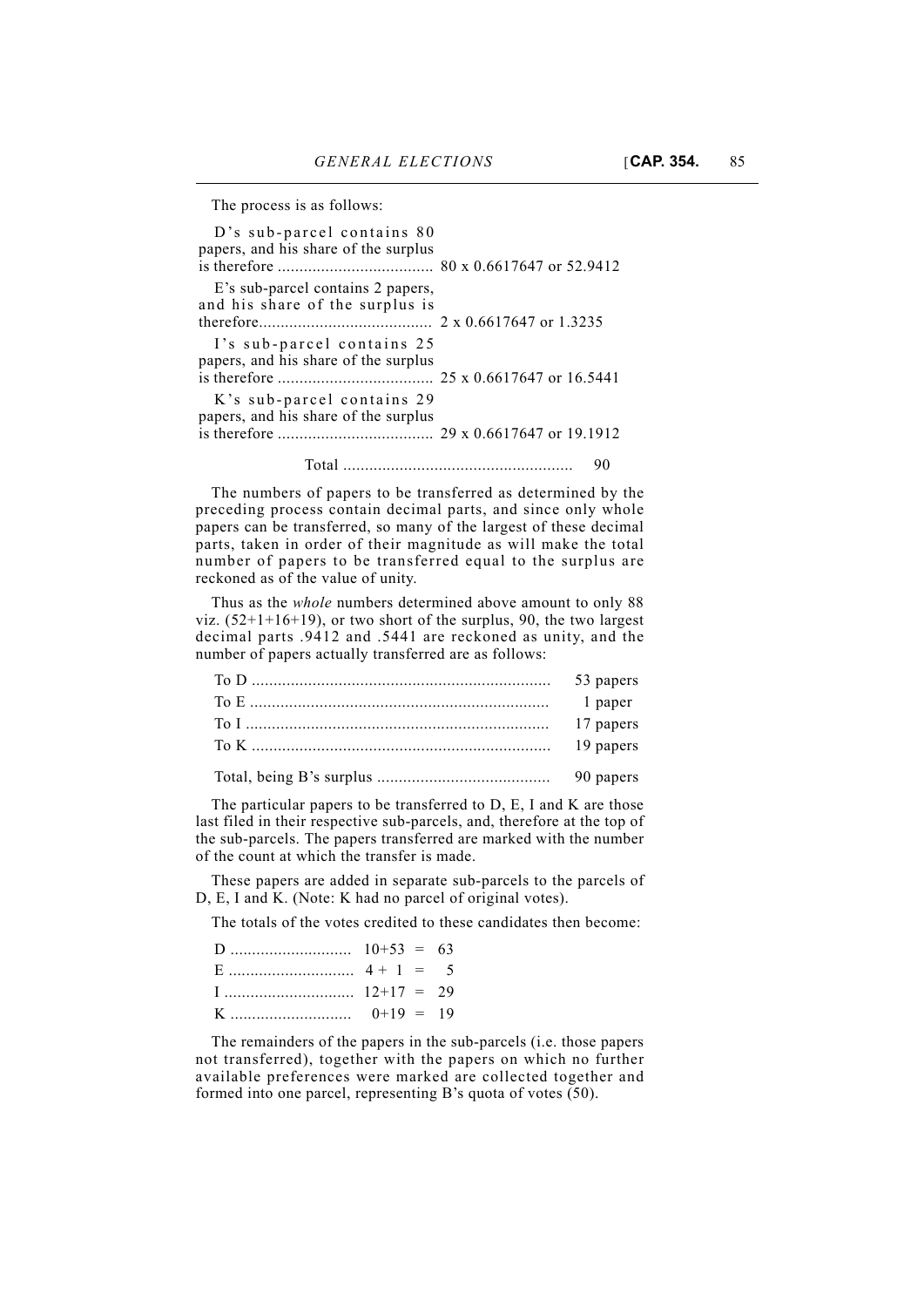The process is as follows:

| | |
|---|---|
| D's sub-parcel contains 80 papers, and his share of the surplus is therefore | 80 x 0.6617647 or 52.9412 |
| E's sub-parcel contains 2 papers, and his share of the surplus is therefore | 2 x 0.6617647 or 1.3235 |
| I's sub-parcel contains 25 papers, and his share of the surplus is therefore | 25 x 0.6617647 or 16.5441 |
| K's sub-parcel contains 29 papers, and his share of the surplus is therefore | 29 x 0.6617647 or 19.1912 |
| Total | 90 |

The numbers of papers to be transferred as determined by the preceding process contain decimal parts, and since only whole papers can be transferred, so many of the largest of these decimal parts, taken in order of their magnitude as will make the total number of papers to be transferred equal to the surplus are reckoned as of the value of unity.

Thus as the *whole* numbers determined above amount to only 88 viz. (52+1+16+19), or two short of the surplus, 90, the two largest decimal parts .9412 and .5441 are reckoned as unity, and the number of papers actually transferred are as follows:

| | |
|---|---|
| To D | 53 papers |
| To E | 1 paper |
| To I | 17 papers |
| To K | 19 papers |
| Total, being B's surplus | 90 papers |

The particular papers to be transferred to D, E, I and K are those last filed in their respective sub-parcels, and, therefore at the top of the sub-parcels. The papers transferred are marked with the number of the count at which the transfer is made.

These papers are added in separate sub-parcels to the parcels of D, E, I and K. (Note: K had no parcel of original votes).

The totals of the votes credited to these candidates then become:

| | | |
|---|---|---|
| D | 10+53 | = 63 |
| E | 4 + 1 | = 5 |
| I | 12+17 | = 29 |
| K | 0+19 | = 19 |

The remainders of the papers in the sub-parcels (i.e. those papers not transferred), together with the papers on which no further available preferences were marked are collected together and formed into one parcel, representing B's quota of votes (50).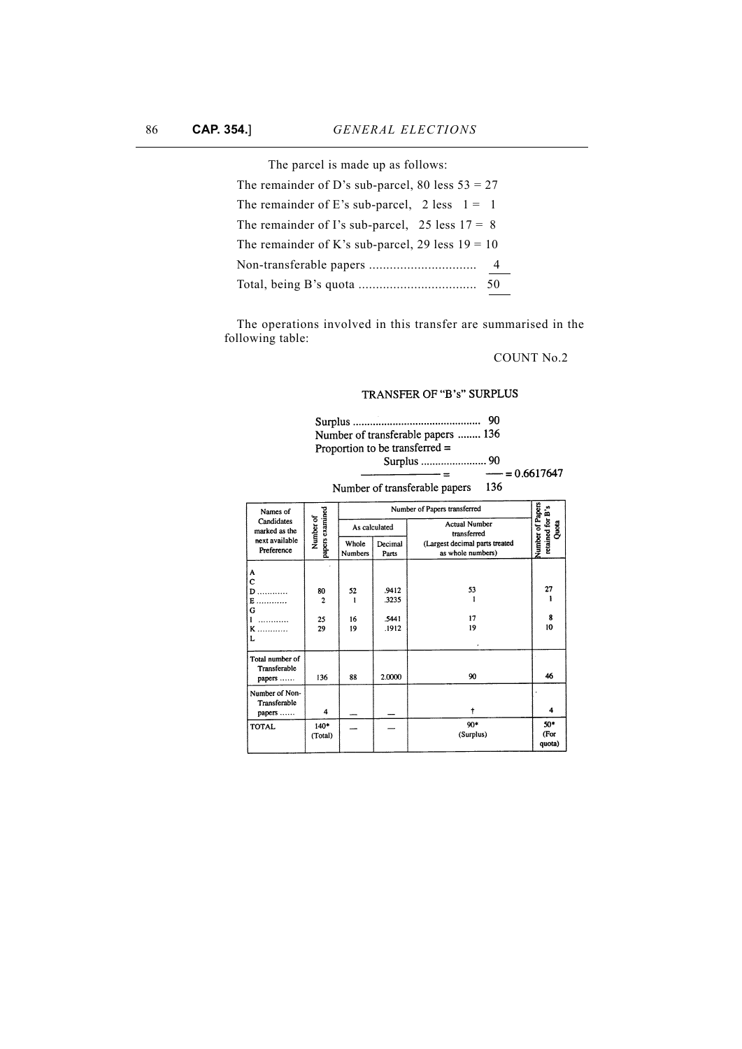The parcel is made up as follows:

The remainder of D's sub-parcel, 80 less 53 = 27

The remainder of E's sub-parcel, 2 less 1 = 1

The remainder of I's sub-parcel, 25 less 17 = 8

The remainder of K's sub-parcel, 29 less 19 = 10

Non-transferable papers ............................... 4

Total, being B's quota .................................. 50

The operations involved in this transfer are summarised in the following table:

COUNT No.2

TRANSFER OF "B's" SURPLUS

Surplus ............................................. 90

Number of transferable papers ........ 136

Proportion to be transferred =

$$\frac{\text{Surplus} \ldots\ldots 90}{\text{Number of transferable papers} \quad 136} = \frac{90}{136} = 0.6617647$$

| Names of Candidates marked as the next available Preference | Number of papers examined | Number of Papers transferred | | | Number of Papers retained for B's Quota |
|---|---|---|---|---|---|
| | | As calculated | | Actual Number transferred (Largest decimal parts treated as whole numbers) | |
| | | Whole Numbers | Decimal Parts | | |
| A | | | | | |
| C | | | | | |
| D ............ | 80 | 52 | .9412 | 53 | 27 |
| E ............ | 2 | 1 | .3235 | 1 | 1 |
| G | | | | | |
| I ............ | 25 | 16 | .5441 | 17 | 8 |
| K ............ | 29 | 19 | .1912 | 19 | 10 |
| L | | | | | |
| Total number of Transferable papers ...... | 136 | 88 | 2.0000 | 90 | 46 |
| Number of Non-Transferable papers ...... | 4 | — | — | † | 4 |
| TOTAL | 140* (Total) | — | — | 90* (Surplus) | 50* (For quota) |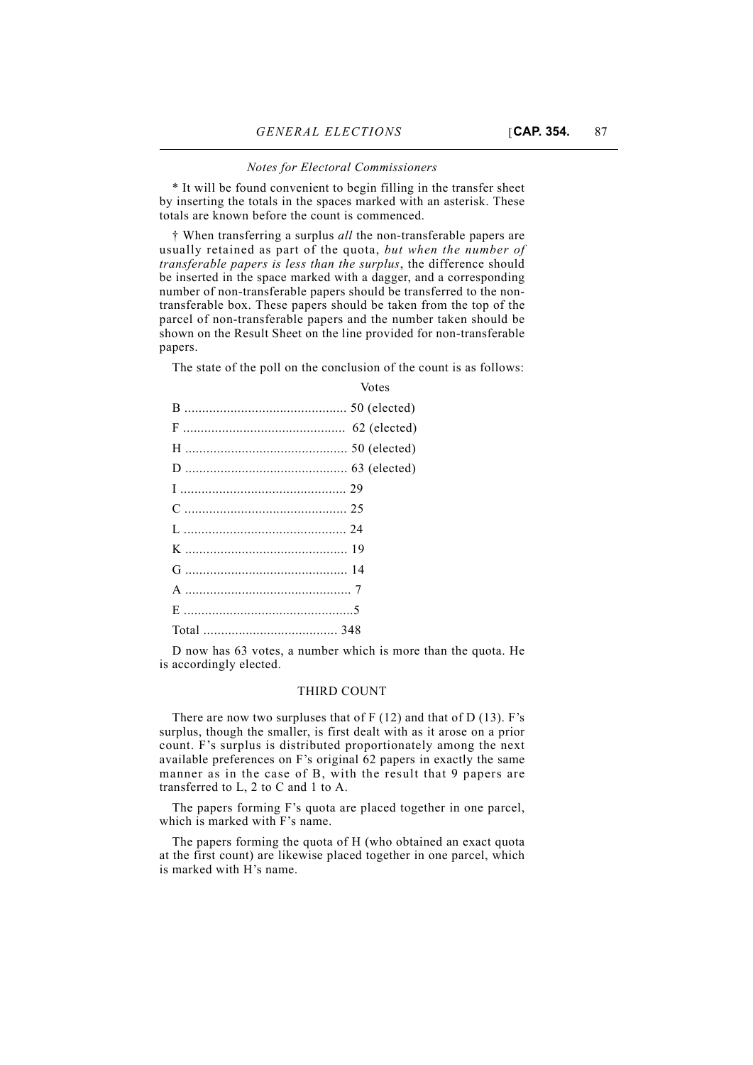*Notes for Electoral Commissioners*

* It will be found convenient to begin filling in the transfer sheet by inserting the totals in the spaces marked with an asterisk. These totals are known before the count is commenced.

† When transferring a surplus *all* the non-transferable papers are usually retained as part of the quota, *but when the number of transferable papers is less than the surplus*, the difference should be inserted in the space marked with a dagger, and a corresponding number of non-transferable papers should be transferred to the non-transferable box. These papers should be taken from the top of the parcel of non-transferable papers and the number taken should be shown on the Result Sheet on the line provided for non-transferable papers.

The state of the poll on the conclusion of the count is as follows:

| | Votes |
|---|---|
| B | 50 (elected) |
| F | 62 (elected) |
| H | 50 (elected) |
| D | 63 (elected) |
| I | 29 |
| C | 25 |
| L | 24 |
| K | 19 |
| G | 14 |
| A | 7 |
| E | 5 |
| Total | 348 |

D now has 63 votes, a number which is more than the quota. He is accordingly elected.

## THIRD COUNT

There are now two surpluses that of F (12) and that of D (13). F's surplus, though the smaller, is first dealt with as it arose on a prior count. F's surplus is distributed proportionately among the next available preferences on F's original 62 papers in exactly the same manner as in the case of B, with the result that 9 papers are transferred to L, 2 to C and 1 to A.

The papers forming F's quota are placed together in one parcel, which is marked with F's name.

The papers forming the quota of H (who obtained an exact quota at the first count) are likewise placed together in one parcel, which is marked with H's name.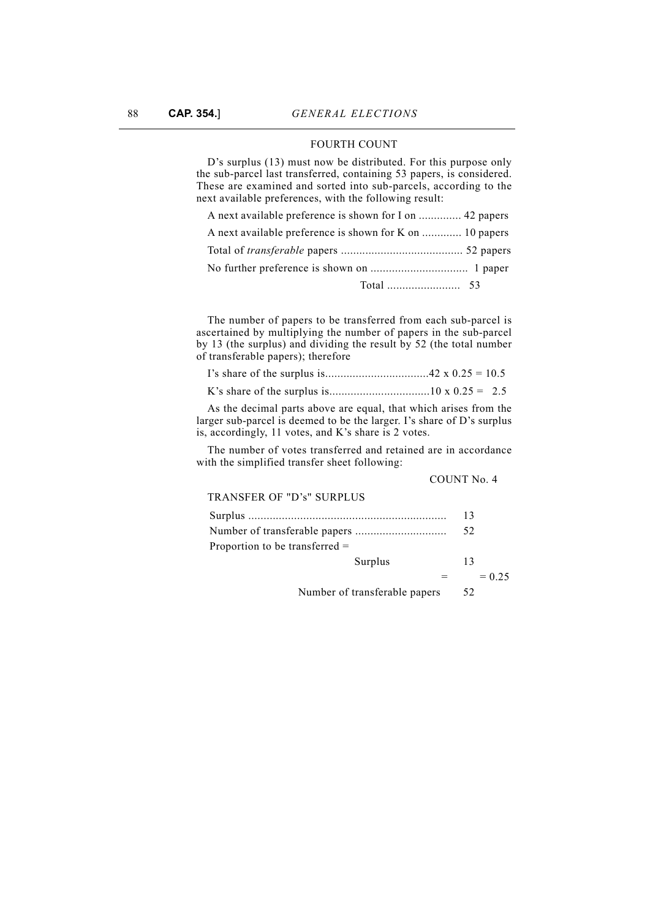FOURTH COUNT

D's surplus (13) must now be distributed. For this purpose only the sub-parcel last transferred, containing 53 papers, is considered. These are examined and sorted into sub-parcels, according to the next available preferences, with the following result:

A next available preference is shown for I on .............. 42 papers

A next available preference is shown for K on ............. 10 papers

Total of *transferable* papers ........................................ 52 papers

No further preference is shown on ................................ 1 paper

Total ........................ 53

The number of papers to be transferred from each sub-parcel is ascertained by multiplying the number of papers in the sub-parcel by 13 (the surplus) and dividing the result by 52 (the total number of transferable papers); therefore

I's share of the surplus is..................................42 x 0.25 = 10.5

K's share of the surplus is.................................10 x 0.25 = 2.5

As the decimal parts above are equal, that which arises from the larger sub-parcel is deemed to be the larger. I's share of D's surplus is, accordingly, 11 votes, and K's share is 2 votes.

The number of votes transferred and retained are in accordance with the simplified transfer sheet following:

COUNT No. 4

TRANSFER OF "D's" SURPLUS

Surplus ................................................................ 13

Number of transferable papers .............................. 52

Proportion to be transferred =

$$\frac{\text{Surplus}}{\text{Number of transferable papers}} = \frac{13}{52} = 0.25$$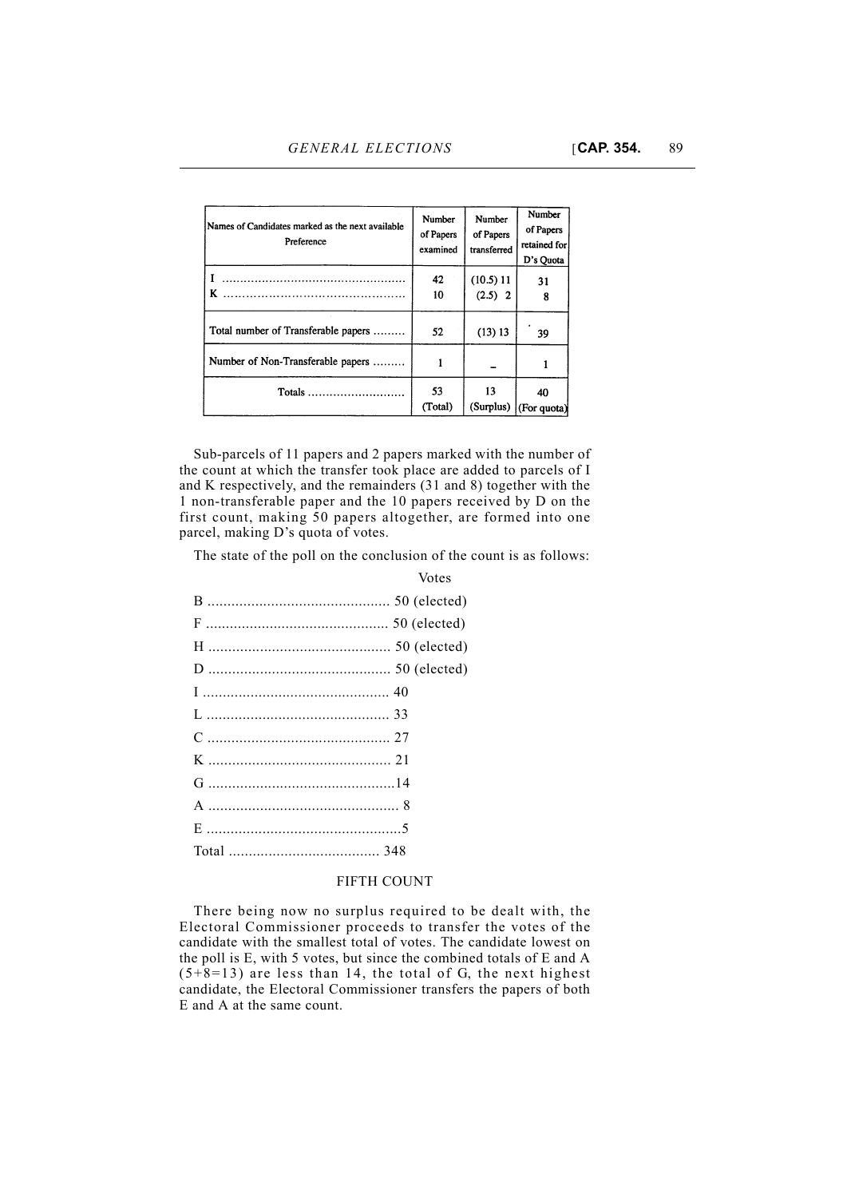| Names of Candidates marked as the next available Preference | Number of Papers examined | Number of Papers transferred | Number of Papers retained for D's Quota |
|---|---|---|---|
| I ................................................. | 42 | (10.5) 11 | 31 |
| K ................................................. | 10 | (2.5) 2 | 8 |
| Total number of Transferable papers ......... | 52 | (13) 13 | 39 |
| Number of Non-Transferable papers ......... | 1 | – | 1 |
| Totals ........................... | 53 (Total) | 13 (Surplus) | 40 (For quota) |

Sub-parcels of 11 papers and 2 papers marked with the number of the count at which the transfer took place are added to parcels of I and K respectively, and the remainders (31 and 8) together with the 1 non-transferable paper and the 10 papers received by D on the first count, making 50 papers altogether, are formed into one parcel, making D's quota of votes.

The state of the poll on the conclusion of the count is as follows:

| | Votes |
|---|---|
| B ............................................. | 50 (elected) |
| F ............................................. | 50 (elected) |
| H ............................................. | 50 (elected) |
| D ............................................. | 50 (elected) |
| I ............................................. | 40 |
| L ............................................. | 33 |
| C ............................................. | 27 |
| K ............................................. | 21 |
| G ............................................. | 14 |
| A ............................................. | 8 |
| E ............................................. | 5 |
| Total ...................................... | 348 |

## FIFTH COUNT

There being now no surplus required to be dealt with, the Electoral Commissioner proceeds to transfer the votes of the candidate with the smallest total of votes. The candidate lowest on the poll is E, with 5 votes, but since the combined totals of E and A (5+8=13) are less than 14, the total of G, the next highest candidate, the Electoral Commissioner transfers the papers of both E and A at the same count.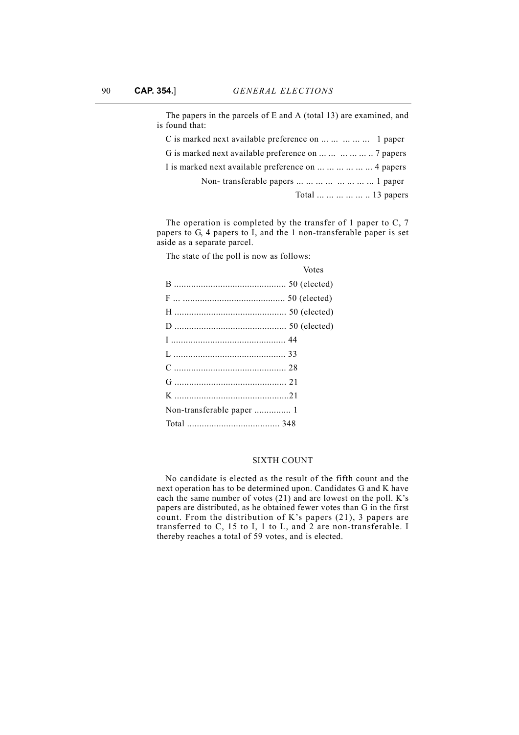The papers in the parcels of E and A (total 13) are examined, and is found that:

| | |
|---|---|
| C is marked next available preference on | 1 paper |
| G is marked next available preference on | 7 papers |
| I is marked next available preference on | 4 papers |
| Non- transferable papers | 1 paper |
| Total | 13 papers |

The operation is completed by the transfer of 1 paper to C, 7 papers to G, 4 papers to I, and the 1 non-transferable paper is set aside as a separate parcel.

The state of the poll is now as follows:

| | Votes |
|---|---|
| B | 50 (elected) |
| F | 50 (elected) |
| H | 50 (elected) |
| D | 50 (elected) |
| I | 44 |
| L | 33 |
| C | 28 |
| G | 21 |
| K | 21 |
| Non-transferable paper | 1 |
| Total | 348 |

## SIXTH COUNT

No candidate is elected as the result of the fifth count and the next operation has to be determined upon. Candidates G and K have each the same number of votes (21) and are lowest on the poll. K's papers are distributed, as he obtained fewer votes than G in the first count. From the distribution of K's papers (21), 3 papers are transferred to C, 15 to I, 1 to L, and 2 are non-transferable. I thereby reaches a total of 59 votes, and is elected.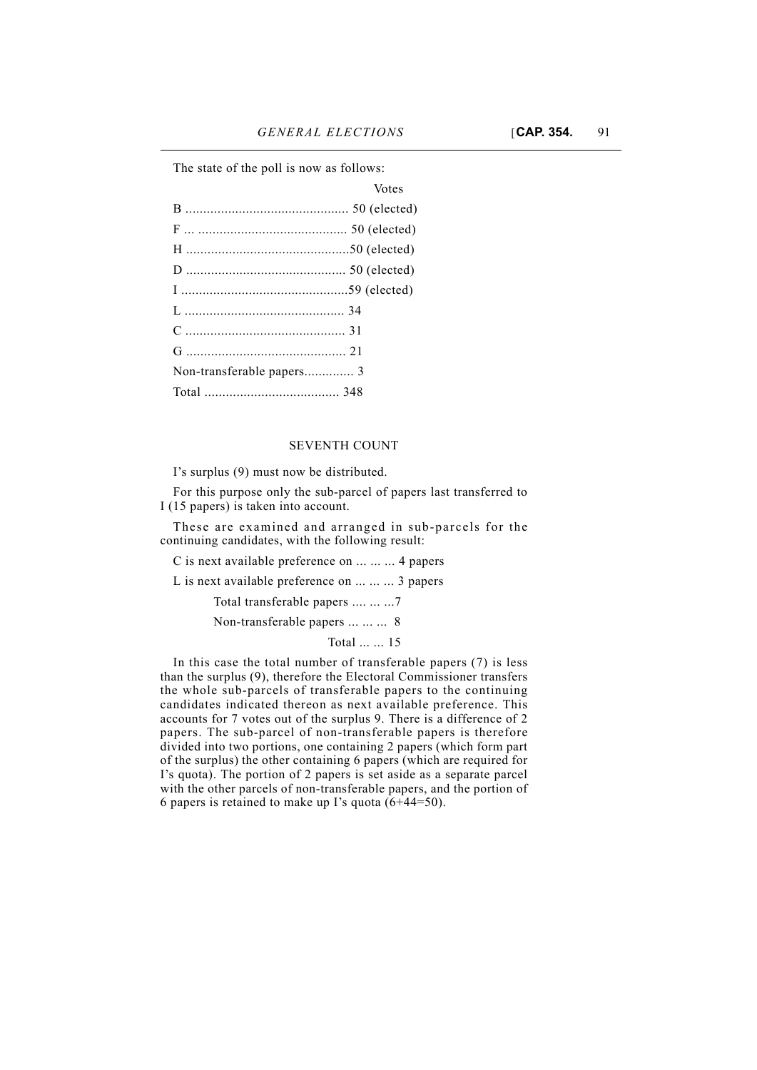The state of the poll is now as follows:

| | Votes |
|---|---|
| B | 50 (elected) |
| F | 50 (elected) |
| H | 50 (elected) |
| D | 50 (elected) |
| I | 59 (elected) |
| L | 34 |
| C | 31 |
| G | 21 |
| Non-transferable papers | 3 |
| Total | 348 |

## SEVENTH COUNT

I's surplus (9) must now be distributed.

For this purpose only the sub-parcel of papers last transferred to I (15 papers) is taken into account.

These are examined and arranged in sub-parcels for the continuing candidates, with the following result:

C is next available preference on ... ... ... 4 papers

L is next available preference on ... ... ... 3 papers

Total transferable papers .... ... ...7

Non-transferable papers ... ... ... 8

Total ... ... 15

In this case the total number of transferable papers (7) is less than the surplus (9), therefore the Electoral Commissioner transfers the whole sub-parcels of transferable papers to the continuing candidates indicated thereon as next available preference. This accounts for 7 votes out of the surplus 9. There is a difference of 2 papers. The sub-parcel of non-transferable papers is therefore divided into two portions, one containing 2 papers (which form part of the surplus) the other containing 6 papers (which are required for I's quota). The portion of 2 papers is set aside as a separate parcel with the other parcels of non-transferable papers, and the portion of 6 papers is retained to make up I's quota (6+44=50).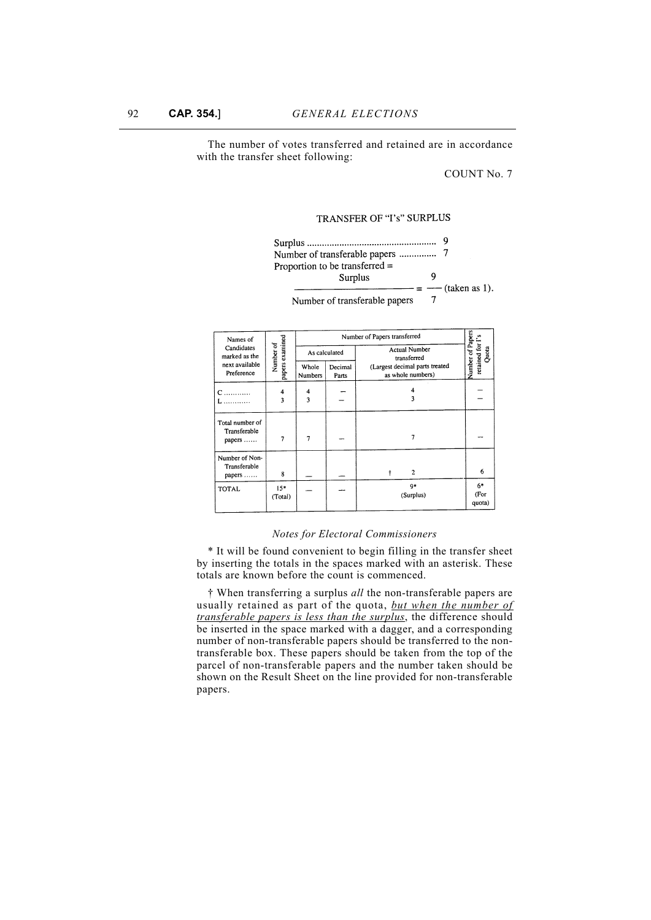The number of votes transferred and retained are in accordance with the transfer sheet following:

COUNT No. 7

TRANSFER OF "I's" SURPLUS

Surplus .................................................... 9

Number of transferable papers .............. 7

Proportion to be transferred =

$$\frac{\text{Surplus}}{\text{Number of transferable papers}} = \frac{9}{7} \text{ (taken as 1).}$$

| Names of Candidates marked as the next available Preference | Number of papers examined | Number of Papers transferred | | | Number of Papers retained for I's Quota |
|---|---|---|---|---|---|
| | | As calculated | | Actual Number transferred (Largest decimal parts treated as whole numbers) | |
| | | Whole Numbers | Decimal Parts | | |
| C ............ | 4 | 4 | — | 4 | — |
| L ............ | 3 | 3 | — | 3 | — |
| Total number of Transferable papers ...... | 7 | 7 | — | 7 | — |
| Number of Non-Transferable papers ...... | 8 | — | — | † 2 | 6 |
| TOTAL | 15* (Total) | — | — | 9* (Surplus) | 6* (For quota) |

*Notes for Electoral Commissioners*

\* It will be found convenient to begin filling in the transfer sheet by inserting the totals in the spaces marked with an asterisk. These totals are known before the count is commenced.

† When transferring a surplus *all* the non-transferable papers are usually retained as part of the quota, *but when the number of transferable papers is less than the surplus*, the difference should be inserted in the space marked with a dagger, and a corresponding number of non-transferable papers should be transferred to the non-transferable box. These papers should be taken from the top of the parcel of non-transferable papers and the number taken should be shown on the Result Sheet on the line provided for non-transferable papers.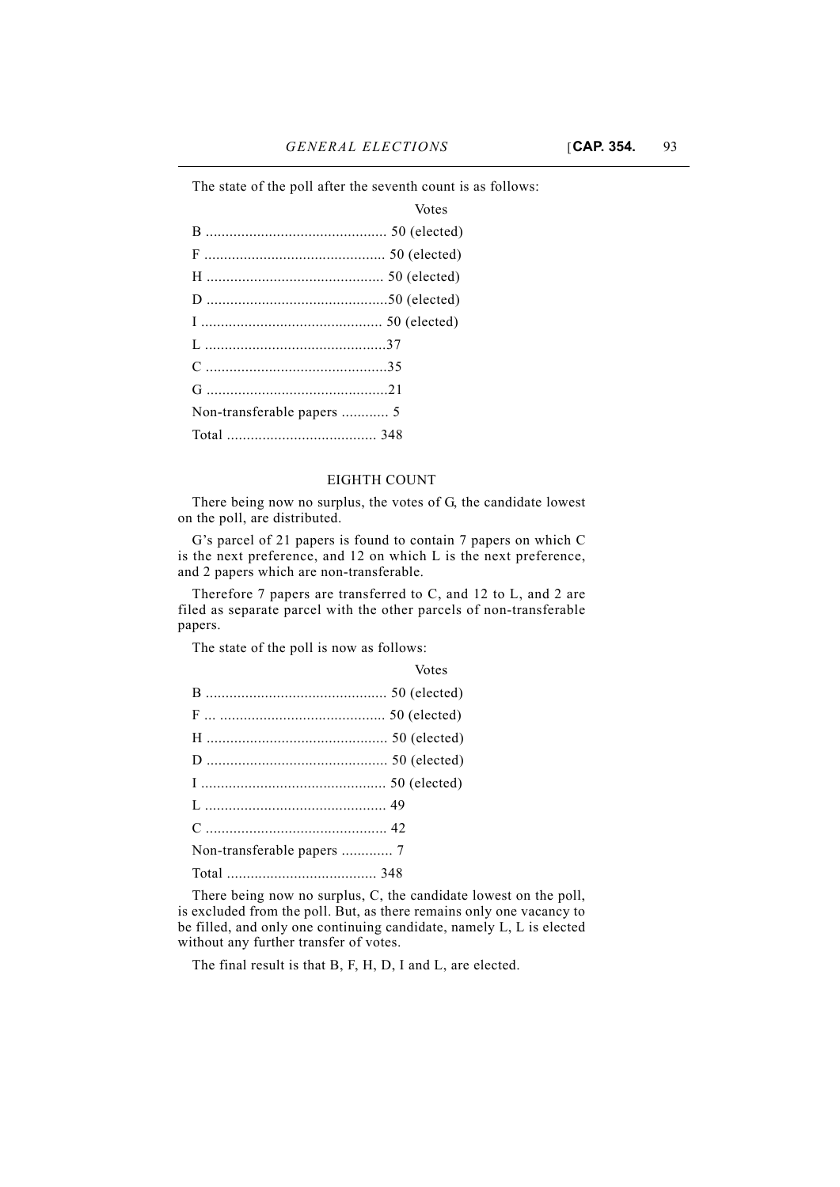The state of the poll after the seventh count is as follows:

| | Votes |
|---|---|
| B | 50 (elected) |
| F | 50 (elected) |
| H | 50 (elected) |
| D | 50 (elected) |
| I | 50 (elected) |
| L | 37 |
| C | 35 |
| G | 21 |
| Non-transferable papers | 5 |
| Total | 348 |

EIGHTH COUNT

There being now no surplus, the votes of G, the candidate lowest on the poll, are distributed.

G's parcel of 21 papers is found to contain 7 papers on which C is the next preference, and 12 on which L is the next preference, and 2 papers which are non-transferable.

Therefore 7 papers are transferred to C, and 12 to L, and 2 are filed as separate parcel with the other parcels of non-transferable papers.

The state of the poll is now as follows:

| | Votes |
|---|---|
| B | 50 (elected) |
| F | 50 (elected) |
| H | 50 (elected) |
| D | 50 (elected) |
| I | 50 (elected) |
| L | 49 |
| C | 42 |
| Non-transferable papers | 7 |
| Total | 348 |

There being now no surplus, C, the candidate lowest on the poll, is excluded from the poll. But, as there remains only one vacancy to be filled, and only one continuing candidate, namely L, L is elected without any further transfer of votes.

The final result is that B, F, H, D, I and L, are elected.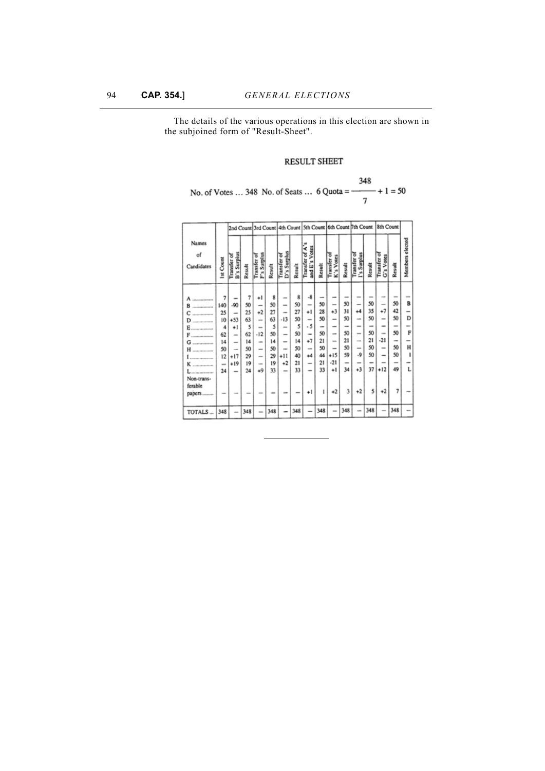The details of the various operations in this election are shown in the subjoined form of "Result-Sheet".

## RESULT SHEET

No. of Votes ... 348 No. of Seats ... 6 Quota = $\frac{348}{7} + 1 = 50$

| Names of Candidates | 1st Count | 2nd Count | | 3rd Count | | 4th Count | | 5th Count | | 6th Count | | 7th Count | | 8th Count | | Members elected |
|---|---|---|---|---|---|---|---|---|---|---|---|---|---|---|---|---|
| | | Transfer of B's Surplus | Result | Transfer of F's Surplus | Result | Transfer of D's Surplus | Result | Transfer of A's and E's Votes | Result | Transfer of K's Votes | Result | Transfer of I's Surplus | Result | Transfer of G's Votes | Result | |
| A ............ | 7 | – | 7 | +1 | 8 | – | 8 | -8 | – | – | – | – | – | – | – | – |
| B ............ | 140 | -90 | 50 | – | 50 | – | 50 | – | 50 | – | 50 | – | 50 | – | 50 | B |
| C ............ | 25 | – | 25 | +2 | 27 | – | 27 | +1 | 28 | +3 | 31 | +4 | 35 | +7 | 42 | – |
| D ............ | 10 | +53 | 63 | – | 63 | -13 | 50 | – | 50 | – | 50 | – | 50 | – | 50 | D |
| E ............ | 4 | +1 | 5 | – | 5 | – | 5 | -5 | – | – | – | – | – | – | – | – |
| F ............ | 62 | – | 62 | -12 | 50 | – | 50 | – | 50 | – | 50 | – | 50 | – | 50 | F |
| G ............ | 14 | – | 14 | – | 14 | – | 14 | +7 | 21 | – | 21 | – | 21 | -21 | – | – |
| H ............ | 50 | – | 50 | – | 50 | – | 50 | – | 50 | – | 50 | – | 50 | – | 50 | H |
| I ............ | 12 | +17 | 29 | – | 29 | +11 | 40 | +4 | 44 | +15 | 59 | -9 | 50 | – | 50 | I |
| K ............ | – | +19 | 19 | – | 19 | +2 | 21 | – | 21 | -21 | – | – | – | – | – | – |
| L ............ | 24 | – | 24 | +9 | 33 | – | 33 | – | 33 | +1 | 34 | +3 | 37 | +12 | 49 | L |
| Non-transferable papers ......... | – | – | – | – | – | – | – | +1 | 1 | +2 | 3 | +2 | 5 | +2 | 7 | – |
| TOTALS ... | 348 | – | 348 | – | 348 | – | 348 | – | 348 | – | 348 | – | 348 | – | 348 | – |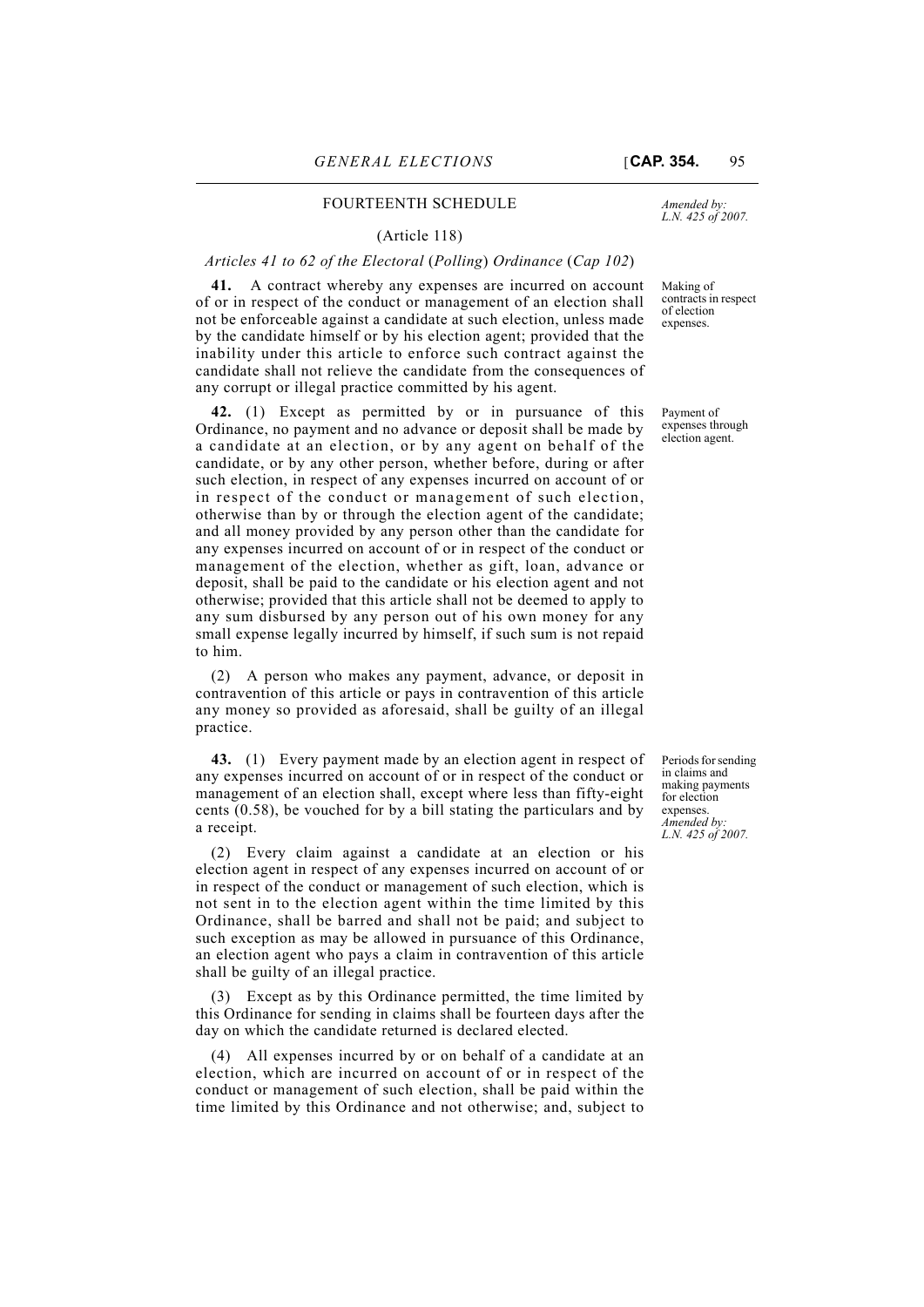## FOURTEENTH SCHEDULE

*Amended by: L.N. 425 of 2007.*

(Article 118)

*Articles 41 to 62 of the Electoral (Polling) Ordinance (Cap 102)*

Making of contracts in respect of election expenses.

**41.** A contract whereby any expenses are incurred on account of or in respect of the conduct or management of an election shall not be enforceable against a candidate at such election, unless made by the candidate himself or by his election agent; provided that the inability under this article to enforce such contract against the candidate shall not relieve the candidate from the consequences of any corrupt or illegal practice committed by his agent.

Payment of expenses through election agent.

**42.** (1) Except as permitted by or in pursuance of this Ordinance, no payment and no advance or deposit shall be made by a candidate at an election, or by any agent on behalf of the candidate, or by any other person, whether before, during or after such election, in respect of any expenses incurred on account of or in respect of the conduct or management of such election, otherwise than by or through the election agent of the candidate; and all money provided by any person other than the candidate for any expenses incurred on account of or in respect of the conduct or management of the election, whether as gift, loan, advance or deposit, shall be paid to the candidate or his election agent and not otherwise; provided that this article shall not be deemed to apply to any sum disbursed by any person out of his own money for any small expense legally incurred by himself, if such sum is not repaid to him.

(2) A person who makes any payment, advance, or deposit in contravention of this article or pays in contravention of this article any money so provided as aforesaid, shall be guilty of an illegal practice.

Periods for sending in claims and making payments for election expenses. *Amended by: L.N. 425 of 2007.*

**43.** (1) Every payment made by an election agent in respect of any expenses incurred on account of or in respect of the conduct or management of an election shall, except where less than fifty-eight cents (0.58), be vouched for by a bill stating the particulars and by a receipt.

(2) Every claim against a candidate at an election or his election agent in respect of any expenses incurred on account of or in respect of the conduct or management of such election, which is not sent in to the election agent within the time limited by this Ordinance, shall be barred and shall not be paid; and subject to such exception as may be allowed in pursuance of this Ordinance, an election agent who pays a claim in contravention of this article shall be guilty of an illegal practice.

(3) Except as by this Ordinance permitted, the time limited by this Ordinance for sending in claims shall be fourteen days after the day on which the candidate returned is declared elected.

(4) All expenses incurred by or on behalf of a candidate at an election, which are incurred on account of or in respect of the conduct or management of such election, shall be paid within the time limited by this Ordinance and not otherwise; and, subject to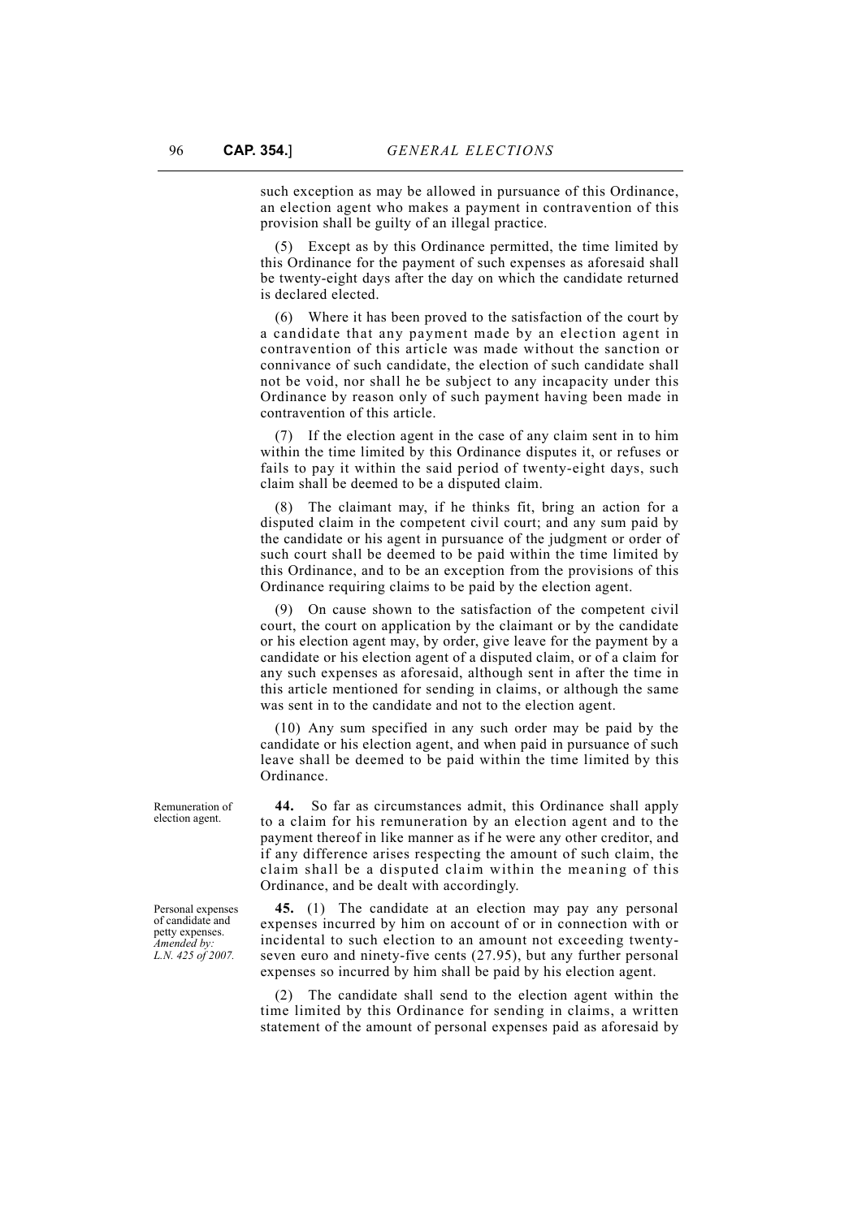such exception as may be allowed in pursuance of this Ordinance, an election agent who makes a payment in contravention of this provision shall be guilty of an illegal practice.

(5) Except as by this Ordinance permitted, the time limited by this Ordinance for the payment of such expenses as aforesaid shall be twenty-eight days after the day on which the candidate returned is declared elected.

(6) Where it has been proved to the satisfaction of the court by a candidate that any payment made by an election agent in contravention of this article was made without the sanction or connivance of such candidate, the election of such candidate shall not be void, nor shall he be subject to any incapacity under this Ordinance by reason only of such payment having been made in contravention of this article.

(7) If the election agent in the case of any claim sent in to him within the time limited by this Ordinance disputes it, or refuses or fails to pay it within the said period of twenty-eight days, such claim shall be deemed to be a disputed claim.

(8) The claimant may, if he thinks fit, bring an action for a disputed claim in the competent civil court; and any sum paid by the candidate or his agent in pursuance of the judgment or order of such court shall be deemed to be paid within the time limited by this Ordinance, and to be an exception from the provisions of this Ordinance requiring claims to be paid by the election agent.

(9) On cause shown to the satisfaction of the competent civil court, the court on application by the claimant or by the candidate or his election agent may, by order, give leave for the payment by a candidate or his election agent of a disputed claim, or of a claim for any such expenses as aforesaid, although sent in after the time in this article mentioned for sending in claims, or although the same was sent in to the candidate and not to the election agent.

(10) Any sum specified in any such order may be paid by the candidate or his election agent, and when paid in pursuance of such leave shall be deemed to be paid within the time limited by this Ordinance.

Remuneration of election agent.

**44.** So far as circumstances admit, this Ordinance shall apply to a claim for his remuneration by an election agent and to the payment thereof in like manner as if he were any other creditor, and if any difference arises respecting the amount of such claim, the claim shall be a disputed claim within the meaning of this Ordinance, and be dealt with accordingly.

Personal expenses of candidate and petty expenses. *Amended by: L.N. 425 of 2007.*

**45.** (1) The candidate at an election may pay any personal expenses incurred by him on account of or in connection with or incidental to such election to an amount not exceeding twenty-seven euro and ninety-five cents (27.95), but any further personal expenses so incurred by him shall be paid by his election agent.

(2) The candidate shall send to the election agent within the time limited by this Ordinance for sending in claims, a written statement of the amount of personal expenses paid as aforesaid by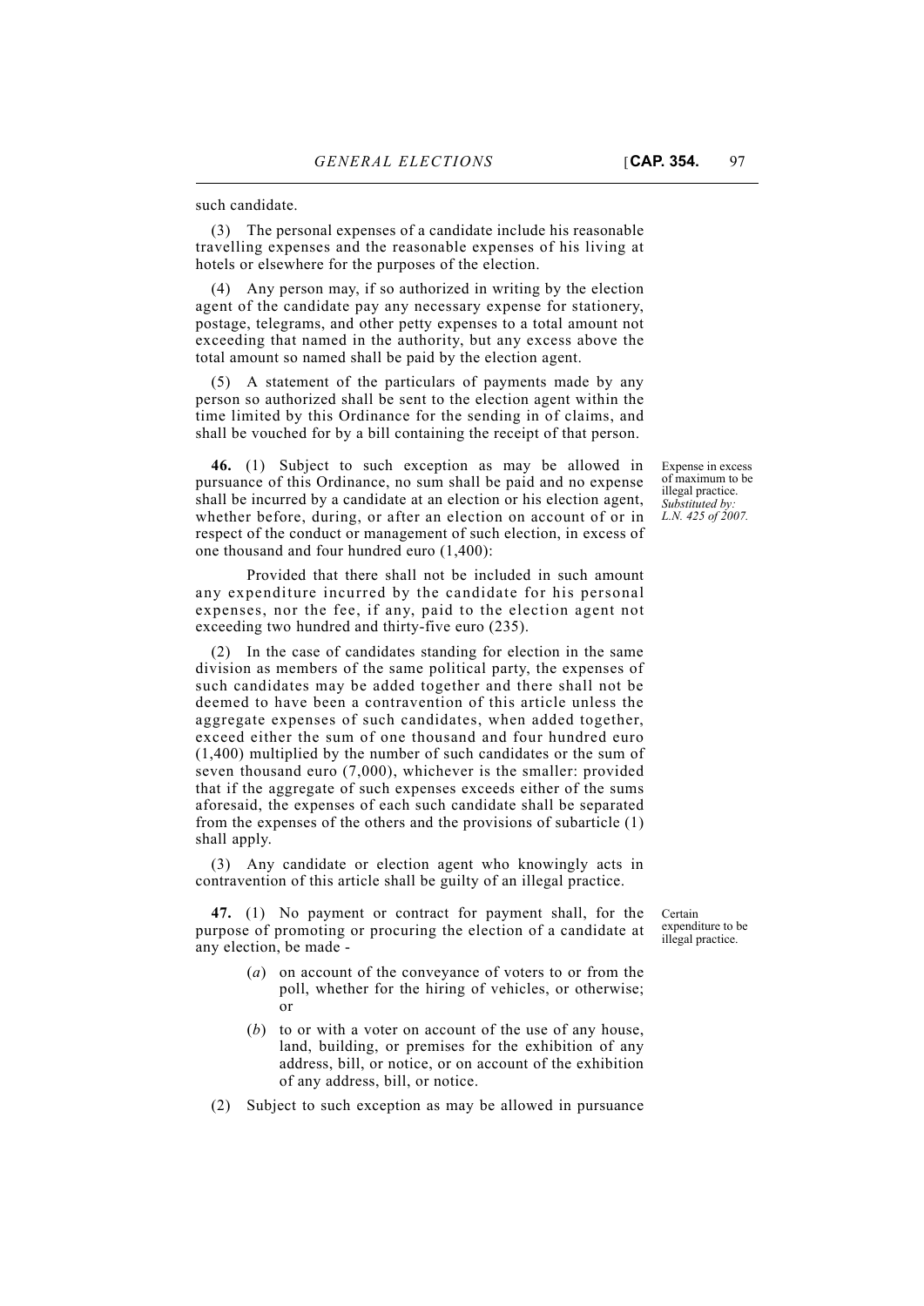such candidate.

(3) The personal expenses of a candidate include his reasonable travelling expenses and the reasonable expenses of his living at hotels or elsewhere for the purposes of the election.

(4) Any person may, if so authorized in writing by the election agent of the candidate pay any necessary expense for stationery, postage, telegrams, and other petty expenses to a total amount not exceeding that named in the authority, but any excess above the total amount so named shall be paid by the election agent.

(5) A statement of the particulars of payments made by any person so authorized shall be sent to the election agent within the time limited by this Ordinance for the sending in of claims, and shall be vouched for by a bill containing the receipt of that person.

Expense in excess of maximum to be illegal practice. *Substituted by: L.N. 425 of 2007.*

**46.** (1) Subject to such exception as may be allowed in pursuance of this Ordinance, no sum shall be paid and no expense shall be incurred by a candidate at an election or his election agent, whether before, during, or after an election on account of or in respect of the conduct or management of such election, in excess of one thousand and four hundred euro (1,400):

Provided that there shall not be included in such amount any expenditure incurred by the candidate for his personal expenses, nor the fee, if any, paid to the election agent not exceeding two hundred and thirty-five euro (235).

(2) In the case of candidates standing for election in the same division as members of the same political party, the expenses of such candidates may be added together and there shall not be deemed to have been a contravention of this article unless the aggregate expenses of such candidates, when added together, exceed either the sum of one thousand and four hundred euro (1,400) multiplied by the number of such candidates or the sum of seven thousand euro (7,000), whichever is the smaller: provided that if the aggregate of such expenses exceeds either of the sums aforesaid, the expenses of each such candidate shall be separated from the expenses of the others and the provisions of subarticle (1) shall apply.

(3) Any candidate or election agent who knowingly acts in contravention of this article shall be guilty of an illegal practice.

Certain expenditure to be illegal practice.

**47.** (1) No payment or contract for payment shall, for the purpose of promoting or procuring the election of a candidate at any election, be made -

(*a*) on account of the conveyance of voters to or from the poll, whether for the hiring of vehicles, or otherwise; or

(*b*) to or with a voter on account of the use of any house, land, building, or premises for the exhibition of any address, bill, or notice, or on account of the exhibition of any address, bill, or notice.

(2) Subject to such exception as may be allowed in pursuance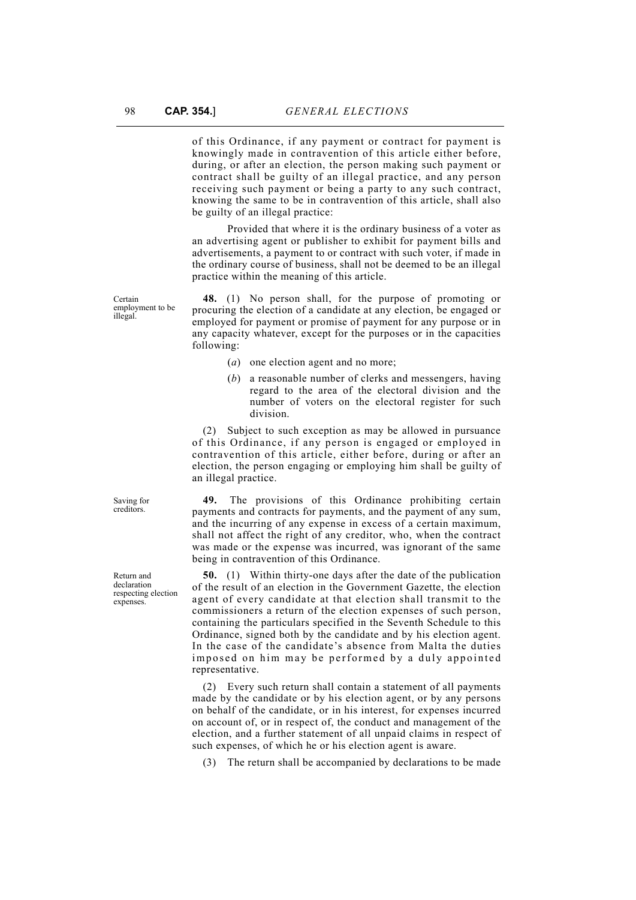of this Ordinance, if any payment or contract for payment is knowingly made in contravention of this article either before, during, or after an election, the person making such payment or contract shall be guilty of an illegal practice, and any person receiving such payment or being a party to any such contract, knowing the same to be in contravention of this article, shall also be guilty of an illegal practice:

Provided that where it is the ordinary business of a voter as an advertising agent or publisher to exhibit for payment bills and advertisements, a payment to or contract with such voter, if made in the ordinary course of business, shall not be deemed to be an illegal practice within the meaning of this article.

Certain employment to be illegal.

**48.** (1) No person shall, for the purpose of promoting or procuring the election of a candidate at any election, be engaged or employed for payment or promise of payment for any purpose or in any capacity whatever, except for the purposes or in the capacities following:

(*a*) one election agent and no more;

(*b*) a reasonable number of clerks and messengers, having regard to the area of the electoral division and the number of voters on the electoral register for such division.

(2) Subject to such exception as may be allowed in pursuance of this Ordinance, if any person is engaged or employed in contravention of this article, either before, during or after an election, the person engaging or employing him shall be guilty of an illegal practice.

Saving for creditors.

**49.** The provisions of this Ordinance prohibiting certain payments and contracts for payments, and the payment of any sum, and the incurring of any expense in excess of a certain maximum, shall not affect the right of any creditor, who, when the contract was made or the expense was incurred, was ignorant of the same being in contravention of this Ordinance.

Return and declaration respecting election expenses.

**50.** (1) Within thirty-one days after the date of the publication of the result of an election in the Government Gazette, the election agent of every candidate at that election shall transmit to the commissioners a return of the election expenses of such person, containing the particulars specified in the Seventh Schedule to this Ordinance, signed both by the candidate and by his election agent. In the case of the candidate's absence from Malta the duties imposed on him may be performed by a duly appointed representative.

(2) Every such return shall contain a statement of all payments made by the candidate or by his election agent, or by any persons on behalf of the candidate, or in his interest, for expenses incurred on account of, or in respect of, the conduct and management of the election, and a further statement of all unpaid claims in respect of such expenses, of which he or his election agent is aware.

(3) The return shall be accompanied by declarations to be made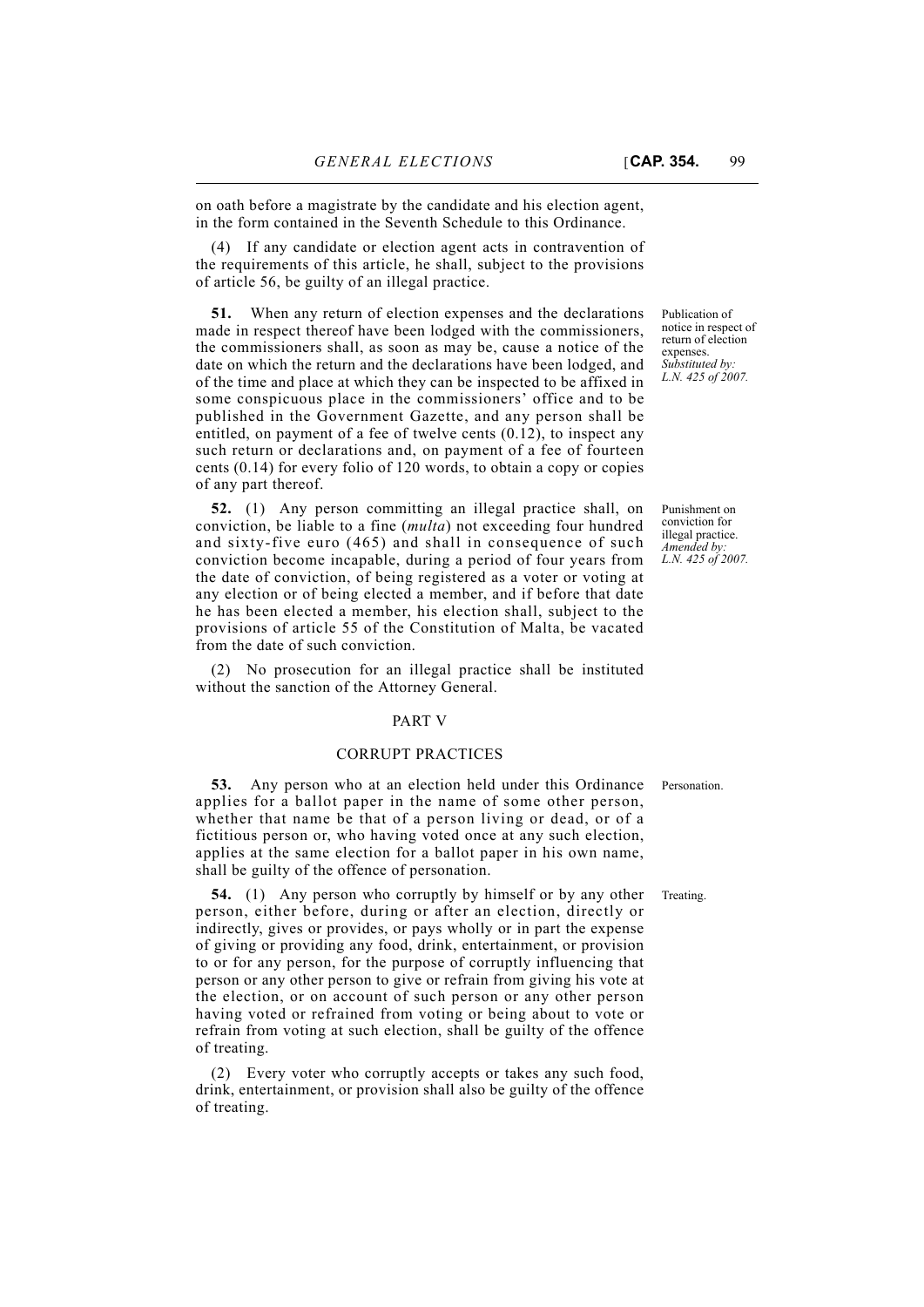on oath before a magistrate by the candidate and his election agent, in the form contained in the Seventh Schedule to this Ordinance.

(4) If any candidate or election agent acts in contravention of the requirements of this article, he shall, subject to the provisions of article 56, be guilty of an illegal practice.

Publication of notice in respect of return of election expenses. *Substituted by: L.N. 425 of 2007.*

**51.** When any return of election expenses and the declarations made in respect thereof have been lodged with the commissioners, the commissioners shall, as soon as may be, cause a notice of the date on which the return and the declarations have been lodged, and of the time and place at which they can be inspected to be affixed in some conspicuous place in the commissioners' office and to be published in the Government Gazette, and any person shall be entitled, on payment of a fee of twelve cents (0.12), to inspect any such return or declarations and, on payment of a fee of fourteen cents (0.14) for every folio of 120 words, to obtain a copy or copies of any part thereof.

Punishment on conviction for illegal practice. *Amended by: L.N. 425 of 2007.*

**52.** (1) Any person committing an illegal practice shall, on conviction, be liable to a fine (*multa*) not exceeding four hundred and sixty-five euro (465) and shall in consequence of such conviction become incapable, during a period of four years from the date of conviction, of being registered as a voter or voting at any election or of being elected a member, and if before that date he has been elected a member, his election shall, subject to the provisions of article 55 of the Constitution of Malta, be vacated from the date of such conviction.

(2) No prosecution for an illegal practice shall be instituted without the sanction of the Attorney General.

## PART V

## CORRUPT PRACTICES

Personation.

**53.** Any person who at an election held under this Ordinance applies for a ballot paper in the name of some other person, whether that name be that of a person living or dead, or of a fictitious person or, who having voted once at any such election, applies at the same election for a ballot paper in his own name, shall be guilty of the offence of personation.

Treating.

**54.** (1) Any person who corruptly by himself or by any other person, either before, during or after an election, directly or indirectly, gives or provides, or pays wholly or in part the expense of giving or providing any food, drink, entertainment, or provision to or for any person, for the purpose of corruptly influencing that person or any other person to give or refrain from giving his vote at the election, or on account of such person or any other person having voted or refrained from voting or being about to vote or refrain from voting at such election, shall be guilty of the offence of treating.

(2) Every voter who corruptly accepts or takes any such food, drink, entertainment, or provision shall also be guilty of the offence of treating.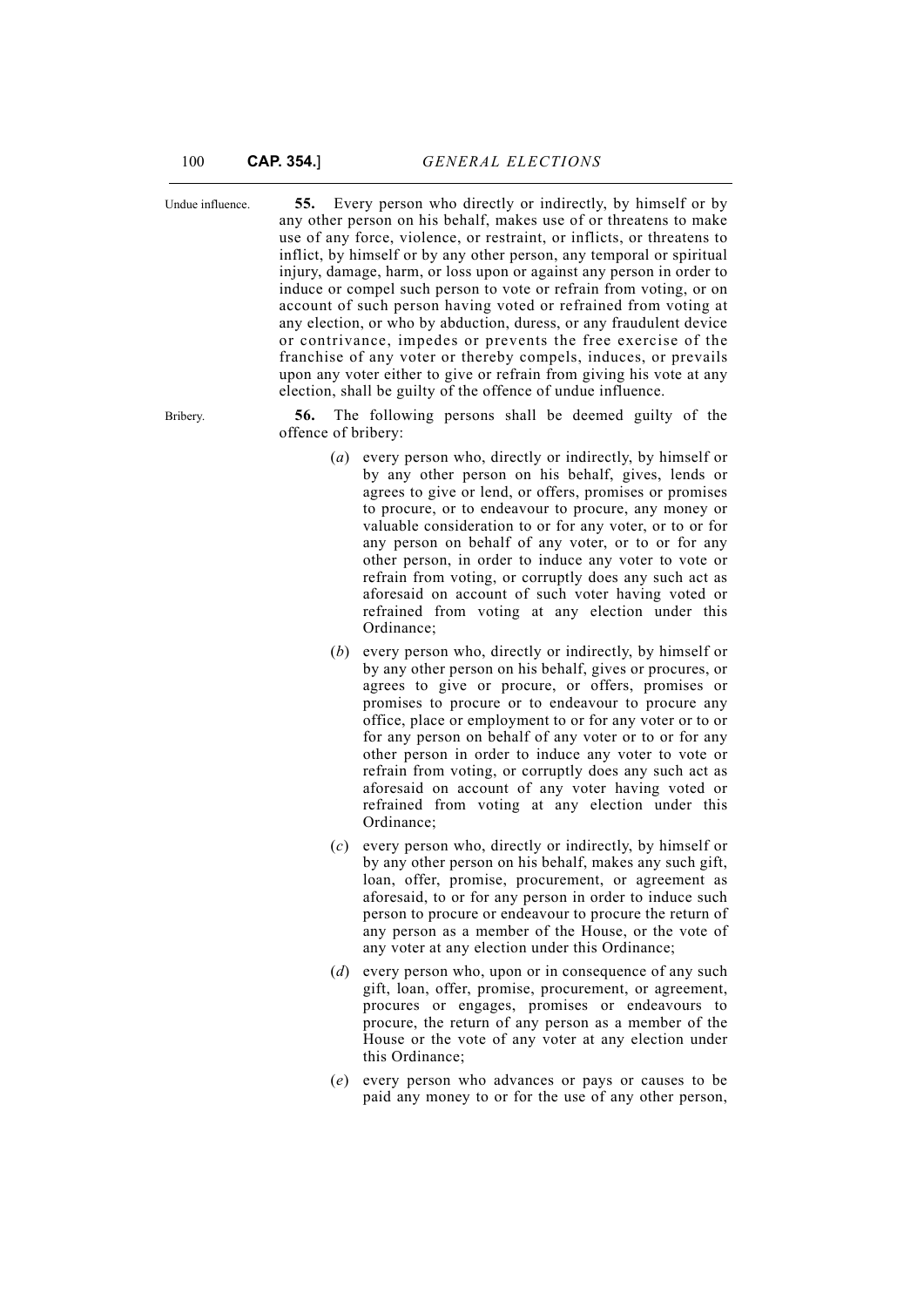Undue influence.

**55.** Every person who directly or indirectly, by himself or by any other person on his behalf, makes use of or threatens to make use of any force, violence, or restraint, or inflicts, or threatens to inflict, by himself or by any other person, any temporal or spiritual injury, damage, harm, or loss upon or against any person in order to induce or compel such person to vote or refrain from voting, or on account of such person having voted or refrained from voting at any election, or who by abduction, duress, or any fraudulent device or contrivance, impedes or prevents the free exercise of the franchise of any voter or thereby compels, induces, or prevails upon any voter either to give or refrain from giving his vote at any election, shall be guilty of the offence of undue influence.

Bribery.

**56.** The following persons shall be deemed guilty of the offence of bribery:

(*a*) every person who, directly or indirectly, by himself or by any other person on his behalf, gives, lends or agrees to give or lend, or offers, promises or promises to procure, or to endeavour to procure, any money or valuable consideration to or for any voter, or to or for any person on behalf of any voter, or to or for any other person, in order to induce any voter to vote or refrain from voting, or corruptly does any such act as aforesaid on account of such voter having voted or refrained from voting at any election under this Ordinance;

(*b*) every person who, directly or indirectly, by himself or by any other person on his behalf, gives or procures, or agrees to give or procure, or offers, promises or promises to procure or to endeavour to procure any office, place or employment to or for any voter or to or for any person on behalf of any voter or to or for any other person in order to induce any voter to vote or refrain from voting, or corruptly does any such act as aforesaid on account of any voter having voted or refrained from voting at any election under this Ordinance;

(*c*) every person who, directly or indirectly, by himself or by any other person on his behalf, makes any such gift, loan, offer, promise, procurement, or agreement as aforesaid, to or for any person in order to induce such person to procure or endeavour to procure the return of any person as a member of the House, or the vote of any voter at any election under this Ordinance;

(*d*) every person who, upon or in consequence of any such gift, loan, offer, promise, procurement, or agreement, procures or engages, promises or endeavours to procure, the return of any person as a member of the House or the vote of any voter at any election under this Ordinance;

(*e*) every person who advances or pays or causes to be paid any money to or for the use of any other person,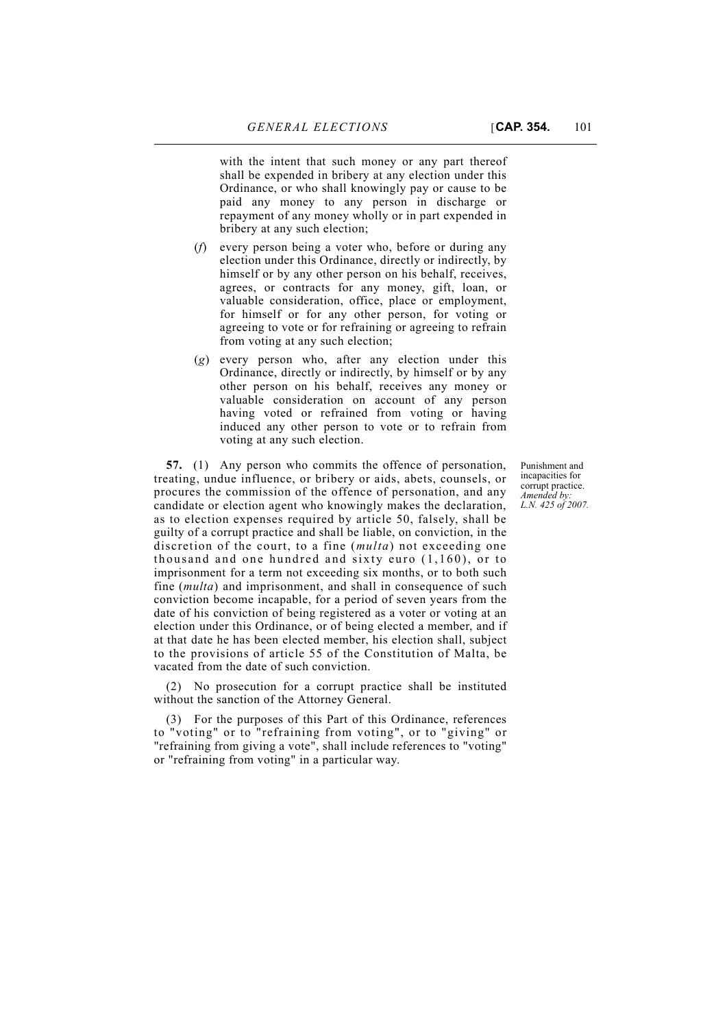with the intent that such money or any part thereof shall be expended in bribery at any election under this Ordinance, or who shall knowingly pay or cause to be paid any money to any person in discharge or repayment of any money wholly or in part expended in bribery at any such election;

(*f*) every person being a voter who, before or during any election under this Ordinance, directly or indirectly, by himself or by any other person on his behalf, receives, agrees, or contracts for any money, gift, loan, or valuable consideration, office, place or employment, for himself or for any other person, for voting or agreeing to vote or for refraining or agreeing to refrain from voting at any such election;

(*g*) every person who, after any election under this Ordinance, directly or indirectly, by himself or by any other person on his behalf, receives any money or valuable consideration on account of any person having voted or refrained from voting or having induced any other person to vote or to refrain from voting at any such election.

Punishment and incapacities for corrupt practice. *Amended by: L.N. 425 of 2007.*

**57.** (1) Any person who commits the offence of personation, treating, undue influence, or bribery or aids, abets, counsels, or procures the commission of the offence of personation, and any candidate or election agent who knowingly makes the declaration, as to election expenses required by article 50, falsely, shall be guilty of a corrupt practice and shall be liable, on conviction, in the discretion of the court, to a fine (*multa*) not exceeding one thousand and one hundred and sixty euro (1,160), or to imprisonment for a term not exceeding six months, or to both such fine (*multa*) and imprisonment, and shall in consequence of such conviction become incapable, for a period of seven years from the date of his conviction of being registered as a voter or voting at an election under this Ordinance, or of being elected a member, and if at that date he has been elected member, his election shall, subject to the provisions of article 55 of the Constitution of Malta, be vacated from the date of such conviction.

(2) No prosecution for a corrupt practice shall be instituted without the sanction of the Attorney General.

(3) For the purposes of this Part of this Ordinance, references to "voting" or to "refraining from voting", or to "giving" or "refraining from giving a vote", shall include references to "voting" or "refraining from voting" in a particular way.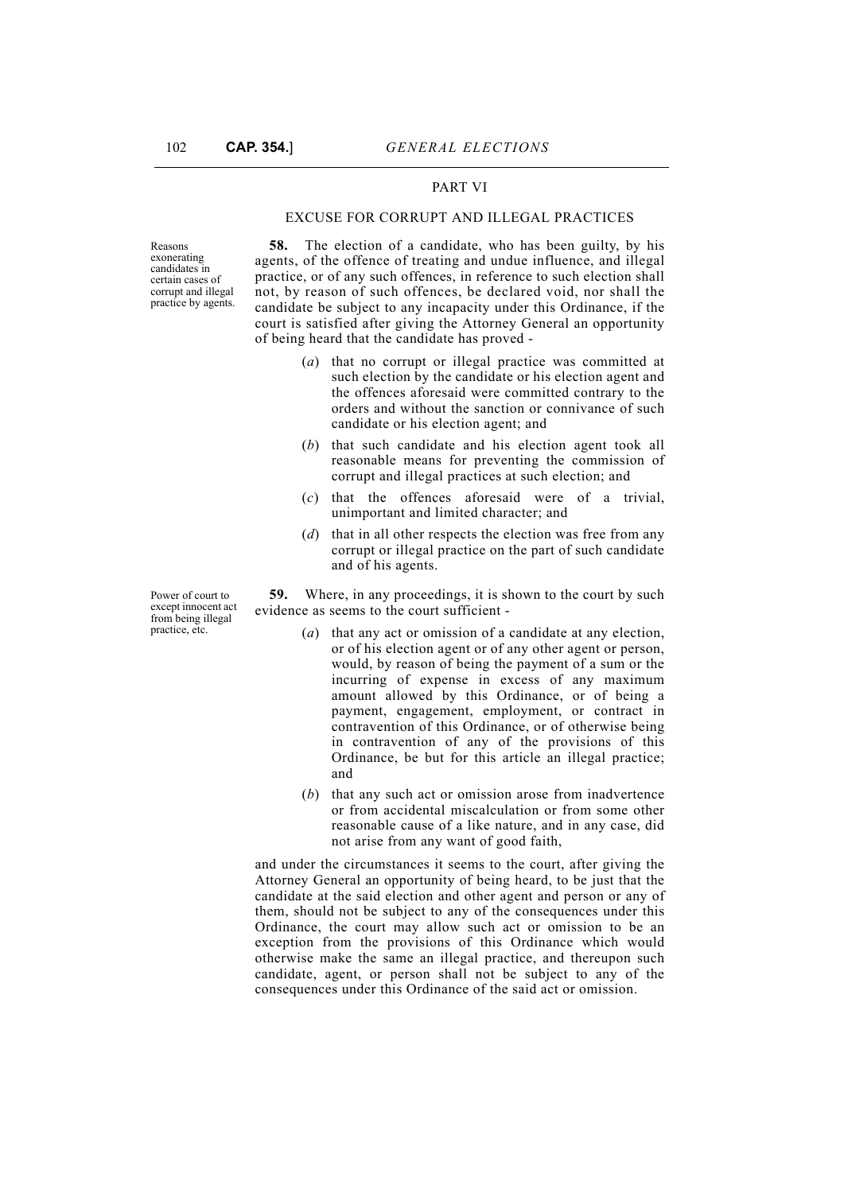## PART VI

### EXCUSE FOR CORRUPT AND ILLEGAL PRACTICES

Reasons exonerating candidates in certain cases of corrupt and illegal practice by agents.

**58.** The election of a candidate, who has been guilty, by his agents, of the offence of treating and undue influence, and illegal practice, or of any such offences, in reference to such election shall not, by reason of such offences, be declared void, nor shall the candidate be subject to any incapacity under this Ordinance, if the court is satisfied after giving the Attorney General an opportunity of being heard that the candidate has proved -

(*a*) that no corrupt or illegal practice was committed at such election by the candidate or his election agent and the offences aforesaid were committed contrary to the orders and without the sanction or connivance of such candidate or his election agent; and

(*b*) that such candidate and his election agent took all reasonable means for preventing the commission of corrupt and illegal practices at such election; and

(*c*) that the offences aforesaid were of a trivial, unimportant and limited character; and

(*d*) that in all other respects the election was free from any corrupt or illegal practice on the part of such candidate and of his agents.

Power of court to except innocent act from being illegal practice, etc.

**59.** Where, in any proceedings, it is shown to the court by such evidence as seems to the court sufficient -

(*a*) that any act or omission of a candidate at any election, or of his election agent or of any other agent or person, would, by reason of being the payment of a sum or the incurring of expense in excess of any maximum amount allowed by this Ordinance, or of being a payment, engagement, employment, or contract in contravention of this Ordinance, or of otherwise being in contravention of any of the provisions of this Ordinance, be but for this article an illegal practice; and

(*b*) that any such act or omission arose from inadvertence or from accidental miscalculation or from some other reasonable cause of a like nature, and in any case, did not arise from any want of good faith,

and under the circumstances it seems to the court, after giving the Attorney General an opportunity of being heard, to be just that the candidate at the said election and other agent and person or any of them, should not be subject to any of the consequences under this Ordinance, the court may allow such act or omission to be an exception from the provisions of this Ordinance which would otherwise make the same an illegal practice, and thereupon such candidate, agent, or person shall not be subject to any of the consequences under this Ordinance of the said act or omission.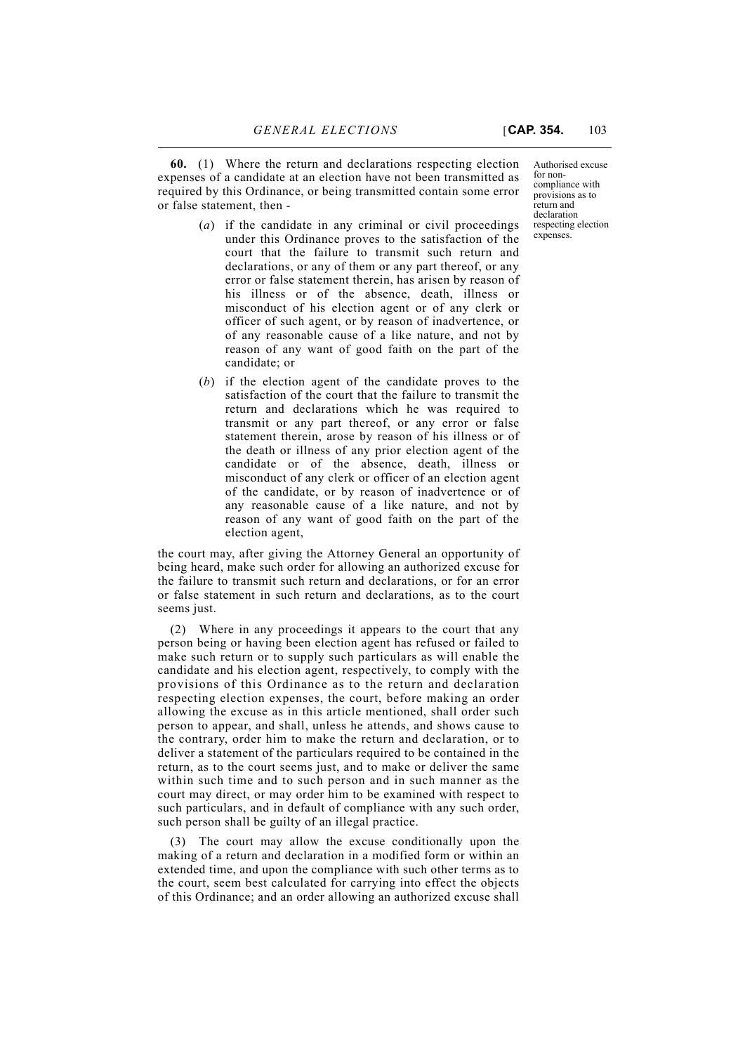**60.** (1) Where the return and declarations respecting election expenses of a candidate at an election have not been transmitted as required by this Ordinance, or being transmitted contain some error or false statement, then -

Authorised excuse for non-compliance with provisions as to return and declaration respecting election expenses.

(*a*) if the candidate in any criminal or civil proceedings under this Ordinance proves to the satisfaction of the court that the failure to transmit such return and declarations, or any of them or any part thereof, or any error or false statement therein, has arisen by reason of his illness or of the absence, death, illness or misconduct of his election agent or of any clerk or officer of such agent, or by reason of inadvertence, or of any reasonable cause of a like nature, and not by reason of any want of good faith on the part of the candidate; or

(*b*) if the election agent of the candidate proves to the satisfaction of the court that the failure to transmit the return and declarations which he was required to transmit or any part thereof, or any error or false statement therein, arose by reason of his illness or of the death or illness of any prior election agent of the candidate or of the absence, death, illness or misconduct of any clerk or officer of an election agent of the candidate, or by reason of inadvertence or of any reasonable cause of a like nature, and not by reason of any want of good faith on the part of the election agent,

the court may, after giving the Attorney General an opportunity of being heard, make such order for allowing an authorized excuse for the failure to transmit such return and declarations, or for an error or false statement in such return and declarations, as to the court seems just.

(2) Where in any proceedings it appears to the court that any person being or having been election agent has refused or failed to make such return or to supply such particulars as will enable the candidate and his election agent, respectively, to comply with the provisions of this Ordinance as to the return and declaration respecting election expenses, the court, before making an order allowing the excuse as in this article mentioned, shall order such person to appear, and shall, unless he attends, and shows cause to the contrary, order him to make the return and declaration, or to deliver a statement of the particulars required to be contained in the return, as to the court seems just, and to make or deliver the same within such time and to such person and in such manner as the court may direct, or may order him to be examined with respect to such particulars, and in default of compliance with any such order, such person shall be guilty of an illegal practice.

(3) The court may allow the excuse conditionally upon the making of a return and declaration in a modified form or within an extended time, and upon the compliance with such other terms as to the court, seem best calculated for carrying into effect the objects of this Ordinance; and an order allowing an authorized excuse shall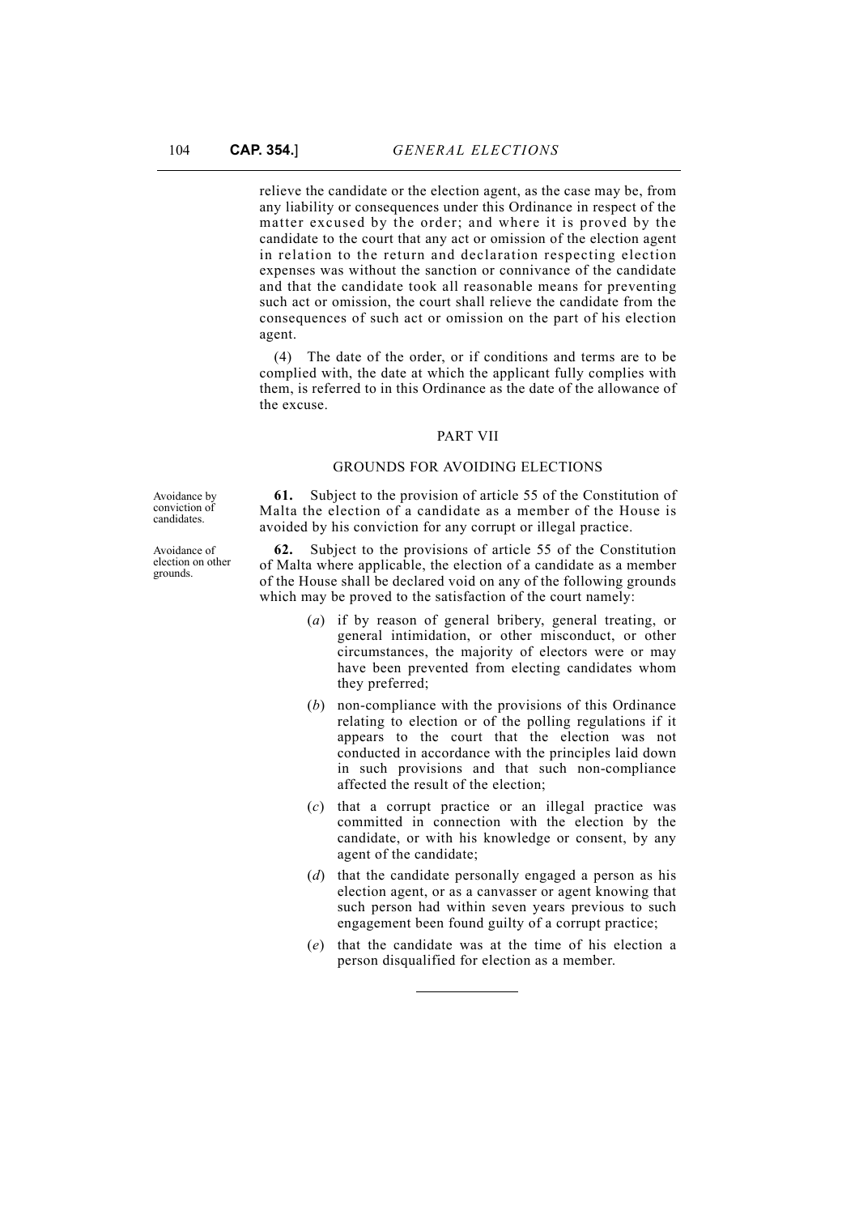relieve the candidate or the election agent, as the case may be, from any liability or consequences under this Ordinance in respect of the matter excused by the order; and where it is proved by the candidate to the court that any act or omission of the election agent in relation to the return and declaration respecting election expenses was without the sanction or connivance of the candidate and that the candidate took all reasonable means for preventing such act or omission, the court shall relieve the candidate from the consequences of such act or omission on the part of his election agent.

(4) The date of the order, or if conditions and terms are to be complied with, the date at which the applicant fully complies with them, is referred to in this Ordinance as the date of the allowance of the excuse.

## PART VII

## GROUNDS FOR AVOIDING ELECTIONS

Avoidance by conviction of candidates.

**61.** Subject to the provision of article 55 of the Constitution of Malta the election of a candidate as a member of the House is avoided by his conviction for any corrupt or illegal practice.

Avoidance of election on other grounds.

**62.** Subject to the provisions of article 55 of the Constitution of Malta where applicable, the election of a candidate as a member of the House shall be declared void on any of the following grounds which may be proved to the satisfaction of the court namely:

(*a*) if by reason of general bribery, general treating, or general intimidation, or other misconduct, or other circumstances, the majority of electors were or may have been prevented from electing candidates whom they preferred;

(*b*) non-compliance with the provisions of this Ordinance relating to election or of the polling regulations if it appears to the court that the election was not conducted in accordance with the principles laid down in such provisions and that such non-compliance affected the result of the election;

(*c*) that a corrupt practice or an illegal practice was committed in connection with the election by the candidate, or with his knowledge or consent, by any agent of the candidate;

(*d*) that the candidate personally engaged a person as his election agent, or as a canvasser or agent knowing that such person had within seven years previous to such engagement been found guilty of a corrupt practice;

(*e*) that the candidate was at the time of his election a person disqualified for election as a member.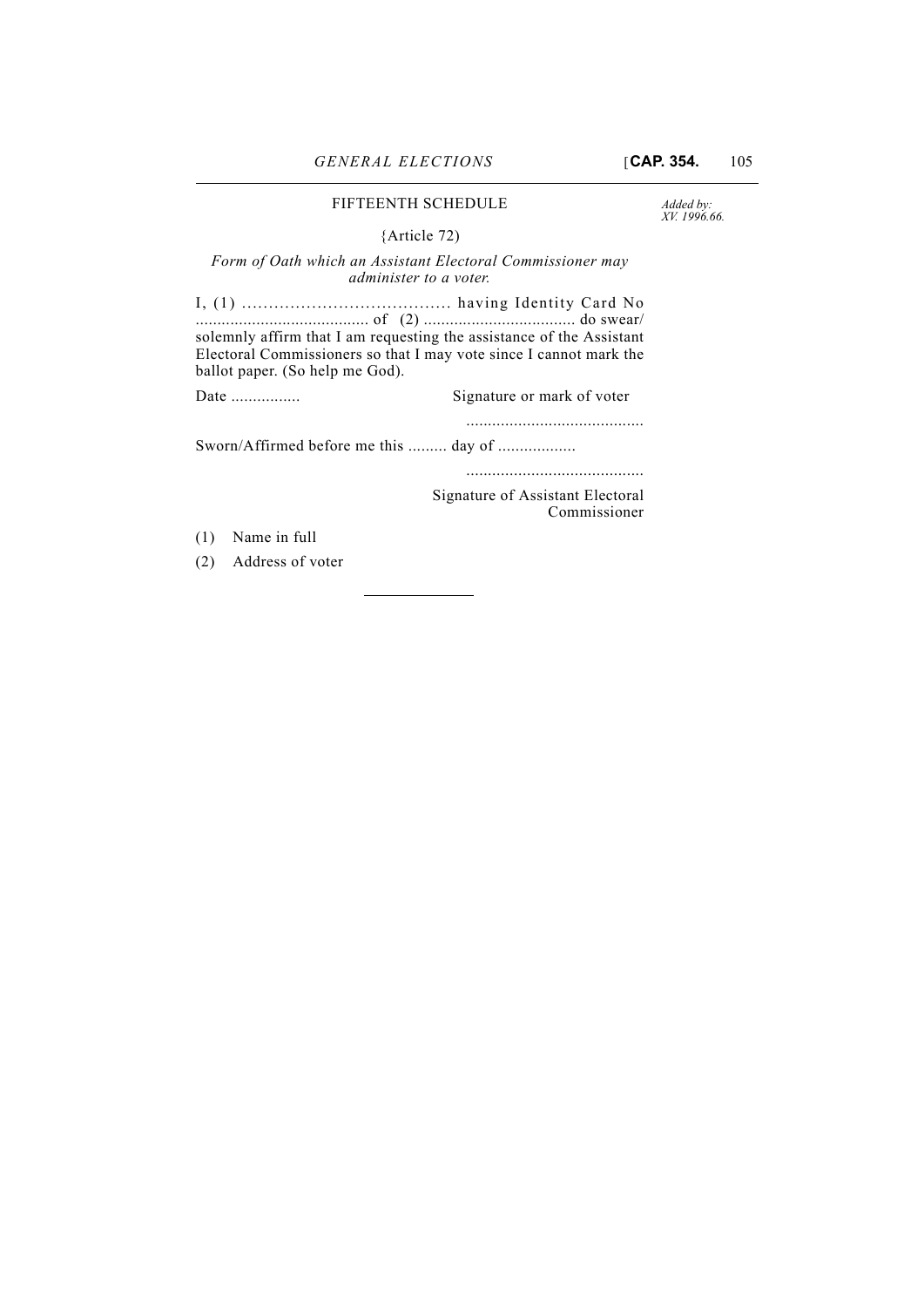## FIFTEENTH SCHEDULE

*Added by: XV. 1996.66.*

{Article 72)

*Form of Oath which an Assistant Electoral Commissioner may administer to a voter.*

I, (1) ..................................... having Identity Card No ........................................ of (2) ................................... do swear/ solemnly affirm that I am requesting the assistance of the Assistant Electoral Commissioners so that I may vote since I cannot mark the ballot paper. (So help me God).

Date ................ Signature or mark of voter

.........................................

Sworn/Affirmed before me this ......... day of ..................

.........................................

Signature of Assistant Electoral Commissioner

(1) Name in full

(2) Address of voter